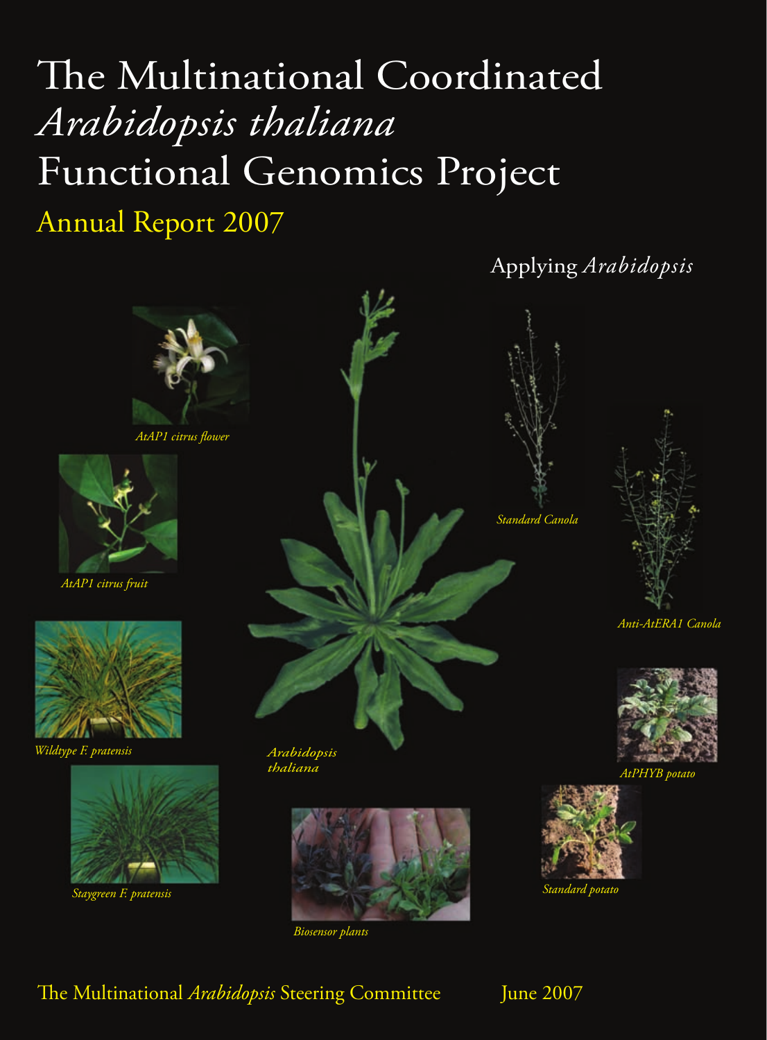# The Multinational Coordinated *Arabidopsis thaliana* Functional Genomics Project

## Annual Report 2007

Applying *Arabidopsis*

*AtAP1 citrus flower*

*AtAP1 citrus fruit*

*Wildtype F. pratensis*

*Staygreen F. pratensis*

*Arabidopsis thaliana*

*Biosensor plants*

*Standard Canola*

*Anti-AtERA1 Canola*

*AtPHYB potato*

*Standard potato*

The Multinational *Arabidopsis* Steering Committee

June 2007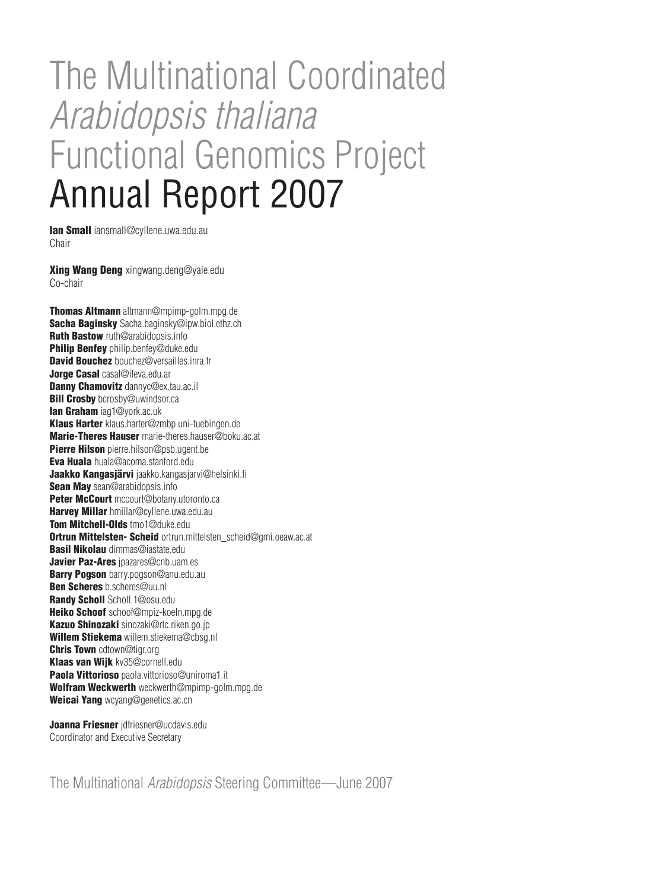# The Multinational Coordinated *Arabidopsis thaliana* Functional Genomics Project Annual Report 2007

**Ian Small** iansmall@cyllene.uwa.edu.au
Chair

**Xing Wang Deng** xingwang.deng@yale.edu
Co-chair

**Thomas Altmann** altmann@mpimp-golm.mpg.de
**Sacha Baginsky** Sacha.baginsky@ipw.biol.ethz.ch
**Ruth Bastow** ruth@arabidopsis.info
**Philip Benfey** philip.benfey@duke.edu
**David Bouchez** bouchez@versailles.inra.fr
**Jorge Casal** casal@ifeva.edu.ar
**Danny Chamovitz** dannyc@ex.tau.ac.il
**Bill Crosby** bcrosby@uwindsor.ca
**Ian Graham** iag1@york.ac.uk
**Klaus Harter** klaus.harter@zmbp.uni-tuebingen.de
**Marie-Theres Hauser** marie-theres.hauser@boku.ac.at
**Pierre Hilson** pierre.hilson@psb.ugent.be
**Eva Huala** huala@acoma.stanford.edu
**Jaakko Kangasjärvi** jaakko.kangasjarvi@helsinki.fi
**Sean May** sean@arabidopsis.info
**Peter McCourt** mccourt@botany.utoronto.ca
**Harvey Millar** hmillar@cyllene.uwa.edu.au
**Tom Mitchell-Olds** tmo1@duke.edu
**Ortrun Mittelsten- Scheid** ortrun.mittelsten_scheid@gmi.oeaw.ac.at
**Basil Nikolau** dimmas@iastate.edu
**Javier Paz-Ares** jpazares@cnb.uam.es
**Barry Pogson** barry.pogson@anu.edu.au
**Ben Scheres** b.scheres@uu.nl
**Randy Scholl** Scholl.1@osu.edu
**Heiko Schoof** schoof@mpiz-koeln.mpg.de
**Kazuo Shinozaki** sinozaki@rtc.riken.go.jp
**Willem Stiekema** willem.stiekema@cbsg.nl
**Chris Town** cdtown@tigr.org
**Klaas van Wijk** kv35@cornell.edu
**Paola Vittorioso** paola.vittorioso@uniroma1.it
**Wolfram Weckwerth** weckwerth@mpimp-golm.mpg.de
**Weicai Yang** wcyang@genetics.ac.cn

**Joanna Friesner** jdfriesner@ucdavis.edu
Coordinator and Executive Secretary

The Multinational *Arabidopsis* Steering Committee—June 2007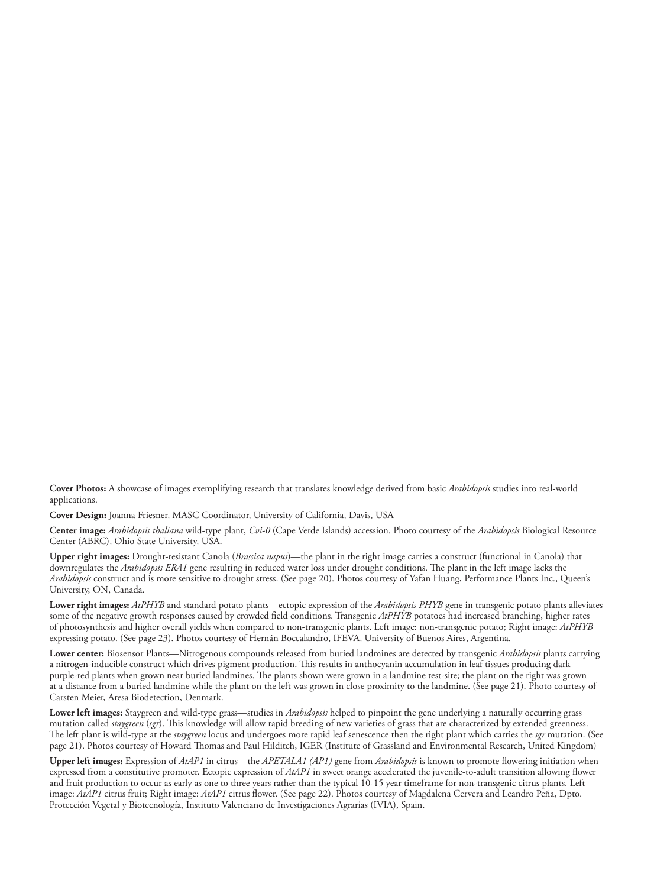**Cover Photos:** A showcase of images exemplifying research that translates knowledge derived from basic *Arabidopsis* studies into real-world applications.

**Cover Design:** Joanna Friesner, MASC Coordinator, University of California, Davis, USA

**Center image:** *Arabidopsis thaliana* wild-type plant, *Cvi-0* (Cape Verde Islands) accession. Photo courtesy of the *Arabidopsis* Biological Resource Center (ABRC), Ohio State University, USA.

**Upper right images:** Drought-resistant Canola (*Brassica napus*)—the plant in the right image carries a construct (functional in Canola) that downregulates the *Arabidopsis ERA1* gene resulting in reduced water loss under drought conditions. The plant in the left image lacks the *Arabidopsis* construct and is more sensitive to drought stress. (See page 20). Photos courtesy of Yafan Huang, Performance Plants Inc., Queen's University, ON, Canada.

**Lower right images:** *AtPHYB* and standard potato plants—ectopic expression of the *Arabidopsis PHYB* gene in transgenic potato plants alleviates some of the negative growth responses caused by crowded field conditions. Transgenic *AtPHYB* potatoes had increased branching, higher rates of photosynthesis and higher overall yields when compared to non-transgenic plants. Left image: non-transgenic potato; Right image: *AtPHYB* expressing potato. (See page 23). Photos courtesy of Hernán Boccalandro, IFEVA, University of Buenos Aires, Argentina.

**Lower center:** Biosensor Plants—Nitrogenous compounds released from buried landmines are detected by transgenic *Arabidopsis* plants carrying a nitrogen-inducible construct which drives pigment production. This results in anthocyanin accumulation in leaf tissues producing dark purple-red plants when grown near buried landmines. The plants shown were grown in a landmine test-site; the plant on the right was grown at a distance from a buried landmine while the plant on the left was grown in close proximity to the landmine. (See page 21). Photo courtesy of Carsten Meier, Aresa Biodetection, Denmark.

**Lower left images:** Staygreen and wild-type grass—studies in *Arabidopsis* helped to pinpoint the gene underlying a naturally occurring grass mutation called *staygreen* (*sgr*). This knowledge will allow rapid breeding of new varieties of grass that are characterized by extended greenness. The left plant is wild-type at the *staygreen* locus and undergoes more rapid leaf senescence then the right plant which carries the *sgr* mutation. (See page 21). Photos courtesy of Howard Thomas and Paul Hilditch, IGER (Institute of Grassland and Environmental Research, United Kingdom)

**Upper left images:** Expression of *AtAP1* in citrus—the *APETALA1 (AP1)* gene from *Arabidopsis* is known to promote flowering initiation when expressed from a constitutive promoter. Ectopic expression of *AtAP1* in sweet orange accelerated the juvenile-to-adult transition allowing flower and fruit production to occur as early as one to three years rather than the typical 10-15 year timeframe for non-transgenic citrus plants. Left image: *AtAP1* citrus fruit; Right image: *AtAP1* citrus flower. (See page 22). Photos courtesy of Magdalena Cervera and Leandro Peña, Dpto. Protección Vegetal y Biotecnología, Instituto Valenciano de Investigaciones Agrarias (IVIA), Spain.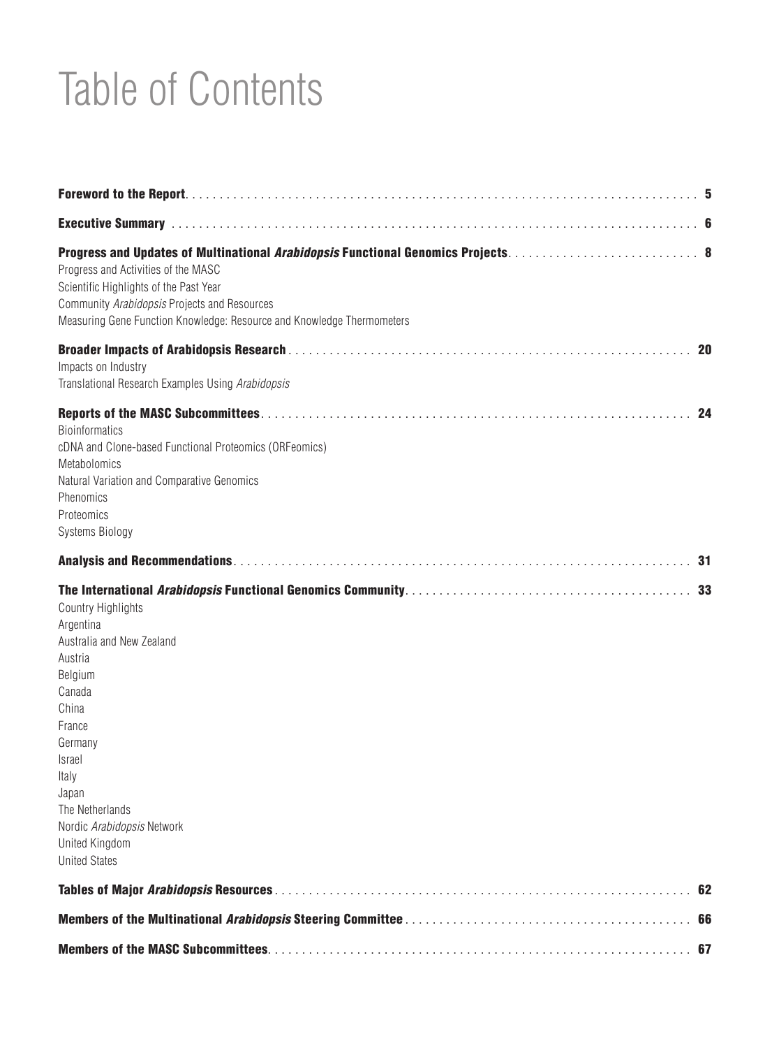# Table of Contents

**Foreword to the Report** . . . . . 5

**Executive Summary** . . . . . 6

**Progress and Updates of Multinational *Arabidopsis* Functional Genomics Projects** . . . . . 8

Progress and Activities of the MASC
Scientific Highlights of the Past Year
Community *Arabidopsis* Projects and Resources
Measuring Gene Function Knowledge: Resource and Knowledge Thermometers

**Broader Impacts of Arabidopsis Research** . . . . . 20

Impacts on Industry
Translational Research Examples Using *Arabidopsis*

**Reports of the MASC Subcommittees** . . . . . 24

Bioinformatics
cDNA and Clone-based Functional Proteomics (ORFeomics)
Metabolomics
Natural Variation and Comparative Genomics
Phenomics
Proteomics
Systems Biology

**Analysis and Recommendations** . . . . . 31

**The International *Arabidopsis* Functional Genomics Community** . . . . . 33

Country Highlights
Argentina
Australia and New Zealand
Austria
Belgium
Canada
China
France
Germany
Israel
Italy
Japan
The Netherlands
Nordic *Arabidopsis* Network
United Kingdom
United States

**Tables of Major *Arabidopsis* Resources** . . . . . 62

**Members of the Multinational *Arabidopsis* Steering Committee** . . . . . 66

**Members of the MASC Subcommittees** . . . . . 67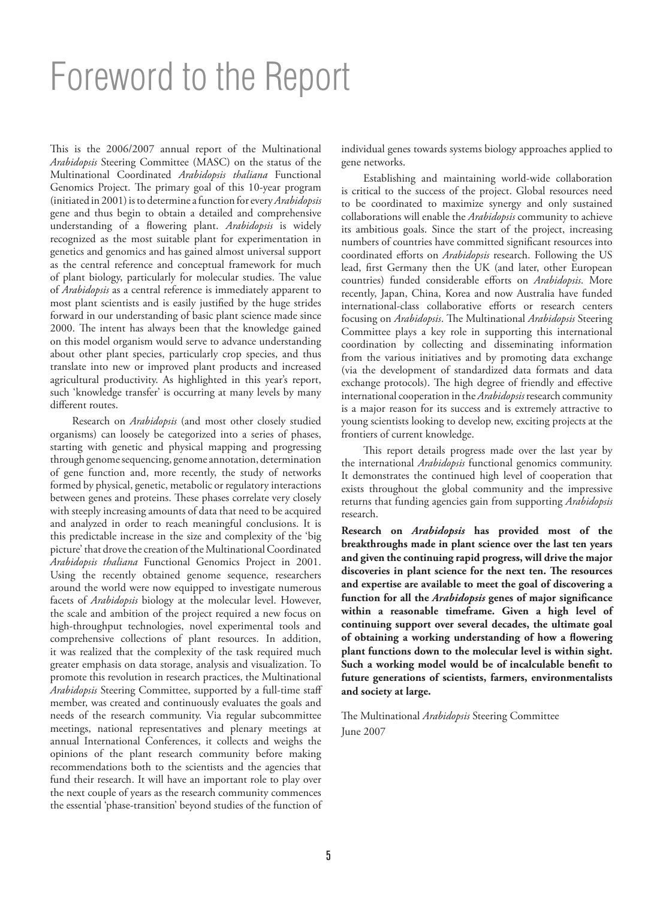# Foreword to the Report

This is the 2006/2007 annual report of the Multinational *Arabidopsis* Steering Committee (MASC) on the status of the Multinational Coordinated *Arabidopsis thaliana* Functional Genomics Project. The primary goal of this 10-year program (initiated in 2001) is to determine a function for every *Arabidopsis* gene and thus begin to obtain a detailed and comprehensive understanding of a flowering plant. *Arabidopsis* is widely recognized as the most suitable plant for experimentation in genetics and genomics and has gained almost universal support as the central reference and conceptual framework for much of plant biology, particularly for molecular studies. The value of *Arabidopsis* as a central reference is immediately apparent to most plant scientists and is easily justified by the huge strides forward in our understanding of basic plant science made since 2000. The intent has always been that the knowledge gained on this model organism would serve to advance understanding about other plant species, particularly crop species, and thus translate into new or improved plant products and increased agricultural productivity. As highlighted in this year's report, such 'knowledge transfer' is occurring at many levels by many different routes.

Research on *Arabidopsis* (and most other closely studied organisms) can loosely be categorized into a series of phases, starting with genetic and physical mapping and progressing through genome sequencing, genome annotation, determination of gene function and, more recently, the study of networks formed by physical, genetic, metabolic or regulatory interactions between genes and proteins. These phases correlate very closely with steeply increasing amounts of data that need to be acquired and analyzed in order to reach meaningful conclusions. It is this predictable increase in the size and complexity of the 'big picture' that drove the creation of the Multinational Coordinated *Arabidopsis thaliana* Functional Genomics Project in 2001. Using the recently obtained genome sequence, researchers around the world were now equipped to investigate numerous facets of *Arabidopsis* biology at the molecular level. However, the scale and ambition of the project required a new focus on high-throughput technologies, novel experimental tools and comprehensive collections of plant resources. In addition, it was realized that the complexity of the task required much greater emphasis on data storage, analysis and visualization. To promote this revolution in research practices, the Multinational *Arabidopsis* Steering Committee, supported by a full-time staff member, was created and continuously evaluates the goals and needs of the research community. Via regular subcommittee meetings, national representatives and plenary meetings at annual International Conferences, it collects and weighs the opinions of the plant research community before making recommendations both to the scientists and the agencies that fund their research. It will have an important role to play over the next couple of years as the research community commences the essential 'phase-transition' beyond studies of the function of individual genes towards systems biology approaches applied to gene networks.

Establishing and maintaining world-wide collaboration is critical to the success of the project. Global resources need to be coordinated to maximize synergy and only sustained collaborations will enable the *Arabidopsis* community to achieve its ambitious goals. Since the start of the project, increasing numbers of countries have committed significant resources into coordinated efforts on *Arabidopsis* research. Following the US lead, first Germany then the UK (and later, other European countries) funded considerable efforts on *Arabidopsis*. More recently, Japan, China, Korea and now Australia have funded international-class collaborative efforts or research centers focusing on *Arabidopsis*. The Multinational *Arabidopsis* Steering Committee plays a key role in supporting this international coordination by collecting and disseminating information from the various initiatives and by promoting data exchange (via the development of standardized data formats and data exchange protocols). The high degree of friendly and effective international cooperation in the *Arabidopsis* research community is a major reason for its success and is extremely attractive to young scientists looking to develop new, exciting projects at the frontiers of current knowledge.

This report details progress made over the last year by the international *Arabidopsis* functional genomics community. It demonstrates the continued high level of cooperation that exists throughout the global community and the impressive returns that funding agencies gain from supporting *Arabidopsis* research.

**Research on *Arabidopsis* has provided most of the breakthroughs made in plant science over the last ten years and given the continuing rapid progress, will drive the major discoveries in plant science for the next ten. The resources and expertise are available to meet the goal of discovering a function for all the *Arabidopsis* genes of major significance within a reasonable timeframe. Given a high level of continuing support over several decades, the ultimate goal of obtaining a working understanding of how a flowering plant functions down to the molecular level is within sight. Such a working model would be of incalculable benefit to future generations of scientists, farmers, environmentalists and society at large.**

The Multinational *Arabidopsis* Steering Committee
June 2007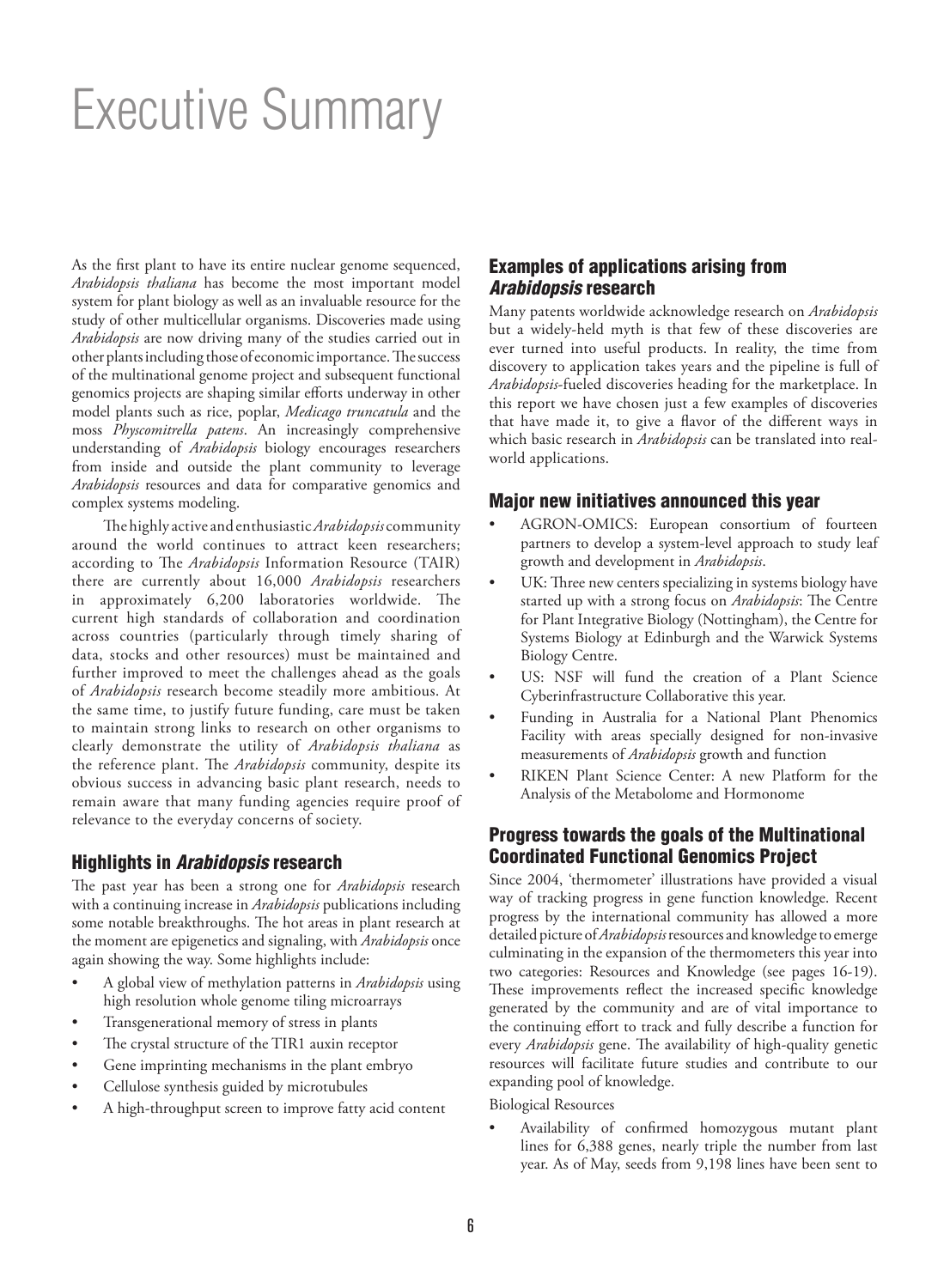# Executive Summary

As the first plant to have its entire nuclear genome sequenced, *Arabidopsis thaliana* has become the most important model system for plant biology as well as an invaluable resource for the study of other multicellular organisms. Discoveries made using *Arabidopsis* are now driving many of the studies carried out in other plants including those of economic importance. The success of the multinational genome project and subsequent functional genomics projects are shaping similar efforts underway in other model plants such as rice, poplar, *Medicago truncatula* and the moss *Physcomitrella patens*. An increasingly comprehensive understanding of *Arabidopsis* biology encourages researchers from inside and outside the plant community to leverage *Arabidopsis* resources and data for comparative genomics and complex systems modeling.

The highly active and enthusiastic *Arabidopsis* community around the world continues to attract keen researchers; according to The *Arabidopsis* Information Resource (TAIR) there are currently about 16,000 *Arabidopsis* researchers in approximately 6,200 laboratories worldwide. The current high standards of collaboration and coordination across countries (particularly through timely sharing of data, stocks and other resources) must be maintained and further improved to meet the challenges ahead as the goals of *Arabidopsis* research become steadily more ambitious. At the same time, to justify future funding, care must be taken to maintain strong links to research on other organisms to clearly demonstrate the utility of *Arabidopsis thaliana* as the reference plant. The *Arabidopsis* community, despite its obvious success in advancing basic plant research, needs to remain aware that many funding agencies require proof of relevance to the everyday concerns of society.

## Highlights in *Arabidopsis* research

The past year has been a strong one for *Arabidopsis* research with a continuing increase in *Arabidopsis* publications including some notable breakthroughs. The hot areas in plant research at the moment are epigenetics and signaling, with *Arabidopsis* once again showing the way. Some highlights include:

- A global view of methylation patterns in *Arabidopsis* using high resolution whole genome tiling microarrays
- Transgenerational memory of stress in plants
- The crystal structure of the TIR1 auxin receptor
- Gene imprinting mechanisms in the plant embryo
- Cellulose synthesis guided by microtubules
- A high-throughput screen to improve fatty acid content

## Examples of applications arising from *Arabidopsis* research

Many patents worldwide acknowledge research on *Arabidopsis* but a widely-held myth is that few of these discoveries are ever turned into useful products. In reality, the time from discovery to application takes years and the pipeline is full of *Arabidopsis*-fueled discoveries heading for the marketplace. In this report we have chosen just a few examples of discoveries that have made it, to give a flavor of the different ways in which basic research in *Arabidopsis* can be translated into real-world applications.

## Major new initiatives announced this year

- AGRON-OMICS: European consortium of fourteen partners to develop a system-level approach to study leaf growth and development in *Arabidopsis*.
- UK: Three new centers specializing in systems biology have started up with a strong focus on *Arabidopsis*: The Centre for Plant Integrative Biology (Nottingham), the Centre for Systems Biology at Edinburgh and the Warwick Systems Biology Centre.
- US: NSF will fund the creation of a Plant Science Cyberinfrastructure Collaborative this year.
- Funding in Australia for a National Plant Phenomics Facility with areas specially designed for non-invasive measurements of *Arabidopsis* growth and function
- RIKEN Plant Science Center: A new Platform for the Analysis of the Metabolome and Hormonome

## Progress towards the goals of the Multinational Coordinated Functional Genomics Project

Since 2004, 'thermometer' illustrations have provided a visual way of tracking progress in gene function knowledge. Recent progress by the international community has allowed a more detailed picture of *Arabidopsis* resources and knowledge to emerge culminating in the expansion of the thermometers this year into two categories: Resources and Knowledge (see pages 16-19). These improvements reflect the increased specific knowledge generated by the community and are of vital importance to the continuing effort to track and fully describe a function for every *Arabidopsis* gene. The availability of high-quality genetic resources will facilitate future studies and contribute to our expanding pool of knowledge.

Biological Resources

- Availability of confirmed homozygous mutant plant lines for 6,388 genes, nearly triple the number from last year. As of May, seeds from 9,198 lines have been sent to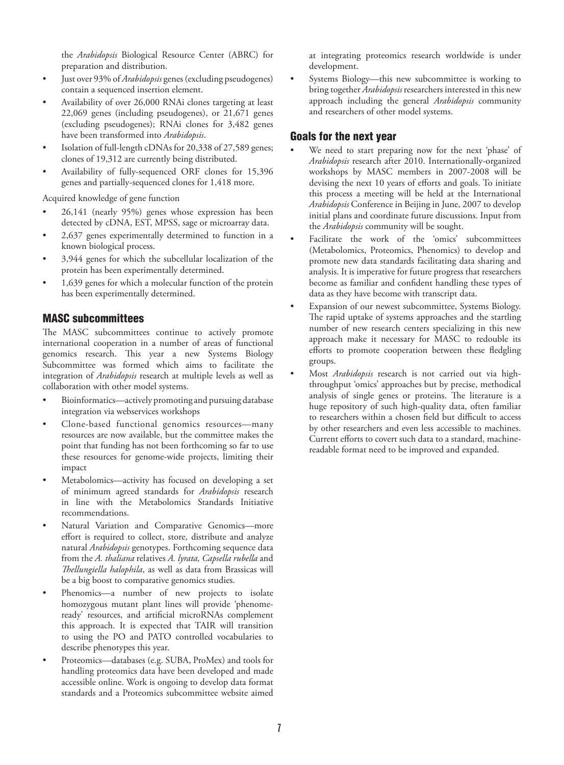the *Arabidopsis* Biological Resource Center (ABRC) for preparation and distribution.

- Just over 93% of *Arabidopsis* genes (excluding pseudogenes) contain a sequenced insertion element.
- Availability of over 26,000 RNAi clones targeting at least 22,069 genes (including pseudogenes), or 21,671 genes (excluding pseudogenes); RNAi clones for 3,482 genes have been transformed into *Arabidopsis*.
- Isolation of full-length cDNAs for 20,338 of 27,589 genes; clones of 19,312 are currently being distributed.
- Availability of fully-sequenced ORF clones for 15,396 genes and partially-sequenced clones for 1,418 more.

Acquired knowledge of gene function

- 26,141 (nearly 95%) genes whose expression has been detected by cDNA, EST, MPSS, sage or microarray data.
- 2,637 genes experimentally determined to function in a known biological process.
- 3,944 genes for which the subcellular localization of the protein has been experimentally determined.
- 1,639 genes for which a molecular function of the protein has been experimentally determined.

## MASC subcommittees

The MASC subcommittees continue to actively promote international cooperation in a number of areas of functional genomics research. This year a new Systems Biology Subcommittee was formed which aims to facilitate the integration of *Arabidopsis* research at multiple levels as well as collaboration with other model systems.

- Bioinformatics—actively promoting and pursuing database integration via webservices workshops
- Clone-based functional genomics resources—many resources are now available, but the committee makes the point that funding has not been forthcoming so far to use these resources for genome-wide projects, limiting their impact
- Metabolomics—activity has focused on developing a set of minimum agreed standards for *Arabidopsis* research in line with the Metabolomics Standards Initiative recommendations.
- Natural Variation and Comparative Genomics—more effort is required to collect, store, distribute and analyze natural *Arabidopsis* genotypes. Forthcoming sequence data from the *A. thaliana* relatives *A. lyrata, Capsella rubella* and *Thellungiella halophila*, as well as data from Brassicas will be a big boost to comparative genomics studies.
- Phenomics—a number of new projects to isolate homozygous mutant plant lines will provide 'phenome-ready' resources, and artificial microRNAs complement this approach. It is expected that TAIR will transition to using the PO and PATO controlled vocabularies to describe phenotypes this year.
- Proteomics—databases (e.g. SUBA, ProMex) and tools for handling proteomics data have been developed and made accessible online. Work is ongoing to develop data format standards and a Proteomics subcommittee website aimed at integrating proteomics research worldwide is under development.
- Systems Biology—this new subcommittee is working to bring together *Arabidopsis* researchers interested in this new approach including the general *Arabidopsis* community and researchers of other model systems.

## Goals for the next year

- We need to start preparing now for the next 'phase' of *Arabidopsis* research after 2010. Internationally-organized workshops by MASC members in 2007-2008 will be devising the next 10 years of efforts and goals. To initiate this process a meeting will be held at the International *Arabidopsis* Conference in Beijing in June, 2007 to develop initial plans and coordinate future discussions. Input from the *Arabidopsis* community will be sought.
- Facilitate the work of the 'omics' subcommittees (Metabolomics, Proteomics, Phenomics) to develop and promote new data standards facilitating data sharing and analysis. It is imperative for future progress that researchers become as familiar and confident handling these types of data as they have become with transcript data.
- Expansion of our newest subcommittee, Systems Biology. The rapid uptake of systems approaches and the startling number of new research centers specializing in this new approach make it necessary for MASC to redouble its efforts to promote cooperation between these fledgling groups.
- Most *Arabidopsis* research is not carried out via high-throughput 'omics' approaches but by precise, methodical analysis of single genes or proteins. The literature is a huge repository of such high-quality data, often familiar to researchers within a chosen field but difficult to access by other researchers and even less accessible to machines. Current efforts to covert such data to a standard, machine-readable format need to be improved and expanded.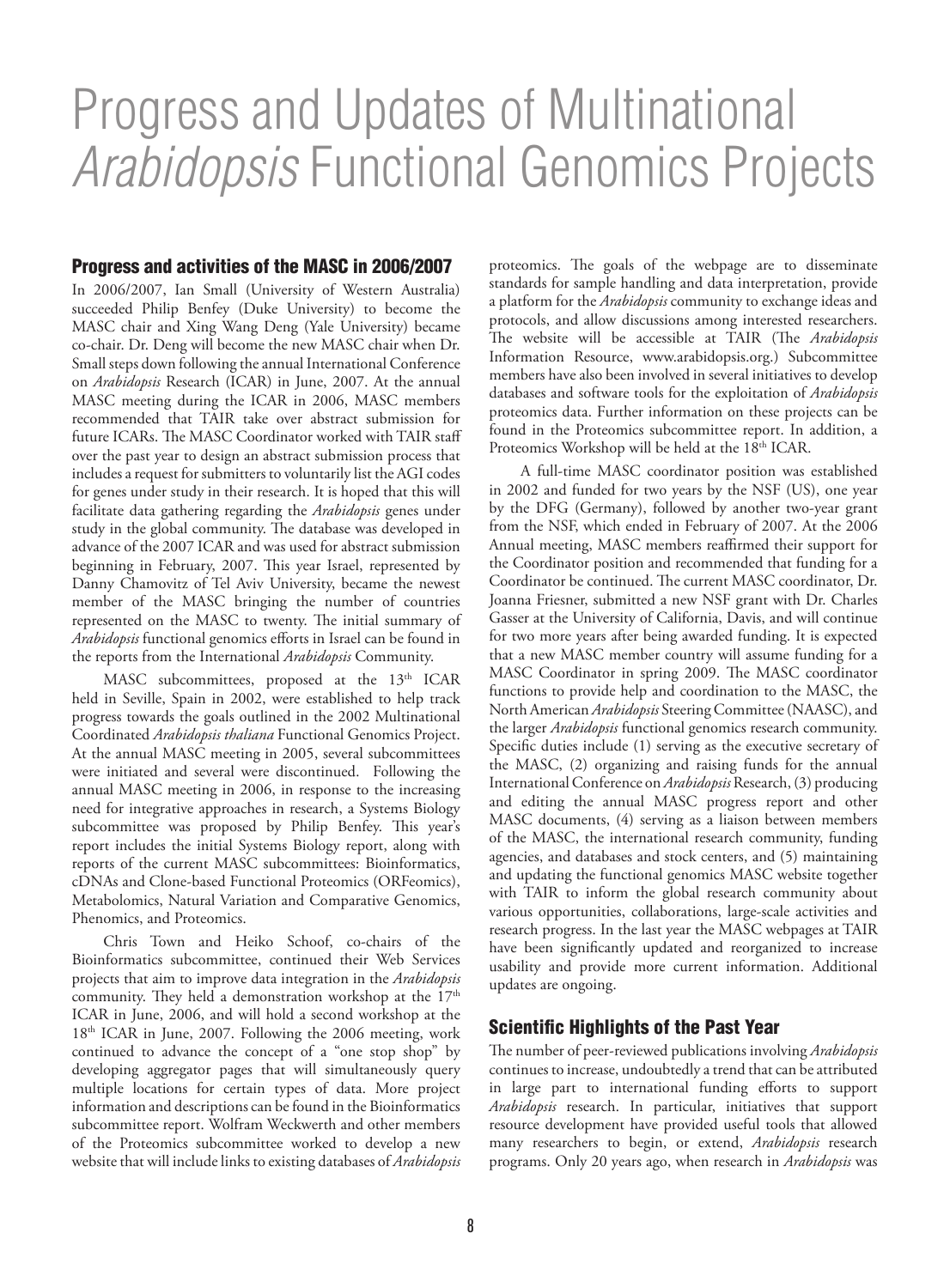# Progress and Updates of Multinational *Arabidopsis* Functional Genomics Projects

## Progress and activities of the MASC in 2006/2007

In 2006/2007, Ian Small (University of Western Australia) succeeded Philip Benfey (Duke University) to become the MASC chair and Xing Wang Deng (Yale University) became co-chair. Dr. Deng will become the new MASC chair when Dr. Small steps down following the annual International Conference on *Arabidopsis* Research (ICAR) in June, 2007. At the annual MASC meeting during the ICAR in 2006, MASC members recommended that TAIR take over abstract submission for future ICARs. The MASC Coordinator worked with TAIR staff over the past year to design an abstract submission process that includes a request for submitters to voluntarily list the AGI codes for genes under study in their research. It is hoped that this will facilitate data gathering regarding the *Arabidopsis* genes under study in the global community. The database was developed in advance of the 2007 ICAR and was used for abstract submission beginning in February, 2007. This year Israel, represented by Danny Chamovitz of Tel Aviv University, became the newest member of the MASC bringing the number of countries represented on the MASC to twenty. The initial summary of *Arabidopsis* functional genomics efforts in Israel can be found in the reports from the International *Arabidopsis* Community.

MASC subcommittees, proposed at the 13th ICAR held in Seville, Spain in 2002, were established to help track progress towards the goals outlined in the 2002 Multinational Coordinated *Arabidopsis thaliana* Functional Genomics Project. At the annual MASC meeting in 2005, several subcommittees were initiated and several were discontinued. Following the annual MASC meeting in 2006, in response to the increasing need for integrative approaches in research, a Systems Biology subcommittee was proposed by Philip Benfey. This year's report includes the initial Systems Biology report, along with reports of the current MASC subcommittees: Bioinformatics, cDNAs and Clone-based Functional Proteomics (ORFeomics), Metabolomics, Natural Variation and Comparative Genomics, Phenomics, and Proteomics.

Chris Town and Heiko Schoof, co-chairs of the Bioinformatics subcommittee, continued their Web Services projects that aim to improve data integration in the *Arabidopsis* community. They held a demonstration workshop at the 17th ICAR in June, 2006, and will hold a second workshop at the 18th ICAR in June, 2007. Following the 2006 meeting, work continued to advance the concept of a "one stop shop" by developing aggregator pages that will simultaneously query multiple locations for certain types of data. More project information and descriptions can be found in the Bioinformatics subcommittee report. Wolfram Weckwerth and other members of the Proteomics subcommittee worked to develop a new website that will include links to existing databases of *Arabidopsis* proteomics. The goals of the webpage are to disseminate standards for sample handling and data interpretation, provide a platform for the *Arabidopsis* community to exchange ideas and protocols, and allow discussions among interested researchers. The website will be accessible at TAIR (The *Arabidopsis* Information Resource, www.arabidopsis.org.) Subcommittee members have also been involved in several initiatives to develop databases and software tools for the exploitation of *Arabidopsis* proteomics data. Further information on these projects can be found in the Proteomics subcommittee report. In addition, a Proteomics Workshop will be held at the 18th ICAR.

A full-time MASC coordinator position was established in 2002 and funded for two years by the NSF (US), one year by the DFG (Germany), followed by another two-year grant from the NSF, which ended in February of 2007. At the 2006 Annual meeting, MASC members reaffirmed their support for the Coordinator position and recommended that funding for a Coordinator be continued. The current MASC coordinator, Dr. Joanna Friesner, submitted a new NSF grant with Dr. Charles Gasser at the University of California, Davis, and will continue for two more years after being awarded funding. It is expected that a new MASC member country will assume funding for a MASC Coordinator in spring 2009. The MASC coordinator functions to provide help and coordination to the MASC, the North American *Arabidopsis* Steering Committee (NAASC), and the larger *Arabidopsis* functional genomics research community. Specific duties include (1) serving as the executive secretary of the MASC, (2) organizing and raising funds for the annual International Conference on *Arabidopsis* Research, (3) producing and editing the annual MASC progress report and other MASC documents, (4) serving as a liaison between members of the MASC, the international research community, funding agencies, and databases and stock centers, and (5) maintaining and updating the functional genomics MASC website together with TAIR to inform the global research community about various opportunities, collaborations, large-scale activities and research progress. In the last year the MASC webpages at TAIR have been significantly updated and reorganized to increase usability and provide more current information. Additional updates are ongoing.

## Scientific Highlights of the Past Year

The number of peer-reviewed publications involving *Arabidopsis* continues to increase, undoubtedly a trend that can be attributed in large part to international funding efforts to support *Arabidopsis* research. In particular, initiatives that support resource development have provided useful tools that allowed many researchers to begin, or extend, *Arabidopsis* research programs. Only 20 years ago, when research in *Arabidopsis* was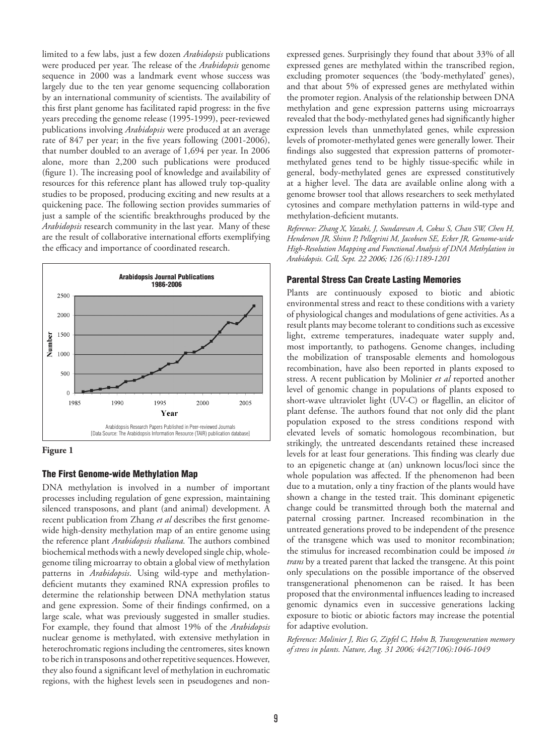limited to a few labs, just a few dozen *Arabidopsis* publications were produced per year. The release of the *Arabidopsis* genome sequence in 2000 was a landmark event whose success was largely due to the ten year genome sequencing collaboration by an international community of scientists. The availability of this first plant genome has facilitated rapid progress: in the five years preceding the genome release (1995-1999), peer-reviewed publications involving *Arabidopsis* were produced at an average rate of 847 per year; in the five years following (2001-2006), that number doubled to an average of 1,694 per year. In 2006 alone, more than 2,200 such publications were produced (figure 1). The increasing pool of knowledge and availability of resources for this reference plant has allowed truly top-quality studies to be proposed, producing exciting and new results at a quickening pace. The following section provides summaries of just a sample of the scientific breakthroughs produced by the *Arabidopsis* research community in the last year. Many of these are the result of collaborative international efforts exemplifying the efficacy and importance of coordinated research.

**Arabidopsis Journal Publications 1986-2006**

Arabidopsis Research Papers Published in Peer-reviewed Journals [Data Source: The Arabidopsis Information Resource (TAIR) publication database]

**Figure 1**

## The First Genome-wide Methylation Map

DNA methylation is involved in a number of important processes including regulation of gene expression, maintaining silenced transposons, and plant (and animal) development. A recent publication from Zhang *et al* describes the first genome-wide high-density methylation map of an entire genome using the reference plant *Arabidopsis thaliana.* The authors combined biochemical methods with a newly developed single chip, whole-genome tiling microarray to obtain a global view of methylation patterns in *Arabidopsis*. Using wild-type and methylation-deficient mutants they examined RNA expression profiles to determine the relationship between DNA methylation status and gene expression. Some of their findings confirmed, on a large scale, what was previously suggested in smaller studies. For example, they found that almost 19% of the *Arabidopsis* nuclear genome is methylated, with extensive methylation in heterochromatic regions including the centromeres, sites known to be rich in transposons and other repetitive sequences. However, they also found a significant level of methylation in euchromatic regions, with the highest levels seen in pseudogenes and non-expressed genes. Surprisingly they found that about 33% of all expressed genes are methylated within the transcribed region, excluding promoter sequences (the 'body-methylated' genes), and that about 5% of expressed genes are methylated within the promoter region. Analysis of the relationship between DNA methylation and gene expression patterns using microarrays revealed that the body-methylated genes had significantly higher expression levels than unmethylated genes, while expression levels of promoter-methylated genes were generally lower. Their findings also suggested that expression patterns of promoter-methylated genes tend to be highly tissue-specific while in general, body-methylated genes are expressed constitutively at a higher level. The data are available online along with a genome browser tool that allows researchers to seek methylated cytosines and compare methylation patterns in wild-type and methylation-deficient mutants.

*Reference: Zhang X, Yazaki, J, Sundaresan A, Cokus S, Chan SW, Chen H, Henderson JR, Shinn P, Pellegrini M, Jacobsen SE, Ecker JR, Genome-wide High-Resolution Mapping and Functional Analysis of DNA Methylation in Arabidopsis. Cell, Sept. 22 2006; 126 (6):1189-1201*

## Parental Stress Can Create Lasting Memories

Plants are continuously exposed to biotic and abiotic environmental stress and react to these conditions with a variety of physiological changes and modulations of gene activities. As a result plants may become tolerant to conditions such as excessive light, extreme temperatures, inadequate water supply and, most importantly, to pathogens. Genome changes, including the mobilization of transposable elements and homologous recombination, have also been reported in plants exposed to stress. A recent publication by Molinier *et al* reported another level of genomic change in populations of plants exposed to short-wave ultraviolet light (UV-C) or flagellin, an elicitor of plant defense. The authors found that not only did the plant population exposed to the stress conditions respond with elevated levels of somatic homologous recombination, but strikingly, the untreated descendants retained these increased levels for at least four generations. This finding was clearly due to an epigenetic change at (an) unknown locus/loci since the whole population was affected. If the phenomenon had been due to a mutation, only a tiny fraction of the plants would have shown a change in the tested trait. This dominant epigenetic change could be transmitted through both the maternal and paternal crossing partner. Increased recombination in the untreated generations proved to be independent of the presence of the transgene which was used to monitor recombination; the stimulus for increased recombination could be imposed *in trans* by a treated parent that lacked the transgene. At this point only speculations on the possible importance of the observed transgenerational phenomenon can be raised. It has been proposed that the environmental influences leading to increased genomic dynamics even in successive generations lacking exposure to biotic or abiotic factors may increase the potential for adaptive evolution.

*Reference: Molinier J, Ries G, Zipfel C, Hohn B, Transgeneration memory of stress in plants. Nature, Aug. 31 2006; 442(7106):1046-1049*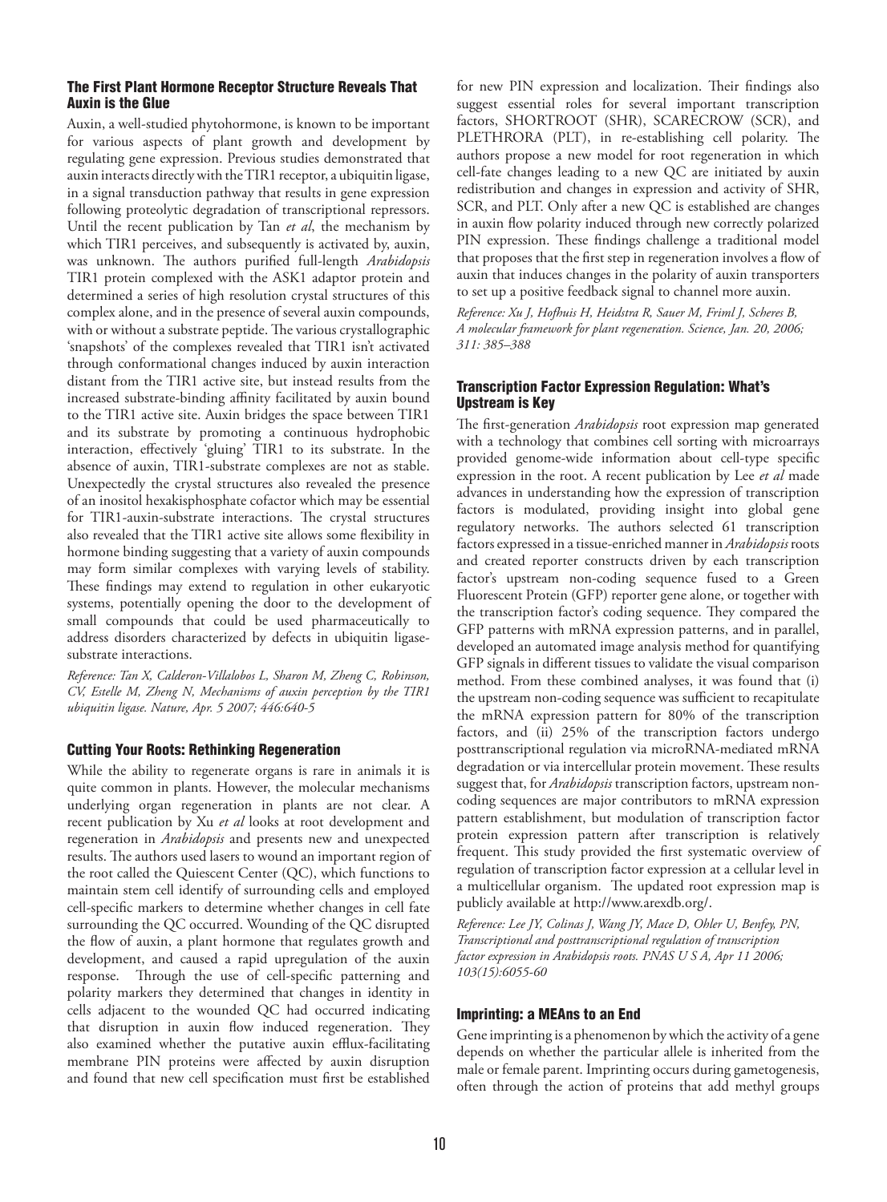### The First Plant Hormone Receptor Structure Reveals That Auxin is the Glue

Auxin, a well-studied phytohormone, is known to be important for various aspects of plant growth and development by regulating gene expression. Previous studies demonstrated that auxin interacts directly with the TIR1 receptor, a ubiquitin ligase, in a signal transduction pathway that results in gene expression following proteolytic degradation of transcriptional repressors. Until the recent publication by Tan *et al*, the mechanism by which TIR1 perceives, and subsequently is activated by, auxin, was unknown. The authors purified full-length *Arabidopsis* TIR1 protein complexed with the ASK1 adaptor protein and determined a series of high resolution crystal structures of this complex alone, and in the presence of several auxin compounds, with or without a substrate peptide. The various crystallographic 'snapshots' of the complexes revealed that TIR1 isn't activated through conformational changes induced by auxin interaction distant from the TIR1 active site, but instead results from the increased substrate-binding affinity facilitated by auxin bound to the TIR1 active site. Auxin bridges the space between TIR1 and its substrate by promoting a continuous hydrophobic interaction, effectively 'gluing' TIR1 to its substrate. In the absence of auxin, TIR1-substrate complexes are not as stable. Unexpectedly the crystal structures also revealed the presence of an inositol hexakisphosphate cofactor which may be essential for TIR1-auxin-substrate interactions. The crystal structures also revealed that the TIR1 active site allows some flexibility in hormone binding suggesting that a variety of auxin compounds may form similar complexes with varying levels of stability. These findings may extend to regulation in other eukaryotic systems, potentially opening the door to the development of small compounds that could be used pharmaceutically to address disorders characterized by defects in ubiquitin ligase-substrate interactions.

*Reference: Tan X, Calderon-Villalobos L, Sharon M, Zheng C, Robinson, CV, Estelle M, Zheng N, Mechanisms of auxin perception by the TIR1 ubiquitin ligase. Nature, Apr. 5 2007; 446:640-5*

### Cutting Your Roots: Rethinking Regeneration

While the ability to regenerate organs is rare in animals it is quite common in plants. However, the molecular mechanisms underlying organ regeneration in plants are not clear. A recent publication by Xu *et al* looks at root development and regeneration in *Arabidopsis* and presents new and unexpected results. The authors used lasers to wound an important region of the root called the Quiescent Center (QC), which functions to maintain stem cell identify of surrounding cells and employed cell-specific markers to determine whether changes in cell fate surrounding the QC occurred. Wounding of the QC disrupted the flow of auxin, a plant hormone that regulates growth and development, and caused a rapid upregulation of the auxin response. Through the use of cell-specific patterning and polarity markers they determined that changes in identity in cells adjacent to the wounded QC had occurred indicating that disruption in auxin flow induced regeneration. They also examined whether the putative auxin efflux-facilitating membrane PIN proteins were affected by auxin disruption and found that new cell specification must first be established for new PIN expression and localization. Their findings also suggest essential roles for several important transcription factors, SHORTROOT (SHR), SCARECROW (SCR), and PLETHRORA (PLT), in re-establishing cell polarity. The authors propose a new model for root regeneration in which cell-fate changes leading to a new QC are initiated by auxin redistribution and changes in expression and activity of SHR, SCR, and PLT. Only after a new QC is established are changes in auxin flow polarity induced through new correctly polarized PIN expression. These findings challenge a traditional model that proposes that the first step in regeneration involves a flow of auxin that induces changes in the polarity of auxin transporters to set up a positive feedback signal to channel more auxin.

*Reference: Xu J, Hofhuis H, Heidstra R, Sauer M, Friml J, Scheres B, A molecular framework for plant regeneration. Science, Jan. 20, 2006; 311: 385–388*

### Transcription Factor Expression Regulation: What's Upstream is Key

The first-generation *Arabidopsis* root expression map generated with a technology that combines cell sorting with microarrays provided genome-wide information about cell-type specific expression in the root. A recent publication by Lee *et al* made advances in understanding how the expression of transcription factors is modulated, providing insight into global gene regulatory networks. The authors selected 61 transcription factors expressed in a tissue-enriched manner in *Arabidopsis* roots and created reporter constructs driven by each transcription factor's upstream non-coding sequence fused to a Green Fluorescent Protein (GFP) reporter gene alone, or together with the transcription factor's coding sequence. They compared the GFP patterns with mRNA expression patterns, and in parallel, developed an automated image analysis method for quantifying GFP signals in different tissues to validate the visual comparison method. From these combined analyses, it was found that (i) the upstream non-coding sequence was sufficient to recapitulate the mRNA expression pattern for 80% of the transcription factors, and (ii) 25% of the transcription factors undergo posttranscriptional regulation via microRNA-mediated mRNA degradation or via intercellular protein movement. These results suggest that, for *Arabidopsis* transcription factors, upstream non-coding sequences are major contributors to mRNA expression pattern establishment, but modulation of transcription factor protein expression pattern after transcription is relatively frequent. This study provided the first systematic overview of regulation of transcription factor expression at a cellular level in a multicellular organism. The updated root expression map is publicly available at http://www.arexdb.org/.

*Reference: Lee JY, Colinas J, Wang JY, Mace D, Ohler U, Benfey, PN, Transcriptional and posttranscriptional regulation of transcription factor expression in Arabidopsis roots. PNAS U S A, Apr 11 2006; 103(15):6055-60*

### Imprinting: a MEAns to an End

Gene imprinting is a phenomenon by which the activity of a gene depends on whether the particular allele is inherited from the male or female parent. Imprinting occurs during gametogenesis, often through the action of proteins that add methyl groups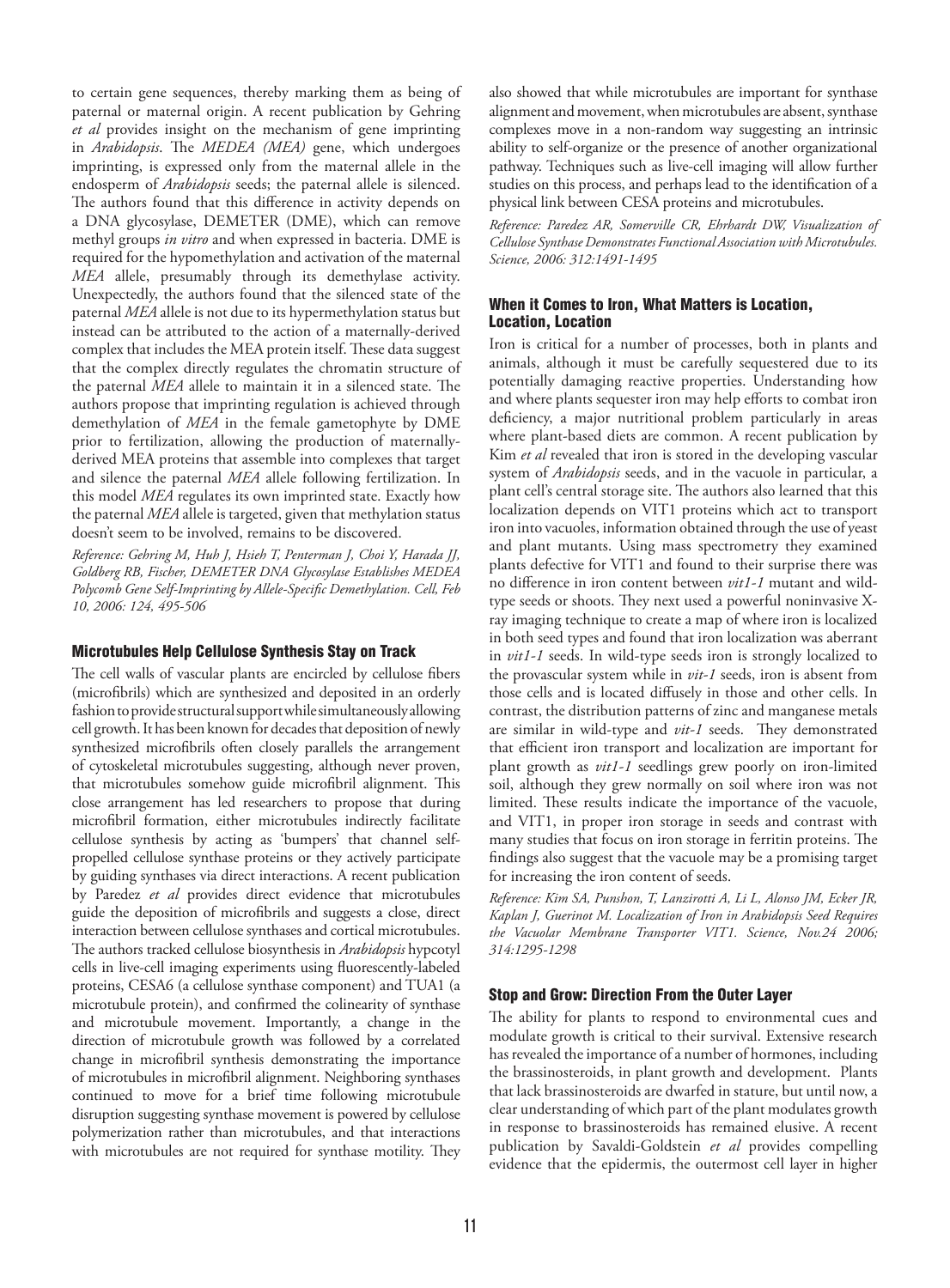to certain gene sequences, thereby marking them as being of paternal or maternal origin. A recent publication by Gehring *et al* provides insight on the mechanism of gene imprinting in *Arabidopsis*. The *MEDEA (MEA)* gene, which undergoes imprinting, is expressed only from the maternal allele in the endosperm of *Arabidopsis* seeds; the paternal allele is silenced. The authors found that this difference in activity depends on a DNA glycosylase, DEMETER (DME), which can remove methyl groups *in vitro* and when expressed in bacteria. DME is required for the hypomethylation and activation of the maternal *MEA* allele, presumably through its demethylase activity. Unexpectedly, the authors found that the silenced state of the paternal *MEA* allele is not due to its hypermethylation status but instead can be attributed to the action of a maternally-derived complex that includes the MEA protein itself. These data suggest that the complex directly regulates the chromatin structure of the paternal *MEA* allele to maintain it in a silenced state. The authors propose that imprinting regulation is achieved through demethylation of *MEA* in the female gametophyte by DME prior to fertilization, allowing the production of maternally-derived MEA proteins that assemble into complexes that target and silence the paternal *MEA* allele following fertilization. In this model *MEA* regulates its own imprinted state. Exactly how the paternal *MEA* allele is targeted, given that methylation status doesn't seem to be involved, remains to be discovered.

*Reference: Gehring M, Huh J, Hsieh T, Penterman J, Choi Y, Harada JJ, Goldberg RB, Fischer, DEMETER DNA Glycosylase Establishes MEDEA Polycomb Gene Self-Imprinting by Allele-Specific Demethylation. Cell, Feb 10, 2006: 124, 495-506*

## Microtubules Help Cellulose Synthesis Stay on Track

The cell walls of vascular plants are encircled by cellulose fibers (microfibrils) which are synthesized and deposited in an orderly fashion to provide structural support while simultaneously allowing cell growth. It has been known for decades that deposition of newly synthesized microfibrils often closely parallels the arrangement of cytoskeletal microtubules suggesting, although never proven, that microtubules somehow guide microfibril alignment. This close arrangement has led researchers to propose that during microfibril formation, either microtubules indirectly facilitate cellulose synthesis by acting as 'bumpers' that channel self-propelled cellulose synthase proteins or they actively participate by guiding synthases via direct interactions. A recent publication by Paredez *et al* provides direct evidence that microtubules guide the deposition of microfibrils and suggests a close, direct interaction between cellulose synthases and cortical microtubules. The authors tracked cellulose biosynthesis in *Arabidopsis* hypcotyl cells in live-cell imaging experiments using fluorescently-labeled proteins, CESA6 (a cellulose synthase component) and TUA1 (a microtubule protein), and confirmed the colinearity of synthase and microtubule movement. Importantly, a change in the direction of microtubule growth was followed by a correlated change in microfibril synthesis demonstrating the importance of microtubules in microfibril alignment. Neighboring synthases continued to move for a brief time following microtubule disruption suggesting synthase movement is powered by cellulose polymerization rather than microtubules, and that interactions with microtubules are not required for synthase motility. They also showed that while microtubules are important for synthase alignment and movement, when microtubules are absent, synthase complexes move in a non-random way suggesting an intrinsic ability to self-organize or the presence of another organizational pathway. Techniques such as live-cell imaging will allow further studies on this process, and perhaps lead to the identification of a physical link between CESA proteins and microtubules.

*Reference: Paredez AR, Somerville CR, Ehrhardt DW, Visualization of Cellulose Synthase Demonstrates Functional Association with Microtubules. Science, 2006: 312:1491-1495*

## When it Comes to Iron, What Matters is Location, Location, Location

Iron is critical for a number of processes, both in plants and animals, although it must be carefully sequestered due to its potentially damaging reactive properties. Understanding how and where plants sequester iron may help efforts to combat iron deficiency, a major nutritional problem particularly in areas where plant-based diets are common. A recent publication by Kim *et al* revealed that iron is stored in the developing vascular system of *Arabidopsis* seeds, and in the vacuole in particular, a plant cell's central storage site. The authors also learned that this localization depends on VIT1 proteins which act to transport iron into vacuoles, information obtained through the use of yeast and plant mutants. Using mass spectrometry they examined plants defective for VIT1 and found to their surprise there was no difference in iron content between *vit1-1* mutant and wild-type seeds or shoots. They next used a powerful noninvasive X-ray imaging technique to create a map of where iron is localized in both seed types and found that iron localization was aberrant in *vit1-1* seeds. In wild-type seeds iron is strongly localized to the provascular system while in *vit-1* seeds, iron is absent from those cells and is located diffusely in those and other cells. In contrast, the distribution patterns of zinc and manganese metals are similar in wild-type and *vit-1* seeds. They demonstrated that efficient iron transport and localization are important for plant growth as *vit1-1* seedlings grew poorly on iron-limited soil, although they grew normally on soil where iron was not limited. These results indicate the importance of the vacuole, and VIT1, in proper iron storage in seeds and contrast with many studies that focus on iron storage in ferritin proteins. The findings also suggest that the vacuole may be a promising target for increasing the iron content of seeds.

*Reference: Kim SA, Punshon, T, Lanzirotti A, Li L, Alonso JM, Ecker JR, Kaplan J, Guerinot M. Localization of Iron in Arabidopsis Seed Requires the Vacuolar Membrane Transporter VIT1. Science, Nov.24 2006; 314:1295-1298*

## Stop and Grow: Direction From the Outer Layer

The ability for plants to respond to environmental cues and modulate growth is critical to their survival. Extensive research has revealed the importance of a number of hormones, including the brassinosteroids, in plant growth and development. Plants that lack brassinosteroids are dwarfed in stature, but until now, a clear understanding of which part of the plant modulates growth in response to brassinosteroids has remained elusive. A recent publication by Savaldi-Goldstein *et al* provides compelling evidence that the epidermis, the outermost cell layer in higher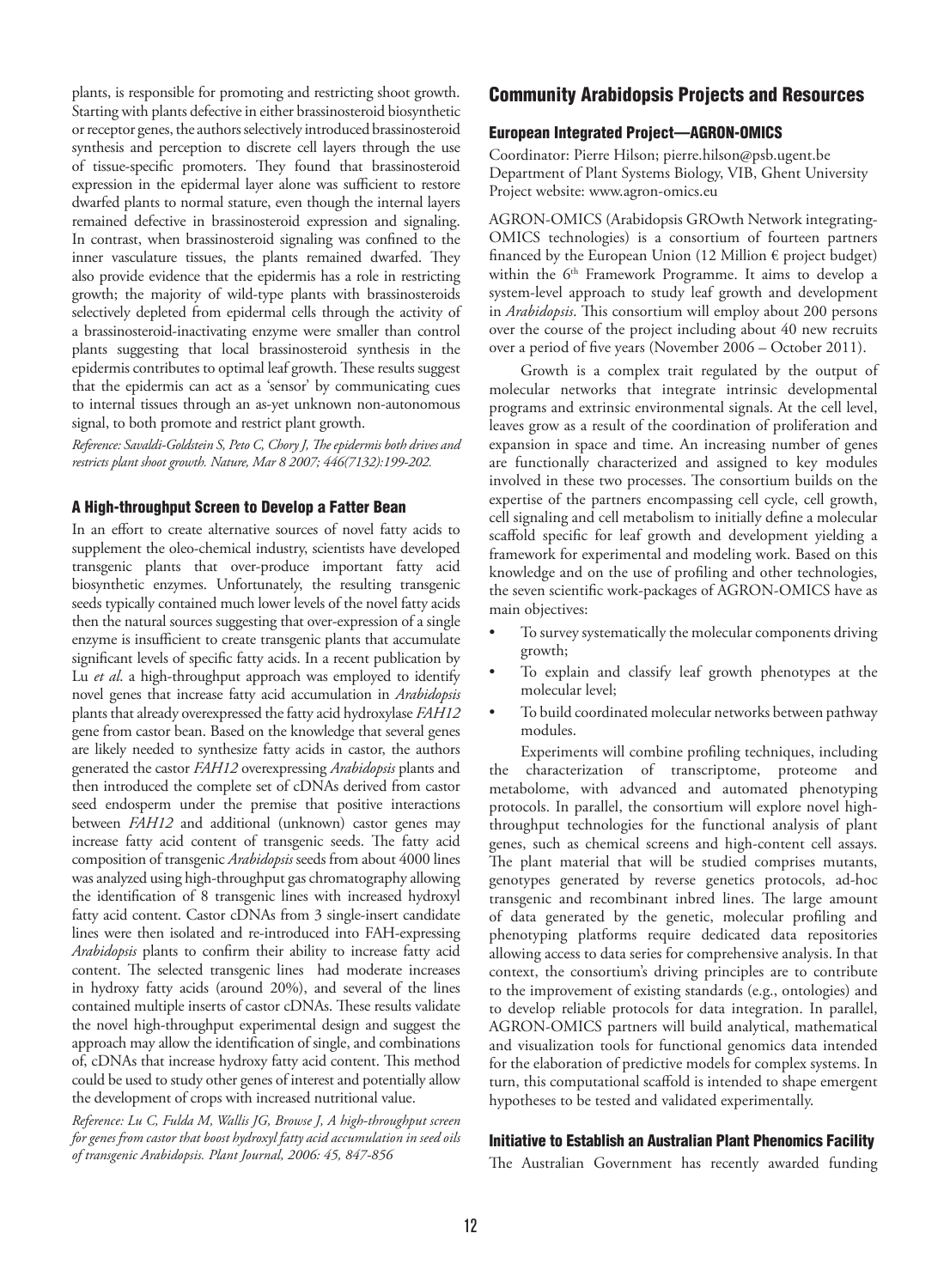plants, is responsible for promoting and restricting shoot growth. Starting with plants defective in either brassinosteroid biosynthetic or receptor genes, the authors selectively introduced brassinosteroid synthesis and perception to discrete cell layers through the use of tissue-specific promoters. They found that brassinosteroid expression in the epidermal layer alone was sufficient to restore dwarfed plants to normal stature, even though the internal layers remained defective in brassinosteroid expression and signaling. In contrast, when brassinosteroid signaling was confined to the inner vasculature tissues, the plants remained dwarfed. They also provide evidence that the epidermis has a role in restricting growth; the majority of wild-type plants with brassinosteroids selectively depleted from epidermal cells through the activity of a brassinosteroid-inactivating enzyme were smaller than control plants suggesting that local brassinosteroid synthesis in the epidermis contributes to optimal leaf growth. These results suggest that the epidermis can act as a 'sensor' by communicating cues to internal tissues through an as-yet unknown non-autonomous signal, to both promote and restrict plant growth.

*Reference: Savaldi-Goldstein S, Peto C, Chory J, The epidermis both drives and restricts plant shoot growth. Nature, Mar 8 2007; 446(7132):199-202.*

### A High-throughput Screen to Develop a Fatter Bean

In an effort to create alternative sources of novel fatty acids to supplement the oleo-chemical industry, scientists have developed transgenic plants that over-produce important fatty acid biosynthetic enzymes. Unfortunately, the resulting transgenic seeds typically contained much lower levels of the novel fatty acids then the natural sources suggesting that over-expression of a single enzyme is insufficient to create transgenic plants that accumulate significant levels of specific fatty acids. In a recent publication by Lu *et al*. a high-throughput approach was employed to identify novel genes that increase fatty acid accumulation in *Arabidopsis* plants that already overexpressed the fatty acid hydroxylase *FAH12* gene from castor bean. Based on the knowledge that several genes are likely needed to synthesize fatty acids in castor, the authors generated the castor *FAH12* overexpressing *Arabidopsis* plants and then introduced the complete set of cDNAs derived from castor seed endosperm under the premise that positive interactions between *FAH12* and additional (unknown) castor genes may increase fatty acid content of transgenic seeds. The fatty acid composition of transgenic *Arabidopsis* seeds from about 4000 lines was analyzed using high-throughput gas chromatography allowing the identification of 8 transgenic lines with increased hydroxyl fatty acid content. Castor cDNAs from 3 single-insert candidate lines were then isolated and re-introduced into FAH-expressing *Arabidopsis* plants to confirm their ability to increase fatty acid content. The selected transgenic lines had moderate increases in hydroxy fatty acids (around 20%), and several of the lines contained multiple inserts of castor cDNAs. These results validate the novel high-throughput experimental design and suggest the approach may allow the identification of single, and combinations of, cDNAs that increase hydroxy fatty acid content. This method could be used to study other genes of interest and potentially allow the development of crops with increased nutritional value.

*Reference: Lu C, Fulda M, Wallis JG, Browse J, A high-throughput screen for genes from castor that boost hydroxyl fatty acid accumulation in seed oils of transgenic Arabidopsis. Plant Journal, 2006: 45, 847-856*

## Community Arabidopsis Projects and Resources

### European Integrated Project—AGRON-OMICS

Coordinator: Pierre Hilson; pierre.hilson@psb.ugent.be
Department of Plant Systems Biology, VIB, Ghent University
Project website: www.agron-omics.eu

AGRON-OMICS (Arabidopsis GROwth Network integrating-OMICS technologies) is a consortium of fourteen partners financed by the European Union (12 Million € project budget) within the 6th Framework Programme. It aims to develop a system-level approach to study leaf growth and development in *Arabidopsis*. This consortium will employ about 200 persons over the course of the project including about 40 new recruits over a period of five years (November 2006 – October 2011).

Growth is a complex trait regulated by the output of molecular networks that integrate intrinsic developmental programs and extrinsic environmental signals. At the cell level, leaves grow as a result of the coordination of proliferation and expansion in space and time. An increasing number of genes are functionally characterized and assigned to key modules involved in these two processes. The consortium builds on the expertise of the partners encompassing cell cycle, cell growth, cell signaling and cell metabolism to initially define a molecular scaffold specific for leaf growth and development yielding a framework for experimental and modeling work. Based on this knowledge and on the use of profiling and other technologies, the seven scientific work-packages of AGRON-OMICS have as main objectives:

- To survey systematically the molecular components driving growth;
- To explain and classify leaf growth phenotypes at the molecular level;
- To build coordinated molecular networks between pathway modules.

Experiments will combine profiling techniques, including the characterization of transcriptome, proteome and metabolome, with advanced and automated phenotyping protocols. In parallel, the consortium will explore novel high-throughput technologies for the functional analysis of plant genes, such as chemical screens and high-content cell assays. The plant material that will be studied comprises mutants, genotypes generated by reverse genetics protocols, ad-hoc transgenic and recombinant inbred lines. The large amount of data generated by the genetic, molecular profiling and phenotyping platforms require dedicated data repositories allowing access to data series for comprehensive analysis. In that context, the consortium's driving principles are to contribute to the improvement of existing standards (e.g., ontologies) and to develop reliable protocols for data integration. In parallel, AGRON-OMICS partners will build analytical, mathematical and visualization tools for functional genomics data intended for the elaboration of predictive models for complex systems. In turn, this computational scaffold is intended to shape emergent hypotheses to be tested and validated experimentally.

### Initiative to Establish an Australian Plant Phenomics Facility

The Australian Government has recently awarded funding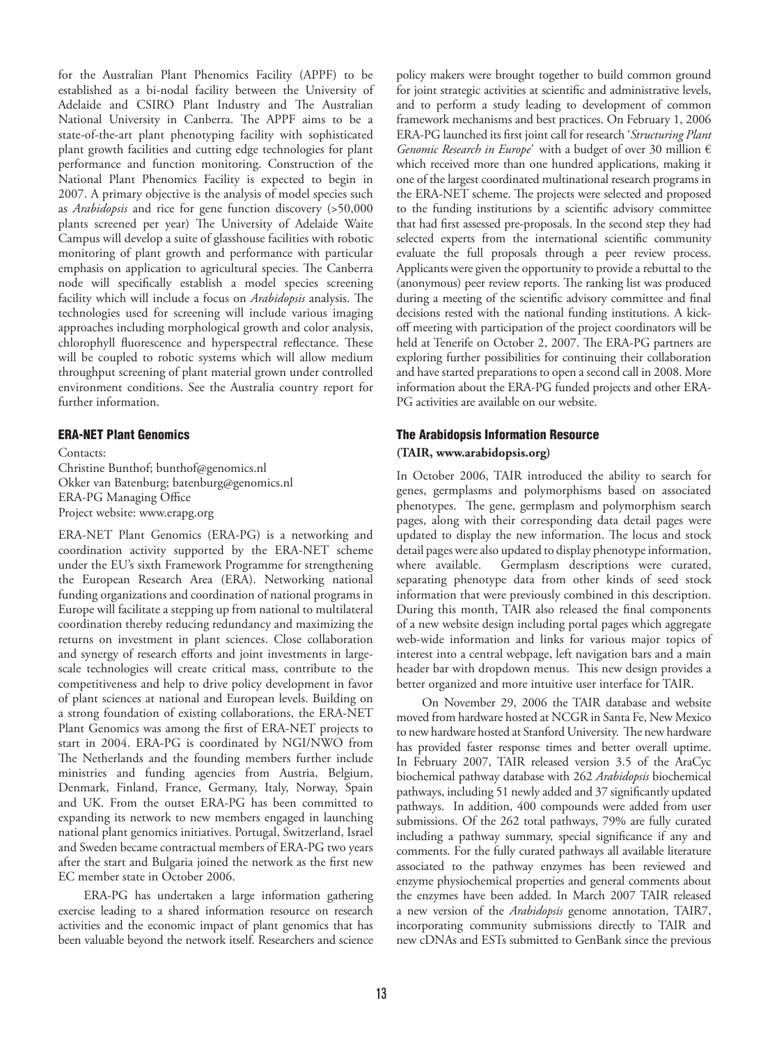for the Australian Plant Phenomics Facility (APPF) to be established as a bi-nodal facility between the University of Adelaide and CSIRO Plant Industry and The Australian National University in Canberra. The APPF aims to be a state-of-the-art plant phenotyping facility with sophisticated plant growth facilities and cutting edge technologies for plant performance and function monitoring. Construction of the National Plant Phenomics Facility is expected to begin in 2007. A primary objective is the analysis of model species such as *Arabidopsis* and rice for gene function discovery (>50,000 plants screened per year) The University of Adelaide Waite Campus will develop a suite of glasshouse facilities with robotic monitoring of plant growth and performance with particular emphasis on application to agricultural species. The Canberra node will specifically establish a model species screening facility which will include a focus on *Arabidopsis* analysis. The technologies used for screening will include various imaging approaches including morphological growth and color analysis, chlorophyll fluorescence and hyperspectral reflectance. These will be coupled to robotic systems which will allow medium throughput screening of plant material grown under controlled environment conditions. See the Australia country report for further information.

## ERA-NET Plant Genomics

Contacts:
Christine Bunthof; bunthof@genomics.nl
Okker van Batenburg; batenburg@genomics.nl
ERA-PG Managing Office
Project website: www.erapg.org

ERA-NET Plant Genomics (ERA-PG) is a networking and coordination activity supported by the ERA-NET scheme under the EU's sixth Framework Programme for strengthening the European Research Area (ERA). Networking national funding organizations and coordination of national programs in Europe will facilitate a stepping up from national to multilateral coordination thereby reducing redundancy and maximizing the returns on investment in plant sciences. Close collaboration and synergy of research efforts and joint investments in large-scale technologies will create critical mass, contribute to the competitiveness and help to drive policy development in favor of plant sciences at national and European levels. Building on a strong foundation of existing collaborations, the ERA-NET Plant Genomics was among the first of ERA-NET projects to start in 2004. ERA-PG is coordinated by NGI/NWO from The Netherlands and the founding members further include ministries and funding agencies from Austria, Belgium, Denmark, Finland, France, Germany, Italy, Norway, Spain and UK. From the outset ERA-PG has been committed to expanding its network to new members engaged in launching national plant genomics initiatives. Portugal, Switzerland, Israel and Sweden became contractual members of ERA-PG two years after the start and Bulgaria joined the network as the first new EC member state in October 2006.

ERA-PG has undertaken a large information gathering exercise leading to a shared information resource on research activities and the economic impact of plant genomics that has been valuable beyond the network itself. Researchers and science policy makers were brought together to build common ground for joint strategic activities at scientific and administrative levels, and to perform a study leading to development of common framework mechanisms and best practices. On February 1, 2006 ERA-PG launched its first joint call for research '*Structuring Plant Genomic Research in Europe*' with a budget of over 30 million € which received more than one hundred applications, making it one of the largest coordinated multinational research programs in the ERA-NET scheme. The projects were selected and proposed to the funding institutions by a scientific advisory committee that had first assessed pre-proposals. In the second step they had selected experts from the international scientific community evaluate the full proposals through a peer review process. Applicants were given the opportunity to provide a rebuttal to the (anonymous) peer review reports. The ranking list was produced during a meeting of the scientific advisory committee and final decisions rested with the national funding institutions. A kick-off meeting with participation of the project coordinators will be held at Tenerife on October 2, 2007. The ERA-PG partners are exploring further possibilities for continuing their collaboration and have started preparations to open a second call in 2008. More information about the ERA-PG funded projects and other ERA-PG activities are available on our website.

## The Arabidopsis Information Resource

**(TAIR, www.arabidopsis.org)**

In October 2006, TAIR introduced the ability to search for genes, germplasms and polymorphisms based on associated phenotypes. The gene, germplasm and polymorphism search pages, along with their corresponding data detail pages were updated to display the new information. The locus and stock detail pages were also updated to display phenotype information, where available. Germplasm descriptions were curated, separating phenotype data from other kinds of seed stock information that were previously combined in this description. During this month, TAIR also released the final components of a new website design including portal pages which aggregate web-wide information and links for various major topics of interest into a central webpage, left navigation bars and a main header bar with dropdown menus. This new design provides a better organized and more intuitive user interface for TAIR.

On November 29, 2006 the TAIR database and website moved from hardware hosted at NCGR in Santa Fe, New Mexico to new hardware hosted at Stanford University. The new hardware has provided faster response times and better overall uptime. In February 2007, TAIR released version 3.5 of the AraCyc biochemical pathway database with 262 *Arabidopsis* biochemical pathways, including 51 newly added and 37 significantly updated pathways. In addition, 400 compounds were added from user submissions. Of the 262 total pathways, 79% are fully curated including a pathway summary, special significance if any and comments. For the fully curated pathways all available literature associated to the pathway enzymes has been reviewed and enzyme physiochemical properties and general comments about the enzymes have been added. In March 2007 TAIR released a new version of the *Arabidopsis* genome annotation, TAIR7, incorporating community submissions directly to TAIR and new cDNAs and ESTs submitted to GenBank since the previous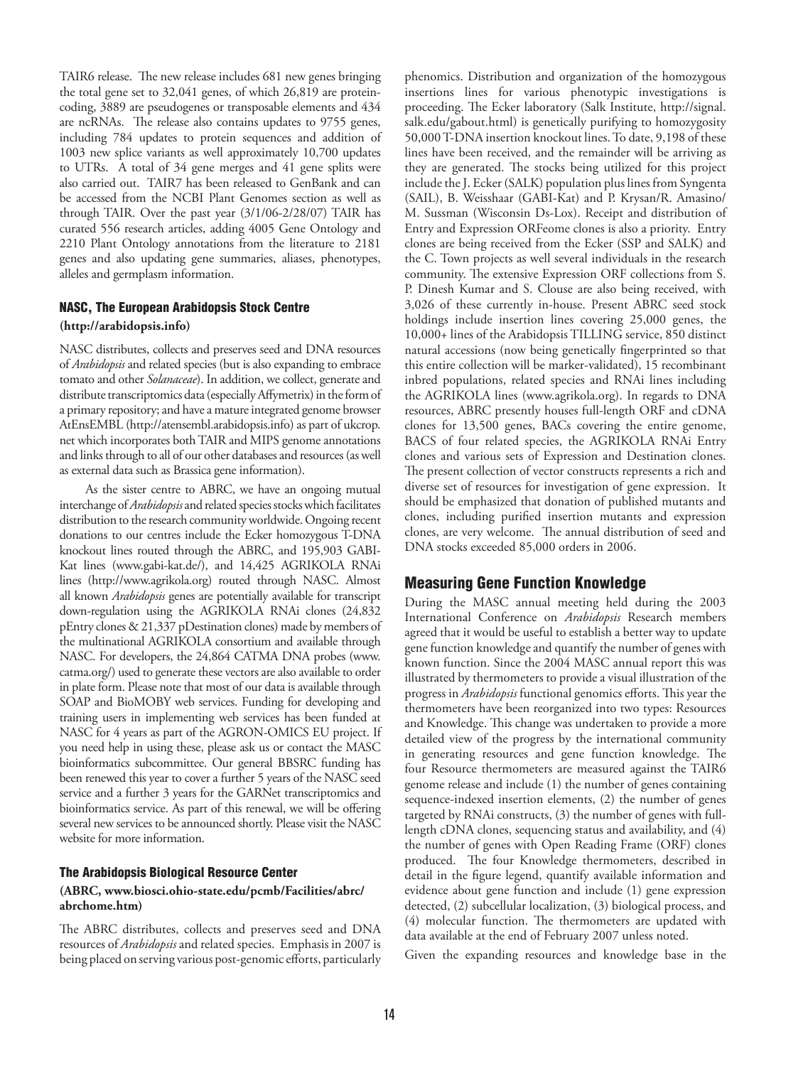TAIR6 release. The new release includes 681 new genes bringing the total gene set to 32,041 genes, of which 26,819 are protein-coding, 3889 are pseudogenes or transposable elements and 434 are ncRNAs. The release also contains updates to 9755 genes, including 784 updates to protein sequences and addition of 1003 new splice variants as well approximately 10,700 updates to UTRs. A total of 34 gene merges and 41 gene splits were also carried out. TAIR7 has been released to GenBank and can be accessed from the NCBI Plant Genomes section as well as through TAIR. Over the past year (3/1/06-2/28/07) TAIR has curated 556 research articles, adding 4005 Gene Ontology and 2210 Plant Ontology annotations from the literature to 2181 genes and also updating gene summaries, aliases, phenotypes, alleles and germplasm information.

### NASC, The European Arabidopsis Stock Centre

**(http://arabidopsis.info)**

NASC distributes, collects and preserves seed and DNA resources of *Arabidopsis* and related species (but is also expanding to embrace tomato and other *Solanaceae*). In addition, we collect, generate and distribute transcriptomics data (especially Affymetrix) in the form of a primary repository; and have a mature integrated genome browser AtEnsEMBL (http://atensembl.arabidopsis.info) as part of ukcrop.net which incorporates both TAIR and MIPS genome annotations and links through to all of our other databases and resources (as well as external data such as Brassica gene information).

As the sister centre to ABRC, we have an ongoing mutual interchange of *Arabidopsis* and related species stocks which facilitates distribution to the research community worldwide. Ongoing recent donations to our centres include the Ecker homozygous T-DNA knockout lines routed through the ABRC, and 195,903 GABI-Kat lines (www.gabi-kat.de/), and 14,425 AGRIKOLA RNAi lines (http://www.agrikola.org) routed through NASC. Almost all known *Arabidopsis* genes are potentially available for transcript down-regulation using the AGRIKOLA RNAi clones (24,832 pEntry clones & 21,337 pDestination clones) made by members of the multinational AGRIKOLA consortium and available through NASC. For developers, the 24,864 CATMA DNA probes (www.catma.org/) used to generate these vectors are also available to order in plate form. Please note that most of our data is available through SOAP and BioMOBY web services. Funding for developing and training users in implementing web services has been funded at NASC for 4 years as part of the AGRON-OMICS EU project. If you need help in using these, please ask us or contact the MASC bioinformatics subcommittee. Our general BBSRC funding has been renewed this year to cover a further 5 years of the NASC seed service and a further 3 years for the GARNet transcriptomics and bioinformatics service. As part of this renewal, we will be offering several new services to be announced shortly. Please visit the NASC website for more information.

### The Arabidopsis Biological Resource Center

**(ABRC, www.biosci.ohio-state.edu/pcmb/Facilities/abrc/abrchome.htm)**

The ABRC distributes, collects and preserves seed and DNA resources of *Arabidopsis* and related species. Emphasis in 2007 is being placed on serving various post-genomic efforts, particularly phenomics. Distribution and organization of the homozygous insertions lines for various phenotypic investigations is proceeding. The Ecker laboratory (Salk Institute, http://signal.salk.edu/gabout.html) is genetically purifying to homozygosity 50,000 T-DNA insertion knockout lines. To date, 9,198 of these lines have been received, and the remainder will be arriving as they are generated. The stocks being utilized for this project include the J. Ecker (SALK) population plus lines from Syngenta (SAIL), B. Weisshaar (GABI-Kat) and P. Krysan/R. Amasino/M. Sussman (Wisconsin Ds-Lox). Receipt and distribution of Entry and Expression ORFeome clones is also a priority. Entry clones are being received from the Ecker (SSP and SALK) and the C. Town projects as well several individuals in the research community. The extensive Expression ORF collections from S. P. Dinesh Kumar and S. Clouse are also being received, with 3,026 of these currently in-house. Present ABRC seed stock holdings include insertion lines covering 25,000 genes, the 10,000+ lines of the Arabidopsis TILLING service, 850 distinct natural accessions (now being genetically fingerprinted so that this entire collection will be marker-validated), 15 recombinant inbred populations, related species and RNAi lines including the AGRIKOLA lines (www.agrikola.org). In regards to DNA resources, ABRC presently houses full-length ORF and cDNA clones for 13,500 genes, BACs covering the entire genome, BACS of four related species, the AGRIKOLA RNAi Entry clones and various sets of Expression and Destination clones. The present collection of vector constructs represents a rich and diverse set of resources for investigation of gene expression. It should be emphasized that donation of published mutants and clones, including purified insertion mutants and expression clones, are very welcome. The annual distribution of seed and DNA stocks exceeded 85,000 orders in 2006.

## Measuring Gene Function Knowledge

During the MASC annual meeting held during the 2003 International Conference on *Arabidopsis* Research members agreed that it would be useful to establish a better way to update gene function knowledge and quantify the number of genes with known function. Since the 2004 MASC annual report this was illustrated by thermometers to provide a visual illustration of the progress in *Arabidopsis* functional genomics efforts. This year the thermometers have been reorganized into two types: Resources and Knowledge. This change was undertaken to provide a more detailed view of the progress by the international community in generating resources and gene function knowledge. The four Resource thermometers are measured against the TAIR6 genome release and include (1) the number of genes containing sequence-indexed insertion elements, (2) the number of genes targeted by RNAi constructs, (3) the number of genes with full-length cDNA clones, sequencing status and availability, and (4) the number of genes with Open Reading Frame (ORF) clones produced. The four Knowledge thermometers, described in detail in the figure legend, quantify available information and evidence about gene function and include (1) gene expression detected, (2) subcellular localization, (3) biological process, and (4) molecular function. The thermometers are updated with data available at the end of February 2007 unless noted.

Given the expanding resources and knowledge base in the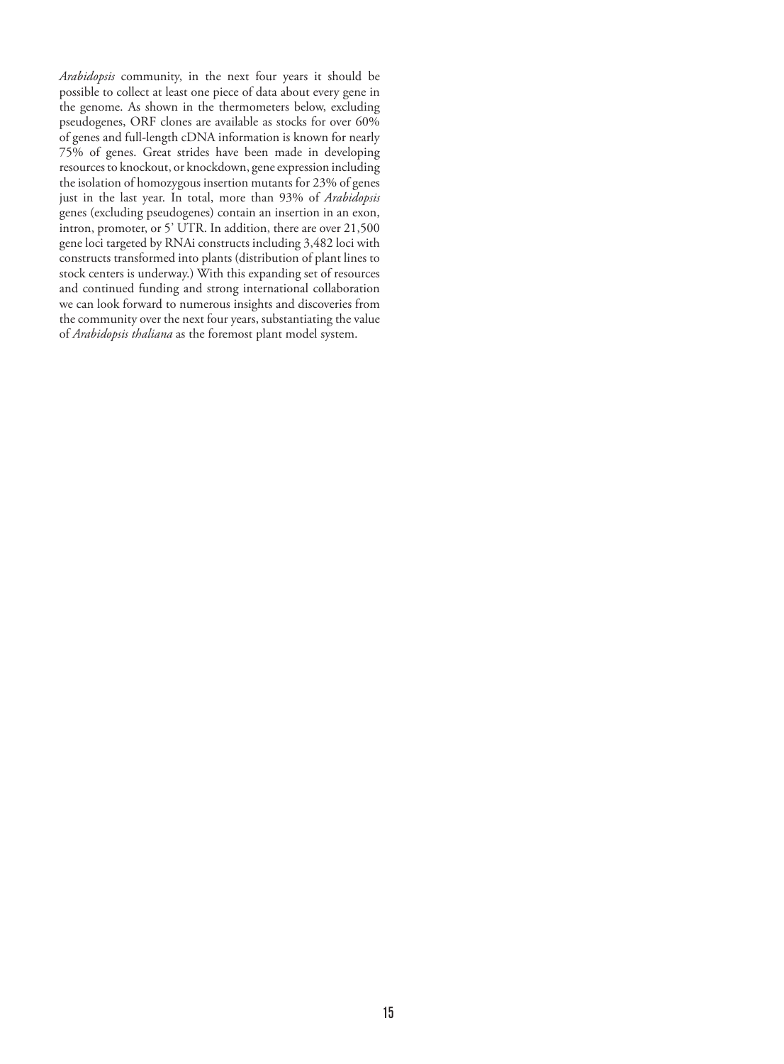*Arabidopsis* community, in the next four years it should be possible to collect at least one piece of data about every gene in the genome. As shown in the thermometers below, excluding pseudogenes, ORF clones are available as stocks for over 60% of genes and full-length cDNA information is known for nearly 75% of genes. Great strides have been made in developing resources to knockout, or knockdown, gene expression including the isolation of homozygous insertion mutants for 23% of genes just in the last year. In total, more than 93% of *Arabidopsis* genes (excluding pseudogenes) contain an insertion in an exon, intron, promoter, or 5' UTR. In addition, there are over 21,500 gene loci targeted by RNAi constructs including 3,482 loci with constructs transformed into plants (distribution of plant lines to stock centers is underway.) With this expanding set of resources and continued funding and strong international collaboration we can look forward to numerous insights and discoveries from the community over the next four years, substantiating the value of *Arabidopsis thaliana* as the foremost plant model system.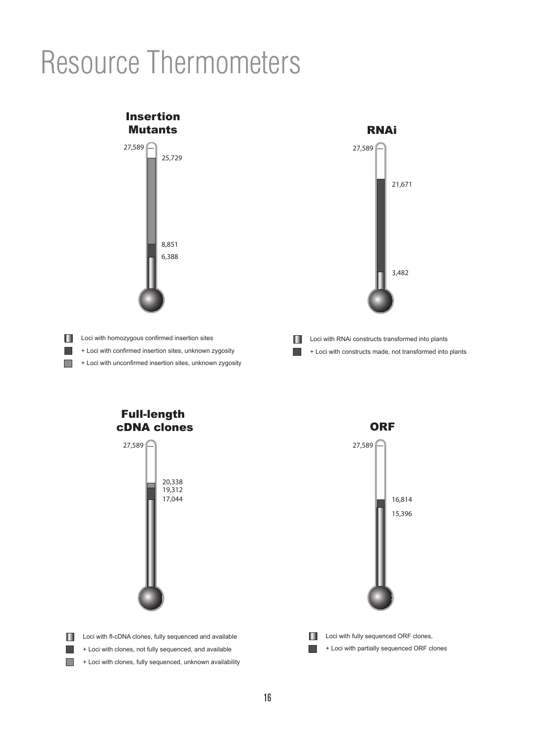# Resource Thermometers

## Insertion Mutants

27,589

25,729

8,851

6,388

- Loci with homozygous confirmed insertion sites
- + Loci with confirmed insertion sites, unknown zygosity
- + Loci with unconfirmed insertion sites, unknown zygosity

## RNAi

27,589

21,671

3,482

- Loci with RNAi constructs transformed into plants
- + Loci with constructs made, not transformed into plants

## Full-length cDNA clones

27,589

20,338

19,312

17,044

- Loci with fl-cDNA clones, fully sequenced and available
- + Loci with clones, not fully sequenced, and available
- + Loci with clones, fully sequenced, unknown availability

## ORF

27,589

16,814

15,396

- Loci with fully sequenced ORF clones,
- + Loci with partially sequenced ORF clones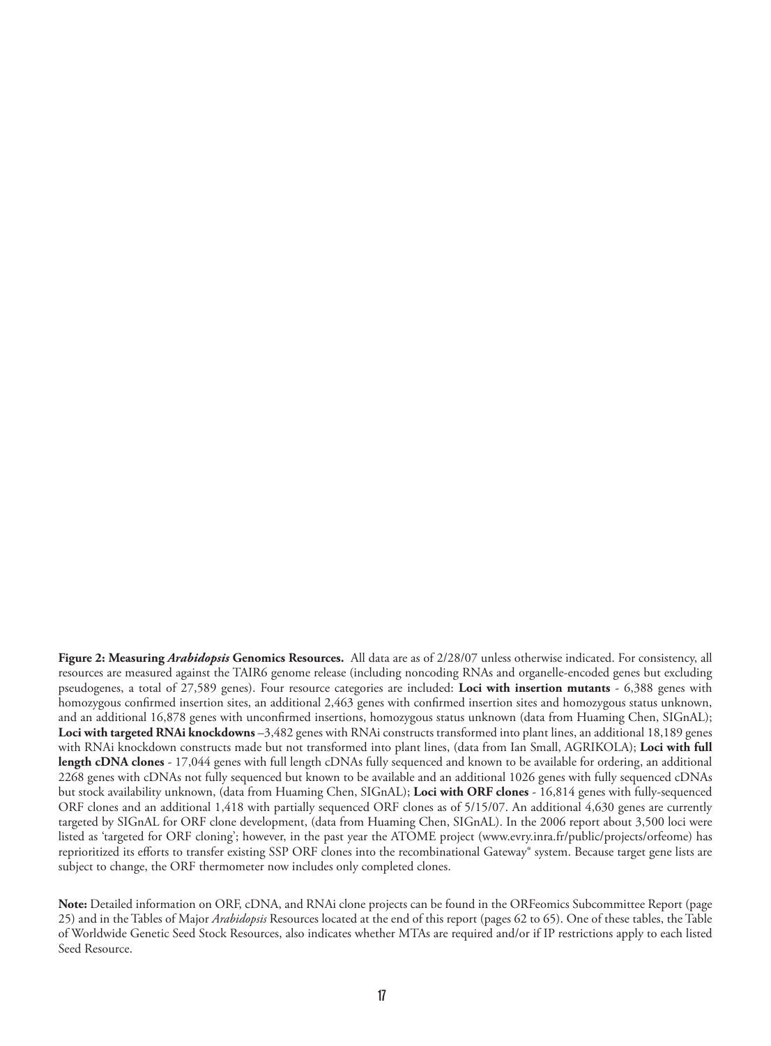**Figure 2: Measuring *Arabidopsis* Genomics Resources.** All data are as of 2/28/07 unless otherwise indicated. For consistency, all resources are measured against the TAIR6 genome release (including noncoding RNAs and organelle-encoded genes but excluding pseudogenes, a total of 27,589 genes). Four resource categories are included: **Loci with insertion mutants** - 6,388 genes with homozygous confirmed insertion sites, an additional 2,463 genes with confirmed insertion sites and homozygous status unknown, and an additional 16,878 genes with unconfirmed insertions, homozygous status unknown (data from Huaming Chen, SIGnAL); **Loci with targeted RNAi knockdowns** –3,482 genes with RNAi constructs transformed into plant lines, an additional 18,189 genes with RNAi knockdown constructs made but not transformed into plant lines, (data from Ian Small, AGRIKOLA); **Loci with full length cDNA clones** - 17,044 genes with full length cDNAs fully sequenced and known to be available for ordering, an additional 2268 genes with cDNAs not fully sequenced but known to be available and an additional 1026 genes with fully sequenced cDNAs but stock availability unknown, (data from Huaming Chen, SIGnAL); **Loci with ORF clones** - 16,814 genes with fully-sequenced ORF clones and an additional 1,418 with partially sequenced ORF clones as of 5/15/07. An additional 4,630 genes are currently targeted by SIGnAL for ORF clone development, (data from Huaming Chen, SIGnAL). In the 2006 report about 3,500 loci were listed as 'targeted for ORF cloning'; however, in the past year the ATOME project (www.evry.inra.fr/public/projects/orfeome) has reprioritized its efforts to transfer existing SSP ORF clones into the recombinational Gateway® system. Because target gene lists are subject to change, the ORF thermometer now includes only completed clones.

**Note:** Detailed information on ORF, cDNA, and RNAi clone projects can be found in the ORFeomics Subcommittee Report (page 25) and in the Tables of Major *Arabidopsis* Resources located at the end of this report (pages 62 to 65). One of these tables, the Table of Worldwide Genetic Seed Stock Resources, also indicates whether MTAs are required and/or if IP restrictions apply to each listed Seed Resource.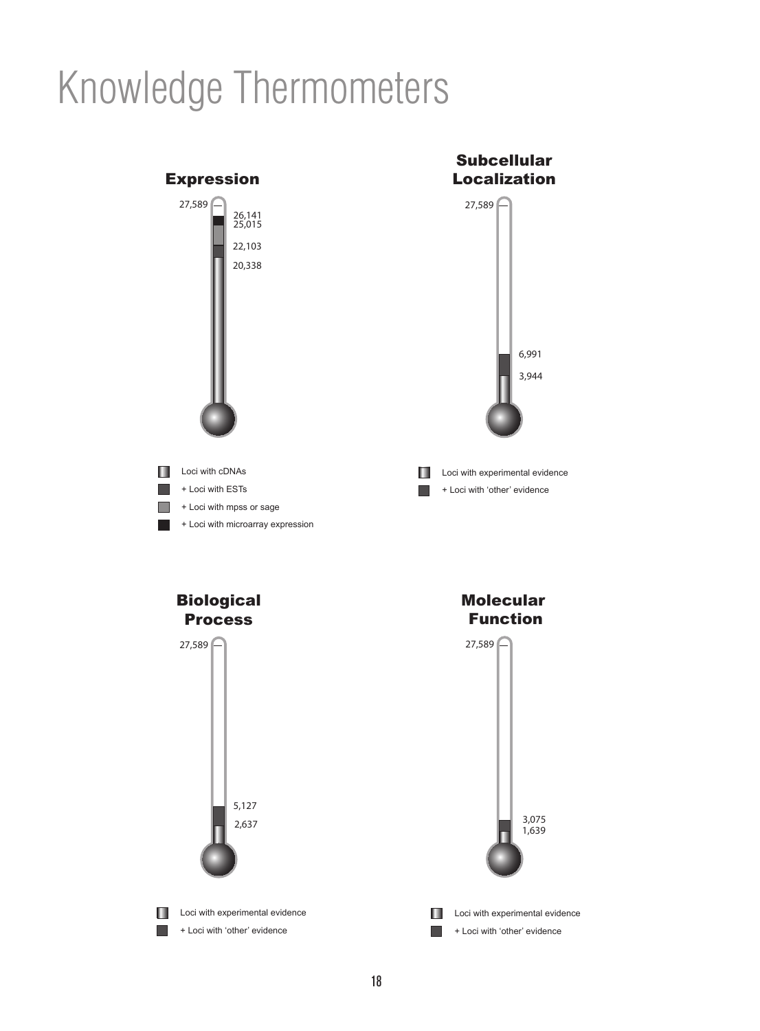# Knowledge Thermometers

## Expression

27,589

26,141
25,015

22,103

20,338

- Loci with cDNAs
- + Loci with ESTs
- + Loci with mpss or sage
- + Loci with microarray expression

## Subcellular Localization

27,589

6,991

3,944

- Loci with experimental evidence
- + Loci with 'other' evidence

## Biological Process

27,589

5,127

2,637

- Loci with experimental evidence
- + Loci with 'other' evidence

## Molecular Function

27,589

3,075
1,639

- Loci with experimental evidence
- + Loci with 'other' evidence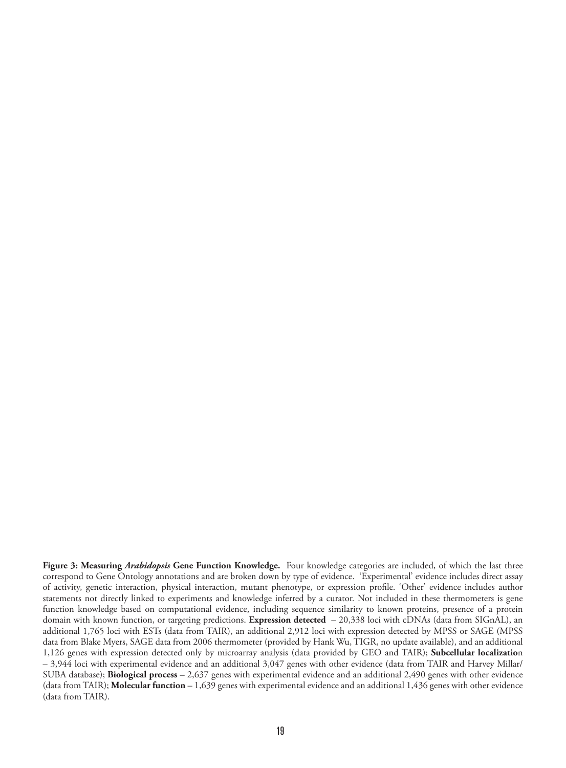**Figure 3: Measuring *Arabidopsis* Gene Function Knowledge.** Four knowledge categories are included, of which the last three correspond to Gene Ontology annotations and are broken down by type of evidence. 'Experimental' evidence includes direct assay of activity, genetic interaction, physical interaction, mutant phenotype, or expression profile. 'Other' evidence includes author statements not directly linked to experiments and knowledge inferred by a curator. Not included in these thermometers is gene function knowledge based on computational evidence, including sequence similarity to known proteins, presence of a protein domain with known function, or targeting predictions. **Expression detected** – 20,338 loci with cDNAs (data from SIGnAL), an additional 1,765 loci with ESTs (data from TAIR), an additional 2,912 loci with expression detected by MPSS or SAGE (MPSS data from Blake Myers, SAGE data from 2006 thermometer (provided by Hank Wu, TIGR, no update available), and an additional 1,126 genes with expression detected only by microarray analysis (data provided by GEO and TAIR); **Subcellular localization** – 3,944 loci with experimental evidence and an additional 3,047 genes with other evidence (data from TAIR and Harvey Millar/ SUBA database); **Biological process** – 2,637 genes with experimental evidence and an additional 2,490 genes with other evidence (data from TAIR); **Molecular function** – 1,639 genes with experimental evidence and an additional 1,436 genes with other evidence (data from TAIR).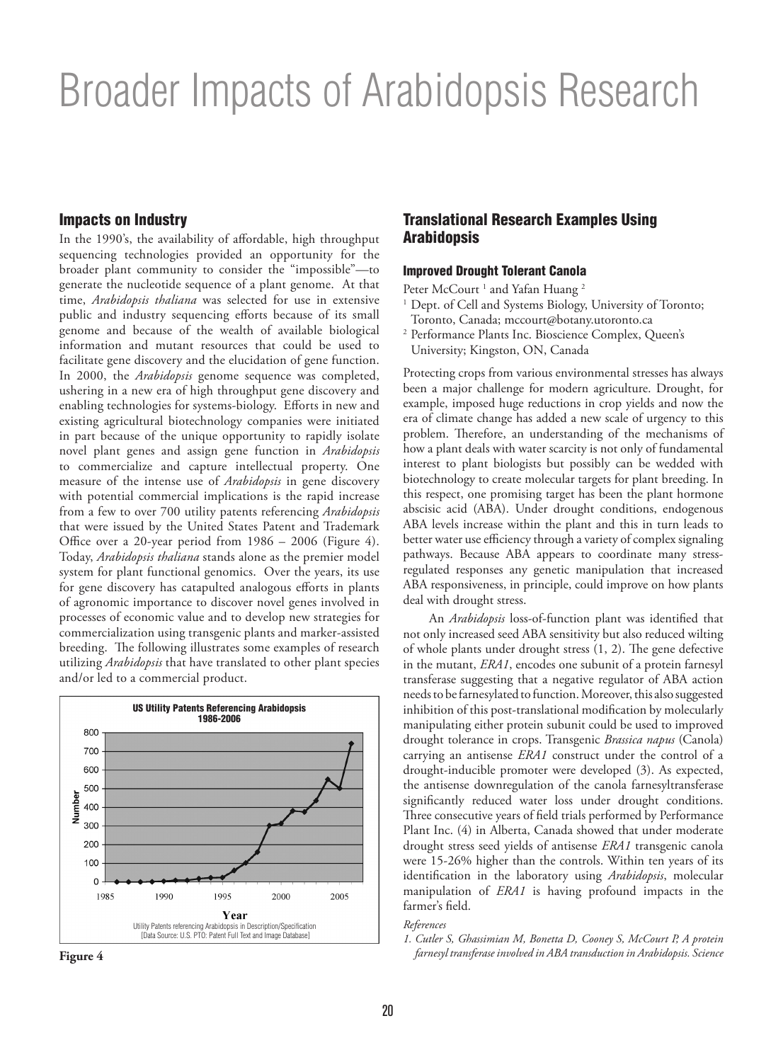# Broader Impacts of Arabidopsis Research

## Impacts on Industry

In the 1990's, the availability of affordable, high throughput sequencing technologies provided an opportunity for the broader plant community to consider the "impossible"—to generate the nucleotide sequence of a plant genome. At that time, *Arabidopsis thaliana* was selected for use in extensive public and industry sequencing efforts because of its small genome and because of the wealth of available biological information and mutant resources that could be used to facilitate gene discovery and the elucidation of gene function. In 2000, the *Arabidopsis* genome sequence was completed, ushering in a new era of high throughput gene discovery and enabling technologies for systems-biology. Efforts in new and existing agricultural biotechnology companies were initiated in part because of the unique opportunity to rapidly isolate novel plant genes and assign gene function in *Arabidopsis* to commercialize and capture intellectual property. One measure of the intense use of *Arabidopsis* in gene discovery with potential commercial implications is the rapid increase from a few to over 700 utility patents referencing *Arabidopsis* that were issued by the United States Patent and Trademark Office over a 20-year period from 1986 – 2006 (Figure 4). Today, *Arabidopsis thaliana* stands alone as the premier model system for plant functional genomics. Over the years, its use for gene discovery has catapulted analogous efforts in plants of agronomic importance to discover novel genes involved in processes of economic value and to develop new strategies for commercialization using transgenic plants and marker-assisted breeding. The following illustrates some examples of research utilizing *Arabidopsis* that have translated to other plant species and/or led to a commercial product.

**US Utility Patents Referencing Arabidopsis 1986-2006**

Utility Patents referencing Arabidopsis in Description/Specification [Data Source: U.S. PTO: Patent Full Text and Image Database]

**Figure 4**

## Translational Research Examples Using Arabidopsis

### Improved Drought Tolerant Canola

Peter McCourt [1] and Yafan Huang [2]

[1] Dept. of Cell and Systems Biology, University of Toronto; Toronto, Canada; mccourt@botany.utoronto.ca

[2] Performance Plants Inc. Bioscience Complex, Queen's University; Kingston, ON, Canada

Protecting crops from various environmental stresses has always been a major challenge for modern agriculture. Drought, for example, imposed huge reductions in crop yields and now the era of climate change has added a new scale of urgency to this problem. Therefore, an understanding of the mechanisms of how a plant deals with water scarcity is not only of fundamental interest to plant biologists but possibly can be wedded with biotechnology to create molecular targets for plant breeding. In this respect, one promising target has been the plant hormone abscisic acid (ABA). Under drought conditions, endogenous ABA levels increase within the plant and this in turn leads to better water use efficiency through a variety of complex signaling pathways. Because ABA appears to coordinate many stress-regulated responses any genetic manipulation that increased ABA responsiveness, in principle, could improve on how plants deal with drought stress.

An *Arabidopsis* loss-of-function plant was identified that not only increased seed ABA sensitivity but also reduced wilting of whole plants under drought stress (1, 2). The gene defective in the mutant, *ERA1*, encodes one subunit of a protein farnesyl transferase suggesting that a negative regulator of ABA action needs to be farnesylated to function. Moreover, this also suggested inhibition of this post-translational modification by molecularly manipulating either protein subunit could be used to improved drought tolerance in crops. Transgenic *Brassica napus* (Canola) carrying an antisense *ERA1* construct under the control of a drought-inducible promoter were developed (3). As expected, the antisense downregulation of the canola farnesyltransferase significantly reduced water loss under drought conditions. Three consecutive years of field trials performed by Performance Plant Inc. (4) in Alberta, Canada showed that under moderate drought stress seed yields of antisense *ERA1* transgenic canola were 15-26% higher than the controls. Within ten years of its identification in the laboratory using *Arabidopsis*, molecular manipulation of *ERA1* is having profound impacts in the farmer's field.

*References*

*1. Cutler S, Ghassimian M, Bonetta D, Cooney S, McCourt P, A protein farnesyl transferase involved in ABA transduction in Arabidopsis. Science*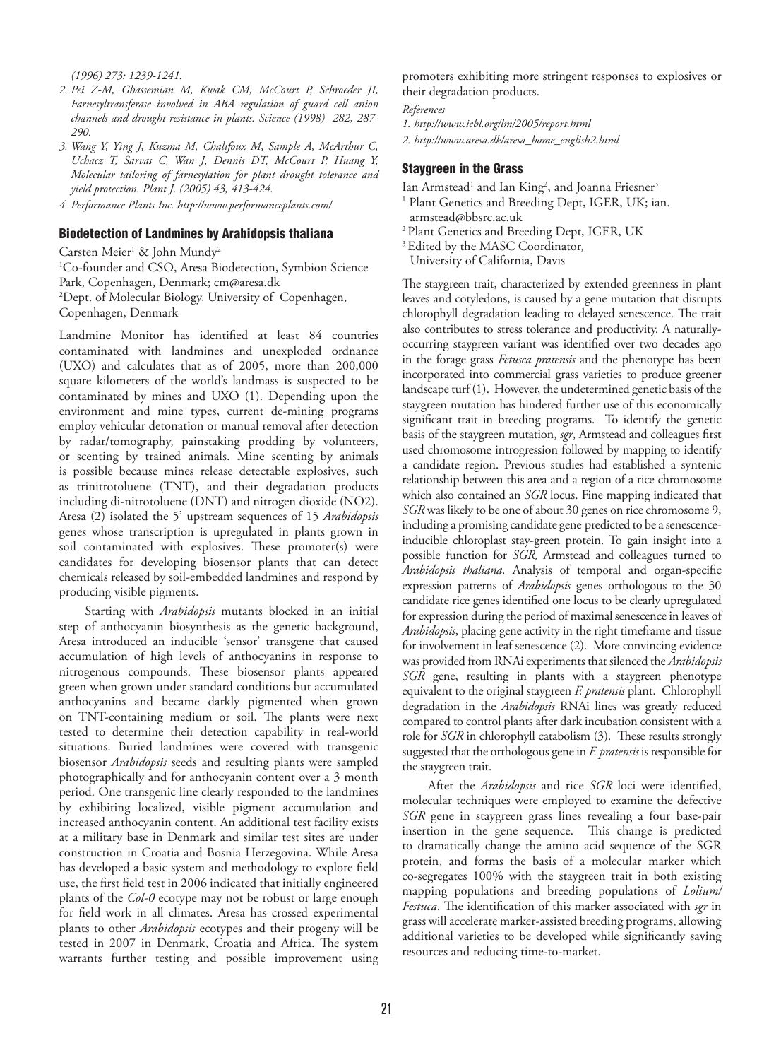*(1996) 273: 1239-1241.*

2. *Pei Z-M, Ghassemian M, Kwak CM, McCourt P, Schroeder JI, Farnesyltransferase involved in ABA regulation of guard cell anion channels and drought resistance in plants. Science (1998) 282, 287-290.*
3. *Wang Y, Ying J, Kuzma M, Chalifoux M, Sample A, McArthur C, Uchacz T, Sarvas C, Wan J, Dennis DT, McCourt P, Huang Y, Molecular tailoring of farnesylation for plant drought tolerance and yield protection. Plant J. (2005) 43, 413-424.*
4. *Performance Plants Inc. http://www.performanceplants.com/*

## Biodetection of Landmines by Arabidopsis thaliana

Carsten Meier[1] & John Mundy[2]

[1]Co-founder and CSO, Aresa Biodetection, Symbion Science Park, Copenhagen, Denmark; cm@aresa.dk

[2]Dept. of Molecular Biology, University of Copenhagen, Copenhagen, Denmark

Landmine Monitor has identified at least 84 countries contaminated with landmines and unexploded ordnance (UXO) and calculates that as of 2005, more than 200,000 square kilometers of the world's landmass is suspected to be contaminated by mines and UXO (1). Depending upon the environment and mine types, current de-mining programs employ vehicular detonation or manual removal after detection by radar/tomography, painstaking prodding by volunteers, or scenting by trained animals. Mine scenting by animals is possible because mines release detectable explosives, such as trinitrotoluene (TNT), and their degradation products including di-nitrotoluene (DNT) and nitrogen dioxide (NO2). Aresa (2) isolated the 5' upstream sequences of 15 *Arabidopsis* genes whose transcription is upregulated in plants grown in soil contaminated with explosives. These promoter(s) were candidates for developing biosensor plants that can detect chemicals released by soil-embedded landmines and respond by producing visible pigments.

Starting with *Arabidopsis* mutants blocked in an initial step of anthocyanin biosynthesis as the genetic background, Aresa introduced an inducible 'sensor' transgene that caused accumulation of high levels of anthocyanins in response to nitrogenous compounds. These biosensor plants appeared green when grown under standard conditions but accumulated anthocyanins and became darkly pigmented when grown on TNT-containing medium or soil. The plants were next tested to determine their detection capability in real-world situations. Buried landmines were covered with transgenic biosensor *Arabidopsis* seeds and resulting plants were sampled photographically and for anthocyanin content over a 3 month period. One transgenic line clearly responded to the landmines by exhibiting localized, visible pigment accumulation and increased anthocyanin content. An additional test facility exists at a military base in Denmark and similar test sites are under construction in Croatia and Bosnia Herzegovina. While Aresa has developed a basic system and methodology to explore field use, the first field test in 2006 indicated that initially engineered plants of the *Col-0* ecotype may not be robust or large enough for field work in all climates. Aresa has crossed experimental plants to other *Arabidopsis* ecotypes and their progeny will be tested in 2007 in Denmark, Croatia and Africa. The system warrants further testing and possible improvement using promoters exhibiting more stringent responses to explosives or their degradation products.

*References*

1. *http://www.icbl.org/lm/2005/report.html*
2. *http://www.aresa.dk/aresa_home_english2.html*

## Staygreen in the Grass

Ian Armstead[1] and Ian King[2], and Joanna Friesner[3]

[1] Plant Genetics and Breeding Dept, IGER, UK; ian.armstead@bbsrc.ac.uk

[2] Plant Genetics and Breeding Dept, IGER, UK

[3] Edited by the MASC Coordinator, University of California, Davis

The staygreen trait, characterized by extended greenness in plant leaves and cotyledons, is caused by a gene mutation that disrupts chlorophyll degradation leading to delayed senescence. The trait also contributes to stress tolerance and productivity. A naturally-occurring staygreen variant was identified over two decades ago in the forage grass *Fetusca pratensis* and the phenotype has been incorporated into commercial grass varieties to produce greener landscape turf (1). However, the undetermined genetic basis of the staygreen mutation has hindered further use of this economically significant trait in breeding programs. To identify the genetic basis of the staygreen mutation, *sgr*, Armstead and colleagues first used chromosome introgression followed by mapping to identify a candidate region. Previous studies had established a syntenic relationship between this area and a region of a rice chromosome which also contained an *SGR* locus. Fine mapping indicated that *SGR* was likely to be one of about 30 genes on rice chromosome 9, including a promising candidate gene predicted to be a senescence-inducible chloroplast stay-green protein. To gain insight into a possible function for *SGR,* Armstead and colleagues turned to *Arabidopsis thaliana*. Analysis of temporal and organ-specific expression patterns of *Arabidopsis* genes orthologous to the 30 candidate rice genes identified one locus to be clearly upregulated for expression during the period of maximal senescence in leaves of *Arabidopsis*, placing gene activity in the right timeframe and tissue for involvement in leaf senescence (2). More convincing evidence was provided from RNAi experiments that silenced the *Arabidopsis SGR* gene, resulting in plants with a staygreen phenotype equivalent to the original staygreen *F. pratensis* plant. Chlorophyll degradation in the *Arabidopsis* RNAi lines was greatly reduced compared to control plants after dark incubation consistent with a role for *SGR* in chlorophyll catabolism (3). These results strongly suggested that the orthologous gene in *F. pratensis* is responsible for the staygreen trait.

After the *Arabidopsis* and rice *SGR* loci were identified, molecular techniques were employed to examine the defective *SGR* gene in staygreen grass lines revealing a four base-pair insertion in the gene sequence. This change is predicted to dramatically change the amino acid sequence of the SGR protein, and forms the basis of a molecular marker which co-segregates 100% with the staygreen trait in both existing mapping populations and breeding populations of *Lolium/Festuca*. The identification of this marker associated with *sgr* in grass will accelerate marker-assisted breeding programs, allowing additional varieties to be developed while significantly saving resources and reducing time-to-market.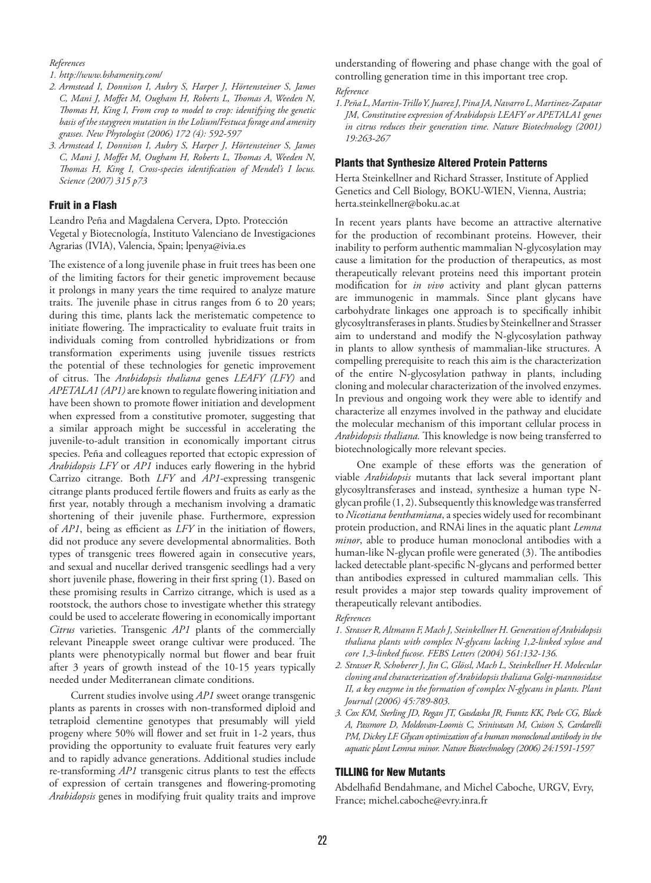*References*

1. *http://www.bshamenity.com/*
2. *Armstead I, Donnison I, Aubry S, Harper J, Hörtensteiner S, James C, Mani J, Moffet M, Ougham H, Roberts L, Thomas A, Weeden N, Thomas H, King I, From crop to model to crop: identifying the genetic basis of the staygreen mutation in the Lolium/Festuca forage and amenity grasses. New Phytologist (2006) 172 (4): 592-597*
3. *Armstead I, Donnison I, Aubry S, Harper J, Hörtensteiner S, James C, Mani J, Moffet M, Ougham H, Roberts L, Thomas A, Weeden N, Thomas H, King I, Cross-species identification of Mendel's I locus. Science (2007) 315 p73*

## Fruit in a Flash

Leandro Peña and Magdalena Cervera, Dpto. Protección Vegetal y Biotecnología, Instituto Valenciano de Investigaciones Agrarias (IVIA), Valencia, Spain; lpenya@ivia.es

The existence of a long juvenile phase in fruit trees has been one of the limiting factors for their genetic improvement because it prolongs in many years the time required to analyze mature traits. The juvenile phase in citrus ranges from 6 to 20 years; during this time, plants lack the meristematic competence to initiate flowering. The impracticality to evaluate fruit traits in individuals coming from controlled hybridizations or from transformation experiments using juvenile tissues restricts the potential of these technologies for genetic improvement of citrus. The *Arabidopsis thaliana* genes *LEAFY (LFY)* and *APETALA1 (AP1)* are known to regulate flowering initiation and have been shown to promote flower initiation and development when expressed from a constitutive promoter, suggesting that a similar approach might be successful in accelerating the juvenile-to-adult transition in economically important citrus species. Peña and colleagues reported that ectopic expression of *Arabidopsis LFY* or *AP1* induces early flowering in the hybrid Carrizo citrange. Both *LFY* and *AP1*-expressing transgenic citrange plants produced fertile flowers and fruits as early as the first year, notably through a mechanism involving a dramatic shortening of their juvenile phase. Furthermore, expression of *AP1*, being as efficient as *LFY* in the initiation of flowers, did not produce any severe developmental abnormalities. Both types of transgenic trees flowered again in consecutive years, and sexual and nucellar derived transgenic seedlings had a very short juvenile phase, flowering in their first spring (1). Based on these promising results in Carrizo citrange, which is used as a rootstock, the authors chose to investigate whether this strategy could be used to accelerate flowering in economically important *Citrus* varieties. Transgenic *AP1* plants of the commercially relevant Pineapple sweet orange cultivar were produced. The plants were phenotypically normal but flower and bear fruit after 3 years of growth instead of the 10-15 years typically needed under Mediterranean climate conditions.

Current studies involve using *AP1* sweet orange transgenic plants as parents in crosses with non-transformed diploid and tetraploid clementine genotypes that presumably will yield progeny where 50% will flower and set fruit in 1-2 years, thus providing the opportunity to evaluate fruit features very early and to rapidly advance generations. Additional studies include re-transforming *AP1* transgenic citrus plants to test the effects of expression of certain transgenes and flowering-promoting *Arabidopsis* genes in modifying fruit quality traits and improve understanding of flowering and phase change with the goal of controlling generation time in this important tree crop.

*Reference*

1. *Peña L, Martin-Trillo Y, Juarez J, Pina JA, Navarro L, Martinez-Zapatar JM, Constitutive expression of Arabidopsis LEAFY or APETALA1 genes in citrus reduces their generation time. Nature Biotechnology (2001) 19:263-267*

## Plants that Synthesize Altered Protein Patterns

Herta Steinkellner and Richard Strasser, Institute of Applied Genetics and Cell Biology, BOKU-WIEN, Vienna, Austria; herta.steinkellner@boku.ac.at

In recent years plants have become an attractive alternative for the production of recombinant proteins. However, their inability to perform authentic mammalian N-glycosylation may cause a limitation for the production of therapeutics, as most therapeutically relevant proteins need this important protein modification for *in vivo* activity and plant glycan patterns are immunogenic in mammals. Since plant glycans have carbohydrate linkages one approach is to specifically inhibit glycosyltransferases in plants. Studies by Steinkellner and Strasser aim to understand and modify the N-glycosylation pathway in plants to allow synthesis of mammalian-like structures. A compelling prerequisite to reach this aim is the characterization of the entire N-glycosylation pathway in plants, including cloning and molecular characterization of the involved enzymes. In previous and ongoing work they were able to identify and characterize all enzymes involved in the pathway and elucidate the molecular mechanism of this important cellular process in *Arabidopsis thaliana.* This knowledge is now being transferred to biotechnologically more relevant species.

One example of these efforts was the generation of viable *Arabidopsis* mutants that lack several important plant glycosyltransferases and instead, synthesize a human type N-glycan profile (1, 2). Subsequently this knowledge was transferred to *Nicotiana benthamiana*, a species widely used for recombinant protein production, and RNAi lines in the aquatic plant *Lemna minor*, able to produce human monoclonal antibodies with a human-like N-glycan profile were generated (3). The antibodies lacked detectable plant-specific N-glycans and performed better than antibodies expressed in cultured mammalian cells. This result provides a major step towards quality improvement of therapeutically relevant antibodies.

*References*

1. *Strasser R, Altmann F, Mach J, Steinkellner H. Generation of Arabidopsis thaliana plants with complex N-glycans lacking 1,2-linked xylose and core 1,3-linked fucose. FEBS Letters (2004) 561:132-136.*
2. *Strasser R, Schoberer J, Jin C, Glössl, Mach L, Steinkellner H. Molecular cloning and characterization of Arabidopsis thaliana Golgi-mannosidase II, a key enzyme in the formation of complex N-glycans in plants. Plant Journal (2006) 45:789-803.*
3. *Cox KM, Sterling JD, Regan JT, Gasdaska JR, Frantz KK, Peele CG, Black A, Passmore D, Moldovan-Loomis C, Srinivasan M, Cuison S, Cardarelli PM, Dickey LF. Glycan optimization of a human monoclonal antibody in the aquatic plant Lemna minor. Nature Biotechnology (2006) 24:1591-1597*

## TILLING for New Mutants

Abdelhafid Bendahmane, and Michel Caboche, URGV, Evry, France; michel.caboche@evry.inra.fr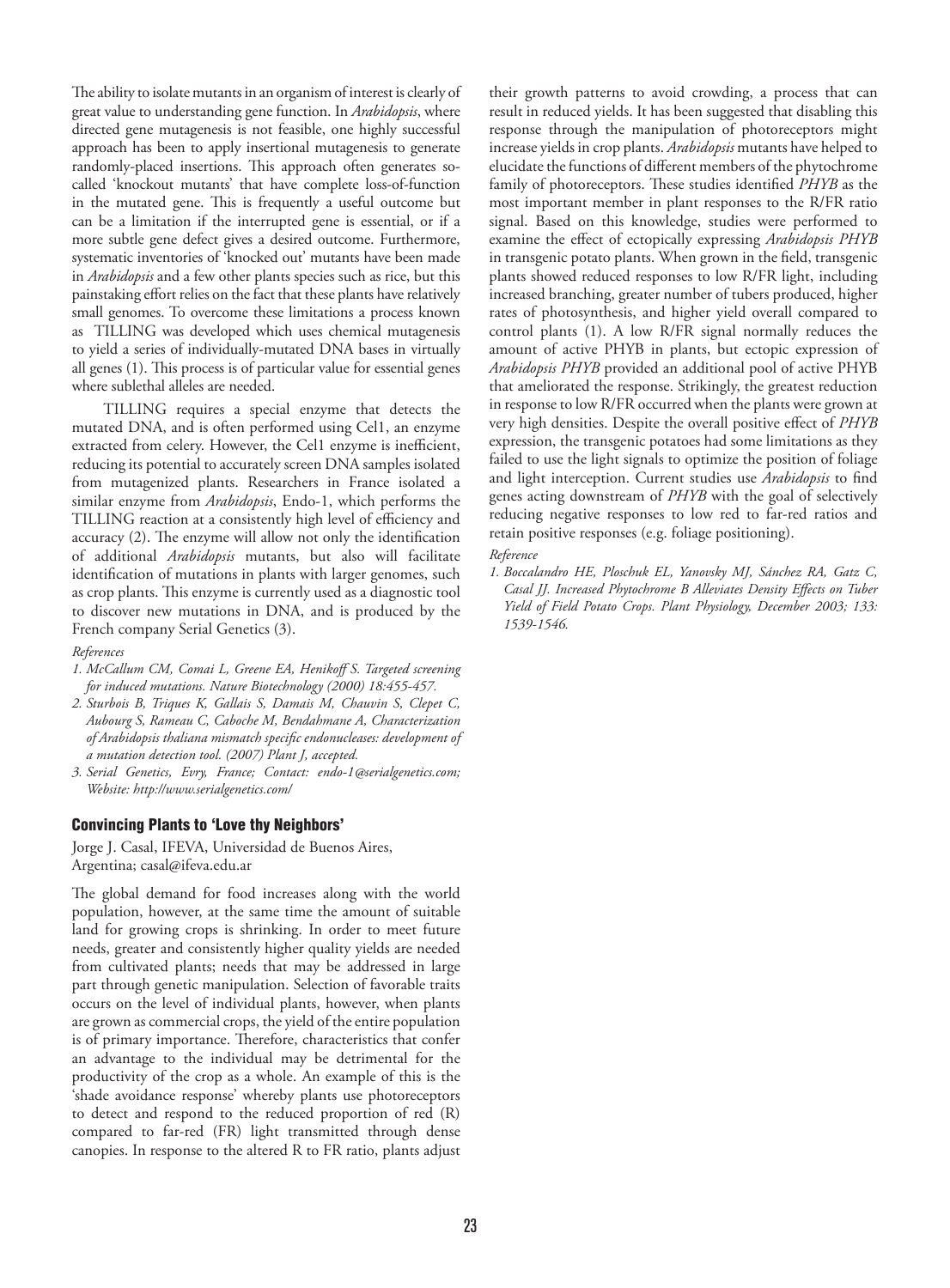The ability to isolate mutants in an organism of interest is clearly of great value to understanding gene function. In *Arabidopsis*, where directed gene mutagenesis is not feasible, one highly successful approach has been to apply insertional mutagenesis to generate randomly-placed insertions. This approach often generates so-called 'knockout mutants' that have complete loss-of-function in the mutated gene. This is frequently a useful outcome but can be a limitation if the interrupted gene is essential, or if a more subtle gene defect gives a desired outcome. Furthermore, systematic inventories of 'knocked out' mutants have been made in *Arabidopsis* and a few other plants species such as rice, but this painstaking effort relies on the fact that these plants have relatively small genomes. To overcome these limitations a process known as TILLING was developed which uses chemical mutagenesis to yield a series of individually-mutated DNA bases in virtually all genes (1). This process is of particular value for essential genes where sublethal alleles are needed.

TILLING requires a special enzyme that detects the mutated DNA, and is often performed using Cel1, an enzyme extracted from celery. However, the Cel1 enzyme is inefficient, reducing its potential to accurately screen DNA samples isolated from mutagenized plants. Researchers in France isolated a similar enzyme from *Arabidopsis*, Endo-1, which performs the TILLING reaction at a consistently high level of efficiency and accuracy (2). The enzyme will allow not only the identification of additional *Arabidopsis* mutants, but also will facilitate identification of mutations in plants with larger genomes, such as crop plants. This enzyme is currently used as a diagnostic tool to discover new mutations in DNA, and is produced by the French company Serial Genetics (3).

*References*

1. *McCallum CM, Comai L, Greene EA, Henikoff S. Targeted screening for induced mutations. Nature Biotechnology (2000) 18:455-457.*
2. *Sturbois B, Triques K, Gallais S, Damais M, Chauvin S, Clepet C, Aubourg S, Rameau C, Caboche M, Bendahmane A, Characterization of Arabidopsis thaliana mismatch specific endonucleases: development of a mutation detection tool. (2007) Plant J, accepted.*
3. *Serial Genetics, Evry, France; Contact: endo-1@serialgenetics.com; Website: http://www.serialgenetics.com/*

## Convincing Plants to 'Love thy Neighbors'

Jorge J. Casal, IFEVA, Universidad de Buenos Aires, Argentina; casal@ifeva.edu.ar

The global demand for food increases along with the world population, however, at the same time the amount of suitable land for growing crops is shrinking. In order to meet future needs, greater and consistently higher quality yields are needed from cultivated plants; needs that may be addressed in large part through genetic manipulation. Selection of favorable traits occurs on the level of individual plants, however, when plants are grown as commercial crops, the yield of the entire population is of primary importance. Therefore, characteristics that confer an advantage to the individual may be detrimental for the productivity of the crop as a whole. An example of this is the 'shade avoidance response' whereby plants use photoreceptors to detect and respond to the reduced proportion of red (R) compared to far-red (FR) light transmitted through dense canopies. In response to the altered R to FR ratio, plants adjust their growth patterns to avoid crowding, a process that can result in reduced yields. It has been suggested that disabling this response through the manipulation of photoreceptors might increase yields in crop plants. *Arabidopsis* mutants have helped to elucidate the functions of different members of the phytochrome family of photoreceptors. These studies identified *PHYB* as the most important member in plant responses to the R/FR ratio signal. Based on this knowledge, studies were performed to examine the effect of ectopically expressing *Arabidopsis PHYB* in transgenic potato plants. When grown in the field, transgenic plants showed reduced responses to low R/FR light, including increased branching, greater number of tubers produced, higher rates of photosynthesis, and higher yield overall compared to control plants (1). A low R/FR signal normally reduces the amount of active PHYB in plants, but ectopic expression of *Arabidopsis PHYB* provided an additional pool of active PHYB that ameliorated the response. Strikingly, the greatest reduction in response to low R/FR occurred when the plants were grown at very high densities. Despite the overall positive effect of *PHYB* expression, the transgenic potatoes had some limitations as they failed to use the light signals to optimize the position of foliage and light interception. Current studies use *Arabidopsis* to find genes acting downstream of *PHYB* with the goal of selectively reducing negative responses to low red to far-red ratios and retain positive responses (e.g. foliage positioning).

*Reference*

1. *Boccalandro HE, Ploschuk EL, Yanovsky MJ, Sánchez RA, Gatz C, Casal JJ. Increased Phytochrome B Alleviates Density Effects on Tuber Yield of Field Potato Crops. Plant Physiology, December 2003; 133: 1539-1546.*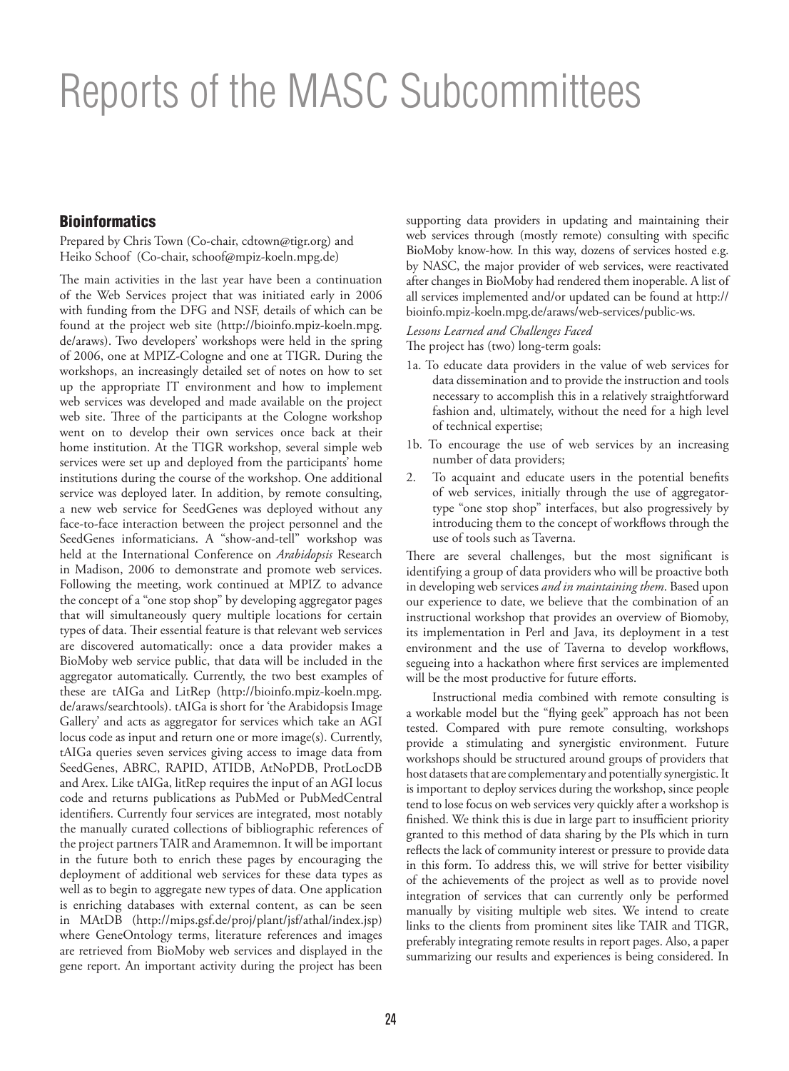# Reports of the MASC Subcommittees

## Bioinformatics

Prepared by Chris Town (Co-chair, cdtown@tigr.org) and Heiko Schoof (Co-chair, schoof@mpiz-koeln.mpg.de)

The main activities in the last year have been a continuation of the Web Services project that was initiated early in 2006 with funding from the DFG and NSF, details of which can be found at the project web site (http://bioinfo.mpiz-koeln.mpg.de/araws). Two developers' workshops were held in the spring of 2006, one at MPIZ-Cologne and one at TIGR. During the workshops, an increasingly detailed set of notes on how to set up the appropriate IT environment and how to implement web services was developed and made available on the project web site. Three of the participants at the Cologne workshop went on to develop their own services once back at their home institution. At the TIGR workshop, several simple web services were set up and deployed from the participants' home institutions during the course of the workshop. One additional service was deployed later. In addition, by remote consulting, a new web service for SeedGenes was deployed without any face-to-face interaction between the project personnel and the SeedGenes informaticians. A "show-and-tell" workshop was held at the International Conference on *Arabidopsis* Research in Madison, 2006 to demonstrate and promote web services. Following the meeting, work continued at MPIZ to advance the concept of a "one stop shop" by developing aggregator pages that will simultaneously query multiple locations for certain types of data. Their essential feature is that relevant web services are discovered automatically: once a data provider makes a BioMoby web service public, that data will be included in the aggregator automatically. Currently, the two best examples of these are tAIGa and LitRep (http://bioinfo.mpiz-koeln.mpg.de/araws/searchtools). tAIGa is short for 'the Arabidopsis Image Gallery' and acts as aggregator for services which take an AGI locus code as input and return one or more image(s). Currently, tAIGa queries seven services giving access to image data from SeedGenes, ABRC, RAPID, ATIDB, AtNoPDB, ProtLocDB and Arex. Like tAIGa, litRep requires the input of an AGI locus code and returns publications as PubMed or PubMedCentral identifiers. Currently four services are integrated, most notably the manually curated collections of bibliographic references of the project partners TAIR and Aramemnon. It will be important in the future both to enrich these pages by encouraging the deployment of additional web services for these data types as well as to begin to aggregate new types of data. One application is enriching databases with external content, as can be seen in MAtDB (http://mips.gsf.de/proj/plant/jsf/athal/index.jsp) where GeneOntology terms, literature references and images are retrieved from BioMoby web services and displayed in the gene report. An important activity during the project has been supporting data providers in updating and maintaining their web services through (mostly remote) consulting with specific BioMoby know-how. In this way, dozens of services hosted e.g. by NASC, the major provider of web services, were reactivated after changes in BioMoby had rendered them inoperable. A list of all services implemented and/or updated can be found at http://bioinfo.mpiz-koeln.mpg.de/araws/web-services/public-ws.

*Lessons Learned and Challenges Faced*

The project has (two) long-term goals:

1a. To educate data providers in the value of web services for data dissemination and to provide the instruction and tools necessary to accomplish this in a relatively straightforward fashion and, ultimately, without the need for a high level of technical expertise;

1b. To encourage the use of web services by an increasing number of data providers;

2. To acquaint and educate users in the potential benefits of web services, initially through the use of aggregator-type "one stop shop" interfaces, but also progressively by introducing them to the concept of workflows through the use of tools such as Taverna.

There are several challenges, but the most significant is identifying a group of data providers who will be proactive both in developing web services *and in maintaining them*. Based upon our experience to date, we believe that the combination of an instructional workshop that provides an overview of Biomoby, its implementation in Perl and Java, its deployment in a test environment and the use of Taverna to develop workflows, segueing into a hackathon where first services are implemented will be the most productive for future efforts.

Instructional media combined with remote consulting is a workable model but the "flying geek" approach has not been tested. Compared with pure remote consulting, workshops provide a stimulating and synergistic environment. Future workshops should be structured around groups of providers that host datasets that are complementary and potentially synergistic. It is important to deploy services during the workshop, since people tend to lose focus on web services very quickly after a workshop is finished. We think this is due in large part to insufficient priority granted to this method of data sharing by the PIs which in turn reflects the lack of community interest or pressure to provide data in this form. To address this, we will strive for better visibility of the achievements of the project as well as to provide novel integration of services that can currently only be performed manually by visiting multiple web sites. We intend to create links to the clients from prominent sites like TAIR and TIGR, preferably integrating remote results in report pages. Also, a paper summarizing our results and experiences is being considered. In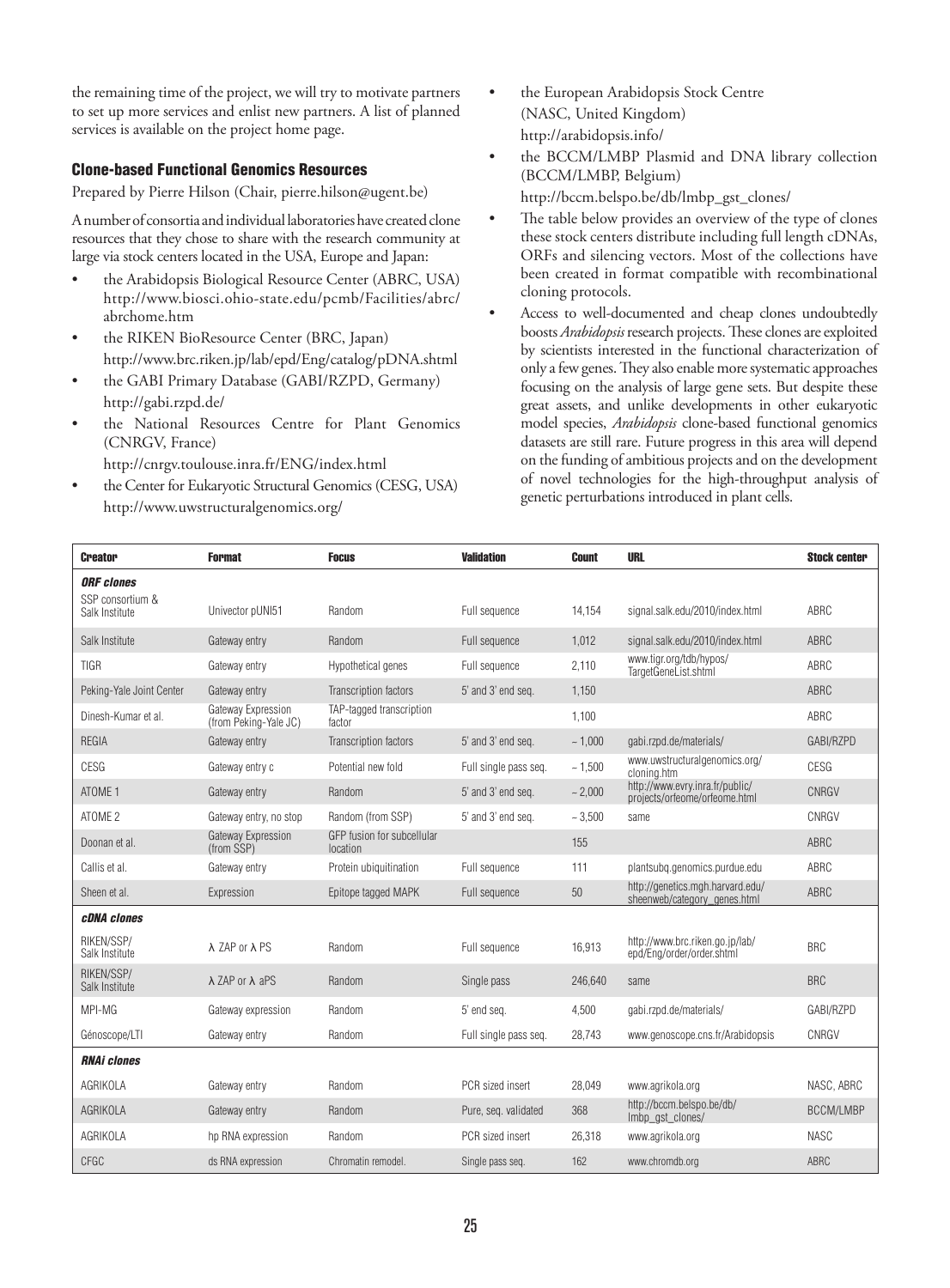the remaining time of the project, we will try to motivate partners to set up more services and enlist new partners. A list of planned services is available on the project home page.

### Clone-based Functional Genomics Resources

Prepared by Pierre Hilson (Chair, pierre.hilson@ugent.be)

A number of consortia and individual laboratories have created clone resources that they chose to share with the research community at large via stock centers located in the USA, Europe and Japan:

- the Arabidopsis Biological Resource Center (ABRC, USA) http://www.biosci.ohio-state.edu/pcmb/Facilities/abrc/abrchome.htm
- the RIKEN BioResource Center (BRC, Japan) http://www.brc.riken.jp/lab/epd/Eng/catalog/pDNA.shtml
- the GABI Primary Database (GABI/RZPD, Germany) http://gabi.rzpd.de/
- the National Resources Centre for Plant Genomics (CNRGV, France) http://cnrgv.toulouse.inra.fr/ENG/index.html
- the Center for Eukaryotic Structural Genomics (CESG, USA) http://www.uwstructuralgenomics.org/
- the European Arabidopsis Stock Centre (NASC, United Kingdom) http://arabidopsis.info/
- the BCCM/LMBP Plasmid and DNA library collection (BCCM/LMBP, Belgium) http://bccm.belspo.be/db/lmbp_gst_clones/
- The table below provides an overview of the type of clones these stock centers distribute including full length cDNAs, ORFs and silencing vectors. Most of the collections have been created in format compatible with recombinational cloning protocols.
- Access to well-documented and cheap clones undoubtedly boosts *Arabidopsis* research projects. These clones are exploited by scientists interested in the functional characterization of only a few genes. They also enable more systematic approaches focusing on the analysis of large gene sets. But despite these great assets, and unlike developments in other eukaryotic model species, *Arabidopsis* clone-based functional genomics datasets are still rare. Future progress in this area will depend on the funding of ambitious projects and on the development of novel technologies for the high-throughput analysis of genetic perturbations introduced in plant cells.

| Creator | Format | Focus | Validation | Count | URL | Stock center |
|---|---|---|---|---|---|---|
| ***ORF clones*** | | | | | | |
| SSP consortium & Salk Institute | Univector pUNI51 | Random | Full sequence | 14,154 | signal.salk.edu/2010/index.html | ABRC |
| Salk Institute | Gateway entry | Random | Full sequence | 1,012 | signal.salk.edu/2010/index.html | ABRC |
| TIGR | Gateway entry | Hypothetical genes | Full sequence | 2,110 | www.tigr.org/tdb/hypos/TargetGeneList.shtml | ABRC |
| Peking-Yale Joint Center | Gateway entry | Transcription factors | 5' and 3' end seq. | 1,150 | | ABRC |
| Dinesh-Kumar et al. | Gateway Expression (from Peking-Yale JC) | TAP-tagged transcription factor | | 1,100 | | ABRC |
| REGIA | Gateway entry | Transcription factors | 5' and 3' end seq. | ~ 1,000 | gabi.rzpd.de/materials/ | GABI/RZPD |
| CESG | Gateway entry c | Potential new fold | Full single pass seq. | ~ 1,500 | www.uwstructuralgenomics.org/cloning.htm | CESG |
| ATOME 1 | Gateway entry | Random | 5' and 3' end seq. | ~ 2,000 | http://www.evry.inra.fr/public/projects/orfeome/orfeome.html | CNRGV |
| ATOME 2 | Gateway entry, no stop | Random (from SSP) | 5' and 3' end seq. | ~ 3,500 | same | CNRGV |
| Doonan et al. | Gateway Expression (from SSP) | GFP fusion for subcellular location | | 155 | | ABRC |
| Callis et al. | Gateway entry | Protein ubiquitination | Full sequence | 111 | plantsubq.genomics.purdue.edu | ABRC |
| Sheen et al. | Expression | Epitope tagged MAPK | Full sequence | 50 | http://genetics.mgh.harvard.edu/sheenweb/category_genes.html | ABRC |
| ***cDNA clones*** | | | | | | |
| RIKEN/SSP/Salk Institute | λ ZAP or λ PS | Random | Full sequence | 16,913 | http://www.brc.riken.go.jp/lab/epd/Eng/order/order.shtml | BRC |
| RIKEN/SSP/Salk Institute | λ ZAP or λ aPS | Random | Single pass | 246,640 | same | BRC |
| MPI-MG | Gateway expression | Random | 5' end seq. | 4,500 | gabi.rzpd.de/materials/ | GABI/RZPD |
| Génoscope/LTI | Gateway entry | Random | Full single pass seq. | 28,743 | www.genoscope.cns.fr/Arabidopsis | CNRGV |
| ***RNAi clones*** | | | | | | |
| AGRIKOLA | Gateway entry | Random | PCR sized insert | 28,049 | www.agrikola.org | NASC, ABRC |
| AGRIKOLA | Gateway entry | Random | Pure, seq. validated | 368 | http://bccm.belspo.be/db/lmbp_gst_clones/ | BCCM/LMBP |
| AGRIKOLA | hp RNA expression | Random | PCR sized insert | 26,318 | www.agrikola.org | NASC |
| CFGC | ds RNA expression | Chromatin remodel. | Single pass seq. | 162 | www.chromdb.org | ABRC |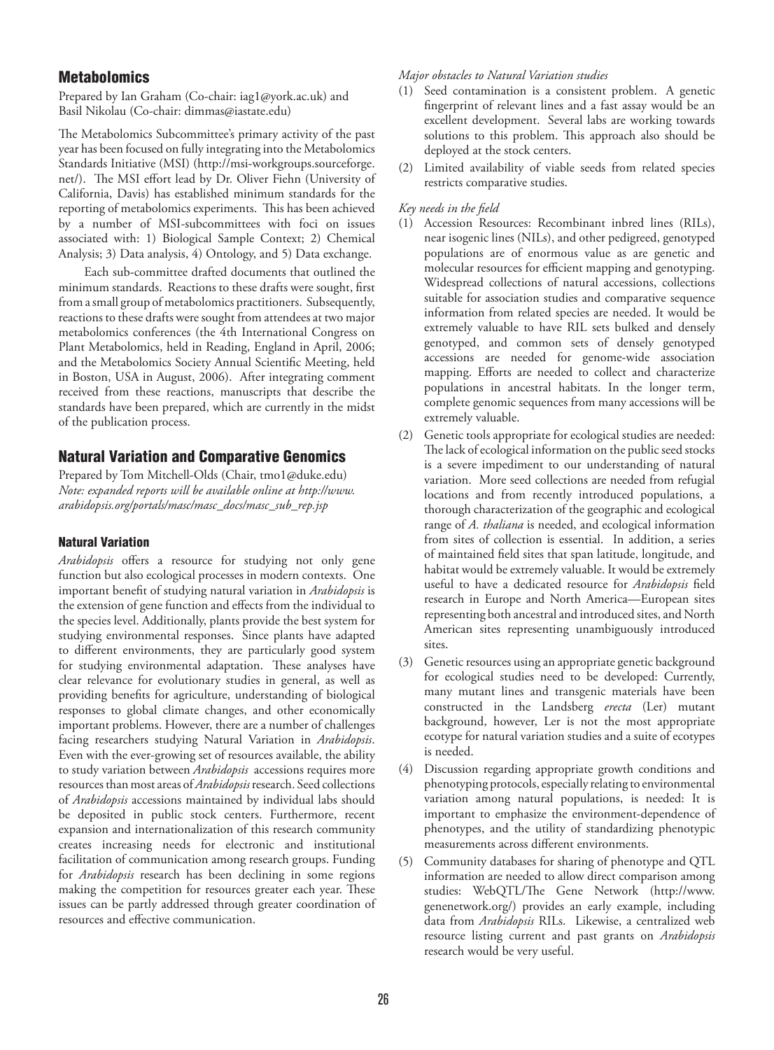## Metabolomics

Prepared by Ian Graham (Co-chair: iag1@york.ac.uk) and Basil Nikolau (Co-chair: dimmas@iastate.edu)

The Metabolomics Subcommittee's primary activity of the past year has been focused on fully integrating into the Metabolomics Standards Initiative (MSI) (http://msi-workgroups.sourceforge.net/). The MSI effort lead by Dr. Oliver Fiehn (University of California, Davis) has established minimum standards for the reporting of metabolomics experiments. This has been achieved by a number of MSI-subcommittees with foci on issues associated with: 1) Biological Sample Context; 2) Chemical Analysis; 3) Data analysis, 4) Ontology, and 5) Data exchange.

Each sub-committee drafted documents that outlined the minimum standards. Reactions to these drafts were sought, first from a small group of metabolomics practitioners. Subsequently, reactions to these drafts were sought from attendees at two major metabolomics conferences (the 4th International Congress on Plant Metabolomics, held in Reading, England in April, 2006; and the Metabolomics Society Annual Scientific Meeting, held in Boston, USA in August, 2006). After integrating comment received from these reactions, manuscripts that describe the standards have been prepared, which are currently in the midst of the publication process.

## Natural Variation and Comparative Genomics

Prepared by Tom Mitchell-Olds (Chair, tmo1@duke.edu)
*Note: expanded reports will be available online at http://www.arabidopsis.org/portals/masc/masc_docs/masc_sub_rep.jsp*

### Natural Variation

*Arabidopsis* offers a resource for studying not only gene function but also ecological processes in modern contexts. One important benefit of studying natural variation in *Arabidopsis* is the extension of gene function and effects from the individual to the species level. Additionally, plants provide the best system for studying environmental responses. Since plants have adapted to different environments, they are particularly good system for studying environmental adaptation. These analyses have clear relevance for evolutionary studies in general, as well as providing benefits for agriculture, understanding of biological responses to global climate changes, and other economically important problems. However, there are a number of challenges facing researchers studying Natural Variation in *Arabidopsis*. Even with the ever-growing set of resources available, the ability to study variation between *Arabidopsis* accessions requires more resources than most areas of *Arabidopsis* research. Seed collections of *Arabidopsis* accessions maintained by individual labs should be deposited in public stock centers. Furthermore, recent expansion and internationalization of this research community creates increasing needs for electronic and institutional facilitation of communication among research groups. Funding for *Arabidopsis* research has been declining in some regions making the competition for resources greater each year. These issues can be partly addressed through greater coordination of resources and effective communication.

*Major obstacles to Natural Variation studies*

(1) Seed contamination is a consistent problem. A genetic fingerprint of relevant lines and a fast assay would be an excellent development. Several labs are working towards solutions to this problem. This approach also should be deployed at the stock centers.

(2) Limited availability of viable seeds from related species restricts comparative studies.

*Key needs in the field*

(1) Accession Resources: Recombinant inbred lines (RILs), near isogenic lines (NILs), and other pedigreed, genotyped populations are of enormous value as are genetic and molecular resources for efficient mapping and genotyping. Widespread collections of natural accessions, collections suitable for association studies and comparative sequence information from related species are needed. It would be extremely valuable to have RIL sets bulked and densely genotyped, and common sets of densely genotyped accessions are needed for genome-wide association mapping. Efforts are needed to collect and characterize populations in ancestral habitats. In the longer term, complete genomic sequences from many accessions will be extremely valuable.

(2) Genetic tools appropriate for ecological studies are needed: The lack of ecological information on the public seed stocks is a severe impediment to our understanding of natural variation. More seed collections are needed from refugial locations and from recently introduced populations, a thorough characterization of the geographic and ecological range of *A. thaliana* is needed, and ecological information from sites of collection is essential. In addition, a series of maintained field sites that span latitude, longitude, and habitat would be extremely valuable. It would be extremely useful to have a dedicated resource for *Arabidopsis* field research in Europe and North America—European sites representing both ancestral and introduced sites, and North American sites representing unambiguously introduced sites.

(3) Genetic resources using an appropriate genetic background for ecological studies need to be developed: Currently, many mutant lines and transgenic materials have been constructed in the Landsberg *erecta* (Ler) mutant background, however, Ler is not the most appropriate ecotype for natural variation studies and a suite of ecotypes is needed.

(4) Discussion regarding appropriate growth conditions and phenotyping protocols, especially relating to environmental variation among natural populations, is needed: It is important to emphasize the environment-dependence of phenotypes, and the utility of standardizing phenotypic measurements across different environments.

(5) Community databases for sharing of phenotype and QTL information are needed to allow direct comparison among studies: WebQTL/The Gene Network (http://www.genenetwork.org/) provides an early example, including data from *Arabidopsis* RILs. Likewise, a centralized web resource listing current and past grants on *Arabidopsis* research would be very useful.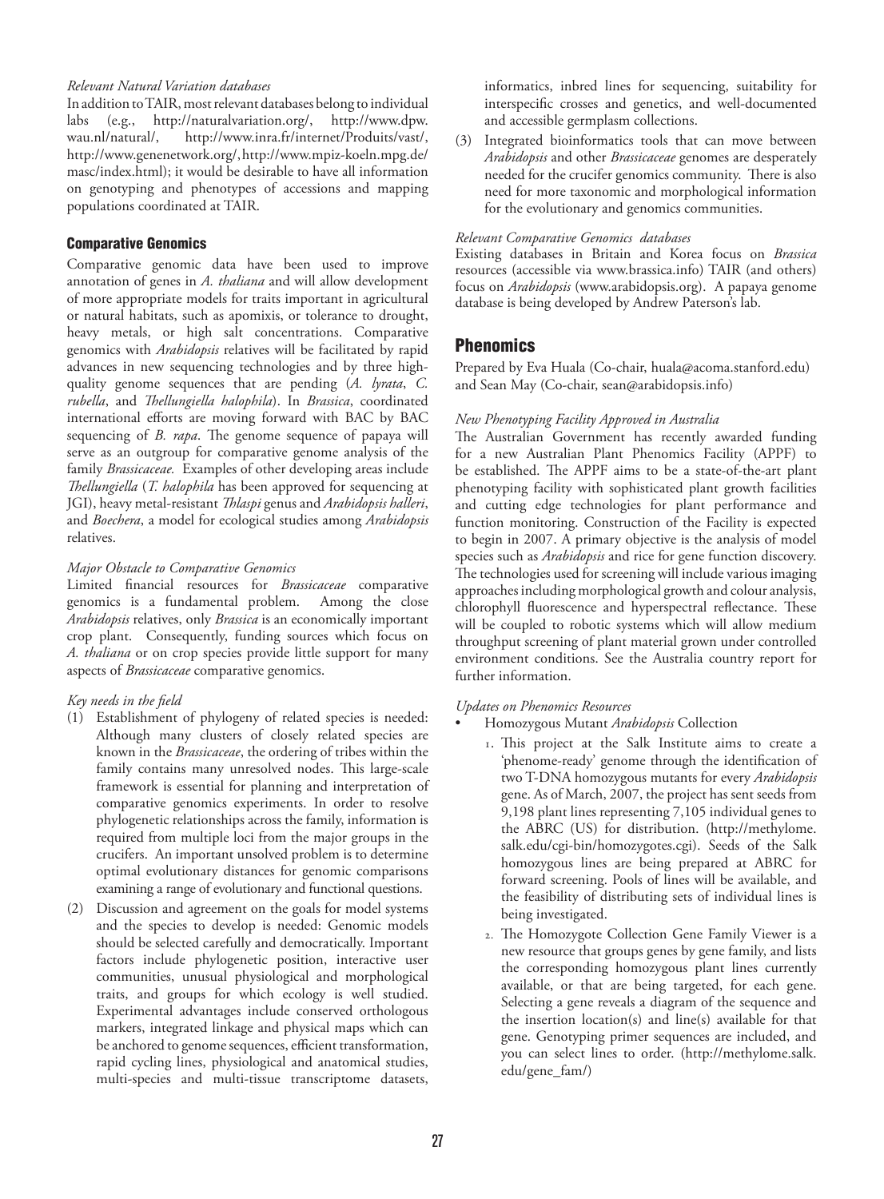*Relevant Natural Variation databases*

In addition to TAIR, most relevant databases belong to individual labs (e.g., http://naturalvariation.org/, http://www.dpw.wau.nl/natural/, http://www.inra.fr/internet/Produits/vast/, http://www.genenetwork.org/, http://www.mpiz-koeln.mpg.de/masc/index.html); it would be desirable to have all information on genotyping and phenotypes of accessions and mapping populations coordinated at TAIR.

### Comparative Genomics

Comparative genomic data have been used to improve annotation of genes in *A. thaliana* and will allow development of more appropriate models for traits important in agricultural or natural habitats, such as apomixis, or tolerance to drought, heavy metals, or high salt concentrations. Comparative genomics with *Arabidopsis* relatives will be facilitated by rapid advances in new sequencing technologies and by three high-quality genome sequences that are pending (*A. lyrata*, *C. rubella*, and *Thellungiella halophila*). In *Brassica*, coordinated international efforts are moving forward with BAC by BAC sequencing of *B. rapa*. The genome sequence of papaya will serve as an outgroup for comparative genome analysis of the family *Brassicaceae.* Examples of other developing areas include *Thellungiella* (*T. halophila* has been approved for sequencing at JGI), heavy metal-resistant *Thlaspi* genus and *Arabidopsis halleri*, and *Boechera*, a model for ecological studies among *Arabidopsis* relatives.

*Major Obstacle to Comparative Genomics*

Limited financial resources for *Brassicaceae* comparative genomics is a fundamental problem. Among the close *Arabidopsis* relatives, only *Brassica* is an economically important crop plant. Consequently, funding sources which focus on *A. thaliana* or on crop species provide little support for many aspects of *Brassicaceae* comparative genomics.

*Key needs in the field*

(1) Establishment of phylogeny of related species is needed: Although many clusters of closely related species are known in the *Brassicaceae*, the ordering of tribes within the family contains many unresolved nodes. This large-scale framework is essential for planning and interpretation of comparative genomics experiments. In order to resolve phylogenetic relationships across the family, information is required from multiple loci from the major groups in the crucifers. An important unsolved problem is to determine optimal evolutionary distances for genomic comparisons examining a range of evolutionary and functional questions.

(2) Discussion and agreement on the goals for model systems and the species to develop is needed: Genomic models should be selected carefully and democratically. Important factors include phylogenetic position, interactive user communities, unusual physiological and morphological traits, and groups for which ecology is well studied. Experimental advantages include conserved orthologous markers, integrated linkage and physical maps which can be anchored to genome sequences, efficient transformation, rapid cycling lines, physiological and anatomical studies, multi-species and multi-tissue transcriptome datasets, informatics, inbred lines for sequencing, suitability for interspecific crosses and genetics, and well-documented and accessible germplasm collections.

(3) Integrated bioinformatics tools that can move between *Arabidopsis* and other *Brassicaceae* genomes are desperately needed for the crucifer genomics community. There is also need for more taxonomic and morphological information for the evolutionary and genomics communities.

*Relevant Comparative Genomics databases*

Existing databases in Britain and Korea focus on *Brassica* resources (accessible via www.brassica.info) TAIR (and others) focus on *Arabidopsis* (www.arabidopsis.org). A papaya genome database is being developed by Andrew Paterson's lab.

## Phenomics

Prepared by Eva Huala (Co-chair, huala@acoma.stanford.edu) and Sean May (Co-chair, sean@arabidopsis.info)

*New Phenotyping Facility Approved in Australia*

The Australian Government has recently awarded funding for a new Australian Plant Phenomics Facility (APPF) to be established. The APPF aims to be a state-of-the-art plant phenotyping facility with sophisticated plant growth facilities and cutting edge technologies for plant performance and function monitoring. Construction of the Facility is expected to begin in 2007. A primary objective is the analysis of model species such as *Arabidopsis* and rice for gene function discovery. The technologies used for screening will include various imaging approaches including morphological growth and colour analysis, chlorophyll fluorescence and hyperspectral reflectance. These will be coupled to robotic systems which will allow medium throughput screening of plant material grown under controlled environment conditions. See the Australia country report for further information.

*Updates on Phenomics Resources*

- Homozygous Mutant *Arabidopsis* Collection
    1. This project at the Salk Institute aims to create a 'phenome-ready' genome through the identification of two T-DNA homozygous mutants for every *Arabidopsis* gene. As of March, 2007, the project has sent seeds from 9,198 plant lines representing 7,105 individual genes to the ABRC (US) for distribution. (http://methylome.salk.edu/cgi-bin/homozygotes.cgi). Seeds of the Salk homozygous lines are being prepared at ABRC for forward screening. Pools of lines will be available, and the feasibility of distributing sets of individual lines is being investigated.
    2. The Homozygote Collection Gene Family Viewer is a new resource that groups genes by gene family, and lists the corresponding homozygous plant lines currently available, or that are being targeted, for each gene. Selecting a gene reveals a diagram of the sequence and the insertion location(s) and line(s) available for that gene. Genotyping primer sequences are included, and you can select lines to order. (http://methylome.salk.edu/gene_fam/)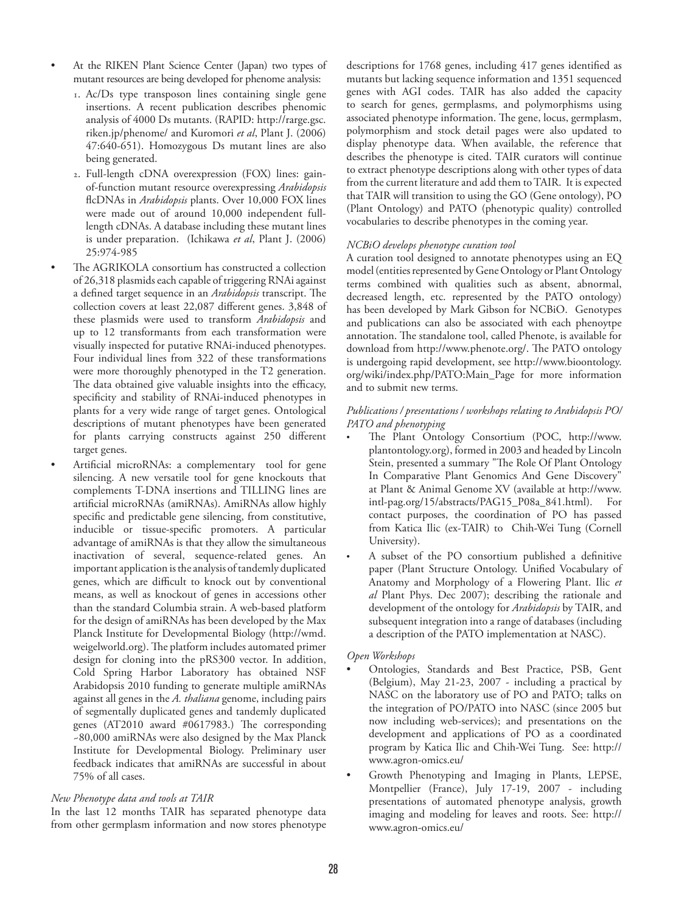- At the RIKEN Plant Science Center (Japan) two types of mutant resources are being developed for phenome analysis:
  1. Ac/Ds type transposon lines containing single gene insertions. A recent publication describes phenomic analysis of 4000 Ds mutants. (RAPID: http://rarge.gsc.riken.jp/phenome/ and Kuromori *et al*, Plant J. (2006) 47:640-651). Homozygous Ds mutant lines are also being generated.
  2. Full-length cDNA overexpression (FOX) lines: gain-of-function mutant resource overexpressing *Arabidopsis* flcDNAs in *Arabidopsis* plants. Over 10,000 FOX lines were made out of around 10,000 independent full-length cDNAs. A database including these mutant lines is under preparation. (Ichikawa *et al*, Plant J. (2006) 25:974-985
- The AGRIKOLA consortium has constructed a collection of 26,318 plasmids each capable of triggering RNAi against a defined target sequence in an *Arabidopsis* transcript. The collection covers at least 22,087 different genes. 3,848 of these plasmids were used to transform *Arabidopsis* and up to 12 transformants from each transformation were visually inspected for putative RNAi-induced phenotypes. Four individual lines from 322 of these transformations were more thoroughly phenotyped in the T2 generation. The data obtained give valuable insights into the efficacy, specificity and stability of RNAi-induced phenotypes in plants for a very wide range of target genes. Ontological descriptions of mutant phenotypes have been generated for plants carrying constructs against 250 different target genes.
- Artificial microRNAs: a complementary tool for gene silencing. A new versatile tool for gene knockouts that complements T-DNA insertions and TILLING lines are artificial microRNAs (amiRNAs). AmiRNAs allow highly specific and predictable gene silencing, from constitutive, inducible or tissue-specific promoters. A particular advantage of amiRNAs is that they allow the simultaneous inactivation of several, sequence-related genes. An important application is the analysis of tandemly duplicated genes, which are difficult to knock out by conventional means, as well as knockout of genes in accessions other than the standard Columbia strain. A web-based platform for the design of amiRNAs has been developed by the Max Planck Institute for Developmental Biology (http://wmd.weigelworld.org). The platform includes automated primer design for cloning into the pRS300 vector. In addition, Cold Spring Harbor Laboratory has obtained NSF Arabidopsis 2010 funding to generate multiple amiRNAs against all genes in the *A. thaliana* genome, including pairs of segmentally duplicated genes and tandemly duplicated genes (AT2010 award #0617983.) The corresponding ~80,000 amiRNAs were also designed by the Max Planck Institute for Developmental Biology. Preliminary user feedback indicates that amiRNAs are successful in about 75% of all cases.

*New Phenotype data and tools at TAIR*

In the last 12 months TAIR has separated phenotype data from other germplasm information and now stores phenotype descriptions for 1768 genes, including 417 genes identified as mutants but lacking sequence information and 1351 sequenced genes with AGI codes. TAIR has also added the capacity to search for genes, germplasms, and polymorphisms using associated phenotype information. The gene, locus, germplasm, polymorphism and stock detail pages were also updated to display phenotype data. When available, the reference that describes the phenotype is cited. TAIR curators will continue to extract phenotype descriptions along with other types of data from the current literature and add them to TAIR. It is expected that TAIR will transition to using the GO (Gene ontology), PO (Plant Ontology) and PATO (phenotypic quality) controlled vocabularies to describe phenotypes in the coming year.

*NCBiO develops phenotype curation tool*

A curation tool designed to annotate phenotypes using an EQ model (entities represented by Gene Ontology or Plant Ontology terms combined with qualities such as absent, abnormal, decreased length, etc. represented by the PATO ontology) has been developed by Mark Gibson for NCBiO. Genotypes and publications can also be associated with each phenoytpe annotation. The standalone tool, called Phenote, is available for download from http://www.phenote.org/. The PATO ontology is undergoing rapid development, see http://www.bioontology.org/wiki/index.php/PATO:Main_Page for more information and to submit new terms.

*Publications / presentations / workshops relating to Arabidopsis PO/PATO and phenotyping*

- The Plant Ontology Consortium (POC, http://www.plantontology.org), formed in 2003 and headed by Lincoln Stein, presented a summary "The Role Of Plant Ontology In Comparative Plant Genomics And Gene Discovery" at Plant & Animal Genome XV (available at http://www.intl-pag.org/15/abstracts/PAG15_P08a_841.html). For contact purposes, the coordination of PO has passed from Katica Ilic (ex-TAIR) to Chih-Wei Tung (Cornell University).
- A subset of the PO consortium published a definitive paper (Plant Structure Ontology. Unified Vocabulary of Anatomy and Morphology of a Flowering Plant. Ilic *et al* Plant Phys. Dec 2007); describing the rationale and development of the ontology for *Arabidopsis* by TAIR, and subsequent integration into a range of databases (including a description of the PATO implementation at NASC).

*Open Workshops*

- Ontologies, Standards and Best Practice, PSB, Gent (Belgium), May 21-23, 2007 - including a practical by NASC on the laboratory use of PO and PATO; talks on the integration of PO/PATO into NASC (since 2005 but now including web-services); and presentations on the development and applications of PO as a coordinated program by Katica Ilic and Chih-Wei Tung. See: http://www.agron-omics.eu/
- Growth Phenotyping and Imaging in Plants, LEPSE, Montpellier (France), July 17-19, 2007 - including presentations of automated phenotype analysis, growth imaging and modeling for leaves and roots. See: http://www.agron-omics.eu/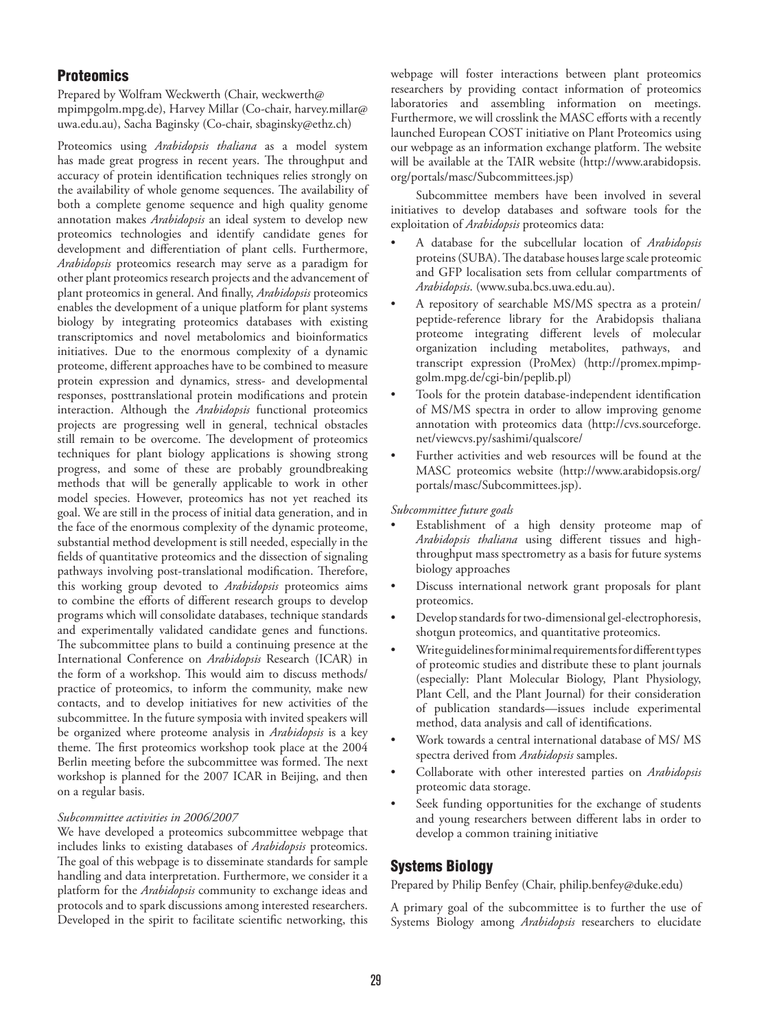## Proteomics

Prepared by Wolfram Weckwerth (Chair, weckwerth@mpimpgolm.mpg.de), Harvey Millar (Co-chair, harvey.millar@uwa.edu.au), Sacha Baginsky (Co-chair, sbaginsky@ethz.ch)

Proteomics using *Arabidopsis thaliana* as a model system has made great progress in recent years. The throughput and accuracy of protein identification techniques relies strongly on the availability of whole genome sequences. The availability of both a complete genome sequence and high quality genome annotation makes *Arabidopsis* an ideal system to develop new proteomics technologies and identify candidate genes for development and differentiation of plant cells. Furthermore, *Arabidopsis* proteomics research may serve as a paradigm for other plant proteomics research projects and the advancement of plant proteomics in general. And finally, *Arabidopsis* proteomics enables the development of a unique platform for plant systems biology by integrating proteomics databases with existing transcriptomics and novel metabolomics and bioinformatics initiatives. Due to the enormous complexity of a dynamic proteome, different approaches have to be combined to measure protein expression and dynamics, stress- and developmental responses, posttranslational protein modifications and protein interaction. Although the *Arabidopsis* functional proteomics projects are progressing well in general, technical obstacles still remain to be overcome. The development of proteomics techniques for plant biology applications is showing strong progress, and some of these are probably groundbreaking methods that will be generally applicable to work in other model species. However, proteomics has not yet reached its goal. We are still in the process of initial data generation, and in the face of the enormous complexity of the dynamic proteome, substantial method development is still needed, especially in the fields of quantitative proteomics and the dissection of signaling pathways involving post-translational modification. Therefore, this working group devoted to *Arabidopsis* proteomics aims to combine the efforts of different research groups to develop programs which will consolidate databases, technique standards and experimentally validated candidate genes and functions. The subcommittee plans to build a continuing presence at the International Conference on *Arabidopsis* Research (ICAR) in the form of a workshop. This would aim to discuss methods/practice of proteomics, to inform the community, make new contacts, and to develop initiatives for new activities of the subcommittee. In the future symposia with invited speakers will be organized where proteome analysis in *Arabidopsis* is a key theme. The first proteomics workshop took place at the 2004 Berlin meeting before the subcommittee was formed. The next workshop is planned for the 2007 ICAR in Beijing, and then on a regular basis.

*Subcommittee activities in 2006/2007*

We have developed a proteomics subcommittee webpage that includes links to existing databases of *Arabidopsis* proteomics. The goal of this webpage is to disseminate standards for sample handling and data interpretation. Furthermore, we consider it a platform for the *Arabidopsis* community to exchange ideas and protocols and to spark discussions among interested researchers. Developed in the spirit to facilitate scientific networking, this webpage will foster interactions between plant proteomics researchers by providing contact information of proteomics laboratories and assembling information on meetings. Furthermore, we will crosslink the MASC efforts with a recently launched European COST initiative on Plant Proteomics using our webpage as an information exchange platform. The website will be available at the TAIR website (http://www.arabidopsis.org/portals/masc/Subcommittees.jsp)

Subcommittee members have been involved in several initiatives to develop databases and software tools for the exploitation of *Arabidopsis* proteomics data:

- A database for the subcellular location of *Arabidopsis* proteins (SUBA). The database houses large scale proteomic and GFP localisation sets from cellular compartments of *Arabidopsis*. (www.suba.bcs.uwa.edu.au).
- A repository of searchable MS/MS spectra as a protein/peptide-reference library for the Arabidopsis thaliana proteome integrating different levels of molecular organization including metabolites, pathways, and transcript expression (ProMex) (http://promex.mpimp-golm.mpg.de/cgi-bin/peplib.pl)
- Tools for the protein database-independent identification of MS/MS spectra in order to allow improving genome annotation with proteomics data (http://cvs.sourceforge.net/viewcvs.py/sashimi/qualscore/
- Further activities and web resources will be found at the MASC proteomics website (http://www.arabidopsis.org/portals/masc/Subcommittees.jsp).

*Subcommittee future goals*

- Establishment of a high density proteome map of *Arabidopsis thaliana* using different tissues and high-throughput mass spectrometry as a basis for future systems biology approaches
- Discuss international network grant proposals for plant proteomics.
- Develop standards for two-dimensional gel-electrophoresis, shotgun proteomics, and quantitative proteomics.
- Write guidelines for minimal requirements for different types of proteomic studies and distribute these to plant journals (especially: Plant Molecular Biology, Plant Physiology, Plant Cell, and the Plant Journal) for their consideration of publication standards—issues include experimental method, data analysis and call of identifications.
- Work towards a central international database of MS/ MS spectra derived from *Arabidopsis* samples.
- Collaborate with other interested parties on *Arabidopsis* proteomic data storage.
- Seek funding opportunities for the exchange of students and young researchers between different labs in order to develop a common training initiative

## Systems Biology

Prepared by Philip Benfey (Chair, philip.benfey@duke.edu)

A primary goal of the subcommittee is to further the use of Systems Biology among *Arabidopsis* researchers to elucidate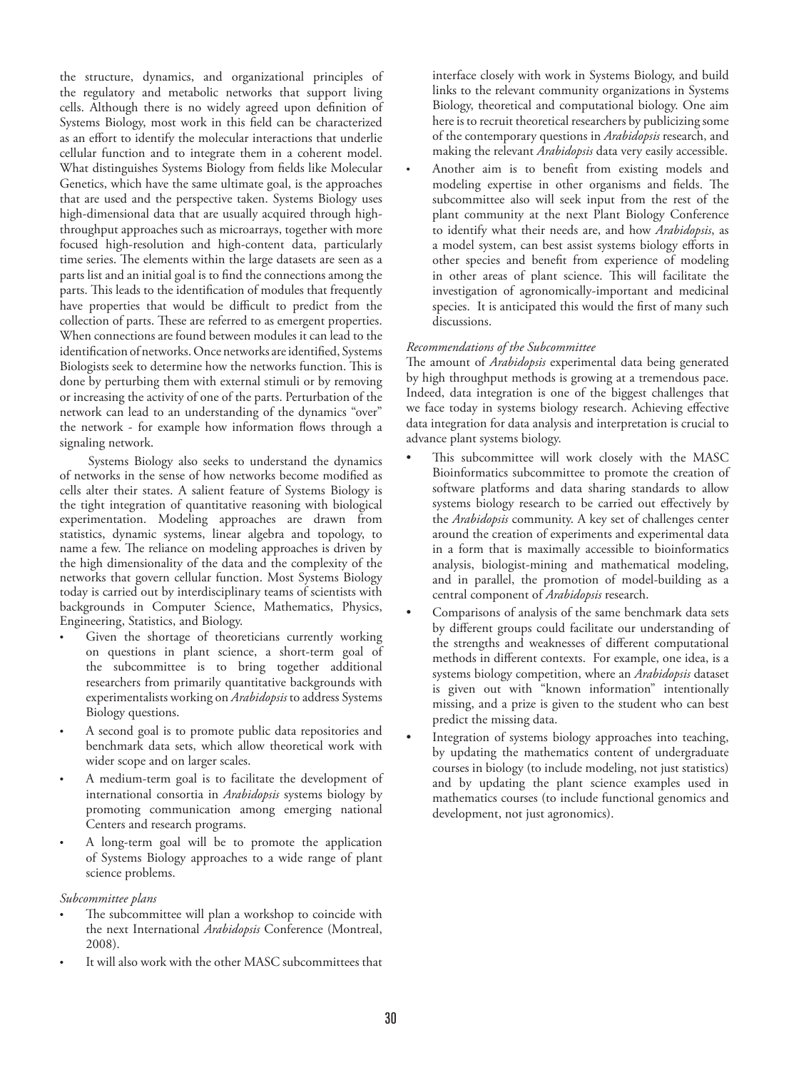the structure, dynamics, and organizational principles of the regulatory and metabolic networks that support living cells. Although there is no widely agreed upon definition of Systems Biology, most work in this field can be characterized as an effort to identify the molecular interactions that underlie cellular function and to integrate them in a coherent model. What distinguishes Systems Biology from fields like Molecular Genetics, which have the same ultimate goal, is the approaches that are used and the perspective taken. Systems Biology uses high-dimensional data that are usually acquired through high-throughput approaches such as microarrays, together with more focused high-resolution and high-content data, particularly time series. The elements within the large datasets are seen as a parts list and an initial goal is to find the connections among the parts. This leads to the identification of modules that frequently have properties that would be difficult to predict from the collection of parts. These are referred to as emergent properties. When connections are found between modules it can lead to the identification of networks. Once networks are identified, Systems Biologists seek to determine how the networks function. This is done by perturbing them with external stimuli or by removing or increasing the activity of one of the parts. Perturbation of the network can lead to an understanding of the dynamics "over" the network - for example how information flows through a signaling network.

Systems Biology also seeks to understand the dynamics of networks in the sense of how networks become modified as cells alter their states. A salient feature of Systems Biology is the tight integration of quantitative reasoning with biological experimentation. Modeling approaches are drawn from statistics, dynamic systems, linear algebra and topology, to name a few. The reliance on modeling approaches is driven by the high dimensionality of the data and the complexity of the networks that govern cellular function. Most Systems Biology today is carried out by interdisciplinary teams of scientists with backgrounds in Computer Science, Mathematics, Physics, Engineering, Statistics, and Biology.

- Given the shortage of theoreticians currently working on questions in plant science, a short-term goal of the subcommittee is to bring together additional researchers from primarily quantitative backgrounds with experimentalists working on *Arabidopsis* to address Systems Biology questions.
- A second goal is to promote public data repositories and benchmark data sets, which allow theoretical work with wider scope and on larger scales.
- A medium-term goal is to facilitate the development of international consortia in *Arabidopsis* systems biology by promoting communication among emerging national Centers and research programs.
- A long-term goal will be to promote the application of Systems Biology approaches to a wide range of plant science problems.

*Subcommittee plans*

- The subcommittee will plan a workshop to coincide with the next International *Arabidopsis* Conference (Montreal, 2008).
- It will also work with the other MASC subcommittees that interface closely with work in Systems Biology, and build links to the relevant community organizations in Systems Biology, theoretical and computational biology. One aim here is to recruit theoretical researchers by publicizing some of the contemporary questions in *Arabidopsis* research, and making the relevant *Arabidopsis* data very easily accessible.
- Another aim is to benefit from existing models and modeling expertise in other organisms and fields. The subcommittee also will seek input from the rest of the plant community at the next Plant Biology Conference to identify what their needs are, and how *Arabidopsis*, as a model system, can best assist systems biology efforts in other species and benefit from experience of modeling in other areas of plant science. This will facilitate the investigation of agronomically-important and medicinal species. It is anticipated this would the first of many such discussions.

*Recommendations of the Subcommittee*

The amount of *Arabidopsis* experimental data being generated by high throughput methods is growing at a tremendous pace. Indeed, data integration is one of the biggest challenges that we face today in systems biology research. Achieving effective data integration for data analysis and interpretation is crucial to advance plant systems biology.

- This subcommittee will work closely with the MASC Bioinformatics subcommittee to promote the creation of software platforms and data sharing standards to allow systems biology research to be carried out effectively by the *Arabidopsis* community. A key set of challenges center around the creation of experiments and experimental data in a form that is maximally accessible to bioinformatics analysis, biologist-mining and mathematical modeling, and in parallel, the promotion of model-building as a central component of *Arabidopsis* research.
- Comparisons of analysis of the same benchmark data sets by different groups could facilitate our understanding of the strengths and weaknesses of different computational methods in different contexts. For example, one idea, is a systems biology competition, where an *Arabidopsis* dataset is given out with "known information" intentionally missing, and a prize is given to the student who can best predict the missing data.
- Integration of systems biology approaches into teaching, by updating the mathematics content of undergraduate courses in biology (to include modeling, not just statistics) and by updating the plant science examples used in mathematics courses (to include functional genomics and development, not just agronomics).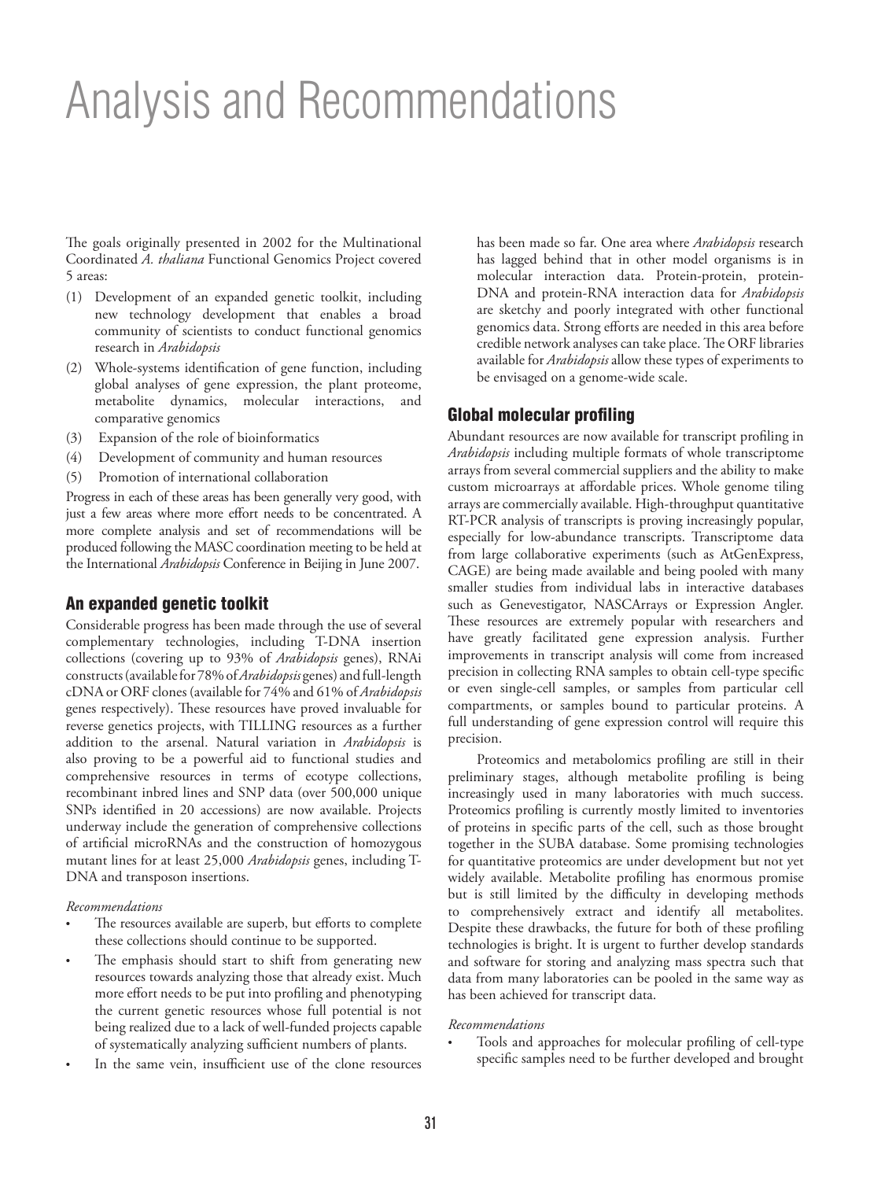# Analysis and Recommendations

The goals originally presented in 2002 for the Multinational Coordinated *A. thaliana* Functional Genomics Project covered 5 areas:

(1) Development of an expanded genetic toolkit, including new technology development that enables a broad community of scientists to conduct functional genomics research in *Arabidopsis*
(2) Whole-systems identification of gene function, including global analyses of gene expression, the plant proteome, metabolite dynamics, molecular interactions, and comparative genomics
(3) Expansion of the role of bioinformatics
(4) Development of community and human resources
(5) Promotion of international collaboration

Progress in each of these areas has been generally very good, with just a few areas where more effort needs to be concentrated. A more complete analysis and set of recommendations will be produced following the MASC coordination meeting to be held at the International *Arabidopsis* Conference in Beijing in June 2007.

## An expanded genetic toolkit

Considerable progress has been made through the use of several complementary technologies, including T-DNA insertion collections (covering up to 93% of *Arabidopsis* genes), RNAi constructs (available for 78% of *Arabidopsis* genes) and full-length cDNA or ORF clones (available for 74% and 61% of *Arabidopsis* genes respectively). These resources have proved invaluable for reverse genetics projects, with TILLING resources as a further addition to the arsenal. Natural variation in *Arabidopsis* is also proving to be a powerful aid to functional studies and comprehensive resources in terms of ecotype collections, recombinant inbred lines and SNP data (over 500,000 unique SNPs identified in 20 accessions) are now available. Projects underway include the generation of comprehensive collections of artificial microRNAs and the construction of homozygous mutant lines for at least 25,000 *Arabidopsis* genes, including T-DNA and transposon insertions.

*Recommendations*

- The resources available are superb, but efforts to complete these collections should continue to be supported.
- The emphasis should start to shift from generating new resources towards analyzing those that already exist. Much more effort needs to be put into profiling and phenotyping the current genetic resources whose full potential is not being realized due to a lack of well-funded projects capable of systematically analyzing sufficient numbers of plants.
- In the same vein, insufficient use of the clone resources has been made so far. One area where *Arabidopsis* research has lagged behind that in other model organisms is in molecular interaction data. Protein-protein, protein-DNA and protein-RNA interaction data for *Arabidopsis* are sketchy and poorly integrated with other functional genomics data. Strong efforts are needed in this area before credible network analyses can take place. The ORF libraries available for *Arabidopsis* allow these types of experiments to be envisaged on a genome-wide scale.

## Global molecular profiling

Abundant resources are now available for transcript profiling in *Arabidopsis* including multiple formats of whole transcriptome arrays from several commercial suppliers and the ability to make custom microarrays at affordable prices. Whole genome tiling arrays are commercially available. High-throughput quantitative RT-PCR analysis of transcripts is proving increasingly popular, especially for low-abundance transcripts. Transcriptome data from large collaborative experiments (such as AtGenExpress, CAGE) are being made available and being pooled with many smaller studies from individual labs in interactive databases such as Genevestigator, NASCArrays or Expression Angler. These resources are extremely popular with researchers and have greatly facilitated gene expression analysis. Further improvements in transcript analysis will come from increased precision in collecting RNA samples to obtain cell-type specific or even single-cell samples, or samples from particular cell compartments, or samples bound to particular proteins. A full understanding of gene expression control will require this precision.

Proteomics and metabolomics profiling are still in their preliminary stages, although metabolite profiling is being increasingly used in many laboratories with much success. Proteomics profiling is currently mostly limited to inventories of proteins in specific parts of the cell, such as those brought together in the SUBA database. Some promising technologies for quantitative proteomics are under development but not yet widely available. Metabolite profiling has enormous promise but is still limited by the difficulty in developing methods to comprehensively extract and identify all metabolites. Despite these drawbacks, the future for both of these profiling technologies is bright. It is urgent to further develop standards and software for storing and analyzing mass spectra such that data from many laboratories can be pooled in the same way as has been achieved for transcript data.

*Recommendations*

- Tools and approaches for molecular profiling of cell-type specific samples need to be further developed and brought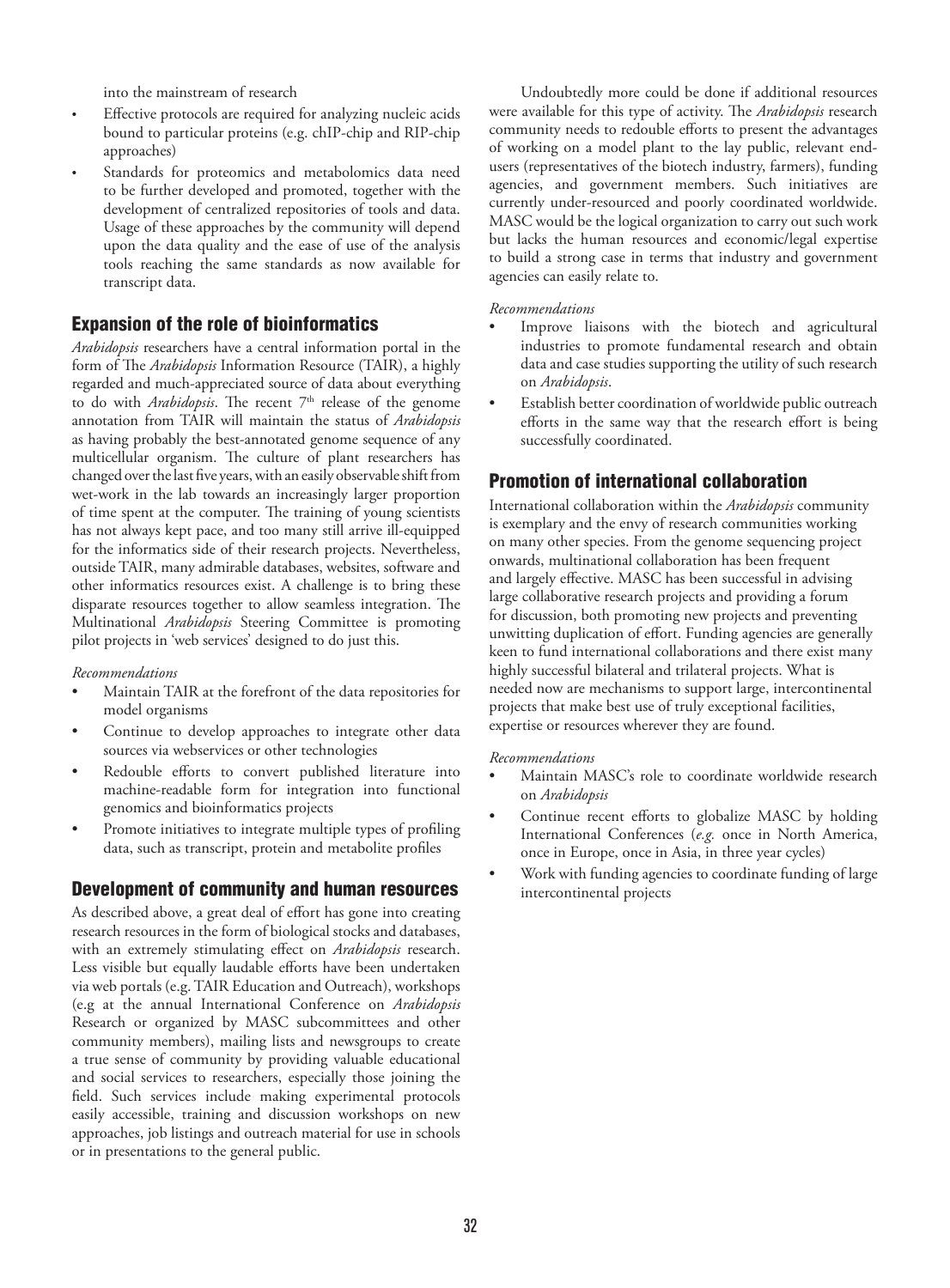into the mainstream of research

- Effective protocols are required for analyzing nucleic acids bound to particular proteins (e.g. chIP-chip and RIP-chip approaches)
- Standards for proteomics and metabolomics data need to be further developed and promoted, together with the development of centralized repositories of tools and data. Usage of these approaches by the community will depend upon the data quality and the ease of use of the analysis tools reaching the same standards as now available for transcript data.

## Expansion of the role of bioinformatics

*Arabidopsis* researchers have a central information portal in the form of The *Arabidopsis* Information Resource (TAIR), a highly regarded and much-appreciated source of data about everything to do with *Arabidopsis*. The recent 7th release of the genome annotation from TAIR will maintain the status of *Arabidopsis* as having probably the best-annotated genome sequence of any multicellular organism. The culture of plant researchers has changed over the last five years, with an easily observable shift from wet-work in the lab towards an increasingly larger proportion of time spent at the computer. The training of young scientists has not always kept pace, and too many still arrive ill-equipped for the informatics side of their research projects. Nevertheless, outside TAIR, many admirable databases, websites, software and other informatics resources exist. A challenge is to bring these disparate resources together to allow seamless integration. The Multinational *Arabidopsis* Steering Committee is promoting pilot projects in 'web services' designed to do just this.

*Recommendations*

- Maintain TAIR at the forefront of the data repositories for model organisms
- Continue to develop approaches to integrate other data sources via webservices or other technologies
- Redouble efforts to convert published literature into machine-readable form for integration into functional genomics and bioinformatics projects
- Promote initiatives to integrate multiple types of profiling data, such as transcript, protein and metabolite profiles

## Development of community and human resources

As described above, a great deal of effort has gone into creating research resources in the form of biological stocks and databases, with an extremely stimulating effect on *Arabidopsis* research. Less visible but equally laudable efforts have been undertaken via web portals (e.g. TAIR Education and Outreach), workshops (e.g at the annual International Conference on *Arabidopsis* Research or organized by MASC subcommittees and other community members), mailing lists and newsgroups to create a true sense of community by providing valuable educational and social services to researchers, especially those joining the field. Such services include making experimental protocols easily accessible, training and discussion workshops on new approaches, job listings and outreach material for use in schools or in presentations to the general public.

Undoubtedly more could be done if additional resources were available for this type of activity. The *Arabidopsis* research community needs to redouble efforts to present the advantages of working on a model plant to the lay public, relevant end-users (representatives of the biotech industry, farmers), funding agencies, and government members. Such initiatives are currently under-resourced and poorly coordinated worldwide. MASC would be the logical organization to carry out such work but lacks the human resources and economic/legal expertise to build a strong case in terms that industry and government agencies can easily relate to.

*Recommendations*

- Improve liaisons with the biotech and agricultural industries to promote fundamental research and obtain data and case studies supporting the utility of such research on *Arabidopsis*.
- Establish better coordination of worldwide public outreach efforts in the same way that the research effort is being successfully coordinated.

## Promotion of international collaboration

International collaboration within the *Arabidopsis* community is exemplary and the envy of research communities working on many other species. From the genome sequencing project onwards, multinational collaboration has been frequent and largely effective. MASC has been successful in advising large collaborative research projects and providing a forum for discussion, both promoting new projects and preventing unwitting duplication of effort. Funding agencies are generally keen to fund international collaborations and there exist many highly successful bilateral and trilateral projects. What is needed now are mechanisms to support large, intercontinental projects that make best use of truly exceptional facilities, expertise or resources wherever they are found.

*Recommendations*

- Maintain MASC's role to coordinate worldwide research on *Arabidopsis*
- Continue recent efforts to globalize MASC by holding International Conferences (*e.g.* once in North America, once in Europe, once in Asia, in three year cycles)
- Work with funding agencies to coordinate funding of large intercontinental projects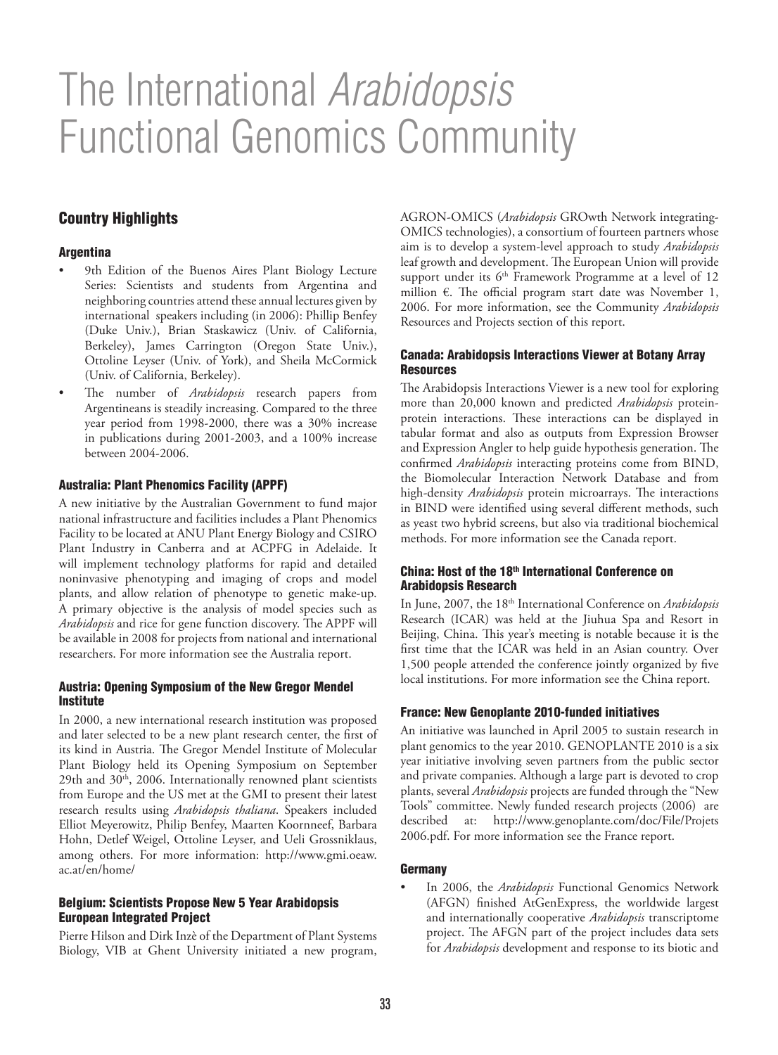# The International *Arabidopsis* Functional Genomics Community

## Country Highlights

### Argentina

- 9th Edition of the Buenos Aires Plant Biology Lecture Series: Scientists and students from Argentina and neighboring countries attend these annual lectures given by international speakers including (in 2006): Phillip Benfey (Duke Univ.), Brian Staskawicz (Univ. of California, Berkeley), James Carrington (Oregon State Univ.), Ottoline Leyser (Univ. of York), and Sheila McCormick (Univ. of California, Berkeley).
- The number of *Arabidopsis* research papers from Argentineans is steadily increasing. Compared to the three year period from 1998-2000, there was a 30% increase in publications during 2001-2003, and a 100% increase between 2004-2006.

### Australia: Plant Phenomics Facility (APPF)

A new initiative by the Australian Government to fund major national infrastructure and facilities includes a Plant Phenomics Facility to be located at ANU Plant Energy Biology and CSIRO Plant Industry in Canberra and at ACPFG in Adelaide. It will implement technology platforms for rapid and detailed noninvasive phenotyping and imaging of crops and model plants, and allow relation of phenotype to genetic make-up. A primary objective is the analysis of model species such as *Arabidopsis* and rice for gene function discovery. The APPF will be available in 2008 for projects from national and international researchers. For more information see the Australia report.

### Austria: Opening Symposium of the New Gregor Mendel Institute

In 2000, a new international research institution was proposed and later selected to be a new plant research center, the first of its kind in Austria. The Gregor Mendel Institute of Molecular Plant Biology held its Opening Symposium on September 29th and 30th, 2006. Internationally renowned plant scientists from Europe and the US met at the GMI to present their latest research results using *Arabidopsis thaliana*. Speakers included Elliot Meyerowitz, Philip Benfey, Maarten Koornneef, Barbara Hohn, Detlef Weigel, Ottoline Leyser, and Ueli Grossniklaus, among others. For more information: http://www.gmi.oeaw.ac.at/en/home/

### Belgium: Scientists Propose New 5 Year Arabidopsis European Integrated Project

Pierre Hilson and Dirk Inzè of the Department of Plant Systems Biology, VIB at Ghent University initiated a new program, AGRON-OMICS (*Arabidopsis* GROwth Network integrating-OMICS technologies), a consortium of fourteen partners whose aim is to develop a system-level approach to study *Arabidopsis* leaf growth and development. The European Union will provide support under its 6th Framework Programme at a level of 12 million €. The official program start date was November 1, 2006. For more information, see the Community *Arabidopsis* Resources and Projects section of this report.

### Canada: Arabidopsis Interactions Viewer at Botany Array Resources

The Arabidopsis Interactions Viewer is a new tool for exploring more than 20,000 known and predicted *Arabidopsis* protein-protein interactions. These interactions can be displayed in tabular format and also as outputs from Expression Browser and Expression Angler to help guide hypothesis generation. The confirmed *Arabidopsis* interacting proteins come from BIND, the Biomolecular Interaction Network Database and from high-density *Arabidopsis* protein microarrays. The interactions in BIND were identified using several different methods, such as yeast two hybrid screens, but also via traditional biochemical methods. For more information see the Canada report.

### China: Host of the 18th International Conference on Arabidopsis Research

In June, 2007, the 18th International Conference on *Arabidopsis* Research (ICAR) was held at the Jiuhua Spa and Resort in Beijing, China. This year's meeting is notable because it is the first time that the ICAR was held in an Asian country. Over 1,500 people attended the conference jointly organized by five local institutions. For more information see the China report.

### France: New Genoplante 2010-funded initiatives

An initiative was launched in April 2005 to sustain research in plant genomics to the year 2010. GENOPLANTE 2010 is a six year initiative involving seven partners from the public sector and private companies. Although a large part is devoted to crop plants, several *Arabidopsis* projects are funded through the "New Tools" committee. Newly funded research projects (2006) are described at: http://www.genoplante.com/doc/File/Projets 2006.pdf. For more information see the France report.

### Germany

- In 2006, the *Arabidopsis* Functional Genomics Network (AFGN) finished AtGenExpress, the worldwide largest and internationally cooperative *Arabidopsis* transcriptome project. The AFGN part of the project includes data sets for *Arabidopsis* development and response to its biotic and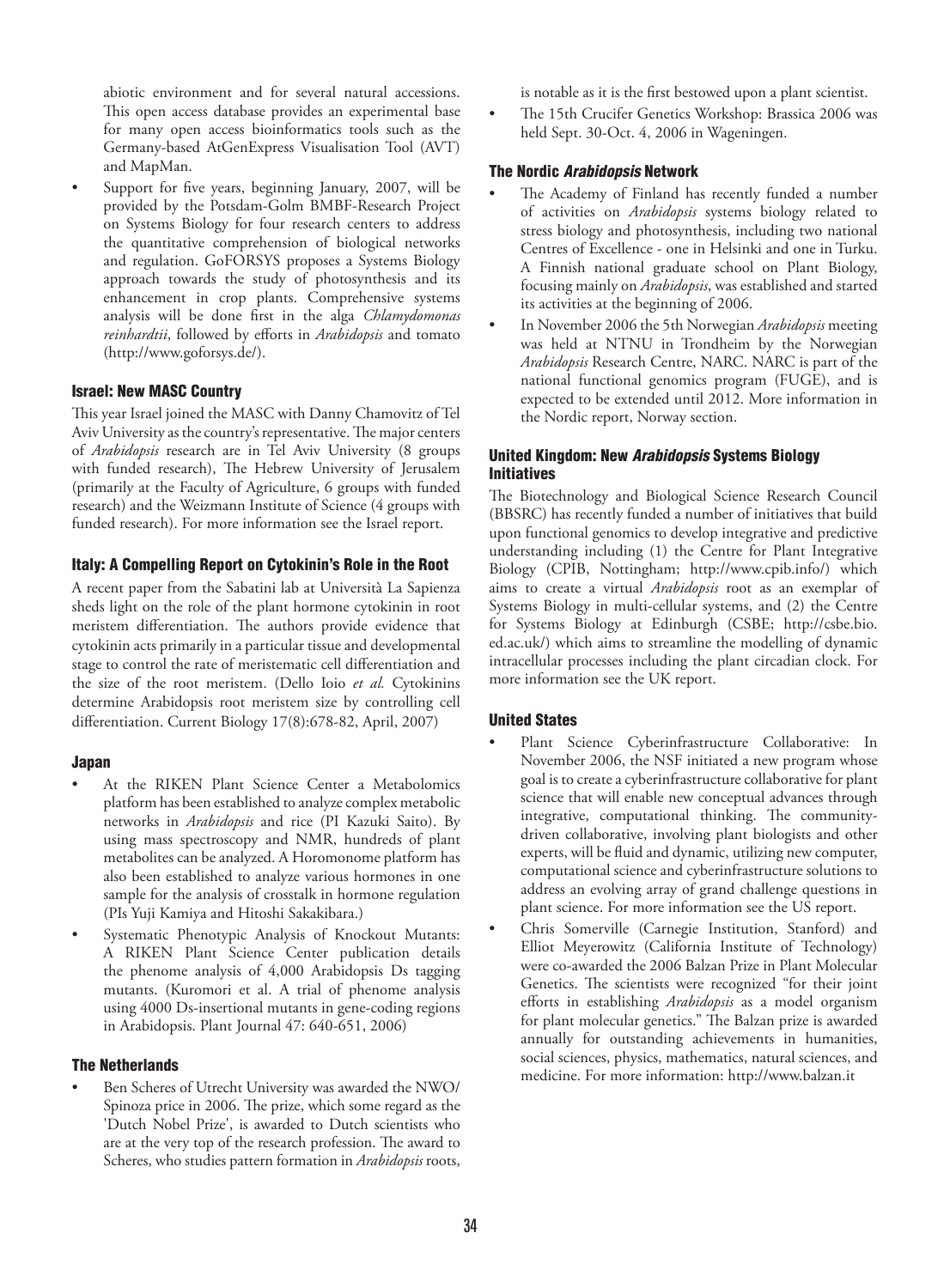abiotic environment and for several natural accessions. This open access database provides an experimental base for many open access bioinformatics tools such as the Germany-based AtGenExpress Visualisation Tool (AVT) and MapMan.

- Support for five years, beginning January, 2007, will be provided by the Potsdam-Golm BMBF-Research Project on Systems Biology for four research centers to address the quantitative comprehension of biological networks and regulation. GoFORSYS proposes a Systems Biology approach towards the study of photosynthesis and its enhancement in crop plants. Comprehensive systems analysis will be done first in the alga *Chlamydomonas reinhardtii*, followed by efforts in *Arabidopsis* and tomato (http://www.goforsys.de/).

### Israel: New MASC Country

This year Israel joined the MASC with Danny Chamovitz of Tel Aviv University as the country's representative. The major centers of *Arabidopsis* research are in Tel Aviv University (8 groups with funded research), The Hebrew University of Jerusalem (primarily at the Faculty of Agriculture, 6 groups with funded research) and the Weizmann Institute of Science (4 groups with funded research). For more information see the Israel report.

### Italy: A Compelling Report on Cytokinin's Role in the Root

A recent paper from the Sabatini lab at Università La Sapienza sheds light on the role of the plant hormone cytokinin in root meristem differentiation. The authors provide evidence that cytokinin acts primarily in a particular tissue and developmental stage to control the rate of meristematic cell differentiation and the size of the root meristem. (Dello Ioio *et al.* Cytokinins determine Arabidopsis root meristem size by controlling cell differentiation. Current Biology 17(8):678-82, April, 2007)

### Japan

- At the RIKEN Plant Science Center a Metabolomics platform has been established to analyze complex metabolic networks in *Arabidopsis* and rice (PI Kazuki Saito). By using mass spectroscopy and NMR, hundreds of plant metabolites can be analyzed. A Horomonome platform has also been established to analyze various hormones in one sample for the analysis of crosstalk in hormone regulation (PIs Yuji Kamiya and Hitoshi Sakakibara.)
- Systematic Phenotypic Analysis of Knockout Mutants: A RIKEN Plant Science Center publication details the phenome analysis of 4,000 Arabidopsis Ds tagging mutants. (Kuromori et al. A trial of phenome analysis using 4000 Ds-insertional mutants in gene-coding regions in Arabidopsis. Plant Journal 47: 640-651, 2006)

### The Netherlands

- Ben Scheres of Utrecht University was awarded the NWO/Spinoza price in 2006. The prize, which some regard as the 'Dutch Nobel Prize', is awarded to Dutch scientists who are at the very top of the research profession. The award to Scheres, who studies pattern formation in *Arabidopsis* roots, is notable as it is the first bestowed upon a plant scientist.
- The 15th Crucifer Genetics Workshop: Brassica 2006 was held Sept. 30-Oct. 4, 2006 in Wageningen.

### The Nordic *Arabidopsis* Network

- The Academy of Finland has recently funded a number of activities on *Arabidopsis* systems biology related to stress biology and photosynthesis, including two national Centres of Excellence - one in Helsinki and one in Turku. A Finnish national graduate school on Plant Biology, focusing mainly on *Arabidopsis*, was established and started its activities at the beginning of 2006.
- In November 2006 the 5th Norwegian *Arabidopsis* meeting was held at NTNU in Trondheim by the Norwegian *Arabidopsis* Research Centre, NARC. NARC is part of the national functional genomics program (FUGE), and is expected to be extended until 2012. More information in the Nordic report, Norway section.

### United Kingdom: New *Arabidopsis* Systems Biology Initiatives

The Biotechnology and Biological Science Research Council (BBSRC) has recently funded a number of initiatives that build upon functional genomics to develop integrative and predictive understanding including (1) the Centre for Plant Integrative Biology (CPIB, Nottingham; http://www.cpib.info/) which aims to create a virtual *Arabidopsis* root as an exemplar of Systems Biology in multi-cellular systems, and (2) the Centre for Systems Biology at Edinburgh (CSBE; http://csbe.bio.ed.ac.uk/) which aims to streamline the modelling of dynamic intracellular processes including the plant circadian clock. For more information see the UK report.

### United States

- Plant Science Cyberinfrastructure Collaborative: In November 2006, the NSF initiated a new program whose goal is to create a cyberinfrastructure collaborative for plant science that will enable new conceptual advances through integrative, computational thinking. The community-driven collaborative, involving plant biologists and other experts, will be fluid and dynamic, utilizing new computer, computational science and cyberinfrastructure solutions to address an evolving array of grand challenge questions in plant science. For more information see the US report.
- Chris Somerville (Carnegie Institution, Stanford) and Elliot Meyerowitz (California Institute of Technology) were co-awarded the 2006 Balzan Prize in Plant Molecular Genetics. The scientists were recognized "for their joint efforts in establishing *Arabidopsis* as a model organism for plant molecular genetics." The Balzan prize is awarded annually for outstanding achievements in humanities, social sciences, physics, mathematics, natural sciences, and medicine. For more information: http://www.balzan.it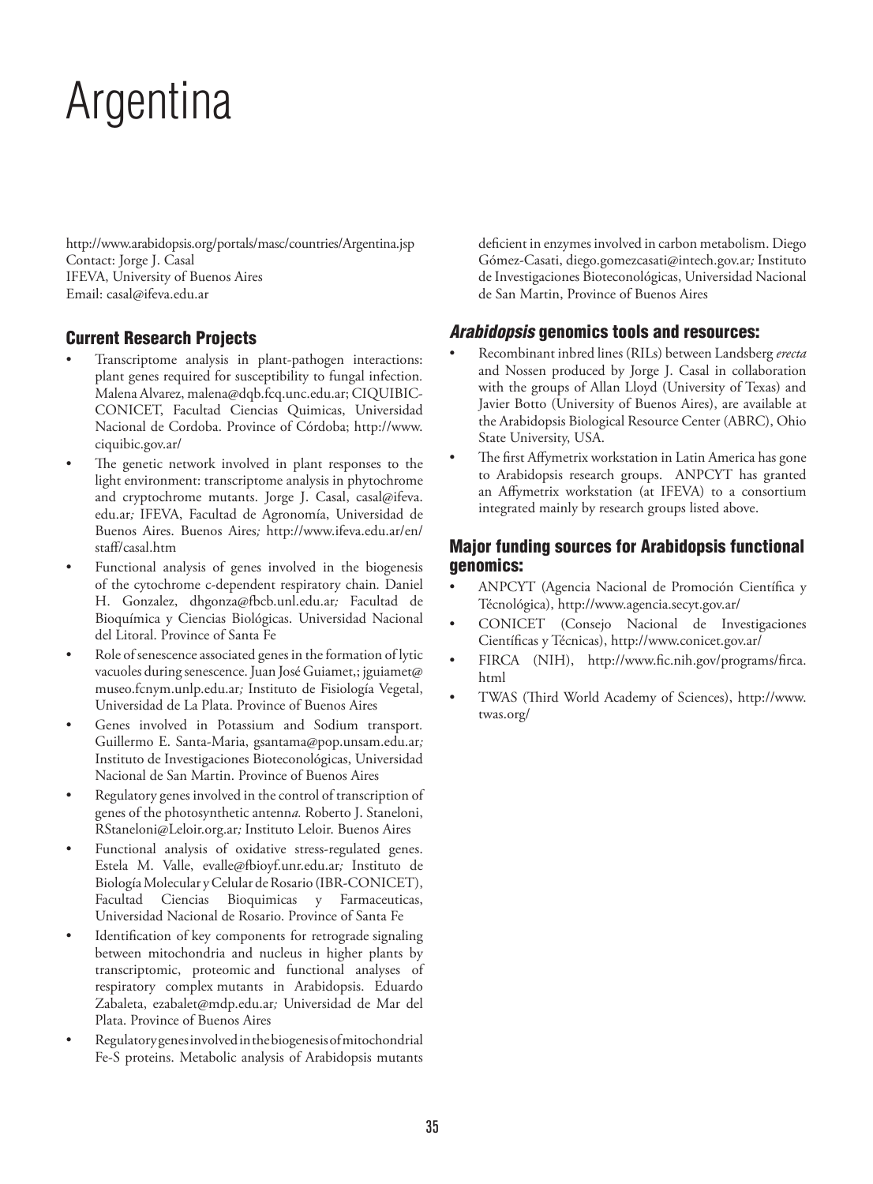# Argentina

http://www.arabidopsis.org/portals/masc/countries/Argentina.jsp
Contact: Jorge J. Casal
IFEVA, University of Buenos Aires
Email: casal@ifeva.edu.ar

## Current Research Projects

- Transcriptome analysis in plant-pathogen interactions: plant genes required for susceptibility to fungal infection. Malena Alvarez, malena@dqb.fcq.unc.edu.ar; CIQUIBIC-CONICET, Facultad Ciencias Quimicas, Universidad Nacional de Cordoba. Province of Córdoba; http://www.ciquibic.gov.ar/
- The genetic network involved in plant responses to the light environment: transcriptome analysis in phytochrome and cryptochrome mutants. Jorge J. Casal, casal@ifeva.edu.ar; IFEVA, Facultad de Agronomía, Universidad de Buenos Aires. Buenos Aires; http://www.ifeva.edu.ar/en/staff/casal.htm
- Functional analysis of genes involved in the biogenesis of the cytochrome c-dependent respiratory chain. Daniel H. Gonzalez, dhgonza@fbcb.unl.edu.ar; Facultad de Bioquímica y Ciencias Biológicas. Universidad Nacional del Litoral. Province of Santa Fe
- Role of senescence associated genes in the formation of lytic vacuoles during senescence. Juan José Guiamet,; jguiamet@museo.fcnym.unlp.edu.ar; Instituto de Fisiología Vegetal, Universidad de La Plata. Province of Buenos Aires
- Genes involved in Potassium and Sodium transport. Guillermo E. Santa-Maria, gsantama@pop.unsam.edu.ar; Instituto de Investigaciones Bioteconológicas, Universidad Nacional de San Martin. Province of Buenos Aires
- Regulatory genes involved in the control of transcription of genes of the photosynthetic antenn*a.* Roberto J. Staneloni, RStaneloni@Leloir.org.ar; Instituto Leloir. Buenos Aires
- Functional analysis of oxidative stress-regulated genes. Estela M. Valle, evalle@fbioyf.unr.edu.ar; Instituto de Biología Molecular y Celular de Rosario (IBR-CONICET), Facultad Ciencias Bioquimicas y Farmaceuticas, Universidad Nacional de Rosario. Province of Santa Fe
- Identification of key components for retrograde signaling between mitochondria and nucleus in higher plants by transcriptomic, proteomic and functional analyses of respiratory complex mutants in Arabidopsis. Eduardo Zabaleta, ezabalet@mdp.edu.ar; Universidad de Mar del Plata. Province of Buenos Aires
- Regulatory genes involved in the biogenesis of mitochondrial Fe-S proteins. Metabolic analysis of Arabidopsis mutants deficient in enzymes involved in carbon metabolism. Diego Gómez-Casati, diego.gomezcasati@intech.gov.ar; Instituto de Investigaciones Bioteconológicas, Universidad Nacional de San Martin, Province of Buenos Aires

## *Arabidopsis* genomics tools and resources:

- Recombinant inbred lines (RILs) between Landsberg *erecta* and Nossen produced by Jorge J. Casal in collaboration with the groups of Allan Lloyd (University of Texas) and Javier Botto (University of Buenos Aires), are available at the Arabidopsis Biological Resource Center (ABRC), Ohio State University, USA.
- The first Affymetrix workstation in Latin America has gone to Arabidopsis research groups. ANPCYT has granted an Affymetrix workstation (at IFEVA) to a consortium integrated mainly by research groups listed above.

## Major funding sources for Arabidopsis functional genomics:

- ANPCYT (Agencia Nacional de Promoción Científica y Técnológica), http://www.agencia.secyt.gov.ar/
- CONICET (Consejo Nacional de Investigaciones Científicas y Técnicas), http://www.conicet.gov.ar/
- FIRCA (NIH), http://www.fic.nih.gov/programs/firca.html
- TWAS (Third World Academy of Sciences), http://www.twas.org/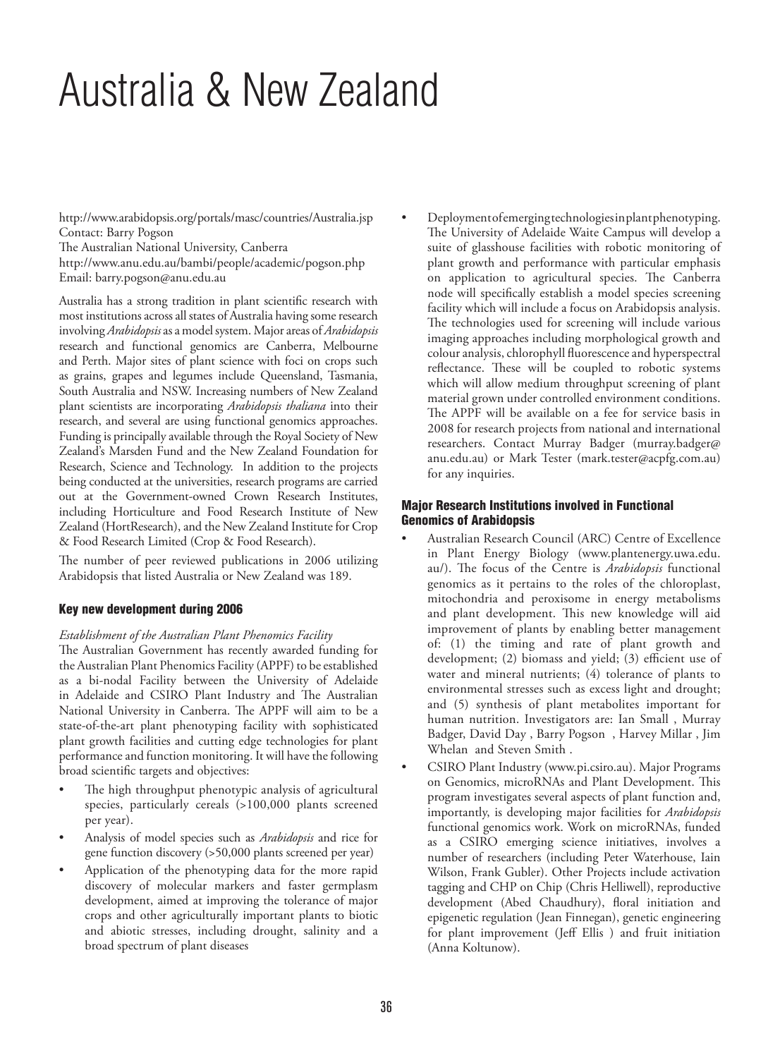# Australia & New Zealand

http://www.arabidopsis.org/portals/masc/countries/Australia.jsp
Contact: Barry Pogson
The Australian National University, Canberra
http://www.anu.edu.au/bambi/people/academic/pogson.php
Email: barry.pogson@anu.edu.au

Australia has a strong tradition in plant scientific research with most institutions across all states of Australia having some research involving *Arabidopsis* as a model system. Major areas of *Arabidopsis* research and functional genomics are Canberra, Melbourne and Perth. Major sites of plant science with foci on crops such as grains, grapes and legumes include Queensland, Tasmania, South Australia and NSW. Increasing numbers of New Zealand plant scientists are incorporating *Arabidopsis thaliana* into their research, and several are using functional genomics approaches. Funding is principally available through the Royal Society of New Zealand's Marsden Fund and the New Zealand Foundation for Research, Science and Technology. In addition to the projects being conducted at the universities, research programs are carried out at the Government-owned Crown Research Institutes, including Horticulture and Food Research Institute of New Zealand (HortResearch), and the New Zealand Institute for Crop & Food Research Limited (Crop & Food Research).

The number of peer reviewed publications in 2006 utilizing Arabidopsis that listed Australia or New Zealand was 189.

### Key new development during 2006

*Establishment of the Australian Plant Phenomics Facility*
The Australian Government has recently awarded funding for the Australian Plant Phenomics Facility (APPF) to be established as a bi-nodal Facility between the University of Adelaide in Adelaide and CSIRO Plant Industry and The Australian National University in Canberra. The APPF will aim to be a state-of-the-art plant phenotyping facility with sophisticated plant growth facilities and cutting edge technologies for plant performance and function monitoring. It will have the following broad scientific targets and objectives:

- The high throughput phenotypic analysis of agricultural species, particularly cereals (>100,000 plants screened per year).
- Analysis of model species such as *Arabidopsis* and rice for gene function discovery (>50,000 plants screened per year)
- Application of the phenotyping data for the more rapid discovery of molecular markers and faster germplasm development, aimed at improving the tolerance of major crops and other agriculturally important plants to biotic and abiotic stresses, including drought, salinity and a broad spectrum of plant diseases
- Deployment of emerging technologies in plant phenotyping. The University of Adelaide Waite Campus will develop a suite of glasshouse facilities with robotic monitoring of plant growth and performance with particular emphasis on application to agricultural species. The Canberra node will specifically establish a model species screening facility which will include a focus on Arabidopsis analysis. The technologies used for screening will include various imaging approaches including morphological growth and colour analysis, chlorophyll fluorescence and hyperspectral reflectance. These will be coupled to robotic systems which will allow medium throughput screening of plant material grown under controlled environment conditions. The APPF will be available on a fee for service basis in 2008 for research projects from national and international researchers. Contact Murray Badger (murray.badger@anu.edu.au) or Mark Tester (mark.tester@acpfg.com.au) for any inquiries.

### Major Research Institutions involved in Functional Genomics of Arabidopsis

- Australian Research Council (ARC) Centre of Excellence in Plant Energy Biology (www.plantenergy.uwa.edu.au/). The focus of the Centre is *Arabidopsis* functional genomics as it pertains to the roles of the chloroplast, mitochondria and peroxisome in energy metabolisms and plant development. This new knowledge will aid improvement of plants by enabling better management of: (1) the timing and rate of plant growth and development; (2) biomass and yield; (3) efficient use of water and mineral nutrients; (4) tolerance of plants to environmental stresses such as excess light and drought; and (5) synthesis of plant metabolites important for human nutrition. Investigators are: Ian Small , Murray Badger, David Day , Barry Pogson , Harvey Millar , Jim Whelan and Steven Smith .
- CSIRO Plant Industry (www.pi.csiro.au). Major Programs on Genomics, microRNAs and Plant Development. This program investigates several aspects of plant function and, importantly, is developing major facilities for *Arabidopsis* functional genomics work. Work on microRNAs, funded as a CSIRO emerging science initiatives, involves a number of researchers (including Peter Waterhouse, Iain Wilson, Frank Gubler). Other Projects include activation tagging and CHP on Chip (Chris Helliwell), reproductive development (Abed Chaudhury), floral initiation and epigenetic regulation (Jean Finnegan), genetic engineering for plant improvement (Jeff Ellis ) and fruit initiation (Anna Koltunow).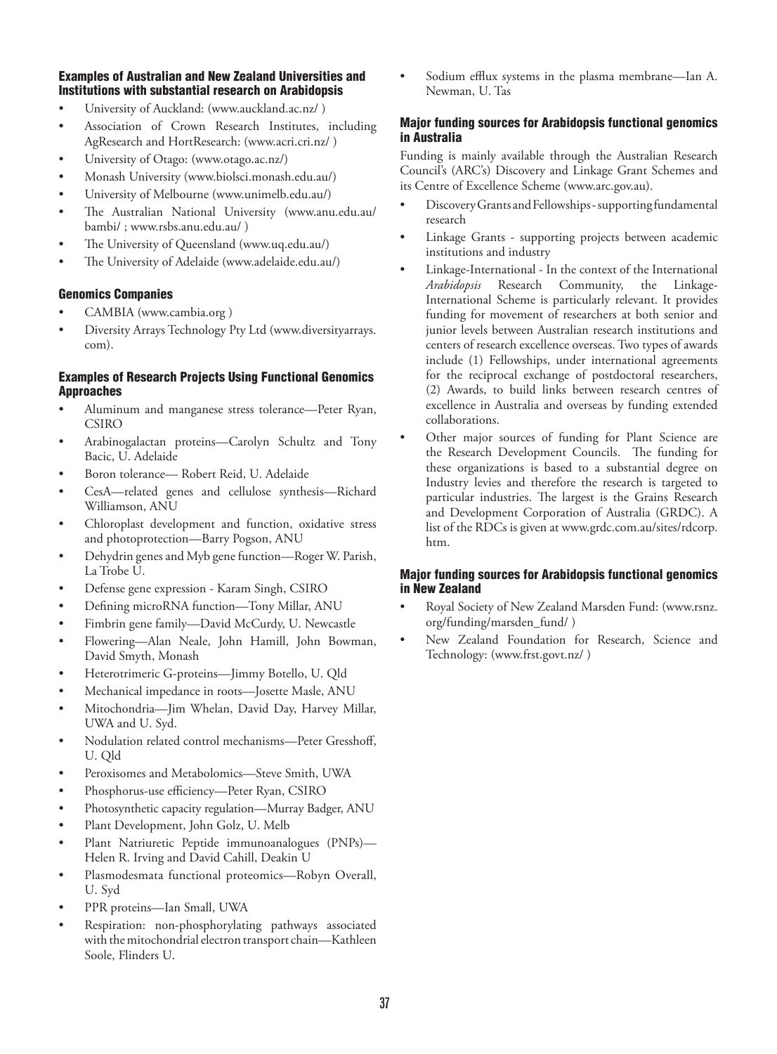### Examples of Australian and New Zealand Universities and Institutions with substantial research on Arabidopsis

- University of Auckland: (www.auckland.ac.nz/ )
- Association of Crown Research Institutes, including AgResearch and HortResearch: (www.acri.cri.nz/ )
- University of Otago: (www.otago.ac.nz/)
- Monash University (www.biolsci.monash.edu.au/)
- University of Melbourne (www.unimelb.edu.au/)
- The Australian National University (www.anu.edu.au/bambi/ ; www.rsbs.anu.edu.au/ )
- The University of Queensland (www.uq.edu.au/)
- The University of Adelaide (www.adelaide.edu.au/)

### Genomics Companies

- CAMBIA (www.cambia.org )
- Diversity Arrays Technology Pty Ltd (www.diversityarrays.com).

### Examples of Research Projects Using Functional Genomics Approaches

- Aluminum and manganese stress tolerance—Peter Ryan, CSIRO
- Arabinogalactan proteins—Carolyn Schultz and Tony Bacic, U. Adelaide
- Boron tolerance— Robert Reid, U. Adelaide
- CesA—related genes and cellulose synthesis—Richard Williamson, ANU
- Chloroplast development and function, oxidative stress and photoprotection—Barry Pogson, ANU
- Dehydrin genes and Myb gene function—Roger W. Parish, La Trobe U.
- Defense gene expression - Karam Singh, CSIRO
- Defining microRNA function—Tony Millar, ANU
- Fimbrin gene family—David McCurdy, U. Newcastle
- Flowering—Alan Neale, John Hamill, John Bowman, David Smyth, Monash
- Heterotrimeric G-proteins—Jimmy Botello, U. Qld
- Mechanical impedance in roots—Josette Masle, ANU
- Mitochondria—Jim Whelan, David Day, Harvey Millar, UWA and U. Syd.
- Nodulation related control mechanisms—Peter Gresshoff, U. Qld
- Peroxisomes and Metabolomics—Steve Smith, UWA
- Phosphorus-use efficiency—Peter Ryan, CSIRO
- Photosynthetic capacity regulation—Murray Badger, ANU
- Plant Development, John Golz, U. Melb
- Plant Natriuretic Peptide immunoanalogues (PNPs)—Helen R. Irving and David Cahill, Deakin U
- Plasmodesmata functional proteomics—Robyn Overall, U. Syd
- PPR proteins—Ian Small, UWA
- Respiration: non-phosphorylating pathways associated with the mitochondrial electron transport chain—Kathleen Soole, Flinders U.
- Sodium efflux systems in the plasma membrane—Ian A. Newman, U. Tas

### Major funding sources for Arabidopsis functional genomics in Australia

Funding is mainly available through the Australian Research Council's (ARC's) Discovery and Linkage Grant Schemes and its Centre of Excellence Scheme (www.arc.gov.au).

- Discovery Grants and Fellowships - supporting fundamental research
- Linkage Grants - supporting projects between academic institutions and industry
- Linkage-International - In the context of the International *Arabidopsis* Research Community, the Linkage-International Scheme is particularly relevant. It provides funding for movement of researchers at both senior and junior levels between Australian research institutions and centers of research excellence overseas. Two types of awards include (1) Fellowships, under international agreements for the reciprocal exchange of postdoctoral researchers, (2) Awards, to build links between research centres of excellence in Australia and overseas by funding extended collaborations.
- Other major sources of funding for Plant Science are the Research Development Councils. The funding for these organizations is based to a substantial degree on Industry levies and therefore the research is targeted to particular industries. The largest is the Grains Research and Development Corporation of Australia (GRDC). A list of the RDCs is given at www.grdc.com.au/sites/rdcorp.htm.

### Major funding sources for Arabidopsis functional genomics in New Zealand

- Royal Society of New Zealand Marsden Fund: (www.rsnz.org/funding/marsden_fund/ )
- New Zealand Foundation for Research, Science and Technology: (www.frst.govt.nz/ )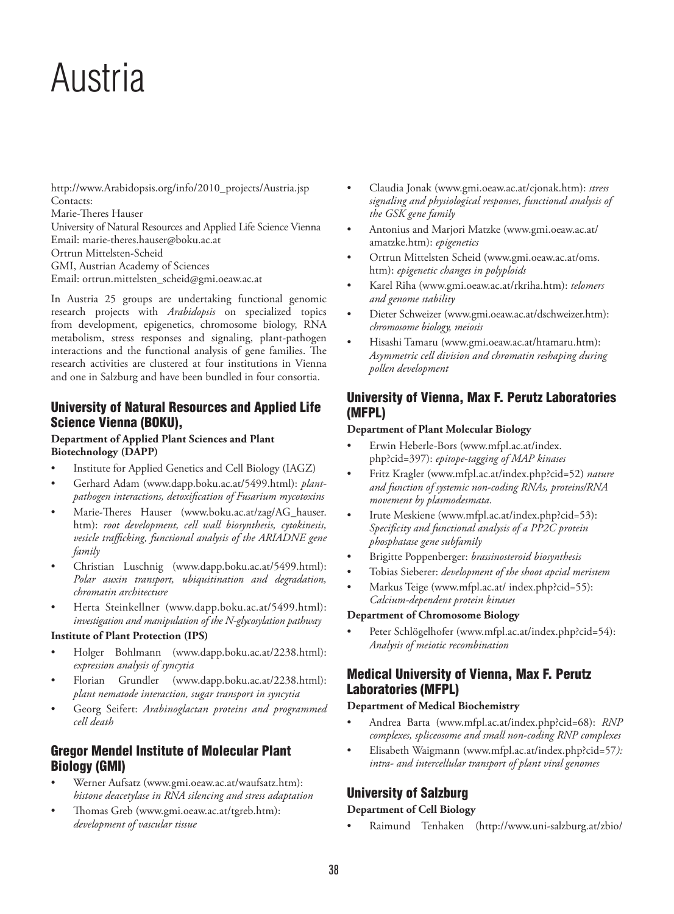# Austria

http://www.Arabidopsis.org/info/2010_projects/Austria.jsp
Contacts:
Marie-Theres Hauser
University of Natural Resources and Applied Life Science Vienna
Email: marie-theres.hauser@boku.ac.at
Ortrun Mittelsten-Scheid
GMI, Austrian Academy of Sciences
Email: ortrun.mittelsten_scheid@gmi.oeaw.ac.at

In Austria 25 groups are undertaking functional genomic research projects with *Arabidopsis* on specialized topics from development, epigenetics, chromosome biology, RNA metabolism, stress responses and signaling, plant-pathogen interactions and the functional analysis of gene families. The research activities are clustered at four institutions in Vienna and one in Salzburg and have been bundled in four consortia.

## University of Natural Resources and Applied Life Science Vienna (BOKU),

**Department of Applied Plant Sciences and Plant Biotechnology (DAPP)**

- Institute for Applied Genetics and Cell Biology (IAGZ)
- Gerhard Adam (www.dapp.boku.ac.at/5499.html): *plant-pathogen interactions, detoxification of Fusarium mycotoxins*
- Marie-Theres Hauser (www.boku.ac.at/zag/AG_hauser.htm): *root development, cell wall biosynthesis, cytokinesis, vesicle trafficking, functional analysis of the ARIADNE gene family*
- Christian Luschnig (www.dapp.boku.ac.at/5499.html): *Polar auxin transport, ubiquitination and degradation, chromatin architecture*
- Herta Steinkellner (www.dapp.boku.ac.at/5499.html): *investigation and manipulation of the N-glycosylation pathway*

**Institute of Plant Protection (IPS)**

- Holger Bohlmann (www.dapp.boku.ac.at/2238.html): *expression analysis of syncytia*
- Florian Grundler (www.dapp.boku.ac.at/2238.html): *plant nematode interaction, sugar transport in syncytia*
- Georg Seifert: *Arabinoglactan proteins and programmed cell death*

## Gregor Mendel Institute of Molecular Plant Biology (GMI)

- Werner Aufsatz (www.gmi.oeaw.ac.at/waufsatz.htm): *histone deacetylase in RNA silencing and stress adaptation*
- Thomas Greb (www.gmi.oeaw.ac.at/tgreb.htm): *development of vascular tissue*
- Claudia Jonak (www.gmi.oeaw.ac.at/cjonak.htm): *stress signaling and physiological responses, functional analysis of the GSK gene family*
- Antonius and Marjori Matzke (www.gmi.oeaw.ac.at/amatzke.htm): *epigenetics*
- Ortrun Mittelsten Scheid (www.gmi.oeaw.ac.at/oms.htm): *epigenetic changes in polyploids*
- Karel Riha (www.gmi.oeaw.ac.at/rkriha.htm): *telomers and genome stability*
- Dieter Schweizer (www.gmi.oeaw.ac.at/dschweizer.htm): *chromosome biology, meiosis*
- Hisashi Tamaru (www.gmi.oeaw.ac.at/htamaru.htm): *Asymmetric cell division and chromatin reshaping during pollen development*

## University of Vienna, Max F. Perutz Laboratories (MFPL)

**Department of Plant Molecular Biology**

- Erwin Heberle-Bors (www.mfpl.ac.at/index.php?cid=397): *epitope-tagging of MAP kinases*
- Fritz Kragler (www.mfpl.ac.at/index.php?cid=52) *nature and function of systemic non-coding RNAs, proteins/RNA movement by plasmodesmata*.
- Irute Meskiene (www.mfpl.ac.at/index.php?cid=53): *Specificity and functional analysis of a PP2C protein phosphatase gene subfamily*
- Brigitte Poppenberger: *brassinosteroid biosynthesis*
- Tobias Sieberer: *development of the shoot apcial meristem*
- Markus Teige (www.mfpl.ac.at/ index.php?cid=55): *Calcium-dependent protein kinases*

**Department of Chromosome Biology**

- Peter Schlögelhofer (www.mfpl.ac.at/index.php?cid=54): *Analysis of meiotic recombination*

## Medical University of Vienna, Max F. Perutz Laboratories (MFPL)

**Department of Medical Biochemistry**

- Andrea Barta (www.mfpl.ac.at/index.php?cid=68): *RNP complexes, spliceosome and small non-coding RNP complexes*
- Elisabeth Waigmann (www.mfpl.ac.at/index.php?cid=57): *intra- and intercellular transport of plant viral genomes*

## University of Salzburg

**Department of Cell Biology**

- Raimund Tenhaken (http://www.uni-salzburg.at/zbio/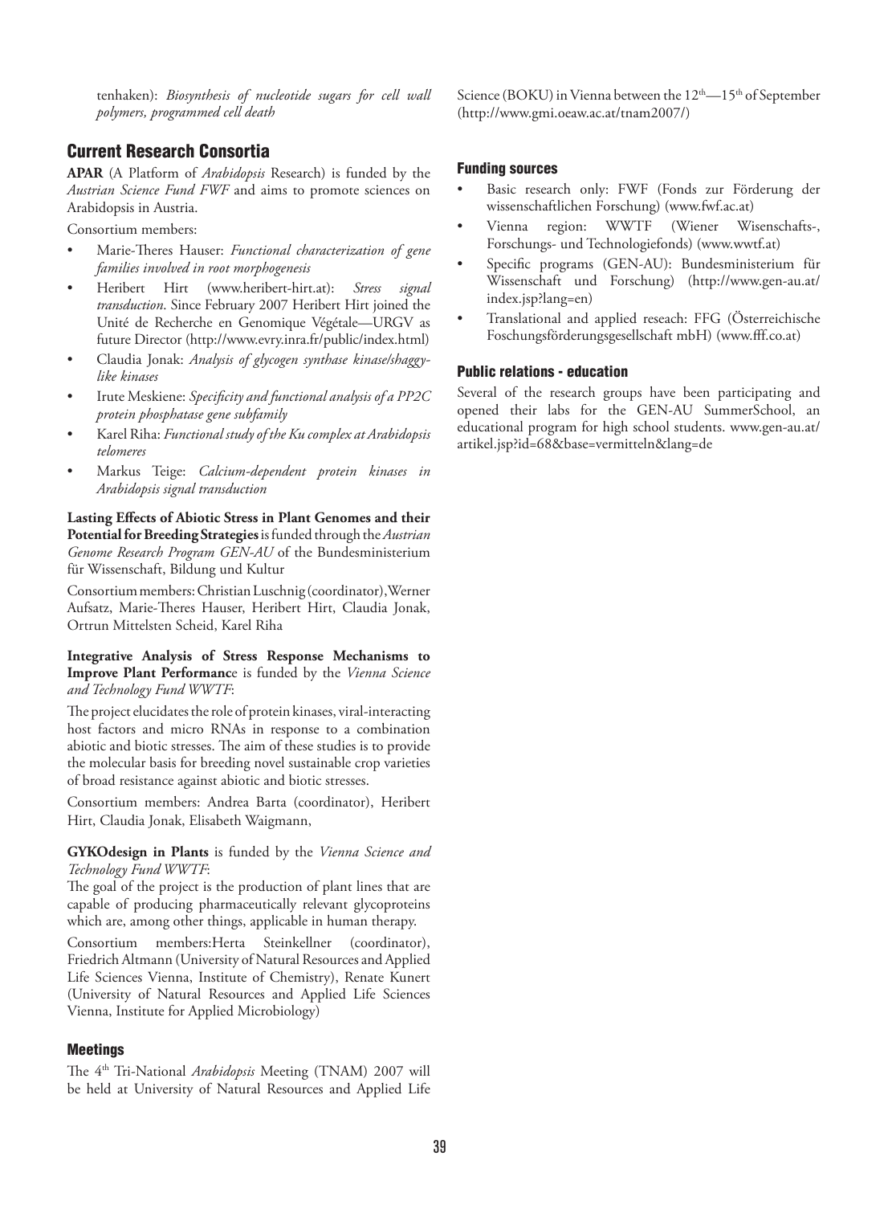tenhaken): *Biosynthesis of nucleotide sugars for cell wall polymers, programmed cell death*

## Current Research Consortia

**APAR** (A Platform of *Arabidopsis* Research) is funded by the *Austrian Science Fund FWF* and aims to promote sciences on Arabidopsis in Austria.

Consortium members:

- Marie-Theres Hauser: *Functional characterization of gene families involved in root morphogenesis*
- Heribert Hirt (www.heribert-hirt.at): *Stress signal transduction*. Since February 2007 Heribert Hirt joined the Unité de Recherche en Genomique Végétale—URGV as future Director (http://www.evry.inra.fr/public/index.html)
- Claudia Jonak: *Analysis of glycogen synthase kinase/shaggy-like kinases*
- Irute Meskiene: *Specificity and functional analysis of a PP2C protein phosphatase gene subfamily*
- Karel Riha: *Functional study of the Ku complex at Arabidopsis telomeres*
- Markus Teige: *Calcium-dependent protein kinases in Arabidopsis signal transduction*

**Lasting Effects of Abiotic Stress in Plant Genomes and their Potential for Breeding Strategies** is funded through the *Austrian Genome Research Program GEN-AU* of the Bundesministerium für Wissenschaft, Bildung und Kultur

Consortium members: Christian Luschnig (coordinator), Werner Aufsatz, Marie-Theres Hauser, Heribert Hirt, Claudia Jonak, Ortrun Mittelsten Scheid, Karel Riha

**Integrative Analysis of Stress Response Mechanisms to Improve Plant Performanc**e is funded by the *Vienna Science and Technology Fund WWTF*:

The project elucidates the role of protein kinases, viral-interacting host factors and micro RNAs in response to a combination abiotic and biotic stresses. The aim of these studies is to provide the molecular basis for breeding novel sustainable crop varieties of broad resistance against abiotic and biotic stresses.

Consortium members: Andrea Barta (coordinator), Heribert Hirt, Claudia Jonak, Elisabeth Waigmann,

**GYKOdesign in Plants** is funded by the *Vienna Science and Technology Fund WWTF*:

The goal of the project is the production of plant lines that are capable of producing pharmaceutically relevant glycoproteins which are, among other things, applicable in human therapy.

Consortium members:Herta Steinkellner (coordinator), Friedrich Altmann (University of Natural Resources and Applied Life Sciences Vienna, Institute of Chemistry), Renate Kunert (University of Natural Resources and Applied Life Sciences Vienna, Institute for Applied Microbiology)

### Meetings

The 4th Tri-National *Arabidopsis* Meeting (TNAM) 2007 will be held at University of Natural Resources and Applied Life Science (BOKU) in Vienna between the 12th—15th of September (http://www.gmi.oeaw.ac.at/tnam2007/)

### Funding sources

- Basic research only: FWF (Fonds zur Förderung der wissenschaftlichen Forschung) (www.fwf.ac.at)
- Vienna region: WWTF (Wiener Wisenschafts-, Forschungs- und Technologiefonds) (www.wwtf.at)
- Specific programs (GEN-AU): Bundesministerium für Wissenschaft und Forschung) (http://www.gen-au.at/index.jsp?lang=en)
- Translational and applied reseach: FFG (Österreichische Foschungsförderungsgesellschaft mbH) (www.fff.co.at)

### Public relations - education

Several of the research groups have been participating and opened their labs for the GEN-AU SummerSchool, an educational program for high school students. www.gen-au.at/artikel.jsp?id=68&base=vermitteln&lang=de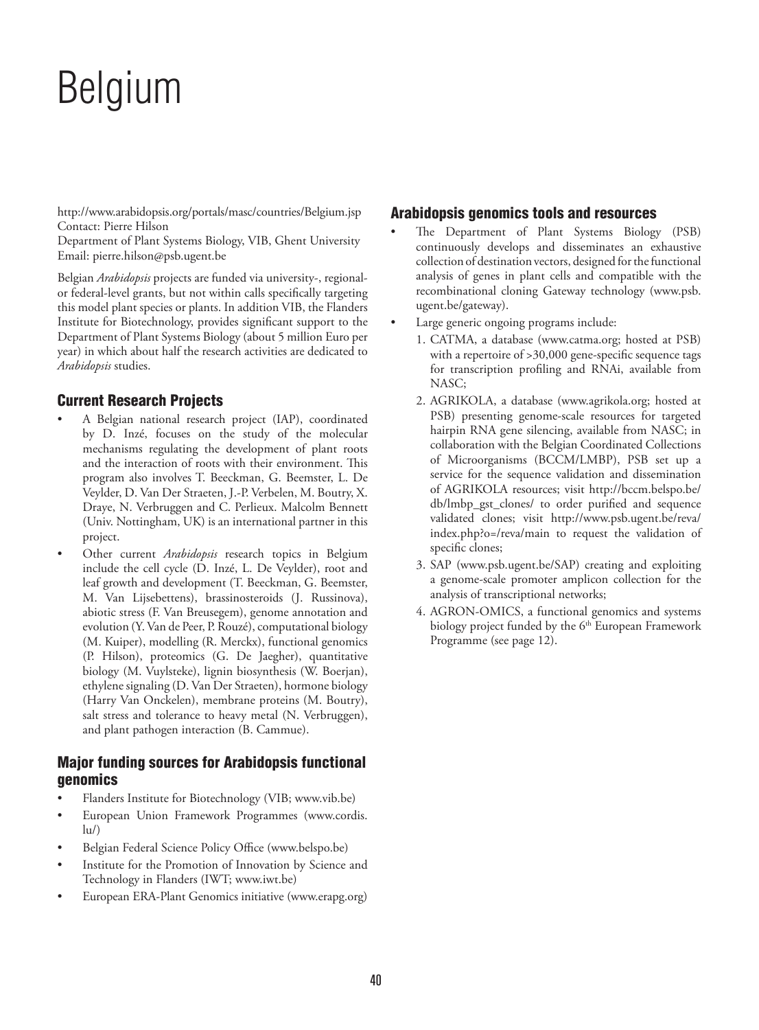# Belgium

http://www.arabidopsis.org/portals/masc/countries/Belgium.jsp
Contact: Pierre Hilson
Department of Plant Systems Biology, VIB, Ghent University
Email: pierre.hilson@psb.ugent.be

Belgian *Arabidopsis* projects are funded via university-, regional- or federal-level grants, but not within calls specifically targeting this model plant species or plants. In addition VIB, the Flanders Institute for Biotechnology, provides significant support to the Department of Plant Systems Biology (about 5 million Euro per year) in which about half the research activities are dedicated to *Arabidopsis* studies.

## Current Research Projects

- A Belgian national research project (IAP), coordinated by D. Inzé, focuses on the study of the molecular mechanisms regulating the development of plant roots and the interaction of roots with their environment. This program also involves T. Beeckman, G. Beemster, L. De Veylder, D. Van Der Straeten, J.-P. Verbelen, M. Boutry, X. Draye, N. Verbruggen and C. Perlieux. Malcolm Bennett (Univ. Nottingham, UK) is an international partner in this project.
- Other current *Arabidopsis* research topics in Belgium include the cell cycle (D. Inzé, L. De Veylder), root and leaf growth and development (T. Beeckman, G. Beemster, M. Van Lijsebettens), brassinosteroids (J. Russinova), abiotic stress (F. Van Breusegem), genome annotation and evolution (Y. Van de Peer, P. Rouzé), computational biology (M. Kuiper), modelling (R. Merckx), functional genomics (P. Hilson), proteomics (G. De Jaegher), quantitative biology (M. Vuylsteke), lignin biosynthesis (W. Boerjan), ethylene signaling (D. Van Der Straeten), hormone biology (Harry Van Onckelen), membrane proteins (M. Boutry), salt stress and tolerance to heavy metal (N. Verbruggen), and plant pathogen interaction (B. Cammue).

## Major funding sources for Arabidopsis functional genomics

- Flanders Institute for Biotechnology (VIB; www.vib.be)
- European Union Framework Programmes (www.cordis.lu/)
- Belgian Federal Science Policy Office (www.belspo.be)
- Institute for the Promotion of Innovation by Science and Technology in Flanders (IWT; www.iwt.be)
- European ERA-Plant Genomics initiative (www.erapg.org)

## Arabidopsis genomics tools and resources

- The Department of Plant Systems Biology (PSB) continuously develops and disseminates an exhaustive collection of destination vectors, designed for the functional analysis of genes in plant cells and compatible with the recombinational cloning Gateway technology (www.psb.ugent.be/gateway).
- Large generic ongoing programs include:
  1. CATMA, a database (www.catma.org; hosted at PSB) with a repertoire of >30,000 gene-specific sequence tags for transcription profiling and RNAi, available from NASC;
  2. AGRIKOLA, a database (www.agrikola.org; hosted at PSB) presenting genome-scale resources for targeted hairpin RNA gene silencing, available from NASC; in collaboration with the Belgian Coordinated Collections of Microorganisms (BCCM/LMBP), PSB set up a service for the sequence validation and dissemination of AGRIKOLA resources; visit http://bccm.belspo.be/db/lmbp_gst_clones/ to order purified and sequence validated clones; visit http://www.psb.ugent.be/reva/index.php?o=/reva/main to request the validation of specific clones;
  3. SAP (www.psb.ugent.be/SAP) creating and exploiting a genome-scale promoter amplicon collection for the analysis of transcriptional networks;
  4. AGRON-OMICS, a functional genomics and systems biology project funded by the 6th European Framework Programme (see page 12).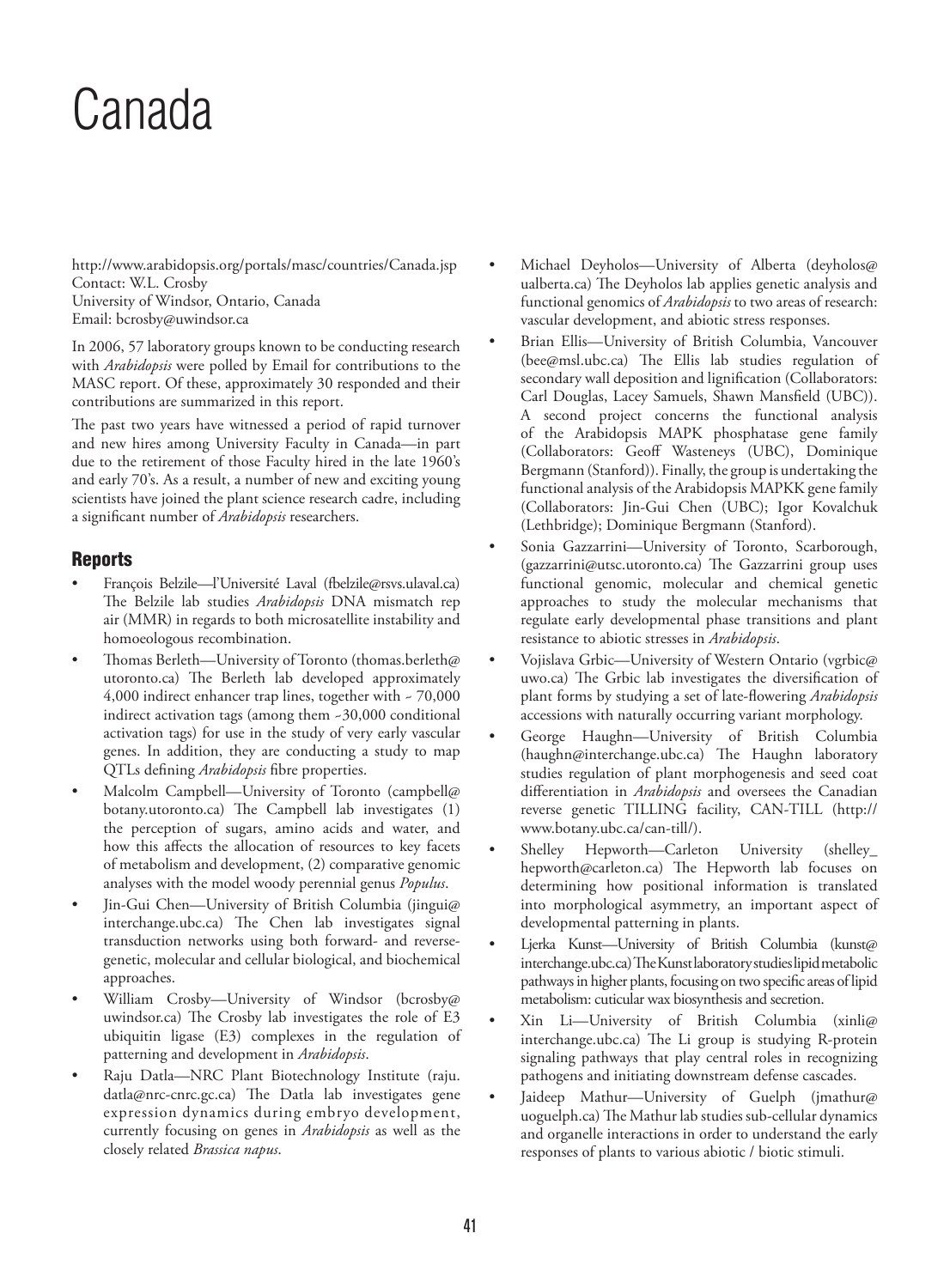# Canada

http://www.arabidopsis.org/portals/masc/countries/Canada.jsp
Contact: W.L. Crosby
University of Windsor, Ontario, Canada
Email: bcrosby@uwindsor.ca

In 2006, 57 laboratory groups known to be conducting research with *Arabidopsis* were polled by Email for contributions to the MASC report. Of these, approximately 30 responded and their contributions are summarized in this report.

The past two years have witnessed a period of rapid turnover and new hires among University Faculty in Canada—in part due to the retirement of those Faculty hired in the late 1960's and early 70's. As a result, a number of new and exciting young scientists have joined the plant science research cadre, including a significant number of *Arabidopsis* researchers.

## Reports

- François Belzile—l'Université Laval (fbelzile@rsvs.ulaval.ca) The Belzile lab studies *Arabidopsis* DNA mismatch rep air (MMR) in regards to both microsatellite instability and homoeologous recombination.
- Thomas Berleth—University of Toronto (thomas.berleth@utoronto.ca) The Berleth lab developed approximately 4,000 indirect enhancer trap lines, together with ~ 70,000 indirect activation tags (among them ~30,000 conditional activation tags) for use in the study of very early vascular genes. In addition, they are conducting a study to map QTLs defining *Arabidopsis* fibre properties.
- Malcolm Campbell—University of Toronto (campbell@botany.utoronto.ca) The Campbell lab investigates (1) the perception of sugars, amino acids and water, and how this affects the allocation of resources to key facets of metabolism and development, (2) comparative genomic analyses with the model woody perennial genus *Populus*.
- Jin-Gui Chen—University of British Columbia (jingui@interchange.ubc.ca) The Chen lab investigates signal transduction networks using both forward- and reverse-genetic, molecular and cellular biological, and biochemical approaches.
- William Crosby—University of Windsor (bcrosby@uwindsor.ca) The Crosby lab investigates the role of E3 ubiquitin ligase (E3) complexes in the regulation of patterning and development in *Arabidopsis*.
- Raju Datla—NRC Plant Biotechnology Institute (raju.datla@nrc-cnrc.gc.ca) The Datla lab investigates gene expression dynamics during embryo development, currently focusing on genes in *Arabidopsis* as well as the closely related *Brassica napus*.
- Michael Deyholos—University of Alberta (deyholos@ualberta.ca) The Deyholos lab applies genetic analysis and functional genomics of *Arabidopsis* to two areas of research: vascular development, and abiotic stress responses.
- Brian Ellis—University of British Columbia, Vancouver (bee@msl.ubc.ca) The Ellis lab studies regulation of secondary wall deposition and lignification (Collaborators: Carl Douglas, Lacey Samuels, Shawn Mansfield (UBC)). A second project concerns the functional analysis of the Arabidopsis MAPK phosphatase gene family (Collaborators: Geoff Wasteneys (UBC), Dominique Bergmann (Stanford)). Finally, the group is undertaking the functional analysis of the Arabidopsis MAPKK gene family (Collaborators: Jin-Gui Chen (UBC); Igor Kovalchuk (Lethbridge); Dominique Bergmann (Stanford).
- Sonia Gazzarrini—University of Toronto, Scarborough, (gazzarrini@utsc.utoronto.ca) The Gazzarrini group uses functional genomic, molecular and chemical genetic approaches to study the molecular mechanisms that regulate early developmental phase transitions and plant resistance to abiotic stresses in *Arabidopsis*.
- Vojislava Grbic—University of Western Ontario (vgrbic@uwo.ca) The Grbic lab investigates the diversification of plant forms by studying a set of late-flowering *Arabidopsis* accessions with naturally occurring variant morphology.
- George Haughn—University of British Columbia (haughn@interchange.ubc.ca) The Haughn laboratory studies regulation of plant morphogenesis and seed coat differentiation in *Arabidopsis* and oversees the Canadian reverse genetic TILLING facility, CAN-TILL (http://www.botany.ubc.ca/can-till/).
- Shelley Hepworth—Carleton University (shelley_hepworth@carleton.ca) The Hepworth lab focuses on determining how positional information is translated into morphological asymmetry, an important aspect of developmental patterning in plants.
- Ljerka Kunst—University of British Columbia (kunst@interchange.ubc.ca) The Kunst laboratory studies lipid metabolic pathways in higher plants, focusing on two specific areas of lipid metabolism: cuticular wax biosynthesis and secretion.
- Xin Li—University of British Columbia (xinli@interchange.ubc.ca) The Li group is studying R-protein signaling pathways that play central roles in recognizing pathogens and initiating downstream defense cascades.
- Jaideep Mathur—University of Guelph (jmathur@uoguelph.ca) The Mathur lab studies sub-cellular dynamics and organelle interactions in order to understand the early responses of plants to various abiotic / biotic stimuli.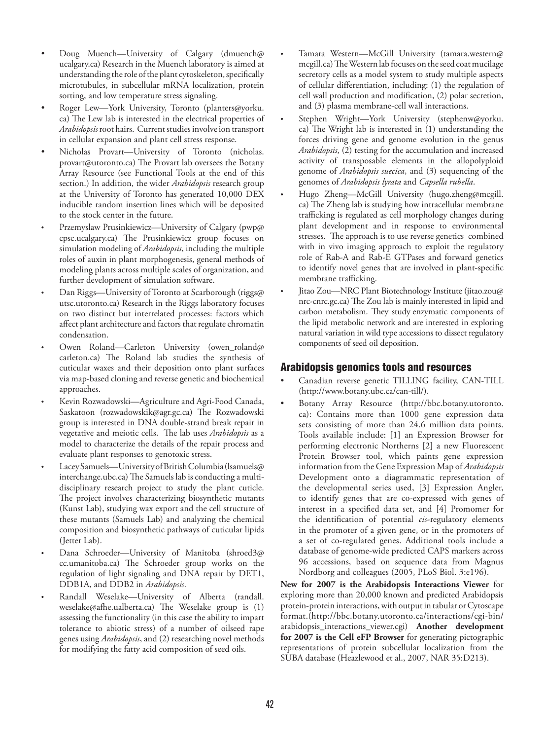- Doug Muench—University of Calgary (dmuench@ucalgary.ca) Research in the Muench laboratory is aimed at understanding the role of the plant cytoskeleton, specifically microtubules, in subcellular mRNA localization, protein sorting, and low temperature stress signaling.
- Roger Lew—York University, Toronto (planters@yorku.ca) The Lew lab is interested in the electrical properties of *Arabidopsis* root hairs. Current studies involve ion transport in cellular expansion and plant cell stress response.
- Nicholas Provart—University of Toronto (nicholas.provart@utoronto.ca) The Provart lab oversees the Botany Array Resource (see Functional Tools at the end of this section.) In addition, the wider *Arabidopsis* research group at the University of Toronto has generated 10,000 DEX inducible random insertion lines which will be deposited to the stock center in the future.
- Przemyslaw Prusinkiewicz—University of Calgary (pwp@cpsc.ucalgary.ca) The Prusinkiewicz group focuses on simulation modeling of *Arabidopsis*, including the multiple roles of auxin in plant morphogenesis, general methods of modeling plants across multiple scales of organization, and further development of simulation software.
- Dan Riggs—University of Toronto at Scarborough (riggs@utsc.utoronto.ca) Research in the Riggs laboratory focuses on two distinct but interrelated processes: factors which affect plant architecture and factors that regulate chromatin condensation.
- Owen Roland—Carleton University (owen_roland@carleton.ca) The Roland lab studies the synthesis of cuticular waxes and their deposition onto plant surfaces via map-based cloning and reverse genetic and biochemical approaches.
- Kevin Rozwadowski—Agriculture and Agri-Food Canada, Saskatoon (rozwadowskik@agr.gc.ca) The Rozwadowski group is interested in DNA double-strand break repair in vegetative and meiotic cells. The lab uses *Arabidopsis* as a model to characterize the details of the repair process and evaluate plant responses to genotoxic stress.
- Lacey Samuels—University of British Columbia (lsamuels@interchange.ubc.ca) The Samuels lab is conducting a multi-disciplinary research project to study the plant cuticle. The project involves characterizing biosynthetic mutants (Kunst Lab), studying wax export and the cell structure of these mutants (Samuels Lab) and analyzing the chemical composition and biosynthetic pathways of cuticular lipids (Jetter Lab).
- Dana Schroeder—University of Manitoba (shroed3@cc.umanitoba.ca) The Schroeder group works on the regulation of light signaling and DNA repair by DET1, DDB1A, and DDB2 in *Arabidopsis*.
- Randall Weselake—University of Alberta (randall.weselake@afhe.ualberta.ca) The Weselake group is (1) assessing the functionality (in this case the ability to impart tolerance to abiotic stress) of a number of oilseed rape genes using *Arabidopsis*, and (2) researching novel methods for modifying the fatty acid composition of seed oils.
- Tamara Western—McGill University (tamara.western@mcgill.ca) The Western lab focuses on the seed coat mucilage secretory cells as a model system to study multiple aspects of cellular differentiation, including: (1) the regulation of cell wall production and modification, (2) polar secretion, and (3) plasma membrane-cell wall interactions.
- Stephen Wright—York University (stephenw@yorku.ca) The Wright lab is interested in (1) understanding the forces driving gene and genome evolution in the genus *Arabidopsis*, (2) testing for the accumulation and increased activity of transposable elements in the allopolyploid genome of *Arabidopsis suecica*, and (3) sequencing of the genomes of *Arabidopsis lyrata* and *Capsella rubella*.
- Hugo Zheng—McGill University (hugo.zheng@mcgill.ca) The Zheng lab is studying how intracellular membrane trafficking is regulated as cell morphology changes during plant development and in response to environmental stresses. The approach is to use reverse genetics combined with in vivo imaging approach to exploit the regulatory role of Rab-A and Rab-E GTPases and forward genetics to identify novel genes that are involved in plant-specific membrane trafficking.
- Jitao Zou—NRC Plant Biotechnology Institute (jitao.zou@nrc-cnrc.gc.ca) The Zou lab is mainly interested in lipid and carbon metabolism. They study enzymatic components of the lipid metabolic network and are interested in exploring natural variation in wild type accessions to dissect regulatory components of seed oil deposition.

## Arabidopsis genomics tools and resources

- Canadian reverse genetic TILLING facility, CAN-TILL (http://www.botany.ubc.ca/can-till/).
- Botany Array Resource (http://bbc.botany.utoronto.ca): Contains more than 1000 gene expression data sets consisting of more than 24.6 million data points. Tools available include: [1] an Expression Browser for performing electronic Northerns [2] a new Fluorescent Protein Browser tool, which paints gene expression information from the Gene Expression Map of *Arabidopsis* Development onto a diagrammatic representation of the developmental series used, [3] Expression Angler, to identify genes that are co-expressed with genes of interest in a specified data set, and [4] Promomer for the identification of potential *cis*-regulatory elements in the promoter of a given gene, or in the promoters of a set of co-regulated genes. Additional tools include a database of genome-wide predicted CAPS markers across 96 accessions, based on sequence data from Magnus Nordborg and colleagues (2005, PLoS Biol. 3:e196).

**New for 2007 is the Arabidopsis Interactions Viewer** for exploring more than 20,000 known and predicted Arabidopsis protein-protein interactions, with output in tabular or Cytoscape format.(http://bbc.botany.utoronto.ca/interactions/cgi-bin/arabidopsis_interactions_viewer.cgi) **Another development for 2007 is the Cell eFP Browser** for generating pictographic representations of protein subcellular localization from the SUBA database (Heazlewood et al., 2007, NAR 35:D213).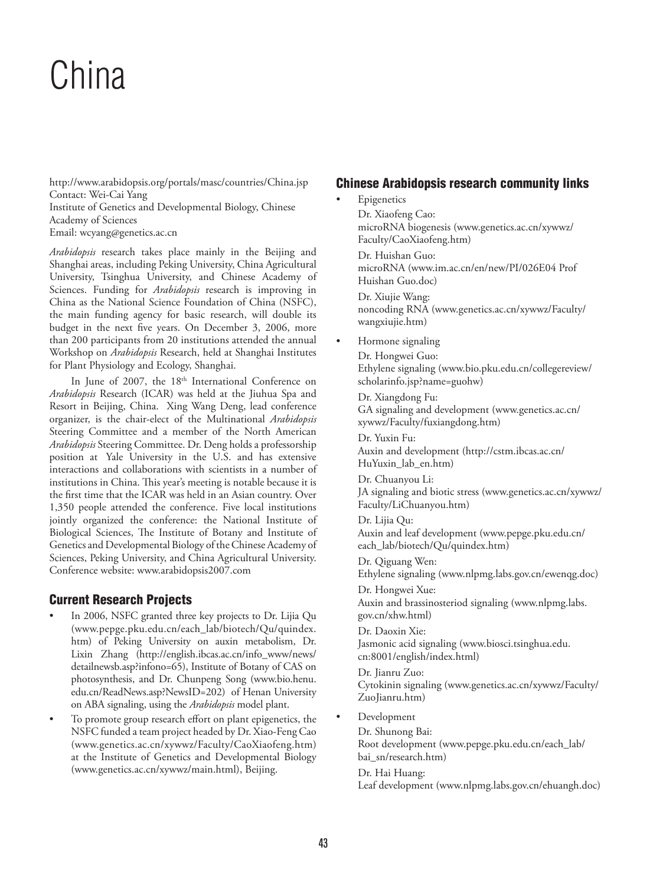# China

http://www.arabidopsis.org/portals/masc/countries/China.jsp
Contact: Wei-Cai Yang
Institute of Genetics and Developmental Biology, Chinese Academy of Sciences
Email: wcyang@genetics.ac.cn

*Arabidopsis* research takes place mainly in the Beijing and Shanghai areas, including Peking University, China Agricultural University, Tsinghua University, and Chinese Academy of Sciences. Funding for *Arabidopsis* research is improving in China as the National Science Foundation of China (NSFC), the main funding agency for basic research, will double its budget in the next five years. On December 3, 2006, more than 200 participants from 20 institutions attended the annual Workshop on *Arabidopsis* Research, held at Shanghai Institutes for Plant Physiology and Ecology, Shanghai.

In June of 2007, the 18th International Conference on *Arabidopsis* Research (ICAR) was held at the Jiuhua Spa and Resort in Beijing, China. Xing Wang Deng, lead conference organizer, is the chair-elect of the Multinational *Arabidopsis* Steering Committee and a member of the North American *Arabidopsis* Steering Committee. Dr. Deng holds a professorship position at Yale University in the U.S. and has extensive interactions and collaborations with scientists in a number of institutions in China. This year's meeting is notable because it is the first time that the ICAR was held in an Asian country. Over 1,350 people attended the conference. Five local institutions jointly organized the conference: the National Institute of Biological Sciences, The Institute of Botany and Institute of Genetics and Developmental Biology of the Chinese Academy of Sciences, Peking University, and China Agricultural University. Conference website: www.arabidopsis2007.com

## Current Research Projects

- In 2006, NSFC granted three key projects to Dr. Lijia Qu (www.pepge.pku.edu.cn/each_lab/biotech/Qu/quindex.htm) of Peking University on auxin metabolism, Dr. Lixin Zhang (http://english.ibcas.ac.cn/info_www/news/detailnewsb.asp?infono=65), Institute of Botany of CAS on photosynthesis, and Dr. Chunpeng Song (www.bio.henu.edu.cn/ReadNews.asp?NewsID=202) of Henan University on ABA signaling, using the *Arabidopsis* model plant.
- To promote group research effort on plant epigenetics, the NSFC funded a team project headed by Dr. Xiao-Feng Cao (www.genetics.ac.cn/xywwz/Faculty/CaoXiaofeng.htm) at the Institute of Genetics and Developmental Biology (www.genetics.ac.cn/xywwz/main.html), Beijing.

## Chinese Arabidopsis research community links

- Epigenetics

  Dr. Xiaofeng Cao:
  microRNA biogenesis (www.genetics.ac.cn/xywwz/Faculty/CaoXiaofeng.htm)

  Dr. Huishan Guo:
  microRNA (www.im.ac.cn/en/new/PI/026E04 Prof Huishan Guo.doc)

  Dr. Xiujie Wang:
  noncoding RNA (www.genetics.ac.cn/xywwz/Faculty/wangxiujie.htm)

- Hormone signaling

  Dr. Hongwei Guo:
  Ethylene signaling (www.bio.pku.edu.cn/collegereview/scholarinfo.jsp?name=guohw)

  Dr. Xiangdong Fu:
  GA signaling and development (www.genetics.ac.cn/xywwz/Faculty/fuxiangdong.htm)

  Dr. Yuxin Fu:
  Auxin and development (http://cstm.ibcas.ac.cn/HuYuxin_lab_en.htm)

  Dr. Chuanyou Li:
  JA signaling and biotic stress (www.genetics.ac.cn/xywwz/Faculty/LiChuanyou.htm)

  Dr. Lijia Qu:
  Auxin and leaf development (www.pepge.pku.edu.cn/each_lab/biotech/Qu/quindex.htm)

  Dr. Qiguang Wen:
  Ethylene signaling (www.nlpmg.labs.gov.cn/ewenqg.doc)

  Dr. Hongwei Xue:
  Auxin and brassinosteriod signaling (www.nlpmg.labs.gov.cn/xhw.html)

  Dr. Daoxin Xie:
  Jasmonic acid signaling (www.biosci.tsinghua.edu.cn:8001/english/index.html)

  Dr. Jianru Zuo:
  Cytokinin signaling (www.genetics.ac.cn/xywwz/Faculty/ZuoJianru.htm)

- Development

  Dr. Shunong Bai:
  Root development (www.pepge.pku.edu.cn/each_lab/bai_sn/research.htm)

  Dr. Hai Huang:
  Leaf development (www.nlpmg.labs.gov.cn/ehuangh.doc)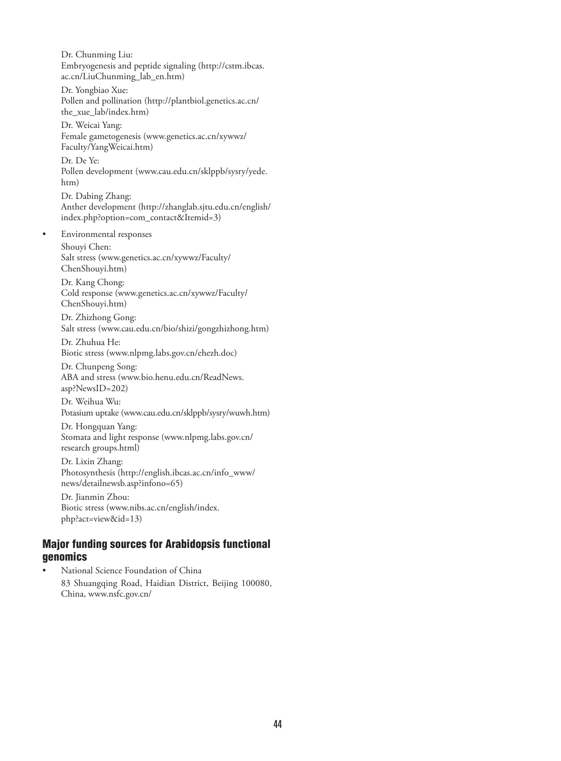Dr. Chunming Liu:
Embryogenesis and peptide signaling (http://cstm.ibcas.ac.cn/LiuChunming_lab_en.htm)

Dr. Yongbiao Xue:
Pollen and pollination (http://plantbiol.genetics.ac.cn/the_xue_lab/index.htm)

Dr. Weicai Yang:
Female gametogenesis (www.genetics.ac.cn/xywwz/Faculty/YangWeicai.htm)

Dr. De Ye:
Pollen development (www.cau.edu.cn/sklppb/sysry/yede.htm)

Dr. Dabing Zhang:
Anther development (http://zhanglab.sjtu.edu.cn/english/index.php?option=com_contact&Itemid=3)

- Environmental responses

  Shouyi Chen:
  Salt stress (www.genetics.ac.cn/xywwz/Faculty/ChenShouyi.htm)

  Dr. Kang Chong:
  Cold response (www.genetics.ac.cn/xywwz/Faculty/ChenShouyi.htm)

  Dr. Zhizhong Gong:
  Salt stress (www.cau.edu.cn/bio/shizi/gongzhizhong.htm)

  Dr. Zhuhua He:
  Biotic stress (www.nlpmg.labs.gov.cn/ehezh.doc)

  Dr. Chunpeng Song:
  ABA and stress (www.bio.henu.edu.cn/ReadNews.asp?NewsID=202)

  Dr. Weihua Wu:
  Potasium uptake (www.cau.edu.cn/sklppb/sysry/wuwh.htm)

  Dr. Hongquan Yang:
  Stomata and light response (www.nlpmg.labs.gov.cn/research groups.html)

  Dr. Lixin Zhang:
  Photosynthesis (http://english.ibcas.ac.cn/info_www/news/detailnewsb.asp?infono=65)

  Dr. Jianmin Zhou:
  Biotic stress (www.nibs.ac.cn/english/index.php?act=view&id=13)

## Major funding sources for Arabidopsis functional genomics

- National Science Foundation of China
  83 Shuangqing Road, Haidian District, Beijing 100080, China, www.nsfc.gov.cn/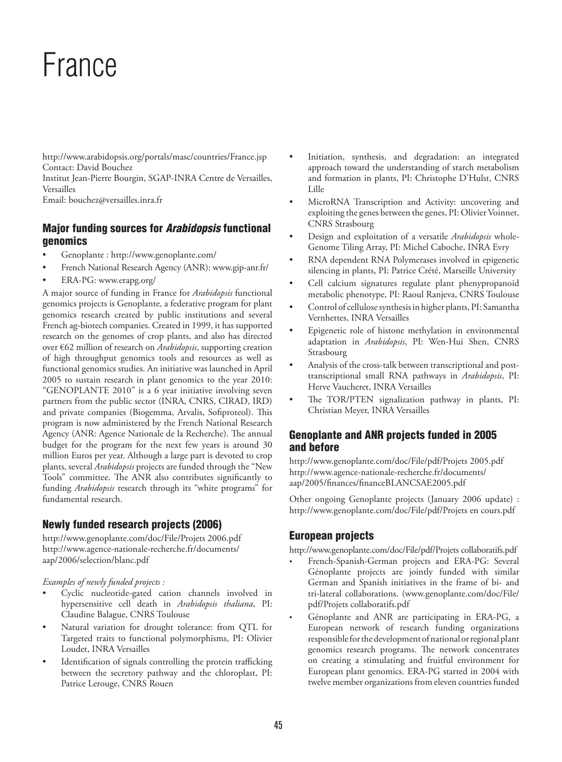# France

http://www.arabidopsis.org/portals/masc/countries/France.jsp
Contact: David Bouchez
Institut Jean-Pierre Bourgin, SGAP-INRA Centre de Versailles, Versailles
Email: bouchez@versailles.inra.fr

## Major funding sources for *Arabidopsis* functional genomics

- Genoplante : http://www.genoplante.com/
- French National Research Agency (ANR): www.gip-anr.fr/
- ERA-PG: www.erapg.org/

A major source of funding in France for *Arabidopsis* functional genomics projects is Genoplante, a federative program for plant genomics research created by public institutions and several French ag-biotech companies. Created in 1999, it has supported research on the genomes of crop plants, and also has directed over €62 million of research on *Arabidopsis*, supporting creation of high throughput genomics tools and resources as well as functional genomics studies. An initiative was launched in April 2005 to sustain research in plant genomics to the year 2010: "GENOPLANTE 2010" is a 6 year initiative involving seven partners from the public sector (INRA, CNRS, CIRAD, IRD) and private companies (Biogemma, Arvalis, Sofiproteol). This program is now administered by the French National Research Agency (ANR: Agence Nationale de la Recherche). The annual budget for the program for the next few years is around 30 million Euros per year. Although a large part is devoted to crop plants, several *Arabidopsis* projects are funded through the "New Tools" committee. The ANR also contributes significantly to funding *Arabidopsis* research through its "white programs" for fundamental research.

## Newly funded research projects (2006)

http://www.genoplante.com/doc/File/Projets 2006.pdf
http://www.agence-nationale-recherche.fr/documents/aap/2006/selection/blanc.pdf

*Examples of newly funded projects :*

- Cyclic nucleotide-gated cation channels involved in hypersensitive cell death in *Arabidopsis thaliana*, PI: Claudine Balague, CNRS Toulouse
- Natural variation for drought tolerance: from QTL for Targeted traits to functional polymorphisms, PI: Olivier Loudet, INRA Versailles
- Identification of signals controlling the protein trafficking between the secretory pathway and the chloroplast, PI: Patrice Lerouge, CNRS Rouen
- Initiation, synthesis, and degradation: an integrated approach toward the understanding of starch metabolism and formation in plants, PI: Christophe D'Hulst, CNRS Lille
- MicroRNA Transcription and Activity: uncovering and exploiting the genes between the genes, PI: Olivier Voinnet, CNRS Strasbourg
- Design and exploitation of a versatile *Arabidopsis* whole-Genome Tiling Array, PI: Michel Caboche, INRA Evry
- RNA dependent RNA Polymerases involved in epigenetic silencing in plants, PI: Patrice Crété, Marseille University
- Cell calcium signatures regulate plant phenypropanoid metabolic phenotype, PI: Raoul Ranjeva, CNRS Toulouse
- Control of cellulose synthesis in higher plants, PI: Samantha Vernhettes, INRA Versailles
- Epigenetic role of histone methylation in environmental adaptation in *Arabidopsis*, PI: Wen-Hui Shen, CNRS Strasbourg
- Analysis of the cross-talk between transcriptional and post-transcriptional small RNA pathways in *Arabidopsis*, PI: Herve Vaucheret, INRA Versailles
- The TOR/PTEN signalization pathway in plants, PI: Christian Meyer, INRA Versailles

## Genoplante and ANR projects funded in 2005 and before

http://www.genoplante.com/doc/File/pdf/Projets 2005.pdf
http://www.agence-nationale-recherche.fr/documents/aap/2005/finances/financeBLANCSAE2005.pdf

Other ongoing Genoplante projects (January 2006 update) : http://www.genoplante.com/doc/File/pdf/Projets en cours.pdf

## European projects

http://www.genoplante.com/doc/File/pdf/Projets collaboratifs.pdf

- French-Spanish-German projects and ERA-PG: Several Génoplante projects are jointly funded with similar German and Spanish initiatives in the frame of bi- and tri-lateral collaborations. (www.genoplante.com/doc/File/pdf/Projets collaboratifs.pdf
- Génoplante and ANR are participating in ERA-PG, a European network of research funding organizations responsible for the development of national or regional plant genomics research programs. The network concentrates on creating a stimulating and fruitful environment for European plant genomics. ERA-PG started in 2004 with twelve member organizations from eleven countries funded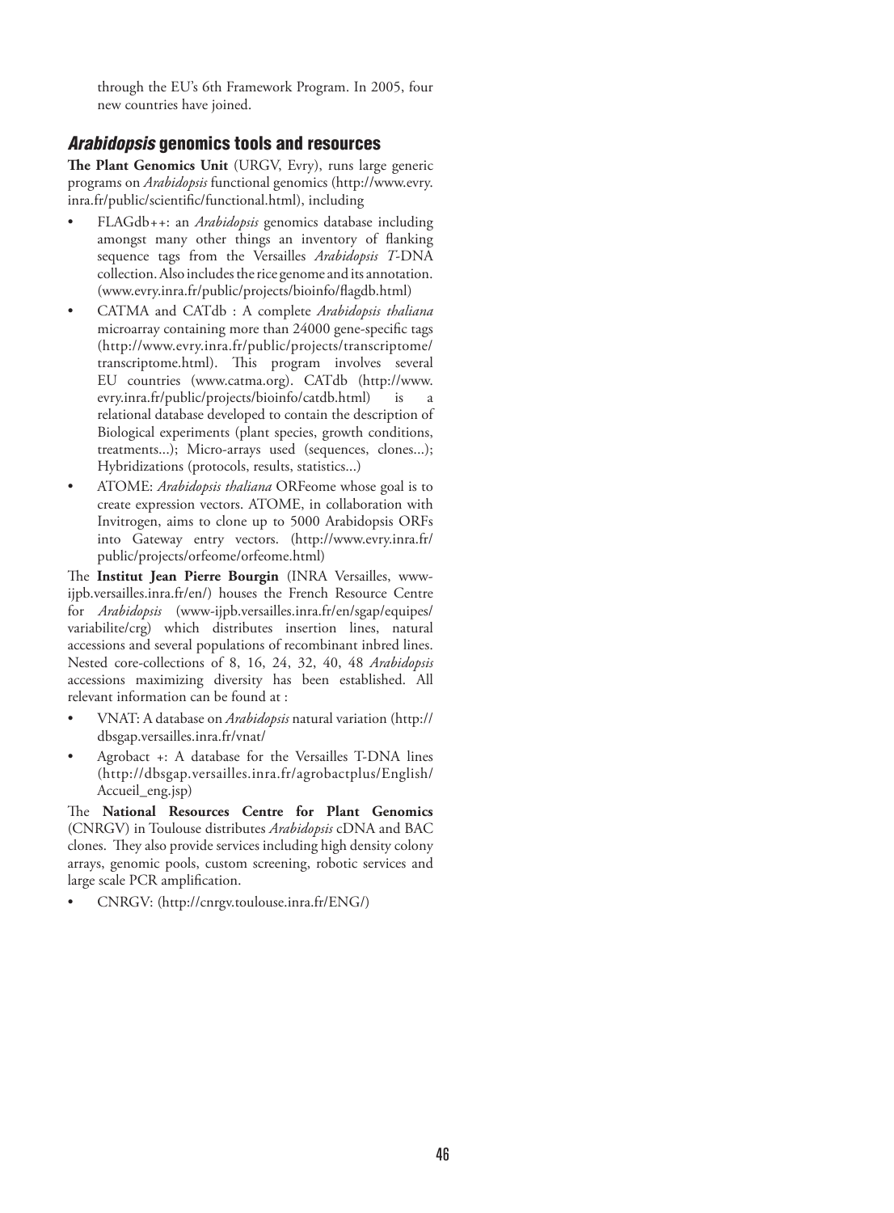through the EU's 6th Framework Program. In 2005, four new countries have joined.

## *Arabidopsis* genomics tools and resources

**The Plant Genomics Unit** (URGV, Evry), runs large generic programs on *Arabidopsis* functional genomics (http://www.evry.inra.fr/public/scientific/functional.html), including

- FLAGdb++: an *Arabidopsis* genomics database including amongst many other things an inventory of flanking sequence tags from the Versailles *Arabidopsis T*-DNA collection. Also includes the rice genome and its annotation. (www.evry.inra.fr/public/projects/bioinfo/flagdb.html)
- CATMA and CATdb : A complete *Arabidopsis thaliana* microarray containing more than 24000 gene-specific tags (http://www.evry.inra.fr/public/projects/transcriptome/transcriptome.html). This program involves several EU countries (www.catma.org). CATdb (http://www.evry.inra.fr/public/projects/bioinfo/catdb.html) is a relational database developed to contain the description of Biological experiments (plant species, growth conditions, treatments...); Micro-arrays used (sequences, clones...); Hybridizations (protocols, results, statistics...)
- ATOME: *Arabidopsis thaliana* ORFeome whose goal is to create expression vectors. ATOME, in collaboration with Invitrogen, aims to clone up to 5000 Arabidopsis ORFs into Gateway entry vectors. (http://www.evry.inra.fr/public/projects/orfeome/orfeome.html)

The **Institut Jean Pierre Bourgin** (INRA Versailles, www-ijpb.versailles.inra.fr/en/) houses the French Resource Centre for *Arabidopsis* (www-ijpb.versailles.inra.fr/en/sgap/equipes/variabilite/crg) which distributes insertion lines, natural accessions and several populations of recombinant inbred lines. Nested core-collections of 8, 16, 24, 32, 40, 48 *Arabidopsis* accessions maximizing diversity has been established. All relevant information can be found at :

- VNAT: A database on *Arabidopsis* natural variation (http://dbsgap.versailles.inra.fr/vnat/
- Agrobact +: A database for the Versailles T-DNA lines (http://dbsgap.versailles.inra.fr/agrobactplus/English/Accueil_eng.jsp)

The **National Resources Centre for Plant Genomics** (CNRGV) in Toulouse distributes *Arabidopsis* cDNA and BAC clones. They also provide services including high density colony arrays, genomic pools, custom screening, robotic services and large scale PCR amplification.

- CNRGV: (http://cnrgv.toulouse.inra.fr/ENG/)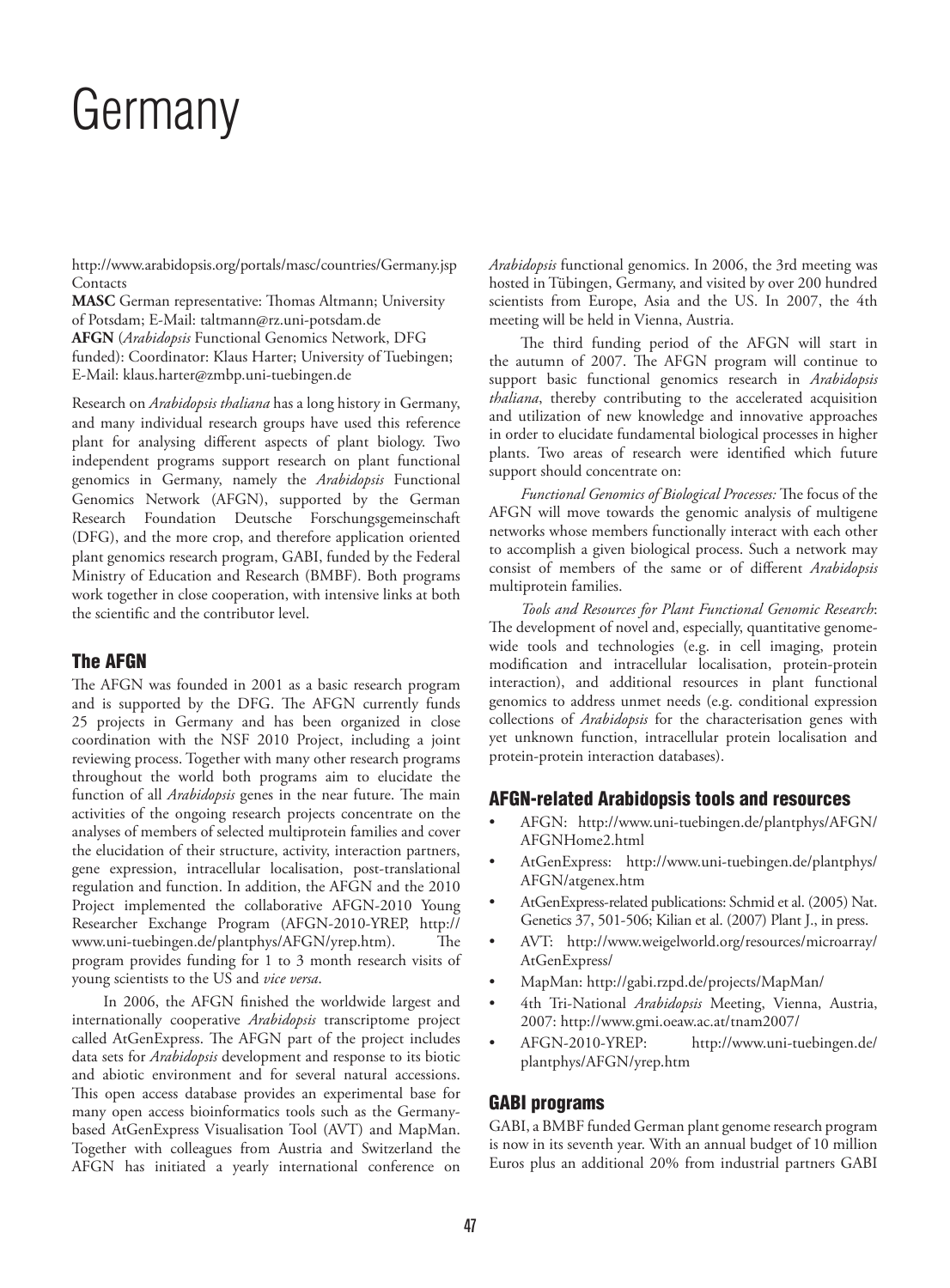# Germany

http://www.arabidopsis.org/portals/masc/countries/Germany.jsp
Contacts

**MASC** German representative: Thomas Altmann; University of Potsdam; E-Mail: taltmann@rz.uni-potsdam.de

**AFGN** (*Arabidopsis* Functional Genomics Network, DFG funded): Coordinator: Klaus Harter; University of Tuebingen; E-Mail: klaus.harter@zmbp.uni-tuebingen.de

Research on *Arabidopsis thaliana* has a long history in Germany, and many individual research groups have used this reference plant for analysing different aspects of plant biology. Two independent programs support research on plant functional genomics in Germany, namely the *Arabidopsis* Functional Genomics Network (AFGN), supported by the German Research Foundation Deutsche Forschungsgemeinschaft (DFG), and the more crop, and therefore application oriented plant genomics research program, GABI, funded by the Federal Ministry of Education and Research (BMBF). Both programs work together in close cooperation, with intensive links at both the scientific and the contributor level.

## The AFGN

The AFGN was founded in 2001 as a basic research program and is supported by the DFG. The AFGN currently funds 25 projects in Germany and has been organized in close coordination with the NSF 2010 Project, including a joint reviewing process. Together with many other research programs throughout the world both programs aim to elucidate the function of all *Arabidopsis* genes in the near future. The main activities of the ongoing research projects concentrate on the analyses of members of selected multiprotein families and cover the elucidation of their structure, activity, interaction partners, gene expression, intracellular localisation, post-translational regulation and function. In addition, the AFGN and the 2010 Project implemented the collaborative AFGN-2010 Young Researcher Exchange Program (AFGN-2010-YREP, http://www.uni-tuebingen.de/plantphys/AFGN/yrep.htm). The program provides funding for 1 to 3 month research visits of young scientists to the US and *vice versa*.

In 2006, the AFGN finished the worldwide largest and internationally cooperative *Arabidopsis* transcriptome project called AtGenExpress. The AFGN part of the project includes data sets for *Arabidopsis* development and response to its biotic and abiotic environment and for several natural accessions. This open access database provides an experimental base for many open access bioinformatics tools such as the Germany-based AtGenExpress Visualisation Tool (AVT) and MapMan. Together with colleagues from Austria and Switzerland the AFGN has initiated a yearly international conference on *Arabidopsis* functional genomics. In 2006, the 3rd meeting was hosted in Tübingen, Germany, and visited by over 200 hundred scientists from Europe, Asia and the US. In 2007, the 4th meeting will be held in Vienna, Austria.

The third funding period of the AFGN will start in the autumn of 2007. The AFGN program will continue to support basic functional genomics research in *Arabidopsis thaliana*, thereby contributing to the accelerated acquisition and utilization of new knowledge and innovative approaches in order to elucidate fundamental biological processes in higher plants. Two areas of research were identified which future support should concentrate on:

*Functional Genomics of Biological Processes:* The focus of the AFGN will move towards the genomic analysis of multigene networks whose members functionally interact with each other to accomplish a given biological process. Such a network may consist of members of the same or of different *Arabidopsis* multiprotein families.

*Tools and Resources for Plant Functional Genomic Research*: The development of novel and, especially, quantitative genome-wide tools and technologies (e.g. in cell imaging, protein modification and intracellular localisation, protein-protein interaction), and additional resources in plant functional genomics to address unmet needs (e.g. conditional expression collections of *Arabidopsis* for the characterisation genes with yet unknown function, intracellular protein localisation and protein-protein interaction databases).

## AFGN-related Arabidopsis tools and resources

- AFGN: http://www.uni-tuebingen.de/plantphys/AFGN/AFGNHome2.html
- AtGenExpress: http://www.uni-tuebingen.de/plantphys/AFGN/atgenex.htm
- AtGenExpress-related publications: Schmid et al. (2005) Nat. Genetics 37, 501-506; Kilian et al. (2007) Plant J., in press.
- AVT: http://www.weigelworld.org/resources/microarray/AtGenExpress/
- MapMan: http://gabi.rzpd.de/projects/MapMan/
- 4th Tri-National *Arabidopsis* Meeting, Vienna, Austria, 2007: http://www.gmi.oeaw.ac.at/tnam2007/
- AFGN-2010-YREP: http://www.uni-tuebingen.de/plantphys/AFGN/yrep.htm

## GABI programs

GABI, a BMBF funded German plant genome research program is now in its seventh year. With an annual budget of 10 million Euros plus an additional 20% from industrial partners GABI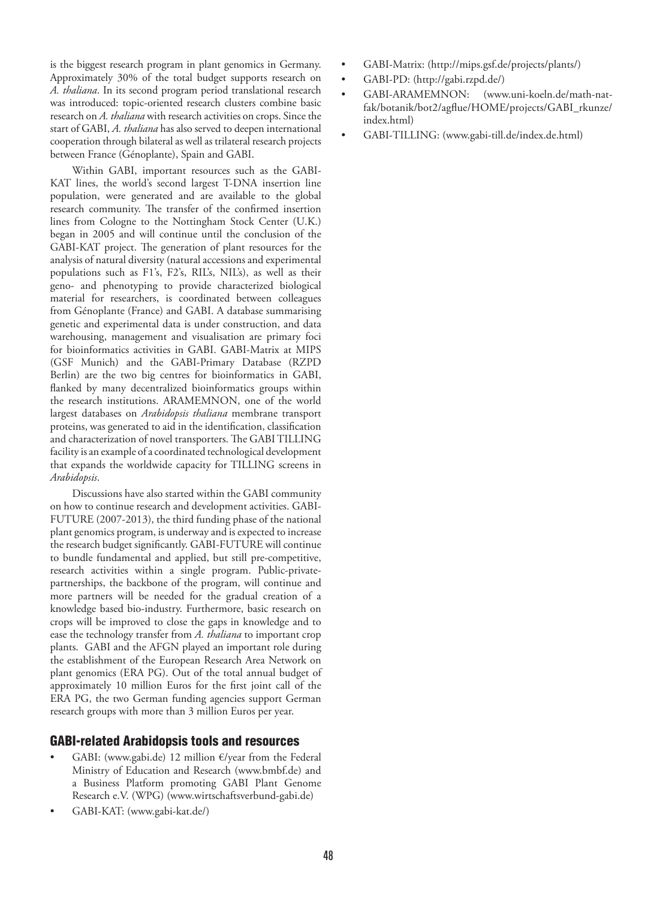is the biggest research program in plant genomics in Germany. Approximately 30% of the total budget supports research on *A. thaliana*. In its second program period translational research was introduced: topic-oriented research clusters combine basic research on *A. thaliana* with research activities on crops. Since the start of GABI, *A. thaliana* has also served to deepen international cooperation through bilateral as well as trilateral research projects between France (Génoplante), Spain and GABI.

Within GABI, important resources such as the GABI-KAT lines, the world's second largest T-DNA insertion line population, were generated and are available to the global research community. The transfer of the confirmed insertion lines from Cologne to the Nottingham Stock Center (U.K.) began in 2005 and will continue until the conclusion of the GABI-KAT project. The generation of plant resources for the analysis of natural diversity (natural accessions and experimental populations such as F1's, F2's, RIL's, NIL's), as well as their geno- and phenotyping to provide characterized biological material for researchers, is coordinated between colleagues from Génoplante (France) and GABI. A database summarising genetic and experimental data is under construction, and data warehousing, management and visualisation are primary foci for bioinformatics activities in GABI. GABI-Matrix at MIPS (GSF Munich) and the GABI-Primary Database (RZPD Berlin) are the two big centres for bioinformatics in GABI, flanked by many decentralized bioinformatics groups within the research institutions. ARAMEMNON, one of the world largest databases on *Arabidopsis thaliana* membrane transport proteins, was generated to aid in the identification, classification and characterization of novel transporters. The GABI TILLING facility is an example of a coordinated technological development that expands the worldwide capacity for TILLING screens in *Arabidopsis*.

Discussions have also started within the GABI community on how to continue research and development activities. GABI-FUTURE (2007-2013), the third funding phase of the national plant genomics program, is underway and is expected to increase the research budget significantly. GABI-FUTURE will continue to bundle fundamental and applied, but still pre-competitive, research activities within a single program. Public-private-partnerships, the backbone of the program, will continue and more partners will be needed for the gradual creation of a knowledge based bio-industry. Furthermore, basic research on crops will be improved to close the gaps in knowledge and to ease the technology transfer from *A. thaliana* to important crop plants. GABI and the AFGN played an important role during the establishment of the European Research Area Network on plant genomics (ERA PG). Out of the total annual budget of approximately 10 million Euros for the first joint call of the ERA PG, the two German funding agencies support German research groups with more than 3 million Euros per year.

## GABI-related Arabidopsis tools and resources

- GABI: (www.gabi.de) 12 million €/year from the Federal Ministry of Education and Research (www.bmbf.de) and a Business Platform promoting GABI Plant Genome Research e.V. (WPG) (www.wirtschaftsverbund-gabi.de)
- GABI-KAT: (www.gabi-kat.de/)
- GABI-Matrix: (http://mips.gsf.de/projects/plants/)
- GABI-PD: (http://gabi.rzpd.de/)
- GABI-ARAMEMNON: (www.uni-koeln.de/math-nat-fak/botanik/bot2/agflue/HOME/projects/GABI_rkunze/index.html)
- GABI-TILLING: (www.gabi-till.de/index.de.html)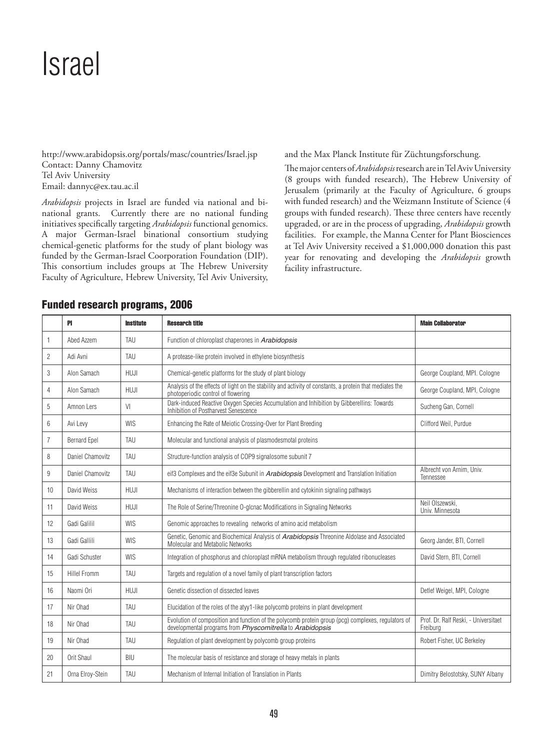# Israel

http://www.arabidopsis.org/portals/masc/countries/Israel.jsp
Contact: Danny Chamovitz
Tel Aviv University
Email: dannyc@ex.tau.ac.il

*Arabidopsis* projects in Israel are funded via national and bi-national grants. Currently there are no national funding initiatives specifically targeting *Arabidopsis* functional genomics. A major German-Israel binational consortium studying chemical-genetic platforms for the study of plant biology was funded by the German-Israel Coorporation Foundation (DIP). This consortium includes groups at The Hebrew University Faculty of Agriculture, Hebrew University, Tel Aviv University, and the Max Planck Institute für Züchtungsforschung.

The major centers of *Arabidopsis* research are in Tel Aviv University (8 groups with funded research), The Hebrew University of Jerusalem (primarily at the Faculty of Agriculture, 6 groups with funded research) and the Weizmann Institute of Science (4 groups with funded research). These three centers have recently upgraded, or are in the process of upgrading, *Arabidopsis* growth facilities. For example, the Manna Center for Plant Biosciences at Tel Aviv University received a $1,000,000 donation this past year for renovating and developing the *Arabidopsis* growth facility infrastructure.

## Funded research programs, 2006

| | PI | Institute | Research title | Main Collaborator |
|---|---|---|---|---|
| 1 | Abed Azzem | TAU | Function of chloroplast chaperones in *Arabidopsis* | |
| 2 | Adi Avni | TAU | A protease-like protein involved in ethylene biosynthesis | |
| 3 | Alon Samach | HUJI | Chemical-genetic platforms for the study of plant biology | George Coupland, MPI. Cologne |
| 4 | Alon Samach | HUJI | Analysis of the effects of light on the stability and activity of constants, a protein that mediates the photoperiodic control of flowering | George Coupland, MPI, Cologne |
| 5 | Amnon Lers | VI | Dark-induced Reactive Oxygen Species Accumulation and Inhibition by Gibberellins: Towards Inhibition of Postharvest Senescence | Sucheng Gan, Cornell |
| 6 | Avi Levy | WIS | Enhancing the Rate of Meiotic Crossing-Over for Plant Breeding | Clifford Weil, Purdue |
| 7 | Bernard Epel | TAU | Molecular and functional analysis of plasmodesmotal proteins | |
| 8 | Daniel Chamovitz | TAU | Structure-function analysis of COP9 signalosome subunit 7 | |
| 9 | Daniel Chamovitz | TAU | eif3 Complexes and the eif3e Subunit in *Arabidopsis* Development and Translation Initiation | Albrecht von Arnim, Univ. Tennessee |
| 10 | David Weiss | HUJI | Mechanisms of interaction between the gibberellin and cytokinin signaling pathways | |
| 11 | David Weiss | HUJI | The Role of Serine/Threonine O-glcnac Modifications in Signaling Networks | Neil Olszewski, Univ. Minnesota |
| 12 | Gadi Galilil | WIS | Genomic approaches to revealing networks of amino acid metabolism | |
| 13 | Gadi Gallili | WIS | Genetic, Genomic and Biochemical Analysis of *Arabidopsis* Threonine Aldolase and Associated Molecular and Metabolic Networks | Georg Jander, BTI, Cornell |
| 14 | Gadi Schuster | WIS | Integration of phosphorus and chloroplast mRNA metabolism through regulated ribonucleases | David Stern, BTI, Cornell |
| 15 | Hillel Fromm | TAU | Targets and regulation of a novel family of plant transcription factors | |
| 16 | Naomi Ori | HUJI | Genetic dissection of dissected leaves | Detlef Weigel, MPI, Cologne |
| 17 | Nir Ohad | TAU | Elucidation of the roles of the atyy1-like polycomb proteins in plant development | |
| 18 | Nir Ohad | TAU | Evolution of composition and function of the polycomb protein group (pcg) complexes, regulators of developmental programs from *Physcomitrella* to *Arabidopsis* | Prof. Dr. Ralf Reski, - Universitaet Freiburg |
| 19 | Nir Ohad | TAU | Regulation of plant development by polycomb group proteins | Robert Fisher, UC Berkeley |
| 20 | Orit Shaul | BIU | The molecular basis of resistance and storage of heavy metals in plants | |
| 21 | Orna Elroy-Stein | TAU | Mechanism of Internal Initiation of Translation in Plants | Dimitry Belostotsky, SUNY Albany |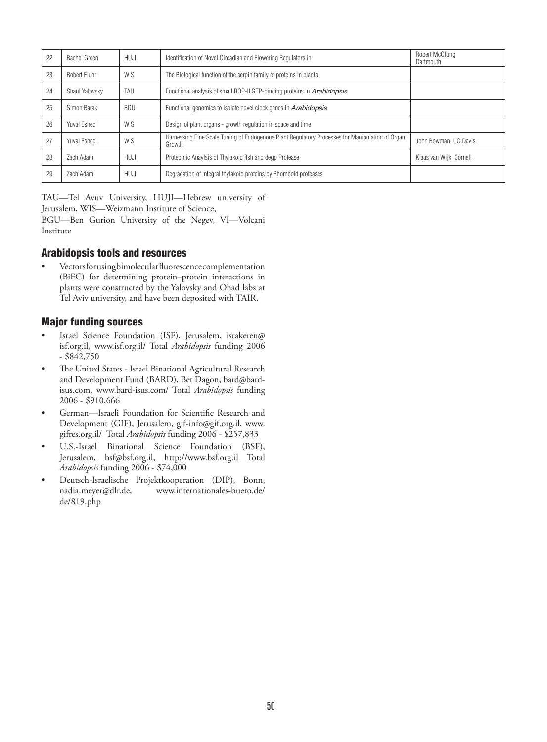| 22 | Rachel Green | HUJI | Identification of Novel Circadian and Flowering Regulators in | Robert McClung Dartmouth |
|---|---|---|---|---|
| 23 | Robert Fluhr | WIS | The Biological function of the serpin family of proteins in plants | |
| 24 | Shaul Yalovsky | TAU | Functional analysis of small ROP-II GTP-binding proteins in *Arabidopsis* | |
| 25 | Simon Barak | BGU | Functional genomics to isolate novel clock genes in *Arabidopsis* | |
| 26 | Yuval Eshed | WIS | Design of plant organs - growth regulation in space and time | |
| 27 | Yuval Eshed | WIS | Harnessing Fine Scale Tuning of Endogenous Plant Regulatory Processes for Manipulation of Organ Growth | John Bowman, UC Davis |
| 28 | Zach Adam | HUJI | Proteomic Anaylsis of Thylakoid ftsh and degp Protease | Klaas van Wijk, Cornell |
| 29 | Zach Adam | HUJI | Degradation of integral thylakoid proteins by Rhomboid proteases | |

TAU—Tel Avuv University, HUJI—Hebrew university of Jerusalem, WIS—Weizmann Institute of Science, BGU—Ben Gurion University of the Negev, VI—Volcani Institute

## Arabidopsis tools and resources

- Vectors for using bimolecular fluorescence complementation (BiFC) for determining protein–protein interactions in plants were constructed by the Yalovsky and Ohad labs at Tel Aviv university, and have been deposited with TAIR.

## Major funding sources

- Israel Science Foundation (ISF), Jerusalem, israkeren@isf.org.il, www.isf.org.il/ Total *Arabidopsis* funding 2006 - $842,750
- The United States - Israel Binational Agricultural Research and Development Fund (BARD), Bet Dagon, bard@bard-isus.com, www.bard-isus.com/ Total *Arabidopsis* funding 2006 - $910,666
- German—Israeli Foundation for Scientific Research and Development (GIF), Jerusalem, gif-info@gif.org.il, www.gifres.org.il/ Total *Arabidopsis* funding 2006 - $257,833
- U.S.-Israel Binational Science Foundation (BSF), Jerusalem, bsf@bsf.org.il, http://www.bsf.org.il Total *Arabidopsis* funding 2006 - $74,000
- Deutsch-Israelische Projektkooperation (DIP), Bonn, nadia.meyer@dlr.de, www.internationales-buero.de/de/819.php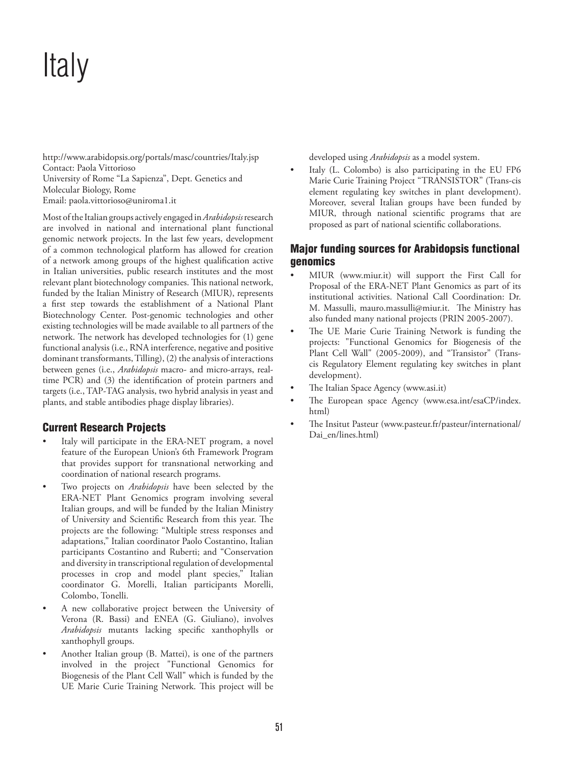# Italy

http://www.arabidopsis.org/portals/masc/countries/Italy.jsp
Contact: Paola Vittorioso
University of Rome "La Sapienza", Dept. Genetics and Molecular Biology, Rome
Email: paola.vittorioso@uniroma1.it

Most of the Italian groups actively engaged in *Arabidopsis* research are involved in national and international plant functional genomic network projects. In the last few years, development of a common technological platform has allowed for creation of a network among groups of the highest qualification active in Italian universities, public research institutes and the most relevant plant biotechnology companies. This national network, funded by the Italian Ministry of Research (MIUR), represents a first step towards the establishment of a National Plant Biotechnology Center. Post-genomic technologies and other existing technologies will be made available to all partners of the network. The network has developed technologies for (1) gene functional analysis (i.e., RNA interference, negative and positive dominant transformants, Tilling), (2) the analysis of interactions between genes (i.e., *Arabidopsis* macro- and micro-arrays, real-time PCR) and (3) the identification of protein partners and targets (i.e., TAP-TAG analysis, two hybrid analysis in yeast and plants, and stable antibodies phage display libraries).

## Current Research Projects

- Italy will participate in the ERA-NET program, a novel feature of the European Union's 6th Framework Program that provides support for transnational networking and coordination of national research programs.
- Two projects on *Arabidopsis* have been selected by the ERA-NET Plant Genomics program involving several Italian groups, and will be funded by the Italian Ministry of University and Scientific Research from this year. The projects are the following: "Multiple stress responses and adaptations," Italian coordinator Paolo Costantino, Italian participants Costantino and Ruberti; and "Conservation and diversity in transcriptional regulation of developmental processes in crop and model plant species," Italian coordinator G. Morelli, Italian participants Morelli, Colombo, Tonelli.
- A new collaborative project between the University of Verona (R. Bassi) and ENEA (G. Giuliano), involves *Arabidopsis* mutants lacking specific xanthophylls or xanthophyll groups.
- Another Italian group (B. Mattei), is one of the partners involved in the project "Functional Genomics for Biogenesis of the Plant Cell Wall" which is funded by the UE Marie Curie Training Network. This project will be developed using *Arabidopsis* as a model system.
- Italy (L. Colombo) is also participating in the EU FP6 Marie Curie Training Project "TRANSISTOR" (Trans-cis element regulating key switches in plant development). Moreover, several Italian groups have been funded by MIUR, through national scientific programs that are proposed as part of national scientific collaborations.

## Major funding sources for Arabidopsis functional genomics

- MIUR (www.miur.it) will support the First Call for Proposal of the ERA-NET Plant Genomics as part of its institutional activities. National Call Coordination: Dr. M. Massulli, mauro.massulli@miur.it. The Ministry has also funded many national projects (PRIN 2005-2007).
- The UE Marie Curie Training Network is funding the projects: "Functional Genomics for Biogenesis of the Plant Cell Wall" (2005-2009), and "Transistor" (Trans-cis Regulatory Element regulating key switches in plant development).
- The Italian Space Agency (www.asi.it)
- The European space Agency (www.esa.int/esaCP/index.html)
- The Insitut Pasteur (www.pasteur.fr/pasteur/international/Dai_en/lines.html)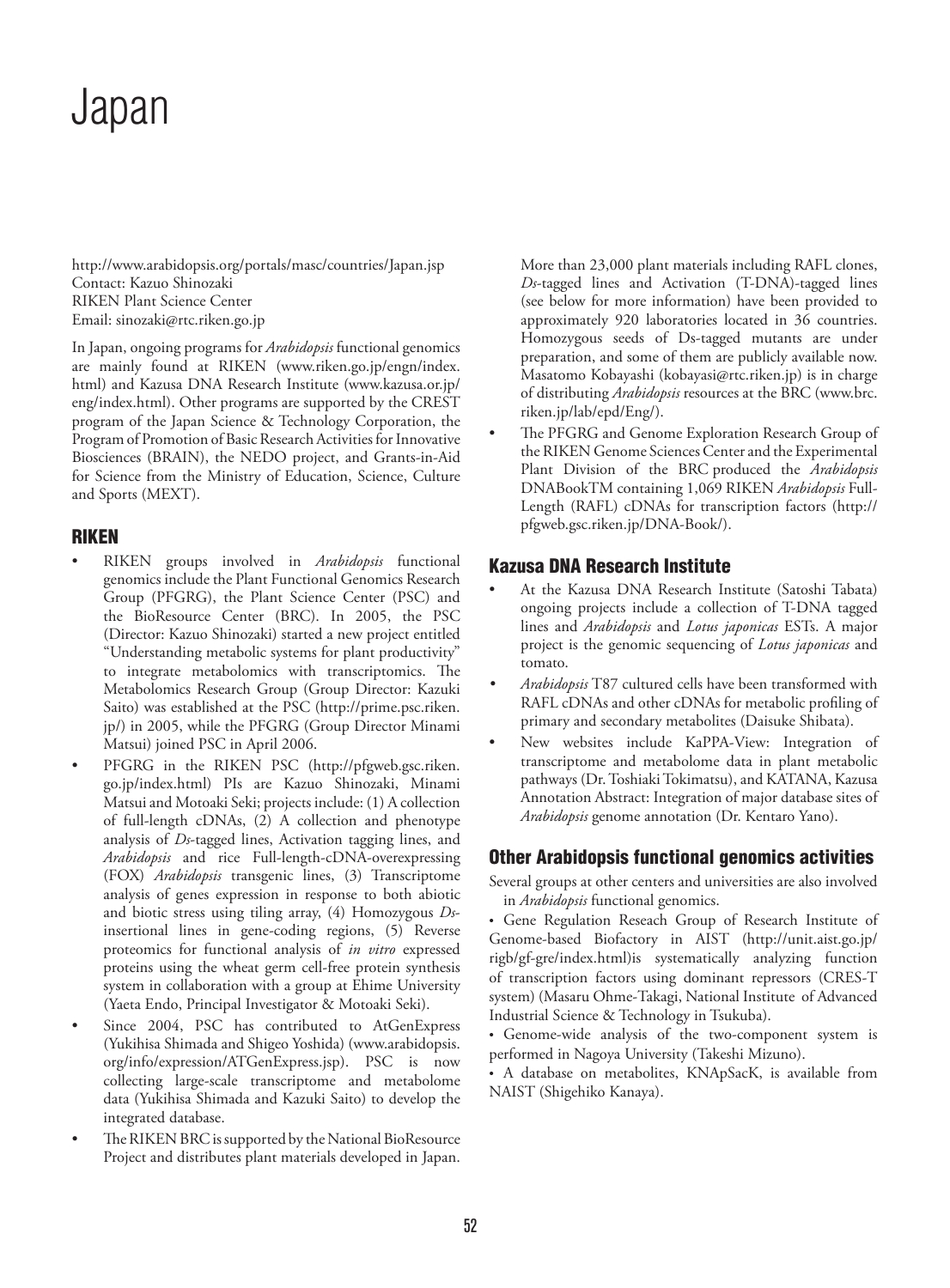# Japan

http://www.arabidopsis.org/portals/masc/countries/Japan.jsp
Contact: Kazuo Shinozaki
RIKEN Plant Science Center
Email: sinozaki@rtc.riken.go.jp

In Japan, ongoing programs for *Arabidopsis* functional genomics are mainly found at RIKEN (www.riken.go.jp/engn/index.html) and Kazusa DNA Research Institute (www.kazusa.or.jp/eng/index.html). Other programs are supported by the CREST program of the Japan Science & Technology Corporation, the Program of Promotion of Basic Research Activities for Innovative Biosciences (BRAIN), the NEDO project, and Grants-in-Aid for Science from the Ministry of Education, Science, Culture and Sports (MEXT).

## RIKEN

- RIKEN groups involved in *Arabidopsis* functional genomics include the Plant Functional Genomics Research Group (PFGRG), the Plant Science Center (PSC) and the BioResource Center (BRC). In 2005, the PSC (Director: Kazuo Shinozaki) started a new project entitled "Understanding metabolic systems for plant productivity" to integrate metabolomics with transcriptomics. The Metabolomics Research Group (Group Director: Kazuki Saito) was established at the PSC (http://prime.psc.riken.jp/) in 2005, while the PFGRG (Group Director Minami Matsui) joined PSC in April 2006.
- PFGRG in the RIKEN PSC (http://pfgweb.gsc.riken.go.jp/index.html) PIs are Kazuo Shinozaki, Minami Matsui and Motoaki Seki; projects include: (1) A collection of full-length cDNAs, (2) A collection and phenotype analysis of *Ds*-tagged lines, Activation tagging lines, and *Arabidopsis* and rice Full-length-cDNA-overexpressing (FOX) *Arabidopsis* transgenic lines, (3) Transcriptome analysis of genes expression in response to both abiotic and biotic stress using tiling array, (4) Homozygous *Ds*-insertional lines in gene-coding regions, (5) Reverse proteomics for functional analysis of *in vitro* expressed proteins using the wheat germ cell-free protein synthesis system in collaboration with a group at Ehime University (Yaeta Endo, Principal Investigator & Motoaki Seki).
- Since 2004, PSC has contributed to AtGenExpress (Yukihisa Shimada and Shigeo Yoshida) (www.arabidopsis.org/info/expression/ATGenExpress.jsp). PSC is now collecting large-scale transcriptome and metabolome data (Yukihisa Shimada and Kazuki Saito) to develop the integrated database.
- The RIKEN BRC is supported by the National BioResource Project and distributes plant materials developed in Japan. More than 23,000 plant materials including RAFL clones, *Ds*-tagged lines and Activation (T-DNA)-tagged lines (see below for more information) have been provided to approximately 920 laboratories located in 36 countries. Homozygous seeds of Ds-tagged mutants are under preparation, and some of them are publicly available now. Masatomo Kobayashi (kobayasi@rtc.riken.jp) is in charge of distributing *Arabidopsis* resources at the BRC (www.brc.riken.jp/lab/epd/Eng/).
- The PFGRG and Genome Exploration Research Group of the RIKEN Genome Sciences Center and the Experimental Plant Division of the BRC produced the *Arabidopsis* DNABookTM containing 1,069 RIKEN *Arabidopsis* Full-Length (RAFL) cDNAs for transcription factors (http://pfgweb.gsc.riken.jp/DNA-Book/).

## Kazusa DNA Research Institute

- At the Kazusa DNA Research Institute (Satoshi Tabata) ongoing projects include a collection of T-DNA tagged lines and *Arabidopsis* and *Lotus japonicas* ESTs. A major project is the genomic sequencing of *Lotus japonicas* and tomato.
- *Arabidopsis* T87 cultured cells have been transformed with RAFL cDNAs and other cDNAs for metabolic profiling of primary and secondary metabolites (Daisuke Shibata).
- New websites include KaPPA-View: Integration of transcriptome and metabolome data in plant metabolic pathways (Dr. Toshiaki Tokimatsu), and KATANA, Kazusa Annotation Abstract: Integration of major database sites of *Arabidopsis* genome annotation (Dr. Kentaro Yano).

## Other Arabidopsis functional genomics activities

Several groups at other centers and universities are also involved in *Arabidopsis* functional genomics.

- Gene Regulation Reseach Group of Research Institute of Genome-based Biofactory in AIST (http://unit.aist.go.jp/rigb/gf-gre/index.html)is systematically analyzing function of transcription factors using dominant repressors (CRES-T system) (Masaru Ohme-Takagi, National Institute of Advanced Industrial Science & Technology in Tsukuba).
- Genome-wide analysis of the two-component system is performed in Nagoya University (Takeshi Mizuno).
- A database on metabolites, KNApSacK, is available from NAIST (Shigehiko Kanaya).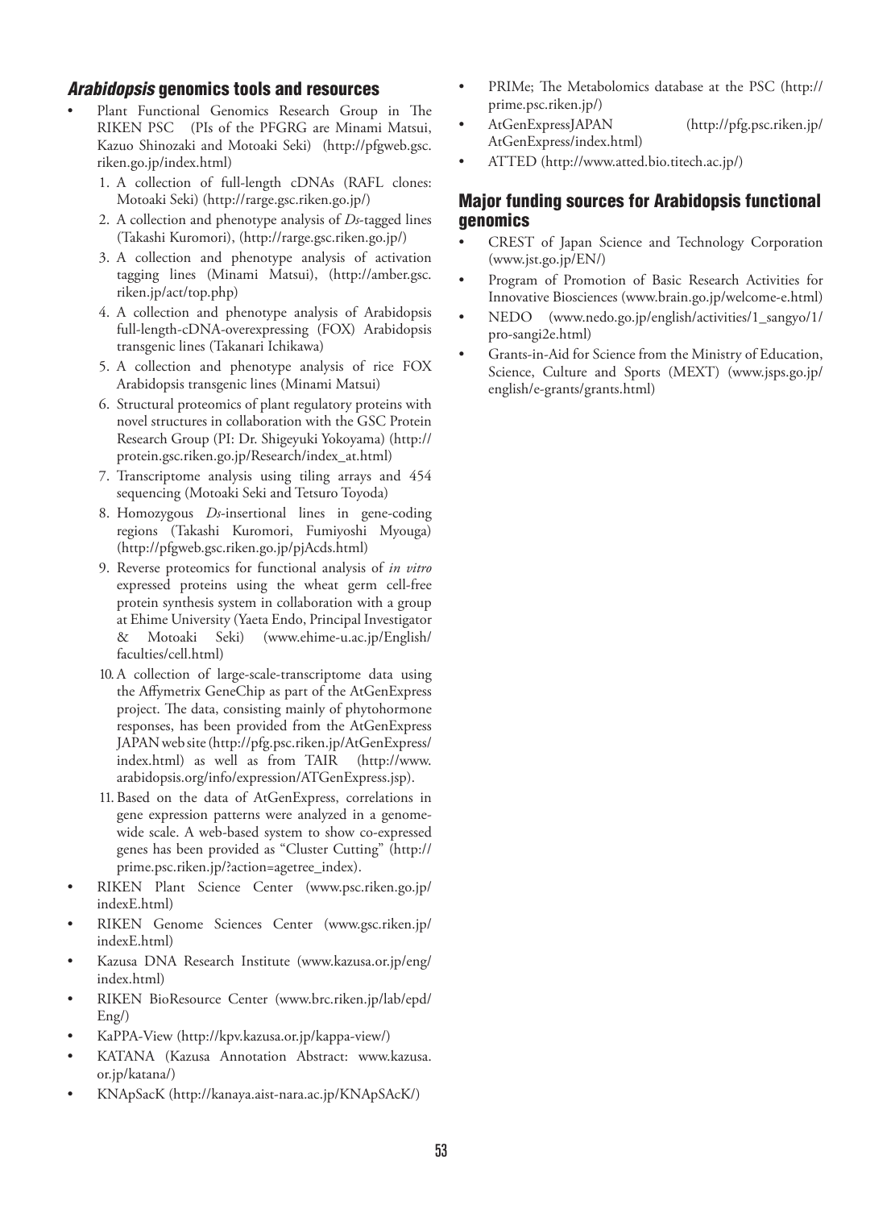## *Arabidopsis* genomics tools and resources

- Plant Functional Genomics Research Group in The RIKEN PSC (PIs of the PFGRG are Minami Matsui, Kazuo Shinozaki and Motoaki Seki) (http://pfgweb.gsc.riken.go.jp/index.html)
  1. A collection of full-length cDNAs (RAFL clones: Motoaki Seki) (http://rarge.gsc.riken.go.jp/)
  2. A collection and phenotype analysis of *Ds*-tagged lines (Takashi Kuromori), (http://rarge.gsc.riken.go.jp/)
  3. A collection and phenotype analysis of activation tagging lines (Minami Matsui), (http://amber.gsc.riken.jp/act/top.php)
  4. A collection and phenotype analysis of Arabidopsis full-length-cDNA-overexpressing (FOX) Arabidopsis transgenic lines (Takanari Ichikawa)
  5. A collection and phenotype analysis of rice FOX Arabidopsis transgenic lines (Minami Matsui)
  6. Structural proteomics of plant regulatory proteins with novel structures in collaboration with the GSC Protein Research Group (PI: Dr. Shigeyuki Yokoyama) (http://protein.gsc.riken.go.jp/Research/index_at.html)
  7. Transcriptome analysis using tiling arrays and 454 sequencing (Motoaki Seki and Tetsuro Toyoda)
  8. Homozygous *Ds*-insertional lines in gene-coding regions (Takashi Kuromori, Fumiyoshi Myouga) (http://pfgweb.gsc.riken.go.jp/pjAcds.html)
  9. Reverse proteomics for functional analysis of *in vitro* expressed proteins using the wheat germ cell-free protein synthesis system in collaboration with a group at Ehime University (Yaeta Endo, Principal Investigator & Motoaki Seki) (www.ehime-u.ac.jp/English/faculties/cell.html)
  10. A collection of large-scale-transcriptome data using the Affymetrix GeneChip as part of the AtGenExpress project. The data, consisting mainly of phytohormone responses, has been provided from the AtGenExpress JAPAN web site (http://pfg.psc.riken.jp/AtGenExpress/index.html) as well as from TAIR (http://www.arabidopsis.org/info/expression/ATGenExpress.jsp).
  11. Based on the data of AtGenExpress, correlations in gene expression patterns were analyzed in a genome-wide scale. A web-based system to show co-expressed genes has been provided as "Cluster Cutting" (http://prime.psc.riken.jp/?action=agetree_index).
- RIKEN Plant Science Center (www.psc.riken.go.jp/indexE.html)
- RIKEN Genome Sciences Center (www.gsc.riken.jp/indexE.html)
- Kazusa DNA Research Institute (www.kazusa.or.jp/eng/index.html)
- RIKEN BioResource Center (www.brc.riken.jp/lab/epd/Eng/)
- KaPPA-View (http://kpv.kazusa.or.jp/kappa-view/)
- KATANA (Kazusa Annotation Abstract: www.kazusa.or.jp/katana/)
- KNApSacK (http://kanaya.aist-nara.ac.jp/KNApSAcK/)
- PRIMe; The Metabolomics database at the PSC (http://prime.psc.riken.jp/)
- AtGenExpressJAPAN (http://pfg.psc.riken.jp/AtGenExpress/index.html)
- ATTED (http://www.atted.bio.titech.ac.jp/)

## Major funding sources for Arabidopsis functional genomics

- CREST of Japan Science and Technology Corporation (www.jst.go.jp/EN/)
- Program of Promotion of Basic Research Activities for Innovative Biosciences (www.brain.go.jp/welcome-e.html)
- NEDO (www.nedo.go.jp/english/activities/1_sangyo/1/pro-sangi2e.html)
- Grants-in-Aid for Science from the Ministry of Education, Science, Culture and Sports (MEXT) (www.jsps.go.jp/english/e-grants/grants.html)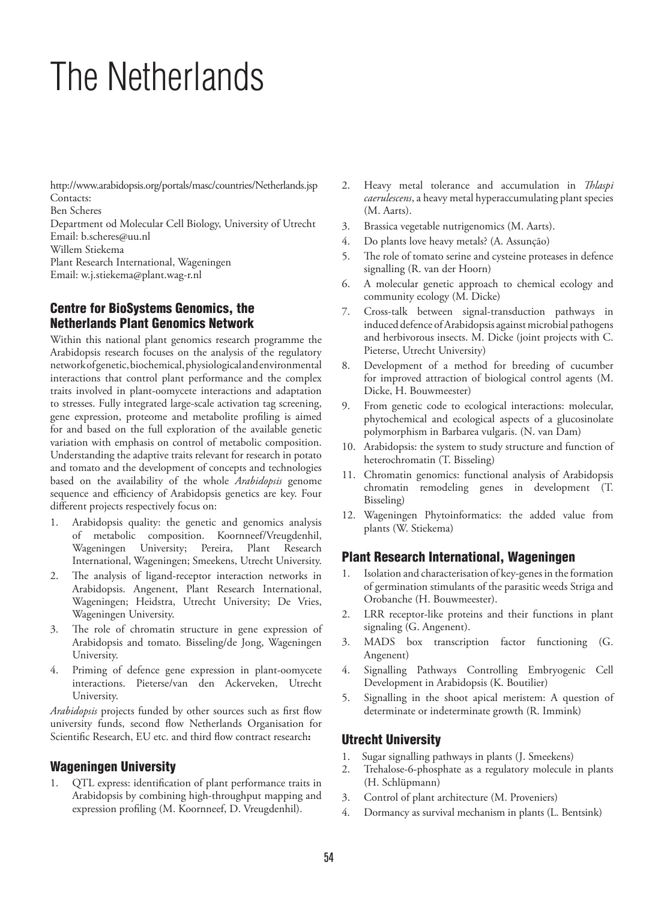# The Netherlands

http://www.arabidopsis.org/portals/masc/countries/Netherlands.jsp
Contacts:
Ben Scheres
Department od Molecular Cell Biology, University of Utrecht
Email: b.scheres@uu.nl
Willem Stiekema
Plant Research International, Wageningen
Email: w.j.stiekema@plant.wag-r.nl

## Centre for BioSystems Genomics, the Netherlands Plant Genomics Network

Within this national plant genomics research programme the Arabidopsis research focuses on the analysis of the regulatory network of genetic, biochemical, physiological and environmental interactions that control plant performance and the complex traits involved in plant-oomycete interactions and adaptation to stresses. Fully integrated large-scale activation tag screening, gene expression, proteome and metabolite profiling is aimed for and based on the full exploration of the available genetic variation with emphasis on control of metabolic composition. Understanding the adaptive traits relevant for research in potato and tomato and the development of concepts and technologies based on the availability of the whole *Arabidopsis* genome sequence and efficiency of Arabidopsis genetics are key. Four different projects respectively focus on:

1. Arabidopsis quality: the genetic and genomics analysis of metabolic composition. Koornneef/Vreugdenhil, Wageningen University; Pereira, Plant Research International, Wageningen; Smeekens, Utrecht University.
2. The analysis of ligand-receptor interaction networks in Arabidopsis. Angenent, Plant Research International, Wageningen; Heidstra, Utrecht University; De Vries, Wageningen University.
3. The role of chromatin structure in gene expression of Arabidopsis and tomato. Bisseling/de Jong, Wageningen University.
4. Priming of defence gene expression in plant-oomycete interactions. Pieterse/van den Ackerveken, Utrecht University.

*Arabidopsis* projects funded by other sources such as first flow university funds, second flow Netherlands Organisation for Scientific Research, EU etc. and third flow contract research**:**

## Wageningen University

1. QTL express: identification of plant performance traits in Arabidopsis by combining high-throughput mapping and expression profiling (M. Koornneef, D. Vreugdenhil).
2. Heavy metal tolerance and accumulation in *Thlaspi caerulescens*, a heavy metal hyperaccumulating plant species (M. Aarts).
3. Brassica vegetable nutrigenomics (M. Aarts).
4. Do plants love heavy metals? (A. Assunção)
5. The role of tomato serine and cysteine proteases in defence signalling (R. van der Hoorn)
6. A molecular genetic approach to chemical ecology and community ecology (M. Dicke)
7. Cross-talk between signal-transduction pathways in induced defence of Arabidopsis against microbial pathogens and herbivorous insects. M. Dicke (joint projects with C. Pieterse, Utrecht University)
8. Development of a method for breeding of cucumber for improved attraction of biological control agents (M. Dicke, H. Bouwmeester)
9. From genetic code to ecological interactions: molecular, phytochemical and ecological aspects of a glucosinolate polymorphism in Barbarea vulgaris. (N. van Dam)
10. Arabidopsis: the system to study structure and function of heterochromatin (T. Bisseling)
11. Chromatin genomics: functional analysis of Arabidopsis chromatin remodeling genes in development (T. Bisseling)
12. Wageningen Phytoinformatics: the added value from plants (W. Stiekema)

## Plant Research International, Wageningen

1. Isolation and characterisation of key-genes in the formation of germination stimulants of the parasitic weeds Striga and Orobanche (H. Bouwmeester).
2. LRR receptor-like proteins and their functions in plant signaling (G. Angenent).
3. MADS box transcription factor functioning (G. Angenent)
4. Signalling Pathways Controlling Embryogenic Cell Development in Arabidopsis (K. Boutilier)
5. Signalling in the shoot apical meristem: A question of determinate or indeterminate growth (R. Immink)

## Utrecht University

1. Sugar signalling pathways in plants (J. Smeekens)
2. Trehalose-6-phosphate as a regulatory molecule in plants (H. Schlüpmann)
3. Control of plant architecture (M. Proveniers)
4. Dormancy as survival mechanism in plants (L. Bentsink)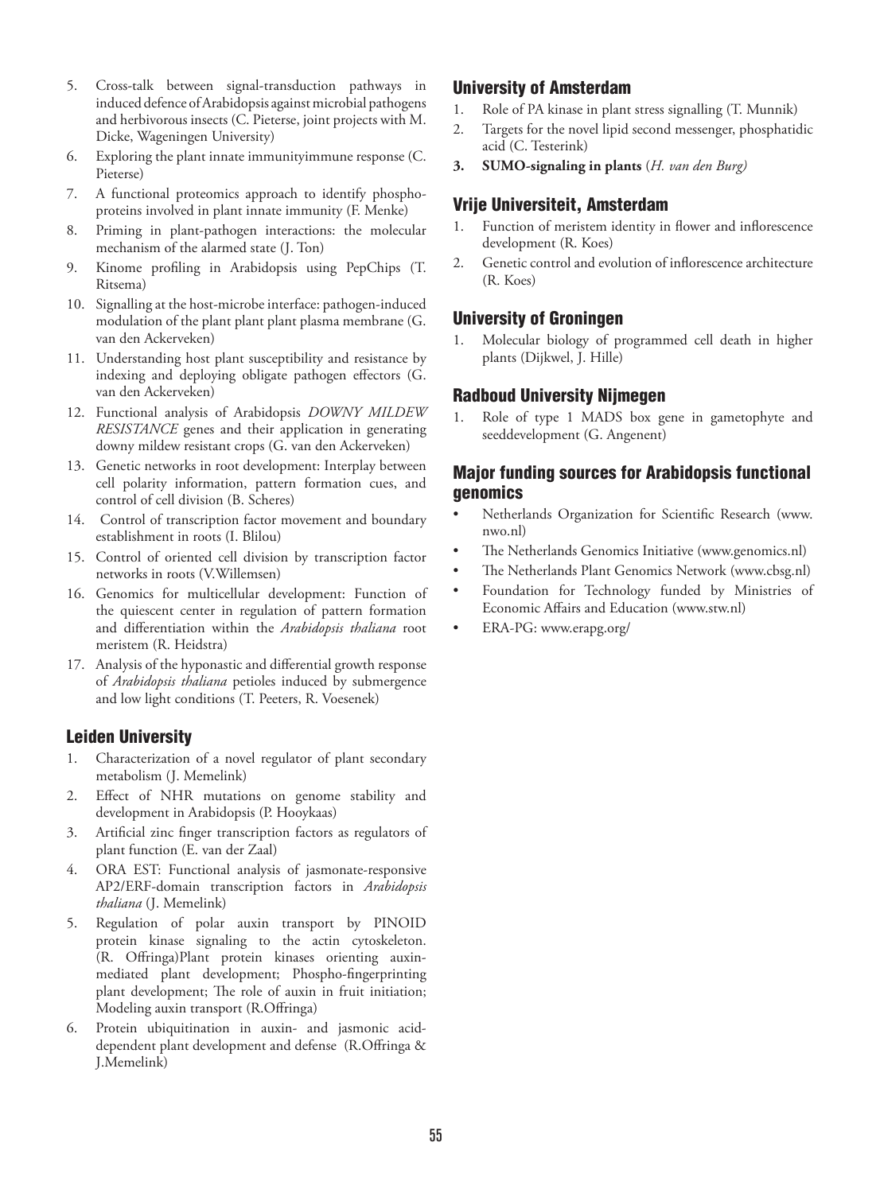5. Cross-talk between signal-transduction pathways in induced defence of Arabidopsis against microbial pathogens and herbivorous insects (C. Pieterse, joint projects with M. Dicke, Wageningen University)
6. Exploring the plant innate immunityimmune response (C. Pieterse)
7. A functional proteomics approach to identify phosphoproteins involved in plant innate immunity (F. Menke)
8. Priming in plant-pathogen interactions: the molecular mechanism of the alarmed state (J. Ton)
9. Kinome profiling in Arabidopsis using PepChips (T. Ritsema)
10. Signalling at the host-microbe interface: pathogen-induced modulation of the plant plant plant plasma membrane (G. van den Ackerveken)
11. Understanding host plant susceptibility and resistance by indexing and deploying obligate pathogen effectors (G. van den Ackerveken)
12. Functional analysis of Arabidopsis *DOWNY MILDEW RESISTANCE* genes and their application in generating downy mildew resistant crops (G. van den Ackerveken)
13. Genetic networks in root development: Interplay between cell polarity information, pattern formation cues, and control of cell division (B. Scheres)
14. Control of transcription factor movement and boundary establishment in roots (I. Blilou)
15. Control of oriented cell division by transcription factor networks in roots (V.Willemsen)
16. Genomics for multicellular development: Function of the quiescent center in regulation of pattern formation and differentiation within the *Arabidopsis thaliana* root meristem (R. Heidstra)
17. Analysis of the hyponastic and differential growth response of *Arabidopsis thaliana* petioles induced by submergence and low light conditions (T. Peeters, R. Voesenek)

## Leiden University

1. Characterization of a novel regulator of plant secondary metabolism (J. Memelink)
2. Effect of NHR mutations on genome stability and development in Arabidopsis (P. Hooykaas)
3. Artificial zinc finger transcription factors as regulators of plant function (E. van der Zaal)
4. ORA EST: Functional analysis of jasmonate-responsive AP2/ERF-domain transcription factors in *Arabidopsis thaliana* (J. Memelink)
5. Regulation of polar auxin transport by PINOID protein kinase signaling to the actin cytoskeleton. (R. Offringa)Plant protein kinases orienting auxin-mediated plant development; Phospho-fingerprinting plant development; The role of auxin in fruit initiation; Modeling auxin transport (R.Offringa)
6. Protein ubiquitination in auxin- and jasmonic acid-dependent plant development and defense (R.Offringa & J.Memelink)

## University of Amsterdam

1. Role of PA kinase in plant stress signalling (T. Munnik)
2. Targets for the novel lipid second messenger, phosphatidic acid (C. Testerink)
3. **SUMO-signaling in plants** (*H. van den Burg)*

## Vrije Universiteit, Amsterdam

1. Function of meristem identity in flower and inflorescence development (R. Koes)
2. Genetic control and evolution of inflorescence architecture (R. Koes)

## University of Groningen

1. Molecular biology of programmed cell death in higher plants (Dijkwel, J. Hille)

## Radboud University Nijmegen

1. Role of type 1 MADS box gene in gametophyte and seeddevelopment (G. Angenent)

## Major funding sources for Arabidopsis functional genomics

- Netherlands Organization for Scientific Research (www.nwo.nl)
- The Netherlands Genomics Initiative (www.genomics.nl)
- The Netherlands Plant Genomics Network (www.cbsg.nl)
- Foundation for Technology funded by Ministries of Economic Affairs and Education (www.stw.nl)
- ERA-PG: www.erapg.org/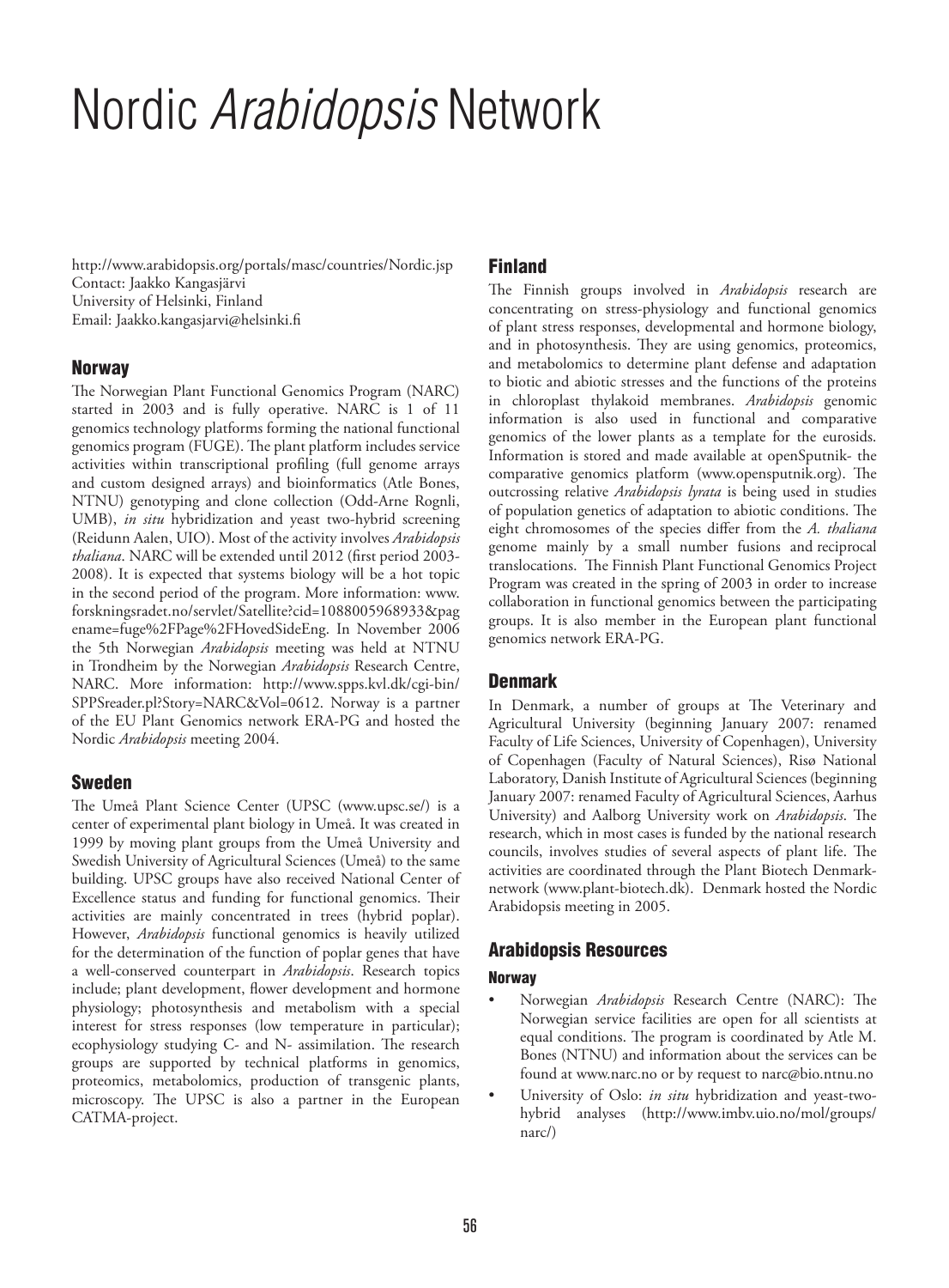# Nordic *Arabidopsis* Network

http://www.arabidopsis.org/portals/masc/countries/Nordic.jsp
Contact: Jaakko Kangasjärvi
University of Helsinki, Finland
Email: Jaakko.kangasjarvi@helsinki.fi

## Norway

The Norwegian Plant Functional Genomics Program (NARC) started in 2003 and is fully operative. NARC is 1 of 11 genomics technology platforms forming the national functional genomics program (FUGE). The plant platform includes service activities within transcriptional profiling (full genome arrays and custom designed arrays) and bioinformatics (Atle Bones, NTNU) genotyping and clone collection (Odd-Arne Rognli, UMB), *in situ* hybridization and yeast two-hybrid screening (Reidunn Aalen, UIO). Most of the activity involves *Arabidopsis thaliana*. NARC will be extended until 2012 (first period 2003-2008). It is expected that systems biology will be a hot topic in the second period of the program. More information: www.forskningsradet.no/servlet/Satellite?cid=1088005968933&pagename=fuge%2FPage%2FHovedSideEng. In November 2006 the 5th Norwegian *Arabidopsis* meeting was held at NTNU in Trondheim by the Norwegian *Arabidopsis* Research Centre, NARC. More information: http://www.spps.kvl.dk/cgi-bin/SPPSreader.pl?Story=NARC&Vol=0612. Norway is a partner of the EU Plant Genomics network ERA-PG and hosted the Nordic *Arabidopsis* meeting 2004.

## Sweden

The Umeå Plant Science Center (UPSC (www.upsc.se/) is a center of experimental plant biology in Umeå. It was created in 1999 by moving plant groups from the Umeå University and Swedish University of Agricultural Sciences (Umeå) to the same building. UPSC groups have also received National Center of Excellence status and funding for functional genomics. Their activities are mainly concentrated in trees (hybrid poplar). However, *Arabidopsis* functional genomics is heavily utilized for the determination of the function of poplar genes that have a well-conserved counterpart in *Arabidopsis*. Research topics include; plant development, flower development and hormone physiology; photosynthesis and metabolism with a special interest for stress responses (low temperature in particular); ecophysiology studying C- and N- assimilation. The research groups are supported by technical platforms in genomics, proteomics, metabolomics, production of transgenic plants, microscopy. The UPSC is also a partner in the European CATMA-project.

## Finland

The Finnish groups involved in *Arabidopsis* research are concentrating on stress-physiology and functional genomics of plant stress responses, developmental and hormone biology, and in photosynthesis. They are using genomics, proteomics, and metabolomics to determine plant defense and adaptation to biotic and abiotic stresses and the functions of the proteins in chloroplast thylakoid membranes. *Arabidopsis* genomic information is also used in functional and comparative genomics of the lower plants as a template for the eurosids. Information is stored and made available at openSputnik- the comparative genomics platform (www.opensputnik.org). The outcrossing relative *Arabidopsis lyrata* is being used in studies of population genetics of adaptation to abiotic conditions. The eight chromosomes of the species differ from the *A. thaliana* genome mainly by a small number fusions and reciprocal translocations. The Finnish Plant Functional Genomics Project Program was created in the spring of 2003 in order to increase collaboration in functional genomics between the participating groups. It is also member in the European plant functional genomics network ERA-PG.

## Denmark

In Denmark, a number of groups at The Veterinary and Agricultural University (beginning January 2007: renamed Faculty of Life Sciences, University of Copenhagen), University of Copenhagen (Faculty of Natural Sciences), Risø National Laboratory, Danish Institute of Agricultural Sciences (beginning January 2007: renamed Faculty of Agricultural Sciences, Aarhus University) and Aalborg University work on *Arabidopsis*. The research, which in most cases is funded by the national research councils, involves studies of several aspects of plant life. The activities are coordinated through the Plant Biotech Denmark-network (www.plant-biotech.dk). Denmark hosted the Nordic Arabidopsis meeting in 2005.

## Arabidopsis Resources

### Norway

- Norwegian *Arabidopsis* Research Centre (NARC): The Norwegian service facilities are open for all scientists at equal conditions. The program is coordinated by Atle M. Bones (NTNU) and information about the services can be found at www.narc.no or by request to narc@bio.ntnu.no
- University of Oslo: *in situ* hybridization and yeast-two-hybrid analyses (http://www.imbv.uio.no/mol/groups/narc/)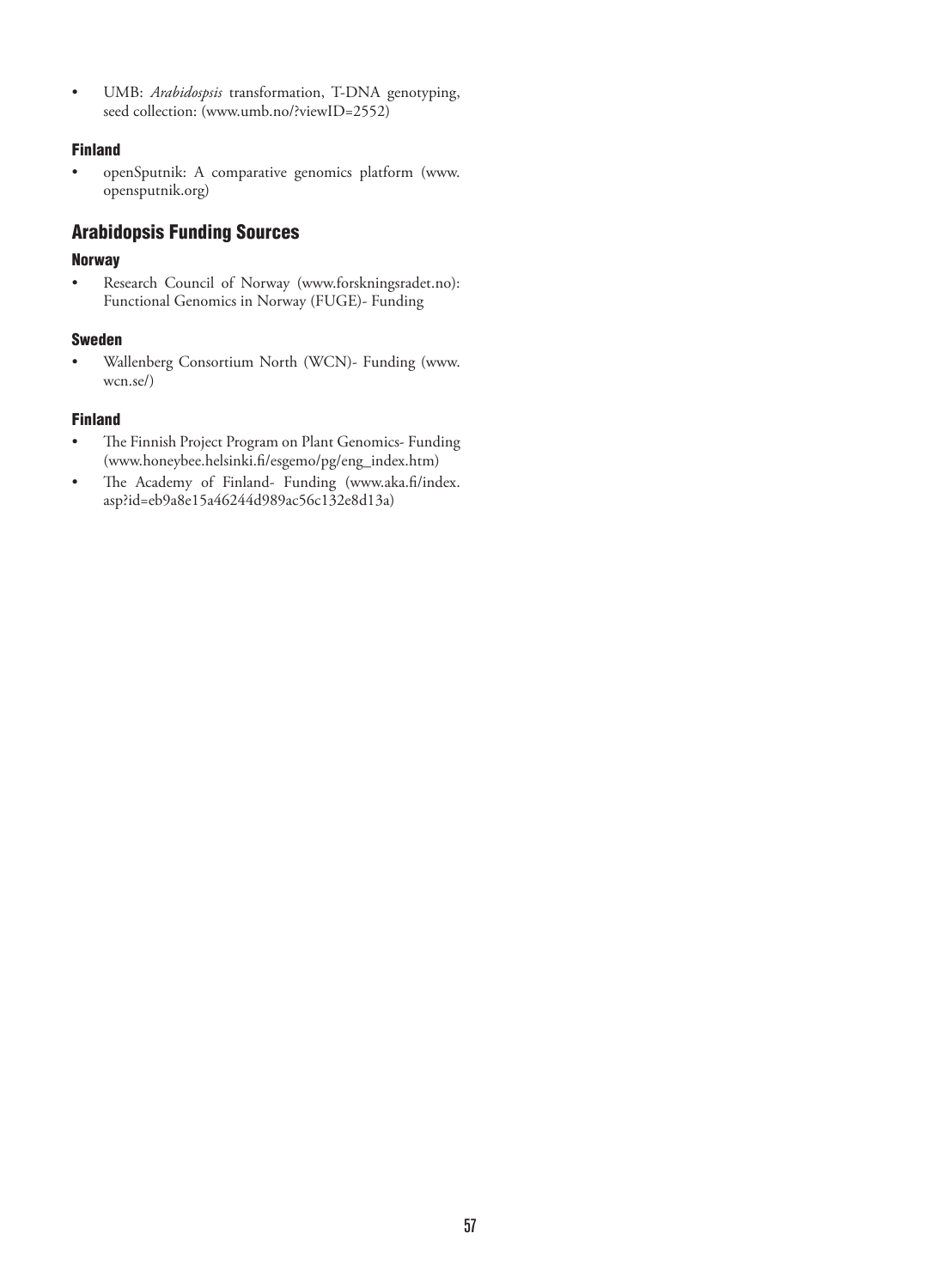- UMB: *Arabidospsis* transformation, T-DNA genotyping, seed collection: (www.umb.no/?viewID=2552)

### Finland

- openSputnik: A comparative genomics platform (www.opensputnik.org)

## Arabidopsis Funding Sources

### Norway

- Research Council of Norway (www.forskningsradet.no): Functional Genomics in Norway (FUGE)- Funding

### Sweden

- Wallenberg Consortium North (WCN)- Funding (www.wcn.se/)

### Finland

- The Finnish Project Program on Plant Genomics- Funding (www.honeybee.helsinki.fi/esgemo/pg/eng_index.htm)
- The Academy of Finland- Funding (www.aka.fi/index.asp?id=eb9a8e15a46244d989ac56c132e8d13a)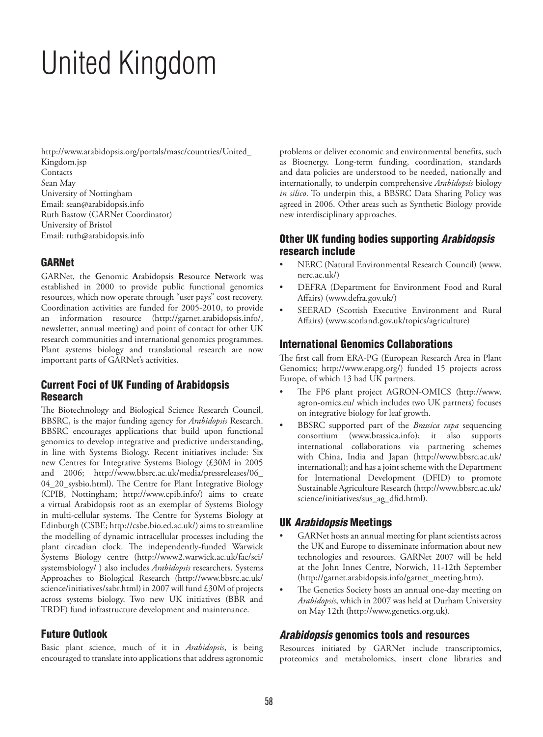# United Kingdom

http://www.arabidopsis.org/portals/masc/countries/United_Kingdom.jsp
Contacts
Sean May
University of Nottingham
Email: sean@arabidopsis.info
Ruth Bastow (GARNet Coordinator)
University of Bristol
Email: ruth@arabidopsis.info

## GARNet

GARNet, the **G**enomic **A**rabidopsis **R**esource **Net**work was established in 2000 to provide public functional genomics resources, which now operate through "user pays" cost recovery. Coordination activities are funded for 2005-2010, to provide an information resource (http://garnet.arabidopsis.info/, newsletter, annual meeting) and point of contact for other UK research communities and international genomics programmes. Plant systems biology and translational research are now important parts of GARNet's activities.

## Current Foci of UK Funding of Arabidopsis Research

The Biotechnology and Biological Science Research Council, BBSRC, is the major funding agency for *Arabidopsis* Research. BBSRC encourages applications that build upon functional genomics to develop integrative and predictive understanding, in line with Systems Biology. Recent initiatives include: Six new Centres for Integrative Systems Biology (£30M in 2005 and 2006; http://www.bbsrc.ac.uk/media/pressreleases/06_04_20_sysbio.html). The Centre for Plant Integrative Biology (CPIB, Nottingham; http://www.cpib.info/) aims to create a virtual Arabidopsis root as an exemplar of Systems Biology in multi-cellular systems. The Centre for Systems Biology at Edinburgh (CSBE; http://csbe.bio.ed.ac.uk/) aims to streamline the modelling of dynamic intracellular processes including the plant circadian clock. The independently-funded Warwick Systems Biology centre (http://www2.warwick.ac.uk/fac/sci/systemsbiology/ ) also includes *Arabidopsis* researchers. Systems Approaches to Biological Research (http://www.bbsrc.ac.uk/science/initiatives/sabr.html) in 2007 will fund £30M of projects across systems biology. Two new UK initiatives (BBR and TRDF) fund infrastructure development and maintenance.

## Future Outlook

Basic plant science, much of it in *Arabidopsis*, is being encouraged to translate into applications that address agronomic problems or deliver economic and environmental benefits, such as Bioenergy. Long-term funding, coordination, standards and data policies are understood to be needed, nationally and internationally, to underpin comprehensive *Arabidopsis* biology *in silico*. To underpin this, a BBSRC Data Sharing Policy was agreed in 2006. Other areas such as Synthetic Biology provide new interdisciplinary approaches.

## Other UK funding bodies supporting *Arabidopsis* research include

- NERC (Natural Environmental Research Council) (www.nerc.ac.uk/)
- DEFRA (Department for Environment Food and Rural Affairs) (www.defra.gov.uk/)
- SEERAD (Scottish Executive Environment and Rural Affairs) (www.scotland.gov.uk/topics/agriculture)

## International Genomics Collaborations

The first call from ERA-PG (European Research Area in Plant Genomics; http://www.erapg.org/) funded 15 projects across Europe, of which 13 had UK partners.

- The FP6 plant project AGRON-OMICS (http://www.agron-omics.eu/ which includes two UK partners) focuses on integrative biology for leaf growth.
- BBSRC supported part of the *Brassica rapa* sequencing consortium (www.brassica.info); it also supports international collaborations via partnering schemes with China, India and Japan (http://www.bbsrc.ac.uk/international); and has a joint scheme with the Department for International Development (DFID) to promote Sustainable Agriculture Research (http://www.bbsrc.ac.uk/science/initiatives/sus_ag_dfid.html).

## UK *Arabidopsis* Meetings

- GARNet hosts an annual meeting for plant scientists across the UK and Europe to disseminate information about new technologies and resources. GARNet 2007 will be held at the John Innes Centre, Norwich, 11-12th September (http://garnet.arabidopsis.info/garnet_meeting.htm).
- The Genetics Society hosts an annual one-day meeting on *Arabidopsis*, which in 2007 was held at Durham University on May 12th (http://www.genetics.org.uk).

## *Arabidopsis* genomics tools and resources

Resources initiated by GARNet include transcriptomics, proteomics and metabolomics, insert clone libraries and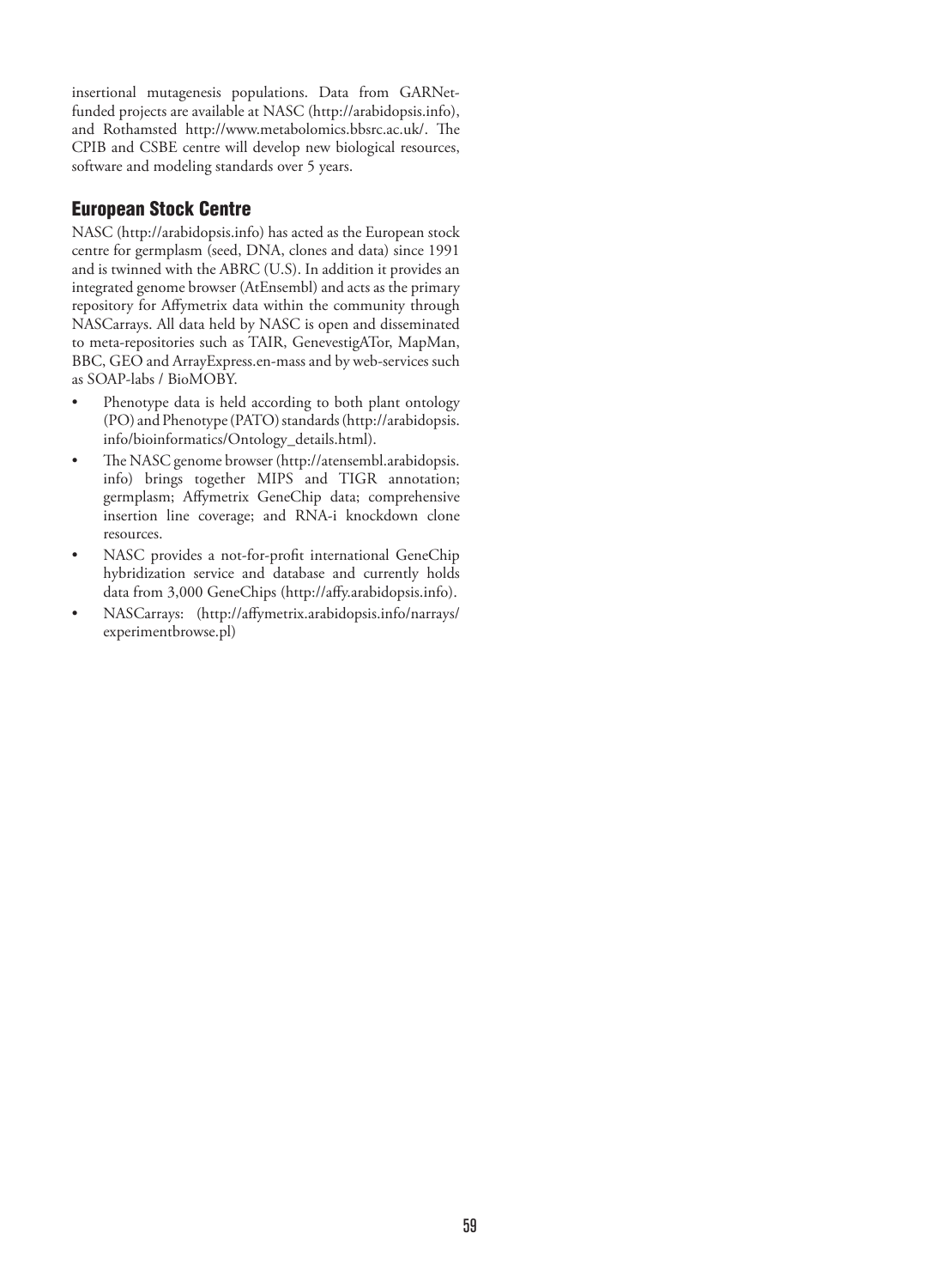insertional mutagenesis populations. Data from GARNet-funded projects are available at NASC (http://arabidopsis.info), and Rothamsted http://www.metabolomics.bbsrc.ac.uk/. The CPIB and CSBE centre will develop new biological resources, software and modeling standards over 5 years.

## European Stock Centre

NASC (http://arabidopsis.info) has acted as the European stock centre for germplasm (seed, DNA, clones and data) since 1991 and is twinned with the ABRC (U.S). In addition it provides an integrated genome browser (AtEnsembl) and acts as the primary repository for Affymetrix data within the community through NASCarrays. All data held by NASC is open and disseminated to meta-repositories such as TAIR, GenevestigATor, MapMan, BBC, GEO and ArrayExpress.en-mass and by web-services such as SOAP-labs / BioMOBY.

- Phenotype data is held according to both plant ontology (PO) and Phenotype (PATO) standards (http://arabidopsis.info/bioinformatics/Ontology_details.html).
- The NASC genome browser (http://atensembl.arabidopsis.info) brings together MIPS and TIGR annotation; germplasm; Affymetrix GeneChip data; comprehensive insertion line coverage; and RNA-i knockdown clone resources.
- NASC provides a not-for-profit international GeneChip hybridization service and database and currently holds data from 3,000 GeneChips (http://affy.arabidopsis.info).
- NASCarrays: (http://affymetrix.arabidopsis.info/narrays/experimentbrowse.pl)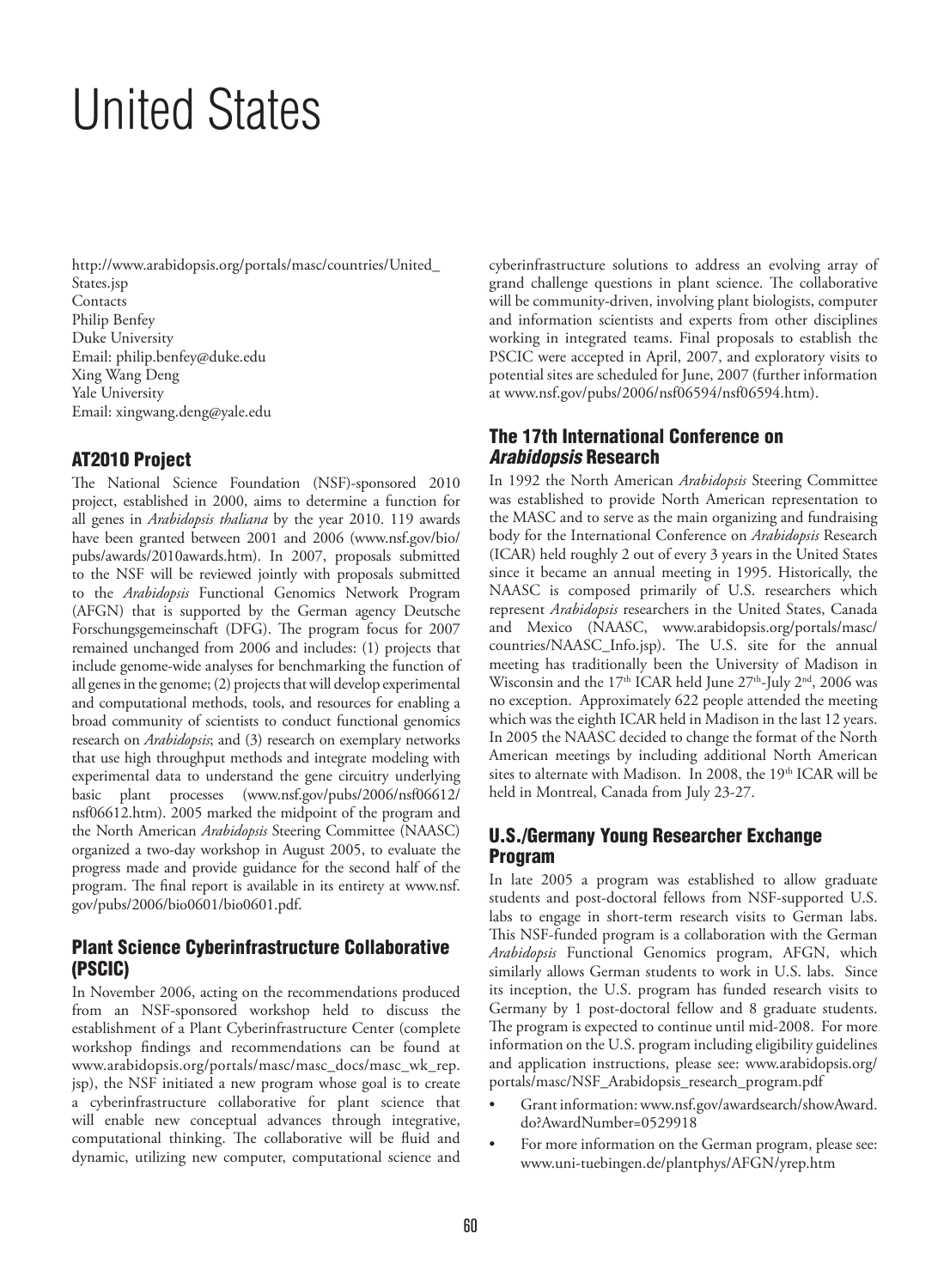# United States

http://www.arabidopsis.org/portals/masc/countries/United_States.jsp
Contacts
Philip Benfey
Duke University
Email: philip.benfey@duke.edu
Xing Wang Deng
Yale University
Email: xingwang.deng@yale.edu

## AT2010 Project

The National Science Foundation (NSF)-sponsored 2010 project, established in 2000, aims to determine a function for all genes in *Arabidopsis thaliana* by the year 2010. 119 awards have been granted between 2001 and 2006 (www.nsf.gov/bio/pubs/awards/2010awards.htm). In 2007, proposals submitted to the NSF will be reviewed jointly with proposals submitted to the *Arabidopsis* Functional Genomics Network Program (AFGN) that is supported by the German agency Deutsche Forschungsgemeinschaft (DFG). The program focus for 2007 remained unchanged from 2006 and includes: (1) projects that include genome-wide analyses for benchmarking the function of all genes in the genome; (2) projects that will develop experimental and computational methods, tools, and resources for enabling a broad community of scientists to conduct functional genomics research on *Arabidopsis*; and (3) research on exemplary networks that use high throughput methods and integrate modeling with experimental data to understand the gene circuitry underlying basic plant processes (www.nsf.gov/pubs/2006/nsf06612/nsf06612.htm). 2005 marked the midpoint of the program and the North American *Arabidopsis* Steering Committee (NAASC) organized a two-day workshop in August 2005, to evaluate the progress made and provide guidance for the second half of the program. The final report is available in its entirety at www.nsf.gov/pubs/2006/bio0601/bio0601.pdf.

## Plant Science Cyberinfrastructure Collaborative (PSCIC)

In November 2006, acting on the recommendations produced from an NSF-sponsored workshop held to discuss the establishment of a Plant Cyberinfrastructure Center (complete workshop findings and recommendations can be found at www.arabidopsis.org/portals/masc/masc_docs/masc_wk_rep.jsp), the NSF initiated a new program whose goal is to create a cyberinfrastructure collaborative for plant science that will enable new conceptual advances through integrative, computational thinking. The collaborative will be fluid and dynamic, utilizing new computer, computational science and cyberinfrastructure solutions to address an evolving array of grand challenge questions in plant science. The collaborative will be community-driven, involving plant biologists, computer and information scientists and experts from other disciplines working in integrated teams. Final proposals to establish the PSCIC were accepted in April, 2007, and exploratory visits to potential sites are scheduled for June, 2007 (further information at www.nsf.gov/pubs/2006/nsf06594/nsf06594.htm).

## The 17th International Conference on *Arabidopsis* Research

In 1992 the North American *Arabidopsis* Steering Committee was established to provide North American representation to the MASC and to serve as the main organizing and fundraising body for the International Conference on *Arabidopsis* Research (ICAR) held roughly 2 out of every 3 years in the United States since it became an annual meeting in 1995. Historically, the NAASC is composed primarily of U.S. researchers which represent *Arabidopsis* researchers in the United States, Canada and Mexico (NAASC, www.arabidopsis.org/portals/masc/countries/NAASC_Info.jsp). The U.S. site for the annual meeting has traditionally been the University of Madison in Wisconsin and the 17th ICAR held June 27th-July 2nd, 2006 was no exception. Approximately 622 people attended the meeting which was the eighth ICAR held in Madison in the last 12 years. In 2005 the NAASC decided to change the format of the North American meetings by including additional North American sites to alternate with Madison. In 2008, the 19th ICAR will be held in Montreal, Canada from July 23-27.

## U.S./Germany Young Researcher Exchange Program

In late 2005 a program was established to allow graduate students and post-doctoral fellows from NSF-supported U.S. labs to engage in short-term research visits to German labs. This NSF-funded program is a collaboration with the German *Arabidopsis* Functional Genomics program, AFGN, which similarly allows German students to work in U.S. labs. Since its inception, the U.S. program has funded research visits to Germany by 1 post-doctoral fellow and 8 graduate students. The program is expected to continue until mid-2008. For more information on the U.S. program including eligibility guidelines and application instructions, please see: www.arabidopsis.org/portals/masc/NSF_Arabidopsis_research_program.pdf

- Grant information: www.nsf.gov/awardsearch/showAward.do?AwardNumber=0529918
- For more information on the German program, please see: www.uni-tuebingen.de/plantphys/AFGN/yrep.htm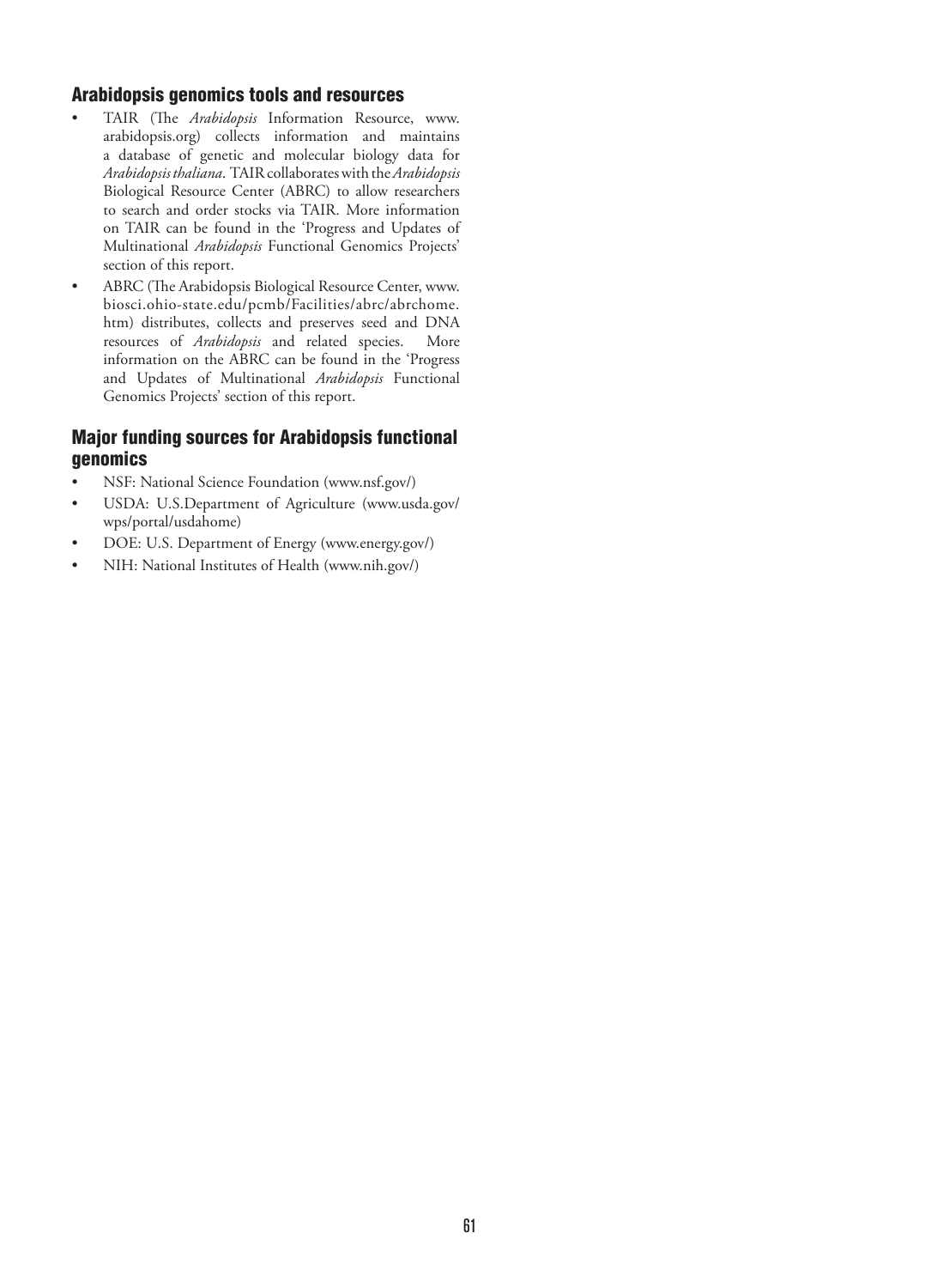## Arabidopsis genomics tools and resources

- TAIR (The *Arabidopsis* Information Resource, www.arabidopsis.org) collects information and maintains a database of genetic and molecular biology data for *Arabidopsis thaliana*. TAIR collaborates with the *Arabidopsis* Biological Resource Center (ABRC) to allow researchers to search and order stocks via TAIR. More information on TAIR can be found in the 'Progress and Updates of Multinational *Arabidopsis* Functional Genomics Projects' section of this report.
- ABRC (The Arabidopsis Biological Resource Center, www.biosci.ohio-state.edu/pcmb/Facilities/abrc/abrchome.htm) distributes, collects and preserves seed and DNA resources of *Arabidopsis* and related species. More information on the ABRC can be found in the 'Progress and Updates of Multinational *Arabidopsis* Functional Genomics Projects' section of this report.

## Major funding sources for Arabidopsis functional genomics

- NSF: National Science Foundation (www.nsf.gov/)
- USDA: U.S.Department of Agriculture (www.usda.gov/wps/portal/usdahome)
- DOE: U.S. Department of Energy (www.energy.gov/)
- NIH: National Institutes of Health (www.nih.gov/)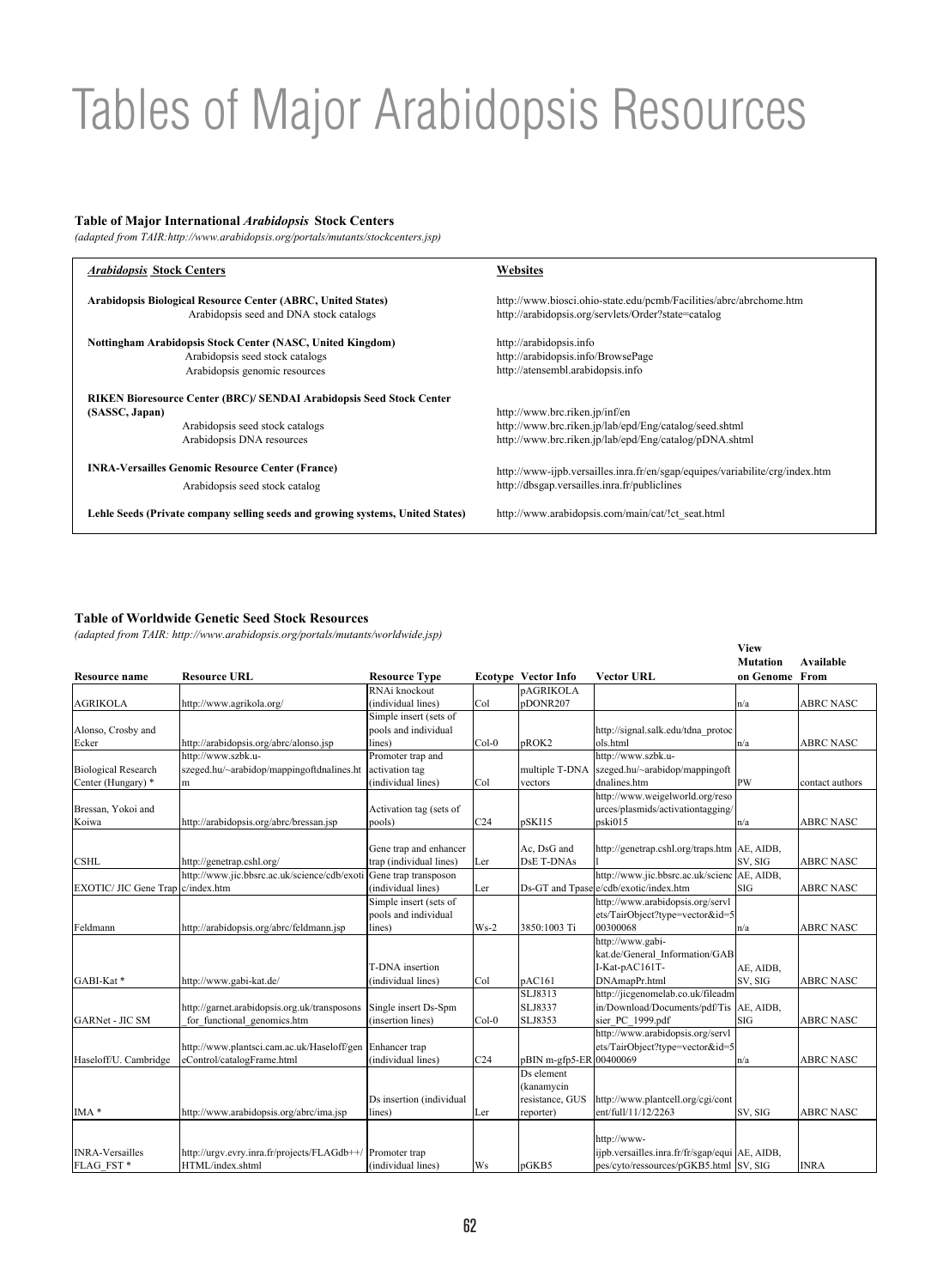# Tables of Major Arabidopsis Resources

**Table of Major International *Arabidopsis* Stock Centers**

*(adapted from TAIR:http://www.arabidopsis.org/portals/mutants/stockcenters.jsp)*

| *Arabidopsis* Stock Centers | Websites |
|---|---|
| **Arabidopsis Biological Resource Center (ABRC, United States)** | http://www.biosci.ohio-state.edu/pcmb/Facilities/abrc/abrchome.htm |
| Arabidopsis seed and DNA stock catalogs | http://arabidopsis.org/servlets/Order?state=catalog |
| **Nottingham Arabidopsis Stock Center (NASC, United Kingdom)** | http://arabidopsis.info |
| Arabidopsis seed stock catalogs | http://arabidopsis.info/BrowsePage |
| Arabidopsis genomic resources | http://atensembl.arabidopsis.info |
| **RIKEN Bioresource Center (BRC)/ SENDAI Arabidopsis Seed Stock Center (SASSC, Japan)** | http://www.brc.riken.jp/inf/en |
| Arabidopsis seed stock catalogs | http://www.brc.riken.jp/lab/epd/Eng/catalog/seed.shtml |
| Arabidopsis DNA resources | http://www.brc.riken.jp/lab/epd/Eng/catalog/pDNA.shtml |
| **INRA-Versailles Genomic Resource Center (France)** | http://www-ijpb.versailles.inra.fr/en/sgap/equipes/variabilite/crg/index.htm |
| Arabidopsis seed stock catalog | http://dbsgap.versailles.inra.fr/publiclines |
| **Lehle Seeds (Private company selling seeds and growing systems, United States)** | http://www.arabidopsis.com/main/cat/!ct_seat.html |

**Table of Worldwide Genetic Seed Stock Resources**

*(adapted from TAIR: http://www.arabidopsis.org/portals/mutants/worldwide.jsp)*

| Resource name | Resource URL | Resource Type | Ecotype | Vector Info | Vector URL | View Mutation on Genome | Available From |
|---|---|---|---|---|---|---|---|
| AGRIKOLA | http://www.agrikola.org/ | RNAi knockout (individual lines) | Col | pAGRIKOLA pDONR207 | | n/a | ABRC NASC |
| Alonso, Crosby and Ecker | http://arabidopsis.org/abrc/alonso.jsp | Simple insert (sets of pools and individual lines) | Col-0 | pROK2 | http://signal.salk.edu/tdna_protocols.html | n/a | ABRC NASC |
| Biological Research Center (Hungary) * | http://www.szbk.u-szeged.hu/~arabidop/mappingoftdnalines.htm | Promoter trap and activation tag (individual lines) | Col | multiple T-DNA vectors | http://www.szbk.u-szeged.hu/~arabidop/mappingoftdnalines.htm | PW | contact authors |
| Bressan, Yokoi and Koiwa | http://arabidopsis.org/abrc/bressan.jsp | Activation tag (sets of pools) | C24 | pSKI15 | http://www.weigelworld.org/resources/plasmids/activationtagging/pski015 | n/a | ABRC NASC |
| CSHL | http://genetrap.cshl.org/ | Gene trap and enhancer trap (individual lines) | Ler | Ac, DsG and DsE T-DNAs | http://genetrap.cshl.org/traps.htm 1 | AE, AIDB, SV, SIG | ABRC NASC |
| EXOTIC/ JIC Gene Trap | http://www.jic.bbsrc.ac.uk/science/cdb/exotic/index.htm | Gene trap transposon (individual lines) | Ler | Ds-GT and Tpase | http://www.jic.bbsrc.ac.uk/science/cdb/exotic/index.htm | AE, AIDB, SIG | ABRC NASC |
| Feldmann | http://arabidopsis.org/abrc/feldmann.jsp | Simple insert (sets of pools and individual lines) | Ws-2 | 3850:1003 Ti | http://www.arabidopsis.org/servlets/TairObject?type=vector&id=500300068 | n/a | ABRC NASC |
| GABI-Kat * | http://www.gabi-kat.de/ | T-DNA insertion (individual lines) | Col | pAC161 | http://www.gabi-kat.de/General_Information/GABI-Kat-pAC161T-DNAmapPr.html | AE, AIDB, SV, SIG | ABRC NASC |
| GARNet - JIC SM | http://garnet.arabidopsis.org.uk/transposons_for_functional_genomics.htm | Single insert Ds-Spm (insertion lines) | Col-0 | SLJ8313 SLJ8337 SLJ8353 | http://jicgenomelab.co.uk/fileadmin/Download/Documents/pdf/Tissier_PC_1999.pdf | AE, AIDB, SIG | ABRC NASC |
| Haseloff/U. Cambridge | http://www.plantsci.cam.ac.uk/Haseloff/geneControl/catalogFrame.html | Enhancer trap (individual lines) | C24 | pBIN m-gfp5-ER | http://www.arabidopsis.org/servlets/TairObject?type=vector&id=500400069 | n/a | ABRC NASC |
| IMA * | http://www.arabidopsis.org/abrc/ima.jsp | Ds insertion (individual lines) | Ler | Ds element (kanamycin resistance, GUS reporter) | http://www.plantcell.org/cgi/content/full/11/12/2263 | SV, SIG | ABRC NASC |
| INRA-Versailles FLAG_FST * | http://urgv.evry.inra.fr/projects/FLAGdb++/HTML/index.shtml | Promoter trap (individual lines) | Ws | pGKB5 | http://www-ijpb.versailles.inra.fr/fr/sgap/equipes/cyto/ressources/pGKB5.html | AE, AIDB, SV, SIG | INRA |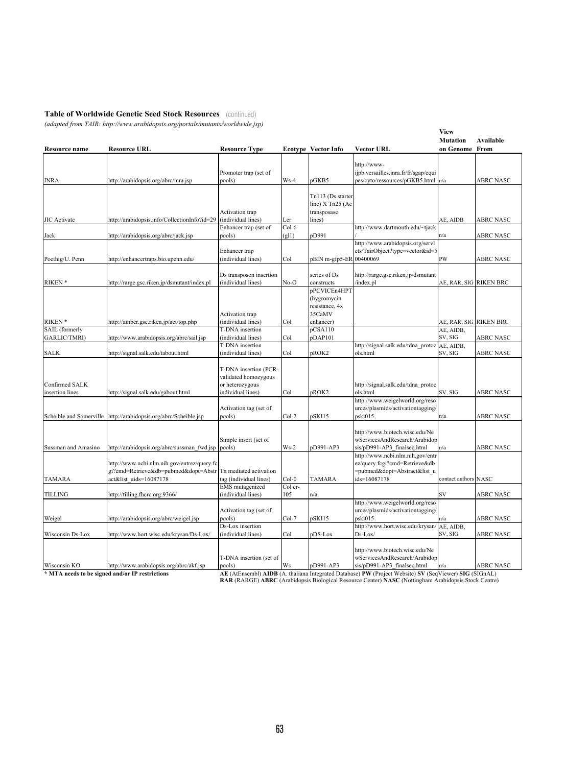**Table of Worldwide Genetic Seed Stock Resources** (continued)

*(adapted from TAIR: http://www.arabidopsis.org/portals/mutants/worldwide.jsp)*

| Resource name | Resource URL | Resource Type | Ecotype | Vector Info | Vector URL | View Mutation on Genome | Available From |
|---|---|---|---|---|---|---|---|
| INRA | http://arabidopsis.org/abrc/inra.jsp | Promoter trap (set of pools) | Ws-4 | pGKB5 | http://www-ijpb.versailles.inra.fr/fr/sgap/equipes/cyto/ressources/pGKB5.html | n/a | ABRC NASC |
| JIC Activate | http://arabidopsis.info/CollectionInfo?id=29 | Activation trap (individual lines) | Ler | Tn113 (Ds starter line) X Tn25 (Ac transposase lines) | | AE, AIDB | ABRC NASC |
| Jack | http://arabidopsis.org/abrc/jack.jsp | Enhancer trap (set of pools) | Col-6 (gl1) | pD991 | http://www.dartmouth.edu/~tjack/ | n/a | ABRC NASC |
| Poethig/U. Penn | http://enhancertraps.bio.upenn.edu/ | Enhancer trap (individual lines) | Col | pBIN m-gfp5-ER | http://www.arabidopsis.org/servlets/TairObject?type=vector&id=500400069 | PW | ABRC NASC |
| RIKEN * | http://rarge.gsc.riken.jp/dsmutant/index.pl | Ds transposon insertion (individual lines) | No-O | series of Ds constructs | http://rarge.gsc.riken.jp/dsmutant/index.pl | AE, RAR, SIG | RIKEN BRC |
| RIKEN * | http://amber.gsc.riken.jp/act/top.php | Activation trap (individual lines) | Col | pPCVICEn4HPT (hygromycin resistance, 4x 35CaMV enhancer) | | AE, RAR, SIG | RIKEN BRC |
| SAIL (formerly GARLIC/TMRI) | http://arabidopsis.org/abrc/sail.jsp | T-DNA insertion (individual lines) | Col | pCSA110 pDAP101 | | AE, AIDB, SV, SIG | ABRC NASC |
| SALK | http://signal.salk.edu/tabout.html | T-DNA insertion (individual lines) | Col | pROK2 | http://signal.salk.edu/tdna_protocols.html | AE, AIDB, SV, SIG | ABRC NASC |
| Confirmed SALK insertion lines | http://signal.salk.edu/gabout.html | T-DNA insertion (PCR-validated homozygous or heterozygous individual lines) | Col | pROK2 | http://signal.salk.edu/tdna_protocols.html | SV, SIG | ABRC NASC |
| Scheible and Somerville | http://arabidopsis.org/abrc/Scheible.jsp | Activation tag (set of pools) | Col-2 | pSKI15 | http://www.weigelworld.org/resources/plasmids/activationtagging/pski015 | n/a | ABRC NASC |
| Sussman and Amasino | http://arabidopsis.org/abrc/sussman_fwd.jsp | Simple insert (set of pools) | Ws-2 | pD991-AP3 | http://www.biotech.wisc.edu/NewServicesAndResearch/Arabidopsis/pD991-AP3_finalseq.html | n/a | ABRC NASC |
| TAMARA | http://www.ncbi.nlm.nih.gov/entrez/query.fcgi?cmd=Retrieve&db=pubmed&dopt=Abstract&list_uids=16087178 | Tn mediated activation tag (individual lines) | Col-0 | TAMARA | http://www.ncbi.nlm.nih.gov/entrez/query.fcgi?cmd=Retrieve&db=pubmed&dopt=Abstract&list_uids=16087178 | contact authors | NASC |
| TILLING | http://tilling.fhcrc.org:9366/ | EMS mutagenized (individual lines) | Col er-105 | n/a | | SV | ABRC NASC |
| Weigel | http://arabidopsis.org/abrc/weigel.jsp | Activation tag (set of pools) | Col-7 | pSKI15 | http://www.weigelworld.org/resources/plasmids/activationtagging/pski015 | n/a | ABRC NASC |
| Wisconsin Ds-Lox | http://www.hort.wisc.edu/krysan/Ds-Lox/ | Ds-Lox insertion (individual lines) | Col | pDS-Lox | http://www.hort.wisc.edu/krysan/Ds-Lox/ | AE, AIDB, SV, SIG | ABRC NASC |
| Wisconsin KO | http://www.arabidopsis.org/abrc/akf.jsp | T-DNA insertion (set of pools) | Ws | pD991-AP3 | http://www.biotech.wisc.edu/NewServicesAndResearch/Arabidopsis/pD991-AP3_finalseq.html | n/a | ABRC NASC |

**\* MTA needs to be signed and/or IP restrictions**

**AE** (AtEnsembl) **AIDB** (A. thaliana Integrated Database) **PW** (Project Website) **SV** (SeqViewer) **SIG** (SIGnAL) **RAR** (RARGE) **ABRC** (Arabidopsis Biological Resource Center) **NASC** (Nottingham Arabidopsis Stock Centre)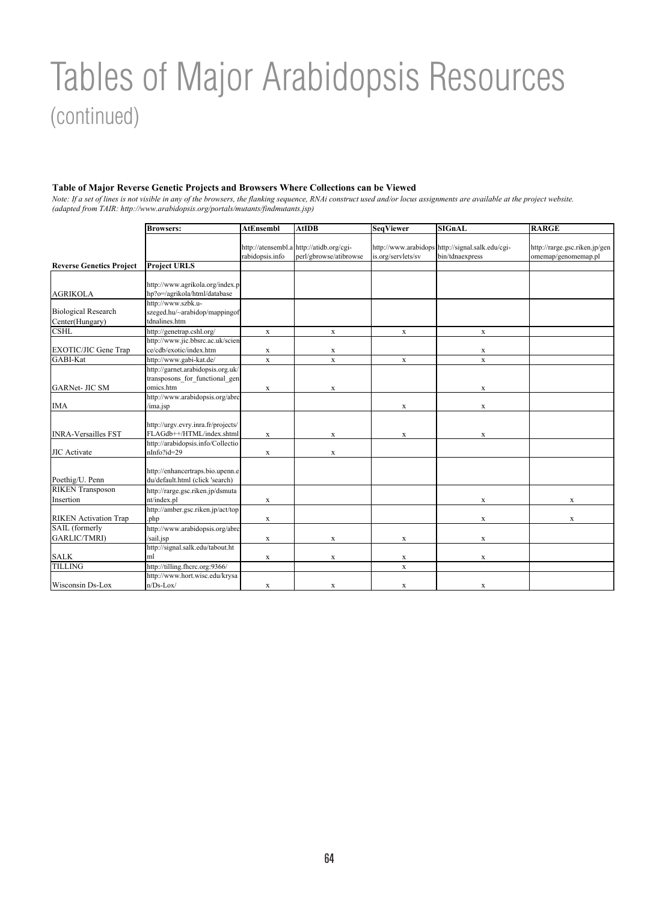# Tables of Major Arabidopsis Resources
## (continued)

### Table of Major Reverse Genetic Projects and Browsers Where Collections can be Viewed

*Note: If a set of lines is not visible in any of the browsers, the flanking sequence, RNAi construct used and/or locus assignments are available at the project website. (adapted from TAIR: http://www.arabidopsis.org/portals/mutants/findmutants.jsp)*

| | Browsers: | AtEnsembl | AtIDB | SeqViewer | SIGnAL | RARGE |
|---|---|---|---|---|---|---|
| | | http://atensembl.arabidopsis.info | http://atidb.org/cgi-perl/gbrowse/atibrowse | http://www.arabidopsis.org/servlets/sv | http://signal.salk.edu/cgi-bin/tdnaexpress | http://rarge.gsc.riken.jp/genomemap/genomemap.pl |
| **Reverse Genetics Project** | **Project URLS** | | | | | |
| AGRIKOLA | http://www.agrikola.org/index.php?o=/agrikola/html/database | | | | | |
| Biological Research Center(Hungary) | http://www.szbk.u-szeged.hu/~arabidop/mappingoftdnalines.htm | | | | | |
| CSHL | http://genetrap.cshl.org/ | x | x | x | x | |
| EXOTIC/JIC Gene Trap | http://www.jic.bbsrc.ac.uk/science/cdb/exotic/index.htm | x | x | | x | |
| GABI-Kat | http://www.gabi-kat.de/ | x | x | x | x | |
| GARNet- JIC SM | http://garnet.arabidopsis.org.uk/transposons_for_functional_genomics.htm | x | x | | x | |
| IMA | http://www.arabidopsis.org/abrc/ima.jsp | | | x | x | |
| INRA-Versailles FST | http://urgv.evry.inra.fr/projects/FLAGdb++/HTML/index.shtml | x | x | x | x | |
| JIC Activate | http://arabidopsis.info/CollectionInfo?id=29 | x | x | | | |
| Poethig/U. Penn | http://enhancertraps.bio.upenn.edu/default.html (click 'search) | | | | | |
| RIKEN Transposon Insertion | http://rarge.gsc.riken.jp/dsmutant/index.pl | x | | | x | x |
| RIKEN Activation Trap | http://amber.gsc.riken.jp/act/top.php | x | | | x | x |
| SAIL (formerly GARLIC/TMRI) | http://www.arabidopsis.org/abrc/sail.jsp | x | x | x | x | |
| SALK | http://signal.salk.edu/tabout.html | x | x | x | x | |
| TILLING | http://tilling.fhcrc.org:9366/ | | | x | | |
| Wisconsin Ds-Lox | http://www.hort.wisc.edu/krysan/Ds-Lox/ | x | x | x | x | |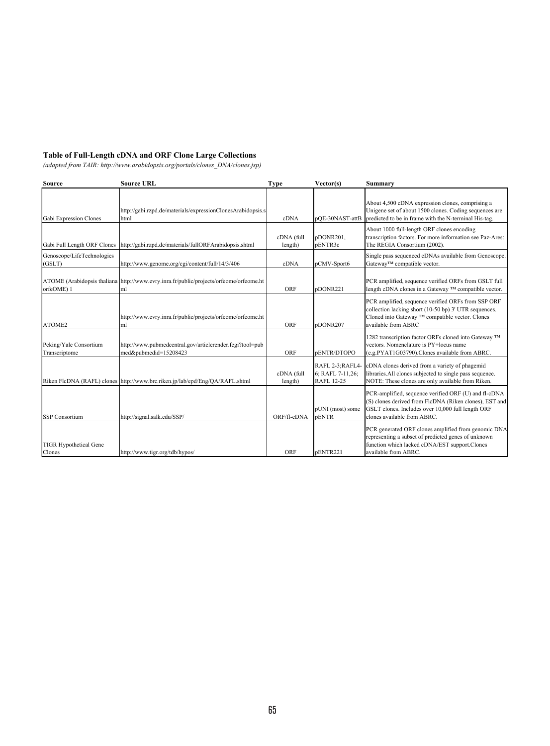**Table of Full-Length cDNA and ORF Clone Large Collections**

*(adapted from TAIR: http://www.arabidopsis.org/portals/clones_DNA/clones.jsp)*

| Source | Source URL | Type | Vector(s) | Summary |
|---|---|---|---|---|
| Gabi Expression Clones | http://gabi.rzpd.de/materials/expressionClonesArabidopsis.shtml | cDNA | pQE-30NAST-attB | About 4,500 cDNA expression clones, comprising a Unigene set of about 1500 clones. Coding sequences are predicted to be in frame with the N-terminal His-tag. |
| Gabi Full Length ORF Clones | http://gabi.rzpd.de/materials/fullORFArabidopsis.shtml | cDNA (full length) | pDONR201, pENTR3c | About 1000 full-length ORF clones encoding transcription factors. For more information see Paz-Ares: The REGIA Consortium (2002). |
| Genoscope/LifeTechnologies (GSLT) | http://www.genome.org/cgi/content/full/14/3/406 | cDNA | pCMV-Sport6 | Single pass sequenced cDNAs available from Genoscope. Gateway™ compatible vector. |
| ATOME (Arabidopsis thaliana orfeOME) 1 | http://www.evry.inra.fr/public/projects/orfeome/orfeome.html | ORF | pDONR221 | PCR amplified, sequence verified ORFs from GSLT full length cDNA clones in a Gateway ™ compatible vector. |
| ATOME2 | http://www.evry.inra.fr/public/projects/orfeome/orfeome.html | ORF | pDONR207 | PCR amplified, sequence verified ORFs from SSP ORF collection lacking short (10-50 bp) 3' UTR sequences. Cloned into Gateway ™ compatible vector. Clones available from ABRC |
| Peking/Yale Consortium Transcriptome | http://www.pubmedcentral.gov/articlerender.fcgi?tool=pubmed&pubmedid=15208423 | ORF | pENTR/DTOPO | 1282 transcription factor ORFs cloned into Gateway ™ vectors. Nomenclature is PY+locus name (e.g.PYAT1G03790).Clones available from ABRC. |
| Riken FlcDNA (RAFL) clones | http://www.brc.riken.jp/lab/epd/Eng/QA/RAFL.shtml | cDNA (full length) | RAFL 2-3;RAFL4-6; RAFL 7-11,26; RAFL 12-25 | cDNA clones derived from a variety of phagemid libraries.All clones subjected to single pass sequence. NOTE: These clones are only available from Riken. |
| SSP Consortium | http://signal.salk.edu/SSP/ | ORF/fl-cDNA | pUNI (most) some pENTR | PCR-amplified, sequence verified ORF (U) and fl-cDNA (S) clones derived from FlcDNA (Riken clones), EST and GSLT clones. Includes over 10,000 full length ORF clones available from ABRC. |
| TIGR Hypothetical Gene Clones | http://www.tigr.org/tdb/hypos/ | ORF | pENTR221 | PCR generated ORF clones amplified from genomic DNA representing a subset of predicted genes of unknown function which lacked cDNA/EST support.Clones available from ABRC. |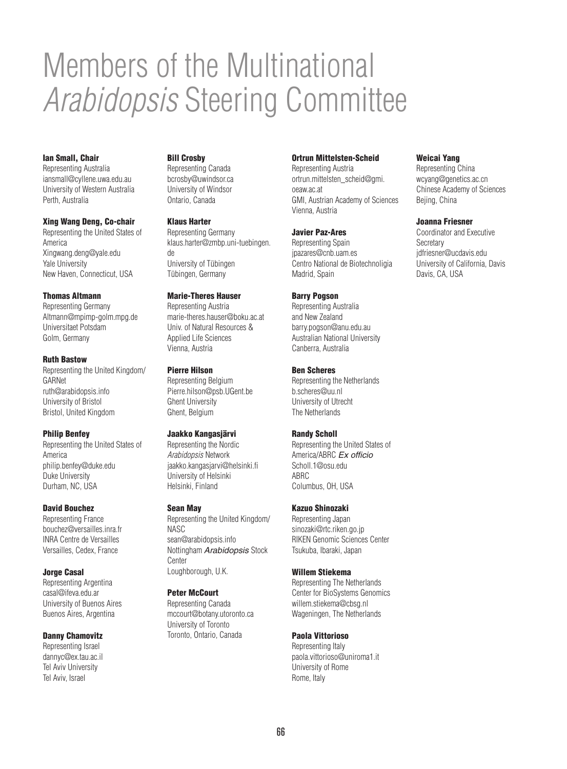# Members of the Multinational *Arabidopsis* Steering Committee

**Ian Small, Chair**
Representing Australia
iansmall@cyllene.uwa.edu.au
University of Western Australia
Perth, Australia

**Xing Wang Deng, Co-chair**
Representing the United States of America
Xingwang.deng@yale.edu
Yale University
New Haven, Connecticut, USA

**Thomas Altmann**
Representing Germany
Altmann@mpimp-golm.mpg.de
Universitaet Potsdam
Golm, Germany

**Ruth Bastow**
Representing the United Kingdom/ GARNet
ruth@arabidopsis.info
University of Bristol
Bristol, United Kingdom

**Philip Benfey**
Representing the United States of America
philip.benfey@duke.edu
Duke University
Durham, NC, USA

**David Bouchez**
Representing France
bouchez@versailles.inra.fr
INRA Centre de Versailles
Versailles, Cedex, France

**Jorge Casal**
Representing Argentina
casal@ifeva.edu.ar
University of Buenos Aires
Buenos Aires, Argentina

**Danny Chamovitz**
Representing Israel
dannyc@ex.tau.ac.il
Tel Aviv University
Tel Aviv, Israel

**Bill Crosby**
Representing Canada
bcrosby@uwindsor.ca
University of Windsor
Ontario, Canada

**Klaus Harter**
Representing Germany
klaus.harter@zmbp.uni-tuebingen.de
University of Tübingen
Tübingen, Germany

**Marie-Theres Hauser**
Representing Austria
marie-theres.hauser@boku.ac.at
Univ. of Natural Resources & Applied Life Sciences
Vienna, Austria

**Pierre Hilson**
Representing Belgium
Pierre.hilson@psb.UGent.be
Ghent University
Ghent, Belgium

**Jaakko Kangasjärvi**
Representing the Nordic *Arabidopsis* Network
jaakko.kangasjarvi@helsinki.fi
University of Helsinki
Helsinki, Finland

**Sean May**
Representing the United Kingdom/ NASC
sean@arabidopsis.info
Nottingham *Arabidopsis* Stock Center
Loughborough, U.K.

**Peter McCourt**
Representing Canada
mccourt@botany.utoronto.ca
University of Toronto
Toronto, Ontario, Canada

**Ortrun Mittelsten-Scheid**
Representing Austria
ortrun.mittelsten_scheid@gmi.oeaw.ac.at
GMI, Austrian Academy of Sciences
Vienna, Austria

**Javier Paz-Ares**
Representing Spain
jpazares@cnb.uam.es
Centro National de Biotechnoligia
Madrid, Spain

**Barry Pogson**
Representing Australia and New Zealand
barry.pogson@anu.edu.au
Australian National University
Canberra, Australia

**Ben Scheres**
Representing the Netherlands
b.scheres@uu.nl
University of Utrecht
The Netherlands

**Randy Scholl**
Representing the United States of America/ABRC *Ex officio*
Scholl.1@osu.edu
ABRC
Columbus, OH, USA

**Kazuo Shinozaki**
Representing Japan
sinozaki@rtc.riken.go.jp
RIKEN Genomic Sciences Center
Tsukuba, Ibaraki, Japan

**Willem Stiekema**
Representing The Netherlands
Center for BioSystems Genomics
willem.stiekema@cbsg.nl
Wageningen, The Netherlands

**Paola Vittorioso**
Representing Italy
paola.vittorioso@uniroma1.it
University of Rome
Rome, Italy

**Weicai Yang**
Representing China
wcyang@genetics.ac.cn
Chinese Academy of Sciences
Bejing, China

**Joanna Friesner**
Coordinator and Executive Secretary
jdfriesner@ucdavis.edu
University of California, Davis
Davis, CA, USA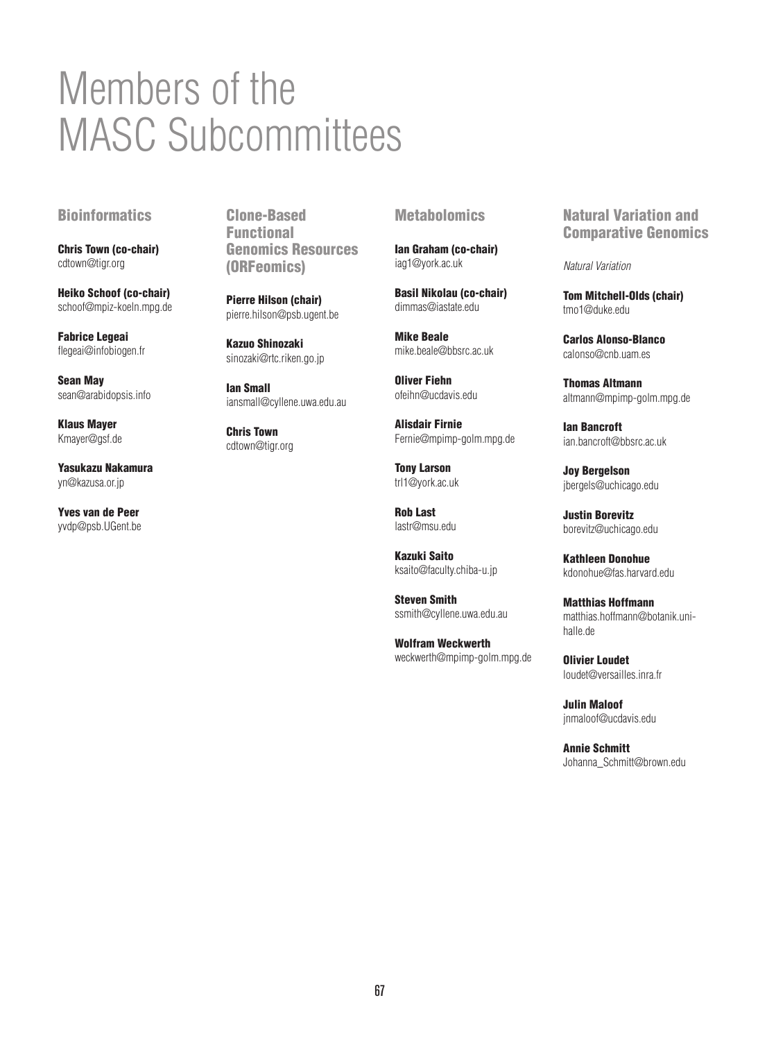# Members of the MASC Subcommittees

## Bioinformatics

**Chris Town (co-chair)**
cdtown@tigr.org

**Heiko Schoof (co-chair)**
schoof@mpiz-koeln.mpg.de

**Fabrice Legeai**
flegeai@infobiogen.fr

**Sean May**
sean@arabidopsis.info

**Klaus Mayer**
Kmayer@gsf.de

**Yasukazu Nakamura**
yn@kazusa.or.jp

**Yves van de Peer**
yvdp@psb.UGent.be

## Clone-Based Functional Genomics Resources (ORFeomics)

**Pierre Hilson (chair)**
pierre.hilson@psb.ugent.be

**Kazuo Shinozaki**
sinozaki@rtc.riken.go.jp

**Ian Small**
iansmall@cyllene.uwa.edu.au

**Chris Town**
cdtown@tigr.org

## Metabolomics

**Ian Graham (co-chair)**
iag1@york.ac.uk

**Basil Nikolau (co-chair)**
dimmas@iastate.edu

**Mike Beale**
mike.beale@bbsrc.ac.uk

**Oliver Fiehn**
ofeihn@ucdavis.edu

**Alisdair Firnie**
Fernie@mpimp-golm.mpg.de

**Tony Larson**
trl1@york.ac.uk

**Rob Last**
lastr@msu.edu

**Kazuki Saito**
ksaito@faculty.chiba-u.jp

**Steven Smith**
ssmith@cyllene.uwa.edu.au

**Wolfram Weckwerth**
weckwerth@mpimp-golm.mpg.de

## Natural Variation and Comparative Genomics

*Natural Variation*

**Tom Mitchell-Olds (chair)**
tmo1@duke.edu

**Carlos Alonso-Blanco**
calonso@cnb.uam.es

**Thomas Altmann**
altmann@mpimp-golm.mpg.de

**Ian Bancroft**
ian.bancroft@bbsrc.ac.uk

**Joy Bergelson**
jbergels@uchicago.edu

**Justin Borevitz**
borevitz@uchicago.edu

**Kathleen Donohue**
kdonohue@fas.harvard.edu

**Matthias Hoffmann**
matthias.hoffmann@botanik.uni-halle.de

**Olivier Loudet**
loudet@versailles.inra.fr

**Julin Maloof**
jnmaloof@ucdavis.edu

**Annie Schmitt**
Johanna_Schmitt@brown.edu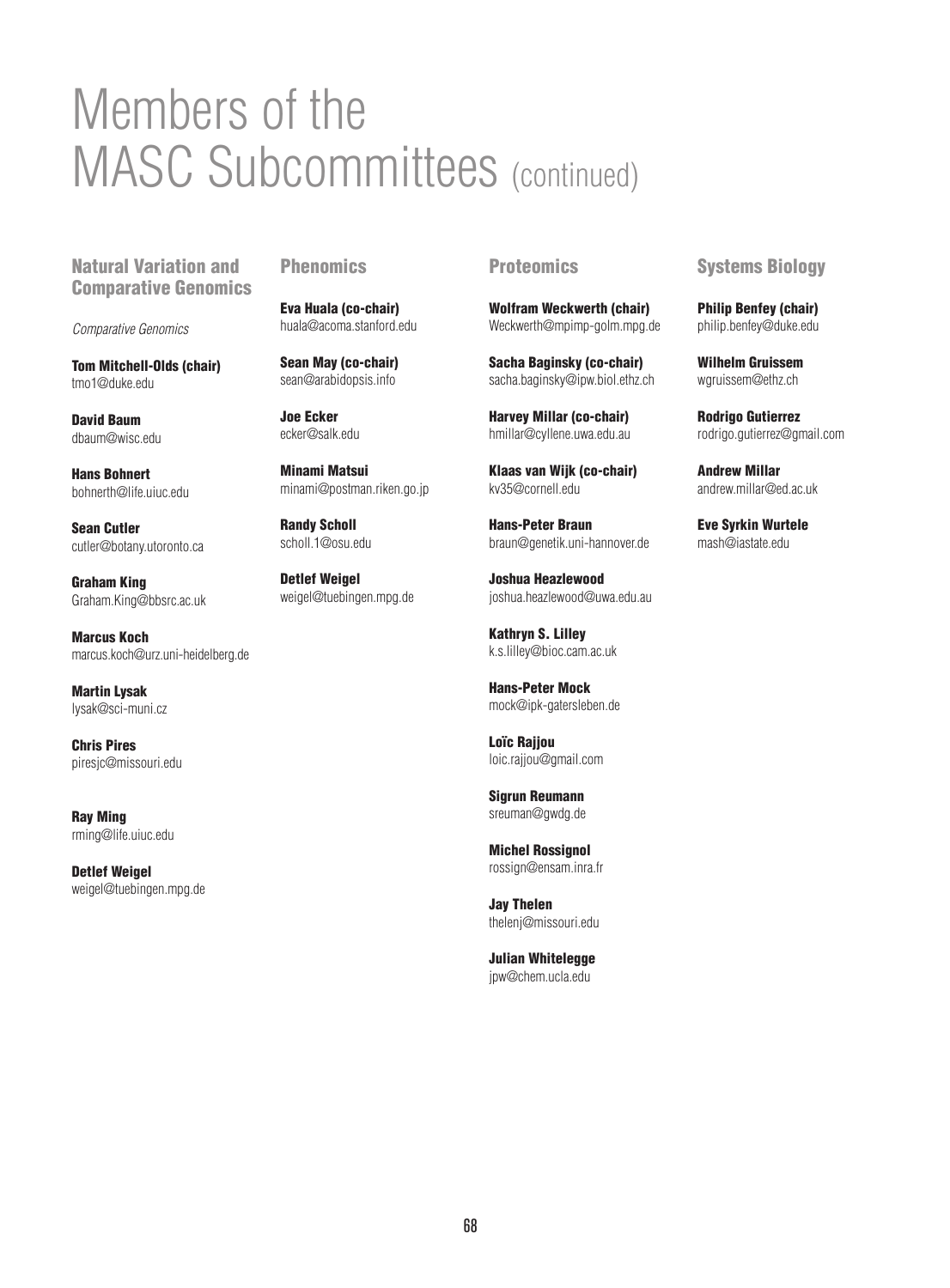# Members of the MASC Subcommittees (continued)

## Natural Variation and Comparative Genomics

*Comparative Genomics*

**Tom Mitchell-Olds (chair)**
tmo1@duke.edu

**David Baum**
dbaum@wisc.edu

**Hans Bohnert**
bohnerth@life.uiuc.edu

**Sean Cutler**
cutler@botany.utoronto.ca

**Graham King**
Graham.King@bbsrc.ac.uk

**Marcus Koch**
marcus.koch@urz.uni-heidelberg.de

**Martin Lysak**
lysak@sci-muni.cz

**Chris Pires**
piresjc@missouri.edu

**Ray Ming**
rming@life.uiuc.edu

**Detlef Weigel**
weigel@tuebingen.mpg.de

## Phenomics

**Eva Huala (co-chair)**
huala@acoma.stanford.edu

**Sean May (co-chair)**
sean@arabidopsis.info

**Joe Ecker**
ecker@salk.edu

**Minami Matsui**
minami@postman.riken.go.jp

**Randy Scholl**
scholl.1@osu.edu

**Detlef Weigel**
weigel@tuebingen.mpg.de

## Proteomics

**Wolfram Weckwerth (chair)**
Weckwerth@mpimp-golm.mpg.de

**Sacha Baginsky (co-chair)**
sacha.baginsky@ipw.biol.ethz.ch

**Harvey Millar (co-chair)**
hmillar@cyllene.uwa.edu.au

**Klaas van Wijk (co-chair)**
kv35@cornell.edu

**Hans-Peter Braun**
braun@genetik.uni-hannover.de

**Joshua Heazlewood**
joshua.heazlewood@uwa.edu.au

**Kathryn S. Lilley**
k.s.lilley@bioc.cam.ac.uk

**Hans-Peter Mock**
mock@ipk-gatersleben.de

**Loïc Rajjou**
loic.rajjou@gmail.com

**Sigrun Reumann**
sreuman@gwdg.de

**Michel Rossignol**
rossign@ensam.inra.fr

**Jay Thelen**
thelenj@missouri.edu

**Julian Whitelegge**
jpw@chem.ucla.edu

## Systems Biology

**Philip Benfey (chair)**
philip.benfey@duke.edu

**Wilhelm Gruissem**
wgruissem@ethz.ch

**Rodrigo Gutierrez**
rodrigo.gutierrez@gmail.com

**Andrew Millar**
andrew.millar@ed.ac.uk

**Eve Syrkin Wurtele**
mash@iastate.edu